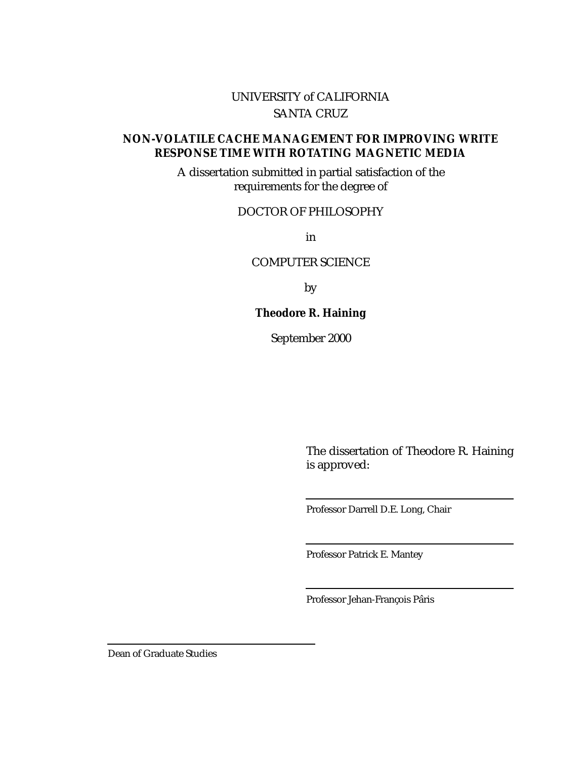UNIVERSITY of CALIFORNIA
SANTA CRUZ

# NON-VOLATILE CACHE MANAGEMENT FOR IMPROVING WRITE RESPONSE TIME WITH ROTATING MAGNETIC MEDIA

A dissertation submitted in partial satisfaction of the requirements for the degree of

DOCTOR OF PHILOSOPHY

in

COMPUTER SCIENCE

by

**Theodore R. Haining**

September 2000

The dissertation of Theodore R. Haining is approved:

Professor Darrell D.E. Long, Chair

Professor Patrick E. Mantey

Professor Jehan-François Pâris

Dean of Graduate Studies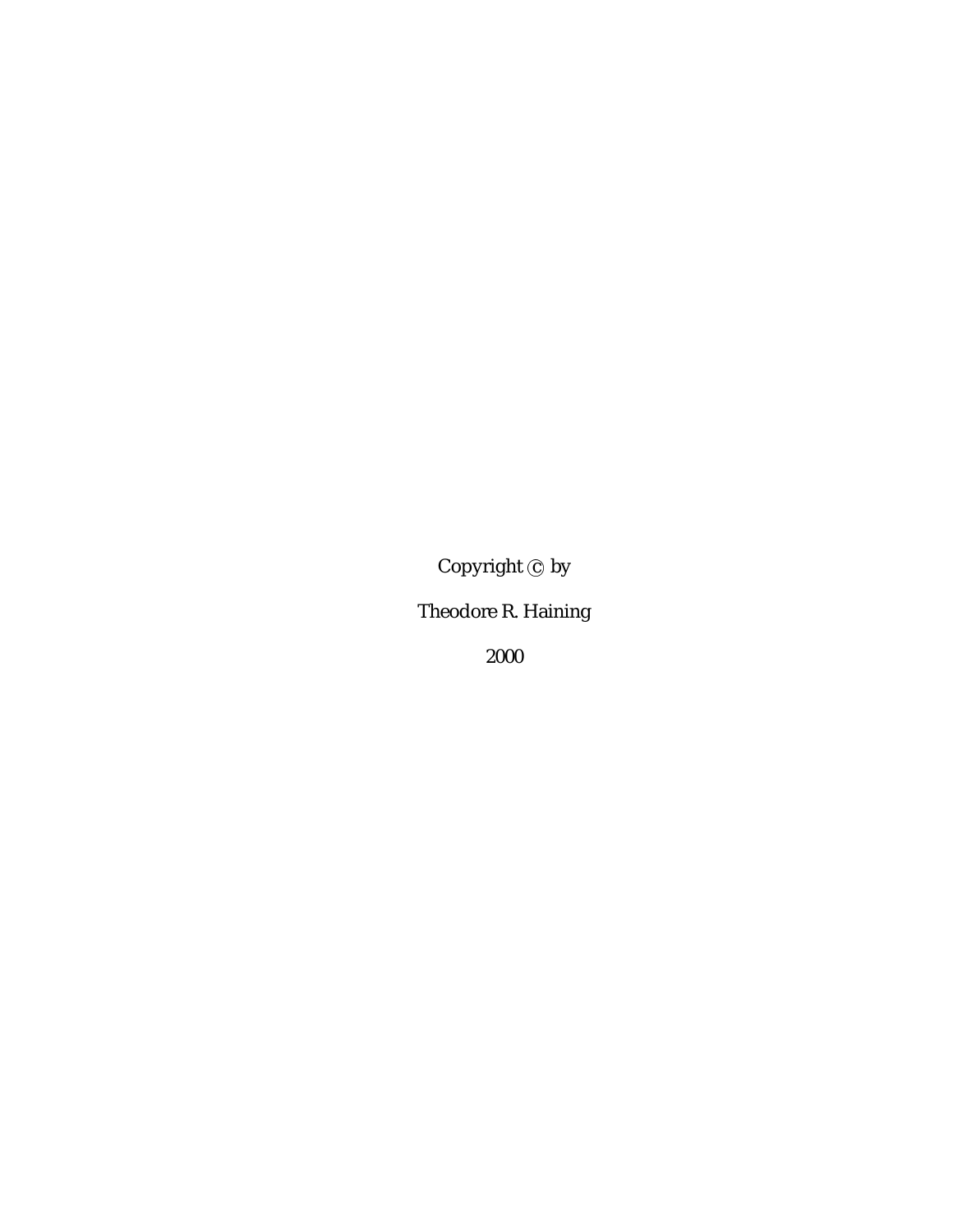Copyright © by

Theodore R. Haining

2000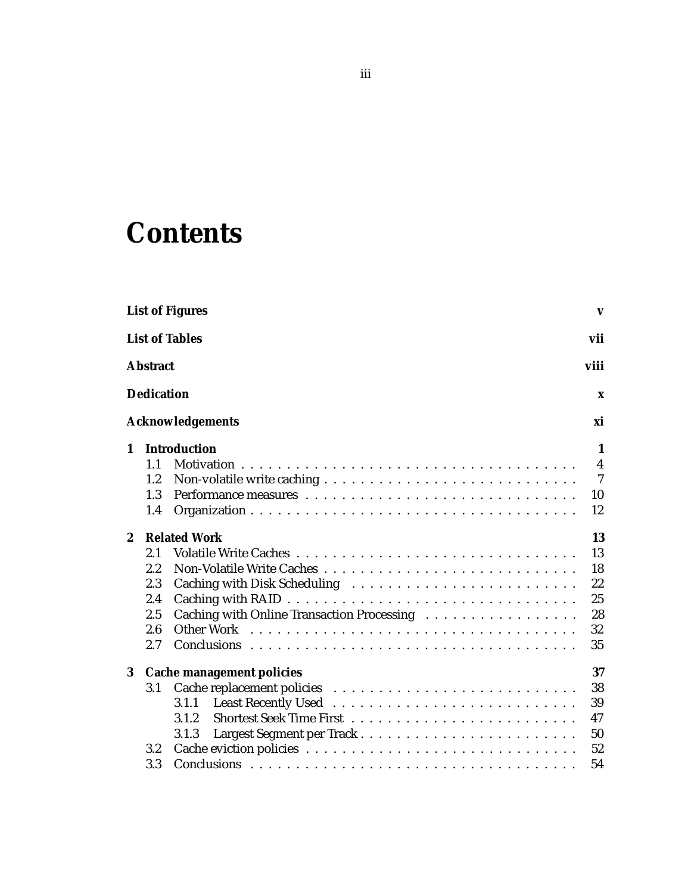# Contents

**List of Figures** **v**

**List of Tables** **vii**

**Abstract** **viii**

**Dedication** **x**

**Acknowledgements** **xi**

**1 Introduction** **1**

- 1.1 Motivation . . . . . . . . . . . . . . . . . . . . . . . . . . . . . . . . . . . . . . 4
- 1.2 Non-volatile write caching . . . . . . . . . . . . . . . . . . . . . . . . . . . . 7
- 1.3 Performance measures . . . . . . . . . . . . . . . . . . . . . . . . . . . . . . 10
- 1.4 Organization . . . . . . . . . . . . . . . . . . . . . . . . . . . . . . . . . . . . . 12

**2 Related Work** **13**

- 2.1 Volatile Write Caches . . . . . . . . . . . . . . . . . . . . . . . . . . . . . . . 13
- 2.2 Non-Volatile Write Caches . . . . . . . . . . . . . . . . . . . . . . . . . . . . 18
- 2.3 Caching with Disk Scheduling . . . . . . . . . . . . . . . . . . . . . . . . . 22
- 2.4 Caching with RAID . . . . . . . . . . . . . . . . . . . . . . . . . . . . . . . . 25
- 2.5 Caching with Online Transaction Processing . . . . . . . . . . . . . . . . . 28
- 2.6 Other Work . . . . . . . . . . . . . . . . . . . . . . . . . . . . . . . . . . . . . 32
- 2.7 Conclusions . . . . . . . . . . . . . . . . . . . . . . . . . . . . . . . . . . . . . 35

**3 Cache management policies** **37**

- 3.1 Cache replacement policies . . . . . . . . . . . . . . . . . . . . . . . . . . . 38
  - 3.1.1 Least Recently Used . . . . . . . . . . . . . . . . . . . . . . . . . . . 39
  - 3.1.2 Shortest Seek Time First . . . . . . . . . . . . . . . . . . . . . . . . 47
  - 3.1.3 Largest Segment per Track . . . . . . . . . . . . . . . . . . . . . . . 50
- 3.2 Cache eviction policies . . . . . . . . . . . . . . . . . . . . . . . . . . . . . . 52
- 3.3 Conclusions . . . . . . . . . . . . . . . . . . . . . . . . . . . . . . . . . . . . . 54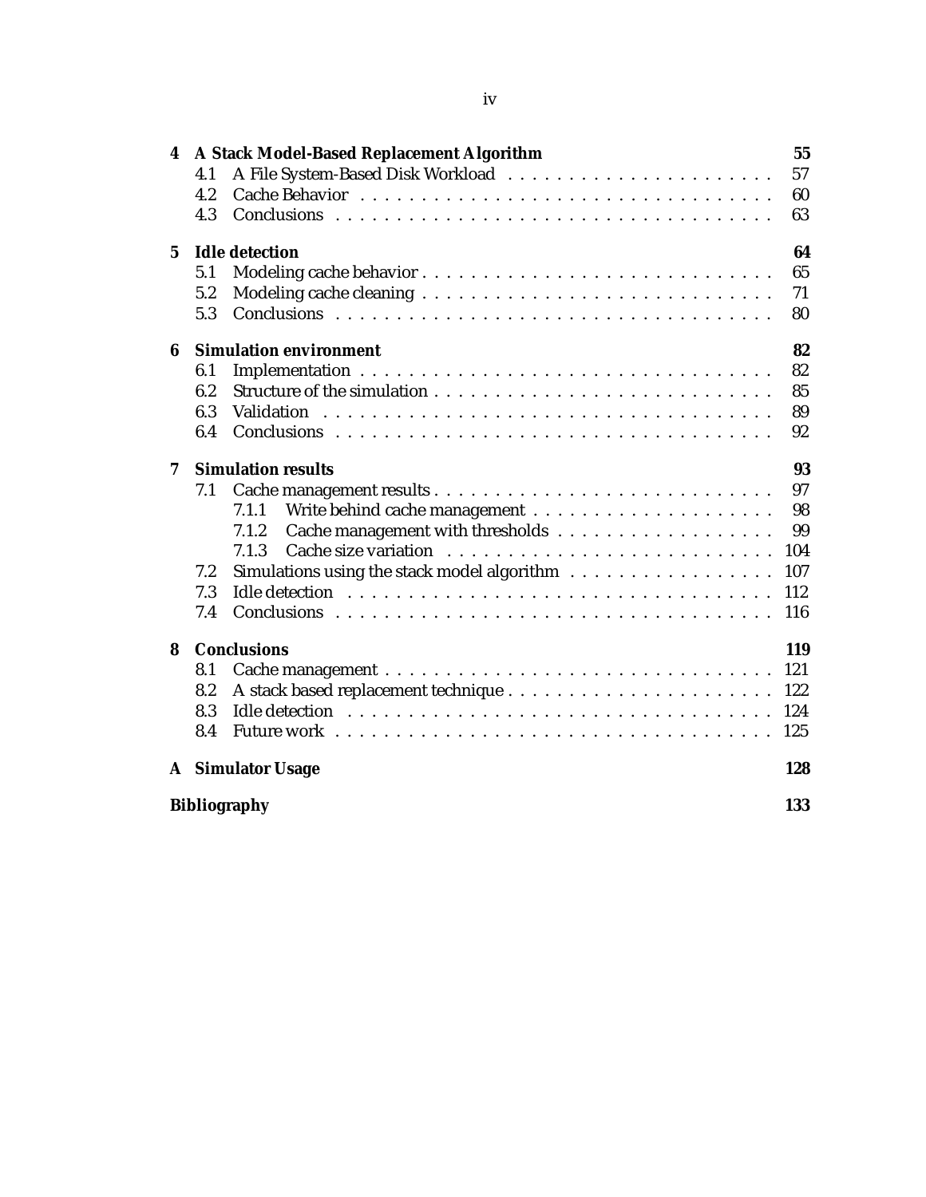| | | |
|---|---|---|
| **4** | **A Stack Model-Based Replacement Algorithm** | **55** |
| 4.1 | A File System-Based Disk Workload | 57 |
| 4.2 | Cache Behavior | 60 |
| 4.3 | Conclusions | 63 |
| **5** | **Idle detection** | **64** |
| 5.1 | Modeling cache behavior | 65 |
| 5.2 | Modeling cache cleaning | 71 |
| 5.3 | Conclusions | 80 |
| **6** | **Simulation environment** | **82** |
| 6.1 | Implementation | 82 |
| 6.2 | Structure of the simulation | 85 |
| 6.3 | Validation | 89 |
| 6.4 | Conclusions | 92 |
| **7** | **Simulation results** | **93** |
| 7.1 | Cache management results | 97 |
| 7.1.1 | Write behind cache management | 98 |
| 7.1.2 | Cache management with thresholds | 99 |
| 7.1.3 | Cache size variation | 104 |
| 7.2 | Simulations using the stack model algorithm | 107 |
| 7.3 | Idle detection | 112 |
| 7.4 | Conclusions | 116 |
| **8** | **Conclusions** | **119** |
| 8.1 | Cache management | 121 |
| 8.2 | A stack based replacement technique | 122 |
| 8.3 | Idle detection | 124 |
| 8.4 | Future work | 125 |
| **A** | **Simulator Usage** | **128** |
| | **Bibliography** | **133** |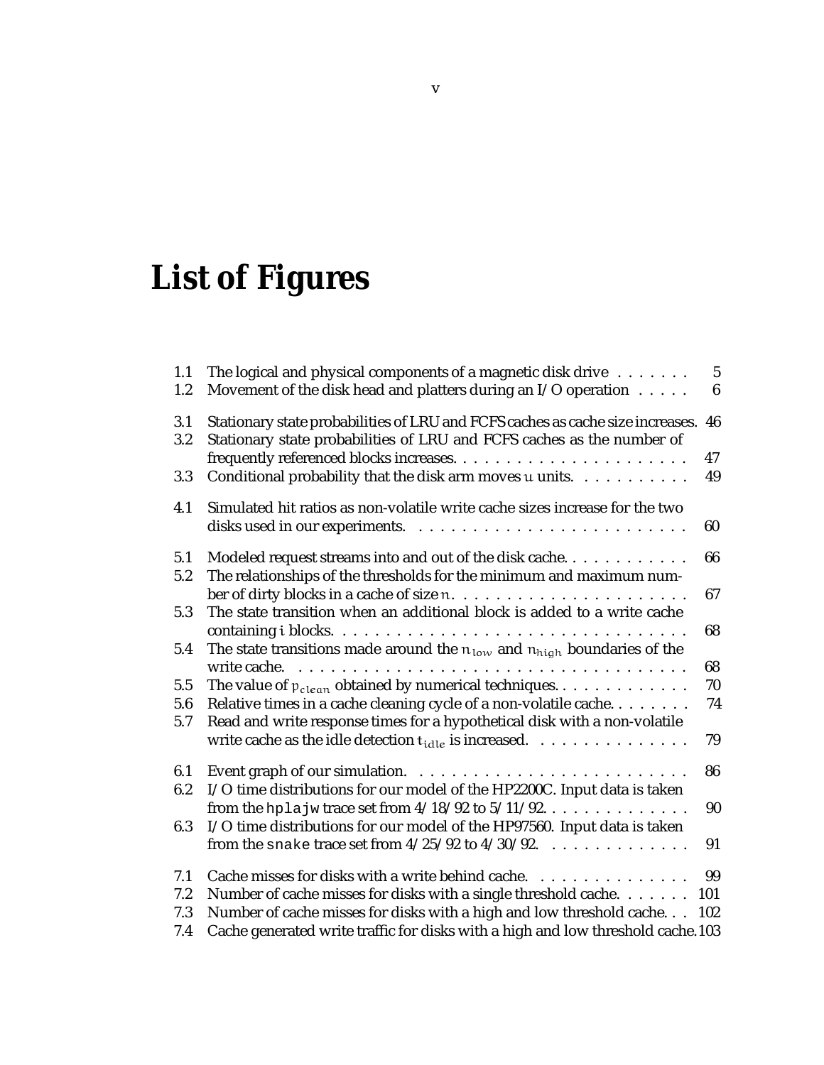# List of Figures

| | | |
|---|---|---|
| 1.1 | The logical and physical components of a magnetic disk drive | 5 |
| 1.2 | Movement of the disk head and platters during an I/O operation | 6 |
| 3.1 | Stationary state probabilities of LRU and FCFS caches as cache size increases. | 46 |
| 3.2 | Stationary state probabilities of LRU and FCFS caches as the number of frequently referenced blocks increases. | 47 |
| 3.3 | Conditional probability that the disk arm moves $u$ units. | 49 |
| 4.1 | Simulated hit ratios as non-volatile write cache sizes increase for the two disks used in our experiments. | 60 |
| 5.1 | Modeled request streams into and out of the disk cache. | 66 |
| 5.2 | The relationships of the thresholds for the minimum and maximum number of dirty blocks in a cache of size $n$. | 67 |
| 5.3 | The state transition when an additional block is added to a write cache containing $i$ blocks. | 68 |
| 5.4 | The state transitions made around the $n_{low}$ and $n_{high}$ boundaries of the write cache. | 68 |
| 5.5 | The value of $p_{clean}$ obtained by numerical techniques. | 70 |
| 5.6 | Relative times in a cache cleaning cycle of a non-volatile cache. | 74 |
| 5.7 | Read and write response times for a hypothetical disk with a non-volatile write cache as the idle detection $t_{idle}$ is increased. | 79 |
| 6.1 | Event graph of our simulation. | 86 |
| 6.2 | I/O time distributions for our model of the HP2200C. Input data is taken from the `hplajw` trace set from 4/18/92 to 5/11/92. | 90 |
| 6.3 | I/O time distributions for our model of the HP97560. Input data is taken from the `snake` trace set from 4/25/92 to 4/30/92. | 91 |
| 7.1 | Cache misses for disks with a write behind cache. | 99 |
| 7.2 | Number of cache misses for disks with a single threshold cache. | 101 |
| 7.3 | Number of cache misses for disks with a high and low threshold cache. | 102 |
| 7.4 | Cache generated write traffic for disks with a high and low threshold cache. | 103 |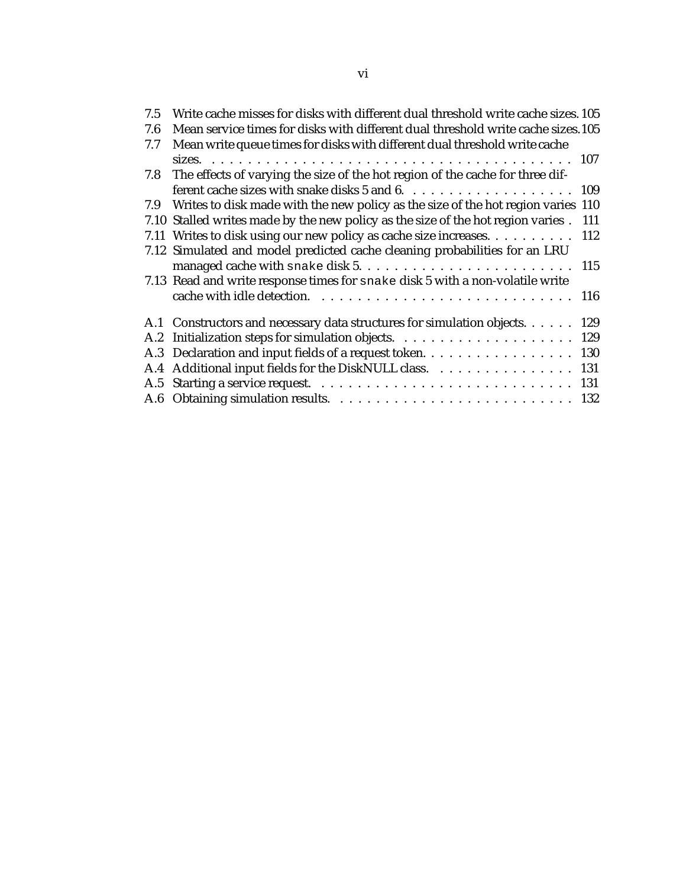7.5 Write cache misses for disks with different dual threshold write cache sizes. 105
7.6 Mean service times for disks with different dual threshold write cache sizes. 105
7.7 Mean write queue times for disks with different dual threshold write cache sizes. . . . . . . . . . . . . . . . . . . . . . . . . . . . . . . . . . . . . . . . . . 107
7.8 The effects of varying the size of the hot region of the cache for three different cache sizes with snake disks 5 and 6. . . . . . . . . . . . . . . . . . . 109
7.9 Writes to disk made with the new policy as the size of the hot region varies 110
7.10 Stalled writes made by the new policy as the size of the hot region varies . 111
7.11 Writes to disk using our new policy as cache size increases. . . . . . . . . . 112
7.12 Simulated and model predicted cache cleaning probabilities for an LRU managed cache with snake disk 5. . . . . . . . . . . . . . . . . . . . . . . . 115
7.13 Read and write response times for snake disk 5 with a non-volatile write cache with idle detection. . . . . . . . . . . . . . . . . . . . . . . . . . . . 116

A.1 Constructors and necessary data structures for simulation objects. . . . . . 129
A.2 Initialization steps for simulation objects. . . . . . . . . . . . . . . . . . . . 129
A.3 Declaration and input fields of a request token. . . . . . . . . . . . . . . . . 130
A.4 Additional input fields for the DiskNULL class. . . . . . . . . . . . . . . . 131
A.5 Starting a service request. . . . . . . . . . . . . . . . . . . . . . . . . . . . 131
A.6 Obtaining simulation results. . . . . . . . . . . . . . . . . . . . . . . . . . 132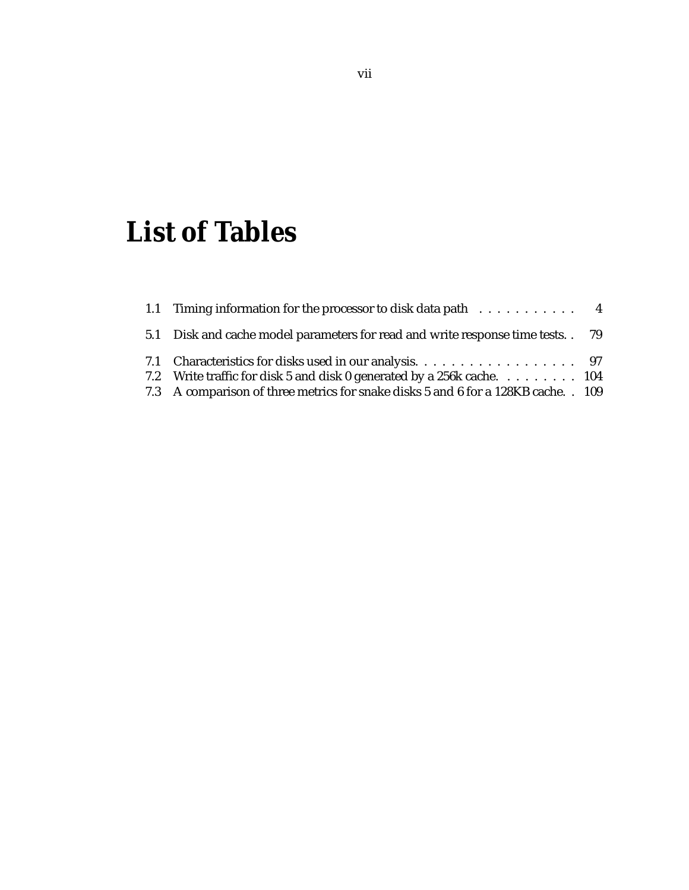# List of Tables

1.1 Timing information for the processor to disk data path . . . . . . . . . . . 4

5.1 Disk and cache model parameters for read and write response time tests. . 79

7.1 Characteristics for disks used in our analysis. . . . . . . . . . . . . . . . . . . 97
7.2 Write traffic for disk 5 and disk 0 generated by a 256k cache. . . . . . . . . 104
7.3 A comparison of three metrics for snake disks 5 and 6 for a 128KB cache. . 109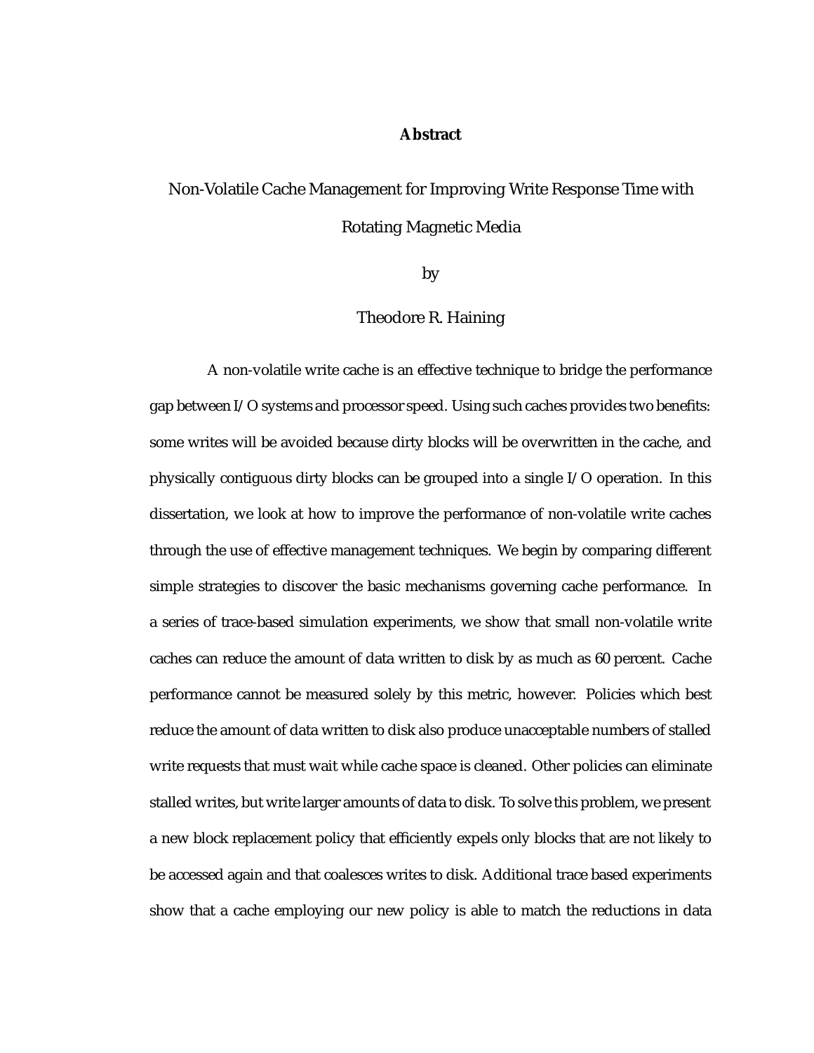## Abstract

Non-Volatile Cache Management for Improving Write Response Time with Rotating Magnetic Media

by

Theodore R. Haining

A non-volatile write cache is an effective technique to bridge the performance gap between I/O systems and processor speed. Using such caches provides two benefits: some writes will be avoided because dirty blocks will be overwritten in the cache, and physically contiguous dirty blocks can be grouped into a single I/O operation. In this dissertation, we look at how to improve the performance of non-volatile write caches through the use of effective management techniques. We begin by comparing different simple strategies to discover the basic mechanisms governing cache performance. In a series of trace-based simulation experiments, we show that small non-volatile write caches can reduce the amount of data written to disk by as much as 60 percent. Cache performance cannot be measured solely by this metric, however. Policies which best reduce the amount of data written to disk also produce unacceptable numbers of stalled write requests that must wait while cache space is cleaned. Other policies can eliminate stalled writes, but write larger amounts of data to disk. To solve this problem, we present a new block replacement policy that efficiently expels only blocks that are not likely to be accessed again and that coalesces writes to disk. Additional trace based experiments show that a cache employing our new policy is able to match the reductions in data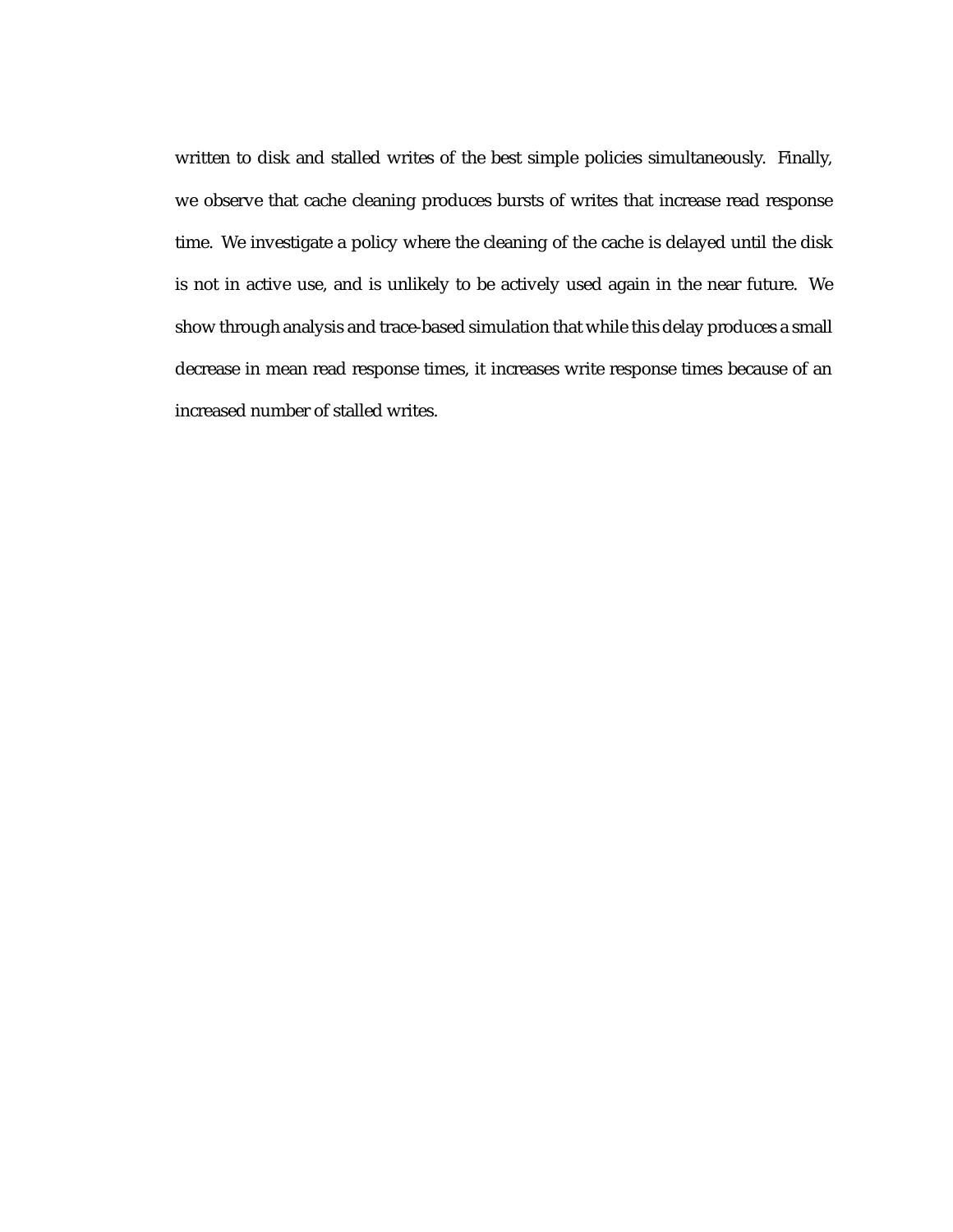written to disk and stalled writes of the best simple policies simultaneously. Finally, we observe that cache cleaning produces bursts of writes that increase read response time. We investigate a policy where the cleaning of the cache is delayed until the disk is not in active use, and is unlikely to be actively used again in the near future. We show through analysis and trace-based simulation that while this delay produces a small decrease in mean read response times, it increases write response times because of an increased number of stalled writes.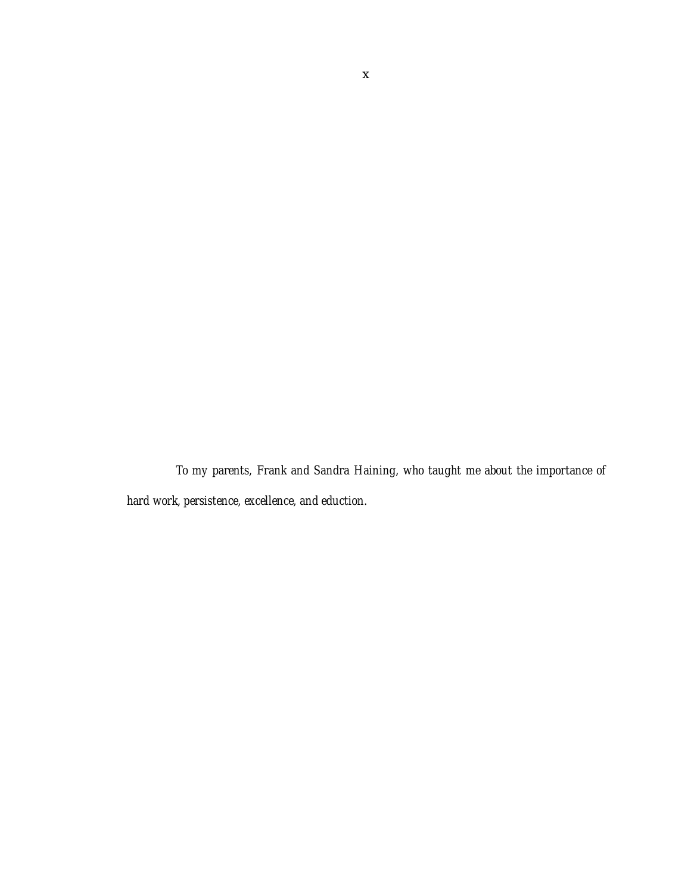*To my parents, Frank and Sandra Haining, who taught me about the importance of hard work, persistence, excellence, and eduction.*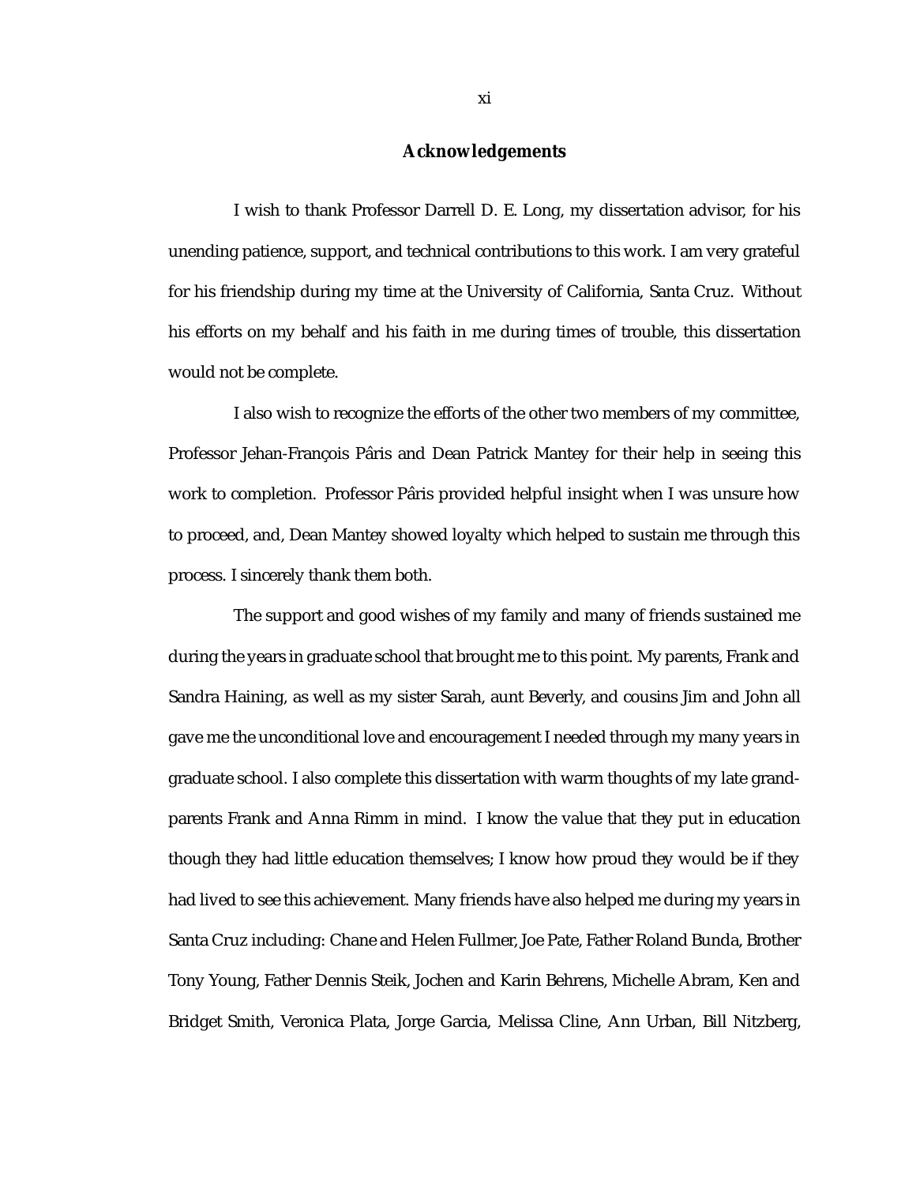## Acknowledgements

I wish to thank Professor Darrell D. E. Long, my dissertation advisor, for his unending patience, support, and technical contributions to this work. I am very grateful for his friendship during my time at the University of California, Santa Cruz. Without his efforts on my behalf and his faith in me during times of trouble, this dissertation would not be complete.

I also wish to recognize the efforts of the other two members of my committee, Professor Jehan-François Pâris and Dean Patrick Mantey for their help in seeing this work to completion. Professor Pâris provided helpful insight when I was unsure how to proceed, and, Dean Mantey showed loyalty which helped to sustain me through this process. I sincerely thank them both.

The support and good wishes of my family and many of friends sustained me during the years in graduate school that brought me to this point. My parents, Frank and Sandra Haining, as well as my sister Sarah, aunt Beverly, and cousins Jim and John all gave me the unconditional love and encouragement I needed through my many years in graduate school. I also complete this dissertation with warm thoughts of my late grandparents Frank and Anna Rimm in mind. I know the value that they put in education though they had little education themselves; I know how proud they would be if they had lived to see this achievement. Many friends have also helped me during my years in Santa Cruz including: Chane and Helen Fullmer, Joe Pate, Father Roland Bunda, Brother Tony Young, Father Dennis Steik, Jochen and Karin Behrens, Michelle Abram, Ken and Bridget Smith, Veronica Plata, Jorge Garcia, Melissa Cline, Ann Urban, Bill Nitzberg,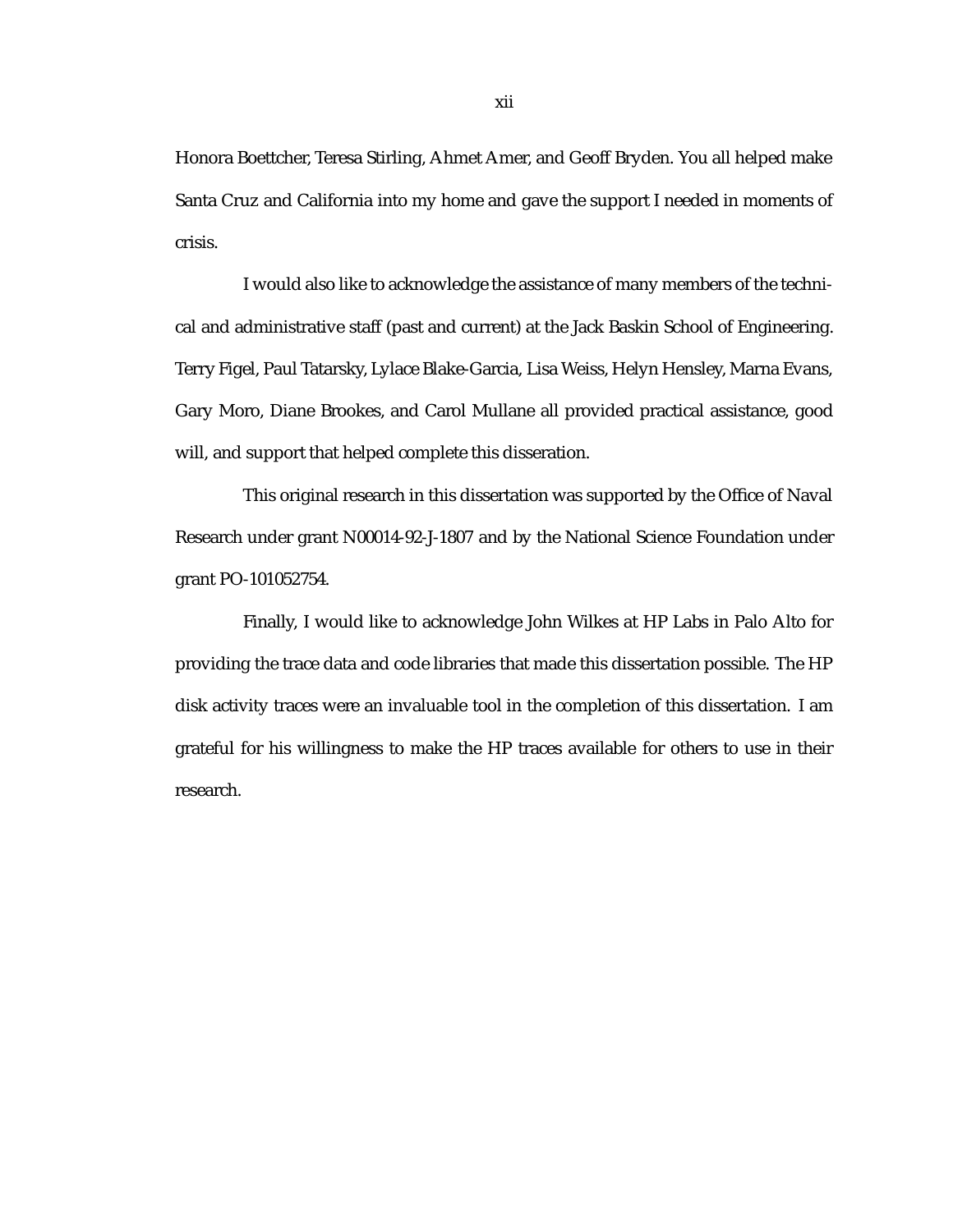Honora Boettcher, Teresa Stirling, Ahmet Amer, and Geoff Bryden. You all helped make Santa Cruz and California into my home and gave the support I needed in moments of crisis.

I would also like to acknowledge the assistance of many members of the technical and administrative staff (past and current) at the Jack Baskin School of Engineering. Terry Figel, Paul Tatarsky, Lylace Blake-Garcia, Lisa Weiss, Helyn Hensley, Marna Evans, Gary Moro, Diane Brookes, and Carol Mullane all provided practical assistance, good will, and support that helped complete this disseration.

This original research in this dissertation was supported by the Office of Naval Research under grant N00014-92-J-1807 and by the National Science Foundation under grant PO-101052754.

Finally, I would like to acknowledge John Wilkes at HP Labs in Palo Alto for providing the trace data and code libraries that made this dissertation possible. The HP disk activity traces were an invaluable tool in the completion of this dissertation. I am grateful for his willingness to make the HP traces available for others to use in their research.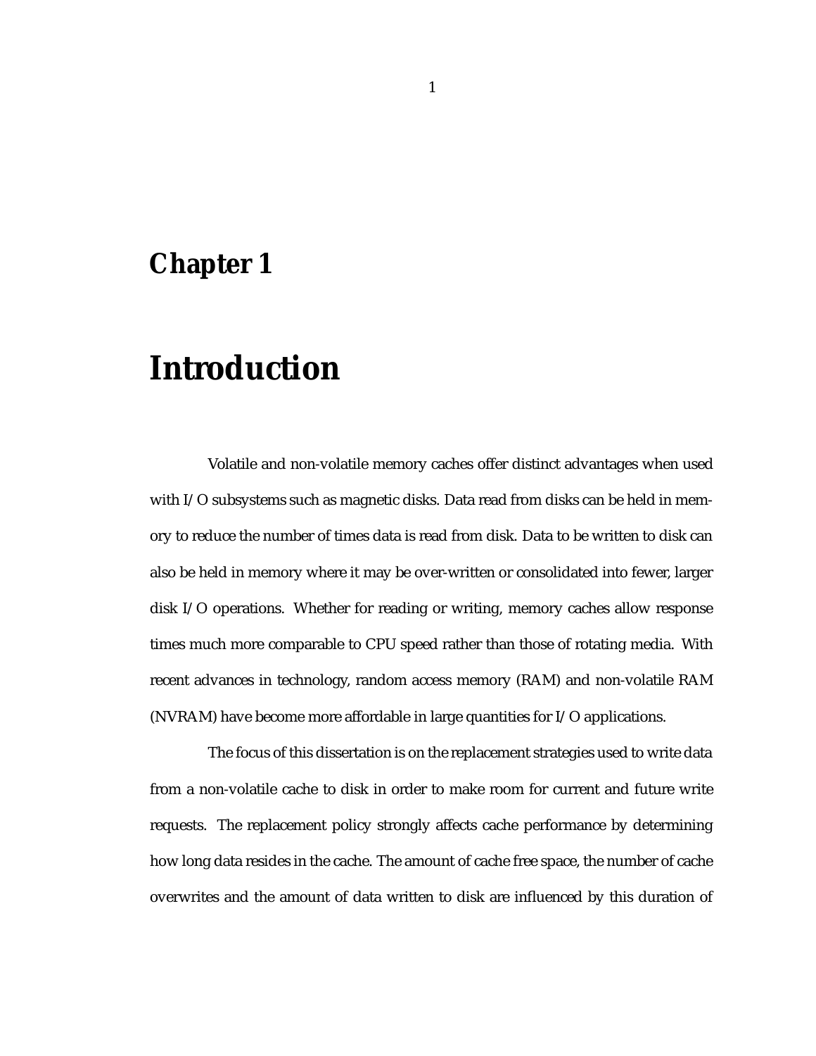# Chapter 1

# Introduction

Volatile and non-volatile memory caches offer distinct advantages when used with I/O subsystems such as magnetic disks. Data read from disks can be held in memory to reduce the number of times data is read from disk. Data to be written to disk can also be held in memory where it may be over-written or consolidated into fewer, larger disk I/O operations. Whether for reading or writing, memory caches allow response times much more comparable to CPU speed rather than those of rotating media. With recent advances in technology, random access memory (RAM) and non-volatile RAM (NVRAM) have become more affordable in large quantities for I/O applications.

The focus of this dissertation is on the replacement strategies used to write data from a non-volatile cache to disk in order to make room for current and future write requests. The replacement policy strongly affects cache performance by determining how long data resides in the cache. The amount of cache free space, the number of cache overwrites and the amount of data written to disk are influenced by this duration of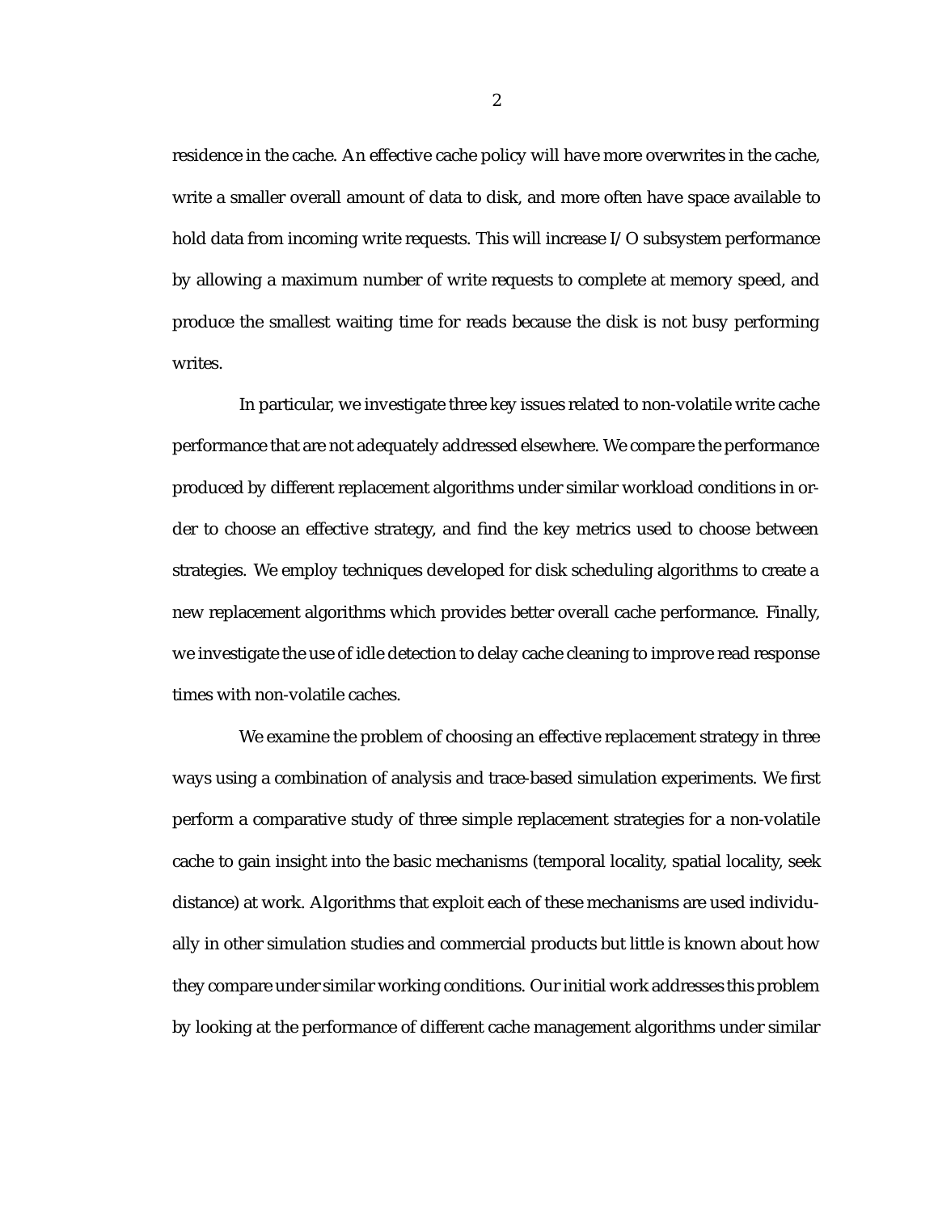residence in the cache. An effective cache policy will have more overwrites in the cache, write a smaller overall amount of data to disk, and more often have space available to hold data from incoming write requests. This will increase I/O subsystem performance by allowing a maximum number of write requests to complete at memory speed, and produce the smallest waiting time for reads because the disk is not busy performing writes.

In particular, we investigate three key issues related to non-volatile write cache performance that are not adequately addressed elsewhere. We compare the performance produced by different replacement algorithms under similar workload conditions in order to choose an effective strategy, and find the key metrics used to choose between strategies. We employ techniques developed for disk scheduling algorithms to create a new replacement algorithms which provides better overall cache performance. Finally, we investigate the use of idle detection to delay cache cleaning to improve read response times with non-volatile caches.

We examine the problem of choosing an effective replacement strategy in three ways using a combination of analysis and trace-based simulation experiments. We first perform a comparative study of three simple replacement strategies for a non-volatile cache to gain insight into the basic mechanisms (temporal locality, spatial locality, seek distance) at work. Algorithms that exploit each of these mechanisms are used individually in other simulation studies and commercial products but little is known about how they compare under similar working conditions. Our initial work addresses this problem by looking at the performance of different cache management algorithms under similar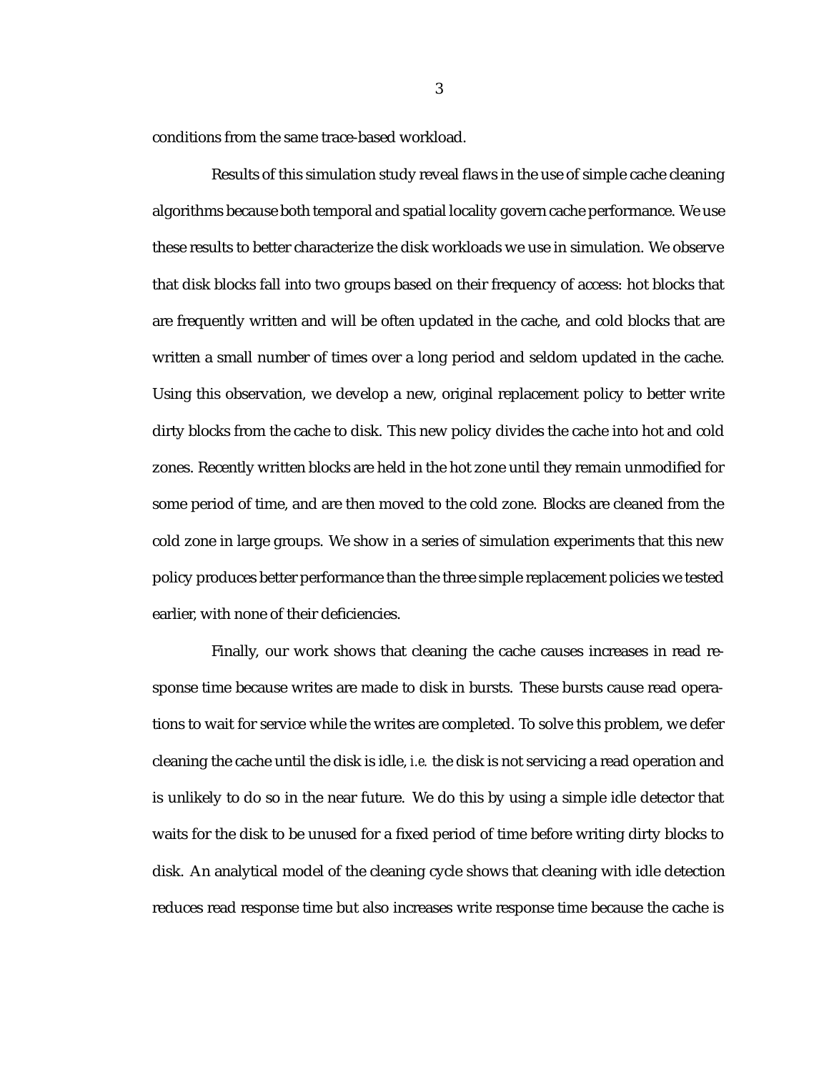conditions from the same trace-based workload.

Results of this simulation study reveal flaws in the use of simple cache cleaning algorithms because both temporal and spatial locality govern cache performance. We use these results to better characterize the disk workloads we use in simulation. We observe that disk blocks fall into two groups based on their frequency of access: hot blocks that are frequently written and will be often updated in the cache, and cold blocks that are written a small number of times over a long period and seldom updated in the cache. Using this observation, we develop a new, original replacement policy to better write dirty blocks from the cache to disk. This new policy divides the cache into hot and cold zones. Recently written blocks are held in the hot zone until they remain unmodified for some period of time, and are then moved to the cold zone. Blocks are cleaned from the cold zone in large groups. We show in a series of simulation experiments that this new policy produces better performance than the three simple replacement policies we tested earlier, with none of their deficiencies.

Finally, our work shows that cleaning the cache causes increases in read response time because writes are made to disk in bursts. These bursts cause read operations to wait for service while the writes are completed. To solve this problem, we defer cleaning the cache until the disk is idle, *i.e.* the disk is not servicing a read operation and is unlikely to do so in the near future. We do this by using a simple idle detector that waits for the disk to be unused for a fixed period of time before writing dirty blocks to disk. An analytical model of the cleaning cycle shows that cleaning with idle detection reduces read response time but also increases write response time because the cache is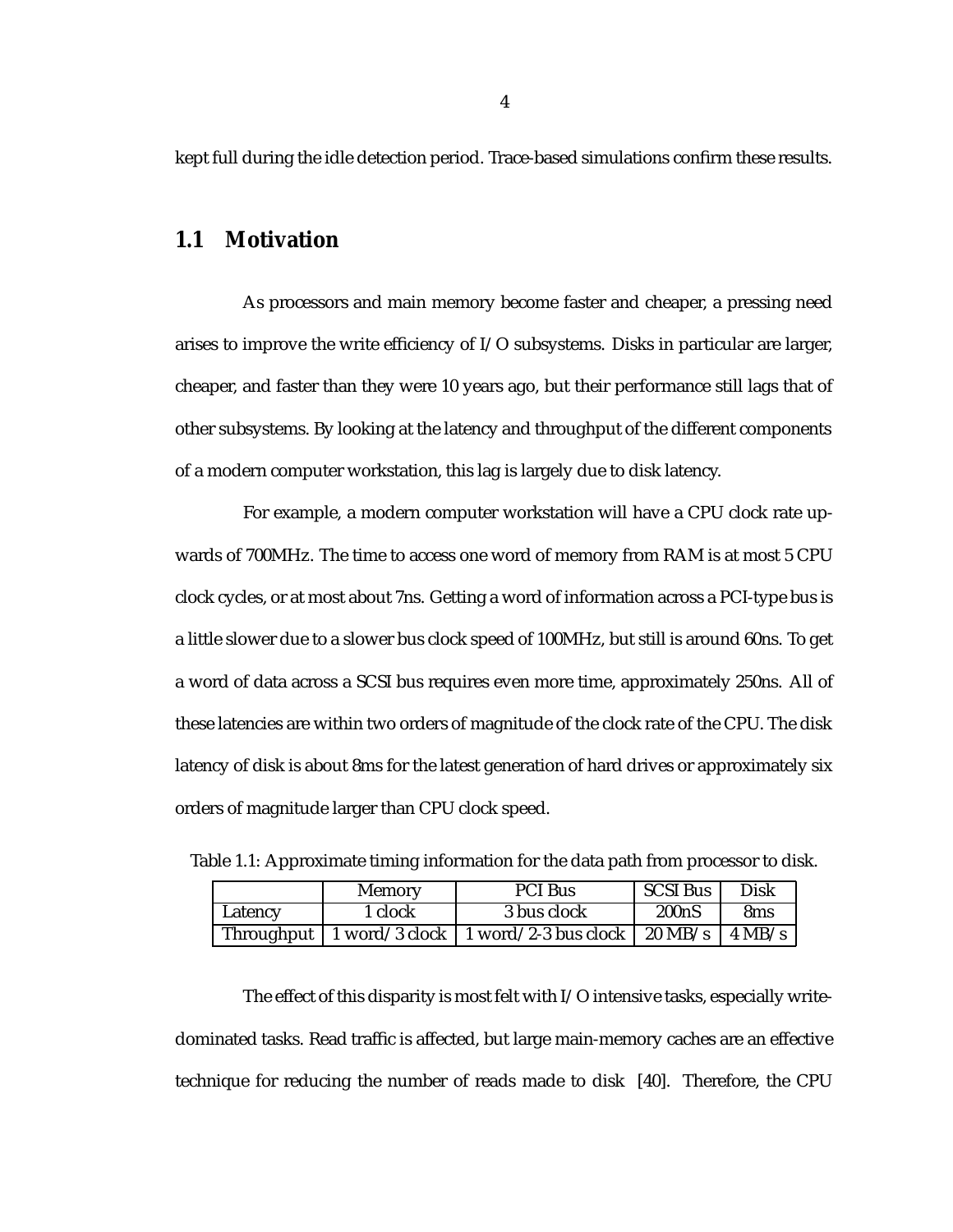kept full during the idle detection period. Trace-based simulations confirm these results.

## 1.1 Motivation

As processors and main memory become faster and cheaper, a pressing need arises to improve the write efficiency of I/O subsystems. Disks in particular are larger, cheaper, and faster than they were 10 years ago, but their performance still lags that of other subsystems. By looking at the latency and throughput of the different components of a modern computer workstation, this lag is largely due to disk latency.

For example, a modern computer workstation will have a CPU clock rate upwards of 700MHz. The time to access one word of memory from RAM is at most 5 CPU clock cycles, or at most about 7ns. Getting a word of information across a PCI-type bus is a little slower due to a slower bus clock speed of 100MHz, but still is around 60ns. To get a word of data across a SCSI bus requires even more time, approximately 250ns. All of these latencies are within two orders of magnitude of the clock rate of the CPU. The disk latency of disk is about 8ms for the latest generation of hard drives or approximately six orders of magnitude larger than CPU clock speed.

Table 1.1: Approximate timing information for the data path from processor to disk.

| | Memory | PCI Bus | SCSI Bus | Disk |
|---|---|---|---|---|
| Latency | 1 clock | 3 bus clock | 200nS | 8ms |
| Throughput | 1 word/3 clock | 1 word/2-3 bus clock | 20 MB/s | 4 MB/s |

The effect of this disparity is most felt with I/O intensive tasks, especially write-dominated tasks. Read traffic is affected, but large main-memory caches are an effective technique for reducing the number of reads made to disk [40]. Therefore, the CPU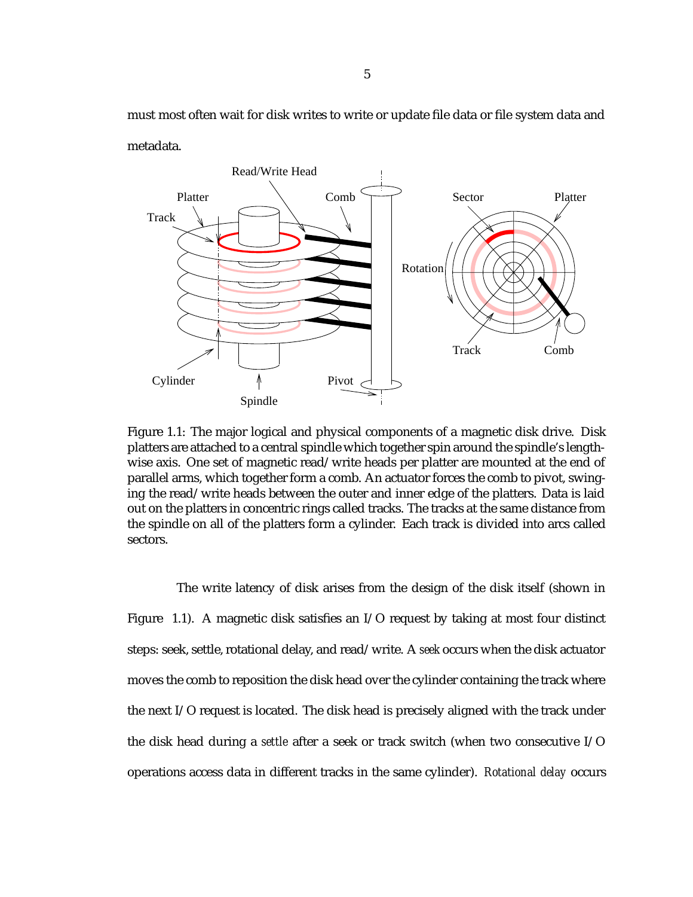must most often wait for disk writes to write or update file data or file system data and metadata.

Figure 1.1: The major logical and physical components of a magnetic disk drive. Disk platters are attached to a central spindle which together spin around the spindle's lengthwise axis. One set of magnetic read/write heads per platter are mounted at the end of parallel arms, which together form a comb. An actuator forces the comb to pivot, swinging the read/write heads between the outer and inner edge of the platters. Data is laid out on the platters in concentric rings called tracks. The tracks at the same distance from the spindle on all of the platters form a cylinder. Each track is divided into arcs called sectors.

The write latency of disk arises from the design of the disk itself (shown in Figure 1.1). A magnetic disk satisfies an I/O request by taking at most four distinct steps: seek, settle, rotational delay, and read/write. A *seek* occurs when the disk actuator moves the comb to reposition the disk head over the cylinder containing the track where the next I/O request is located. The disk head is precisely aligned with the track under the disk head during a *settle* after a seek or track switch (when two consecutive I/O operations access data in different tracks in the same cylinder). *Rotational delay* occurs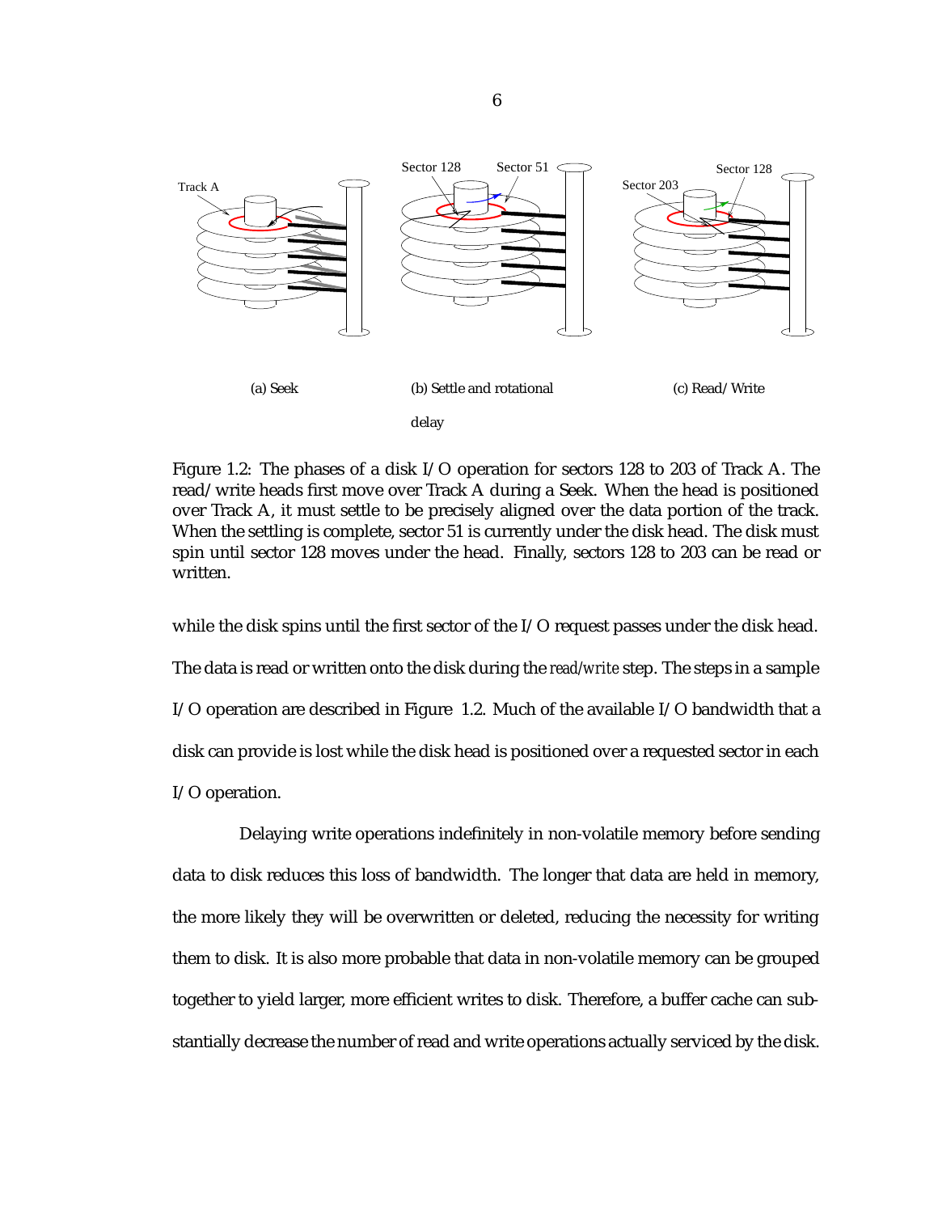Figure 1.2: The phases of a disk I/O operation for sectors 128 to 203 of Track A. The read/write heads first move over Track A during a Seek. When the head is positioned over Track A, it must settle to be precisely aligned over the data portion of the track. When the settling is complete, sector 51 is currently under the disk head. The disk must spin until sector 128 moves under the head. Finally, sectors 128 to 203 can be read or written.

while the disk spins until the first sector of the I/O request passes under the disk head. The data is read or written onto the disk during the *read/write* step. The steps in a sample I/O operation are described in Figure 1.2. Much of the available I/O bandwidth that a disk can provide is lost while the disk head is positioned over a requested sector in each I/O operation.

Delaying write operations indefinitely in non-volatile memory before sending data to disk reduces this loss of bandwidth. The longer that data are held in memory, the more likely they will be overwritten or deleted, reducing the necessity for writing them to disk. It is also more probable that data in non-volatile memory can be grouped together to yield larger, more efficient writes to disk. Therefore, a buffer cache can substantially decrease the number of read and write operations actually serviced by the disk.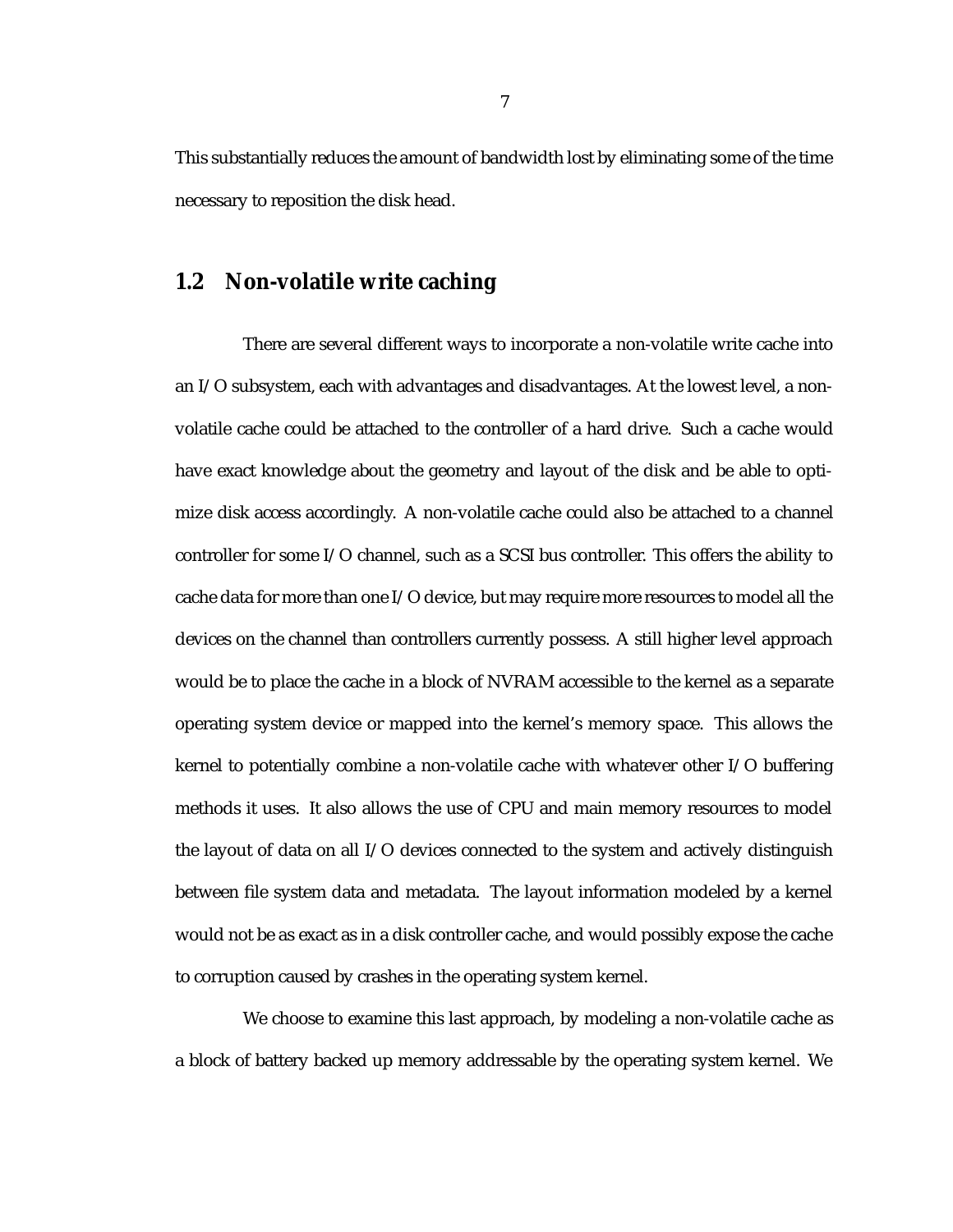This substantially reduces the amount of bandwidth lost by eliminating some of the time necessary to reposition the disk head.

## 1.2 Non-volatile write caching

There are several different ways to incorporate a non-volatile write cache into an I/O subsystem, each with advantages and disadvantages. At the lowest level, a non-volatile cache could be attached to the controller of a hard drive. Such a cache would have exact knowledge about the geometry and layout of the disk and be able to optimize disk access accordingly. A non-volatile cache could also be attached to a channel controller for some I/O channel, such as a SCSI bus controller. This offers the ability to cache data for more than one I/O device, but may require more resources to model all the devices on the channel than controllers currently possess. A still higher level approach would be to place the cache in a block of NVRAM accessible to the kernel as a separate operating system device or mapped into the kernel's memory space. This allows the kernel to potentially combine a non-volatile cache with whatever other I/O buffering methods it uses. It also allows the use of CPU and main memory resources to model the layout of data on all I/O devices connected to the system and actively distinguish between file system data and metadata. The layout information modeled by a kernel would not be as exact as in a disk controller cache, and would possibly expose the cache to corruption caused by crashes in the operating system kernel.

We choose to examine this last approach, by modeling a non-volatile cache as a block of battery backed up memory addressable by the operating system kernel. We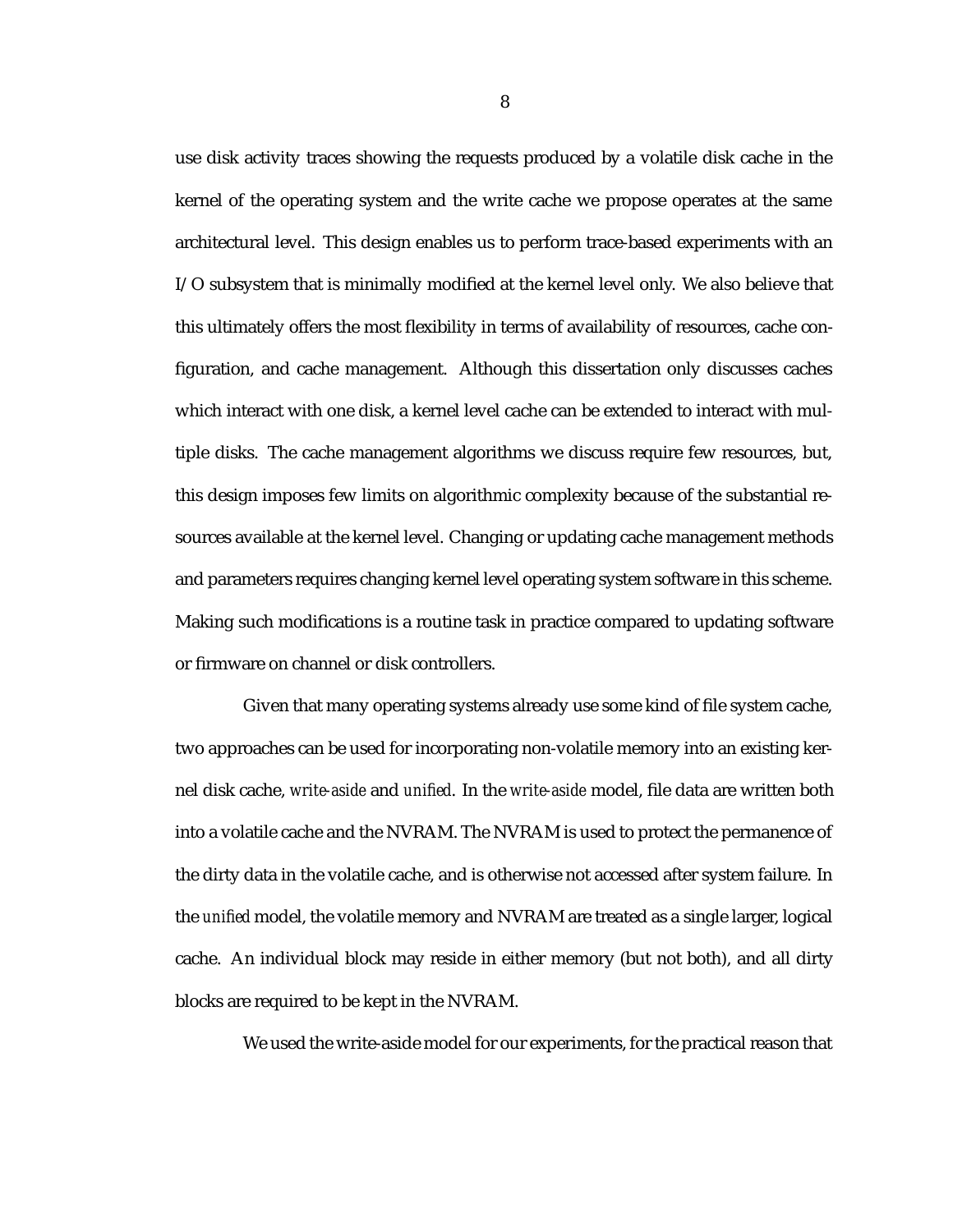use disk activity traces showing the requests produced by a volatile disk cache in the kernel of the operating system and the write cache we propose operates at the same architectural level. This design enables us to perform trace-based experiments with an I/O subsystem that is minimally modified at the kernel level only. We also believe that this ultimately offers the most flexibility in terms of availability of resources, cache configuration, and cache management. Although this dissertation only discusses caches which interact with one disk, a kernel level cache can be extended to interact with multiple disks. The cache management algorithms we discuss require few resources, but, this design imposes few limits on algorithmic complexity because of the substantial resources available at the kernel level. Changing or updating cache management methods and parameters requires changing kernel level operating system software in this scheme. Making such modifications is a routine task in practice compared to updating software or firmware on channel or disk controllers.

Given that many operating systems already use some kind of file system cache, two approaches can be used for incorporating non-volatile memory into an existing kernel disk cache, *write-aside* and *unified*. In the *write-aside* model, file data are written both into a volatile cache and the NVRAM. The NVRAM is used to protect the permanence of the dirty data in the volatile cache, and is otherwise not accessed after system failure. In the *unified* model, the volatile memory and NVRAM are treated as a single larger, logical cache. An individual block may reside in either memory (but not both), and all dirty blocks are required to be kept in the NVRAM.

We used the write-aside model for our experiments, for the practical reason that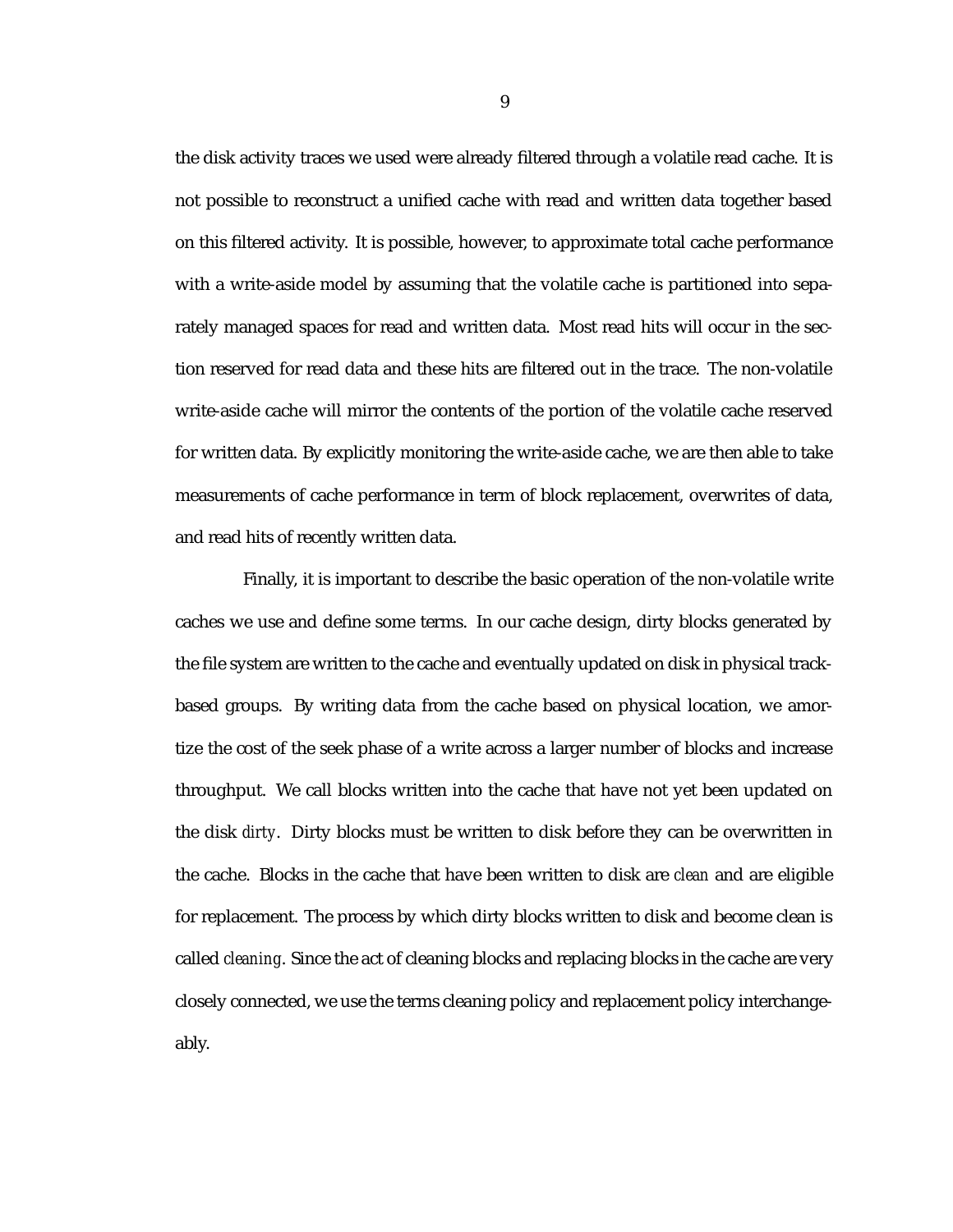the disk activity traces we used were already filtered through a volatile read cache. It is not possible to reconstruct a unified cache with read and written data together based on this filtered activity. It is possible, however, to approximate total cache performance with a write-aside model by assuming that the volatile cache is partitioned into separately managed spaces for read and written data. Most read hits will occur in the section reserved for read data and these hits are filtered out in the trace. The non-volatile write-aside cache will mirror the contents of the portion of the volatile cache reserved for written data. By explicitly monitoring the write-aside cache, we are then able to take measurements of cache performance in term of block replacement, overwrites of data, and read hits of recently written data.

Finally, it is important to describe the basic operation of the non-volatile write caches we use and define some terms. In our cache design, dirty blocks generated by the file system are written to the cache and eventually updated on disk in physical track-based groups. By writing data from the cache based on physical location, we amortize the cost of the seek phase of a write across a larger number of blocks and increase throughput. We call blocks written into the cache that have not yet been updated on the disk *dirty*. Dirty blocks must be written to disk before they can be overwritten in the cache. Blocks in the cache that have been written to disk are *clean* and are eligible for replacement. The process by which dirty blocks written to disk and become clean is called *cleaning*. Since the act of cleaning blocks and replacing blocks in the cache are very closely connected, we use the terms cleaning policy and replacement policy interchangeably.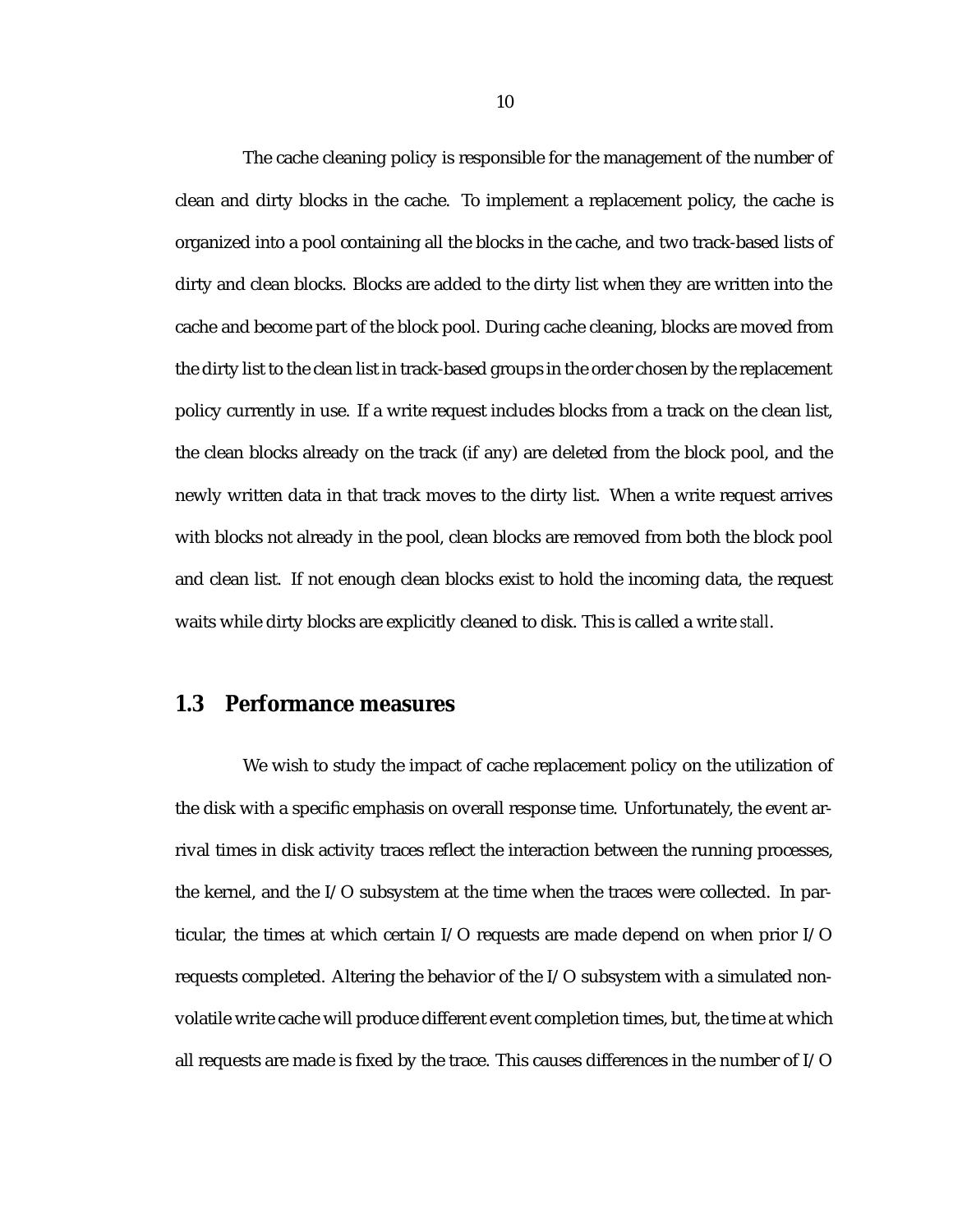The cache cleaning policy is responsible for the management of the number of clean and dirty blocks in the cache. To implement a replacement policy, the cache is organized into a pool containing all the blocks in the cache, and two track-based lists of dirty and clean blocks. Blocks are added to the dirty list when they are written into the cache and become part of the block pool. During cache cleaning, blocks are moved from the dirty list to the clean list in track-based groups in the order chosen by the replacement policy currently in use. If a write request includes blocks from a track on the clean list, the clean blocks already on the track (if any) are deleted from the block pool, and the newly written data in that track moves to the dirty list. When a write request arrives with blocks not already in the pool, clean blocks are removed from both the block pool and clean list. If not enough clean blocks exist to hold the incoming data, the request waits while dirty blocks are explicitly cleaned to disk. This is called a write *stall*.

## 1.3 Performance measures

We wish to study the impact of cache replacement policy on the utilization of the disk with a specific emphasis on overall response time. Unfortunately, the event arrival times in disk activity traces reflect the interaction between the running processes, the kernel, and the I/O subsystem at the time when the traces were collected. In particular, the times at which certain I/O requests are made depend on when prior I/O requests completed. Altering the behavior of the I/O subsystem with a simulated non-volatile write cache will produce different event completion times, but, the time at which all requests are made is fixed by the trace. This causes differences in the number of I/O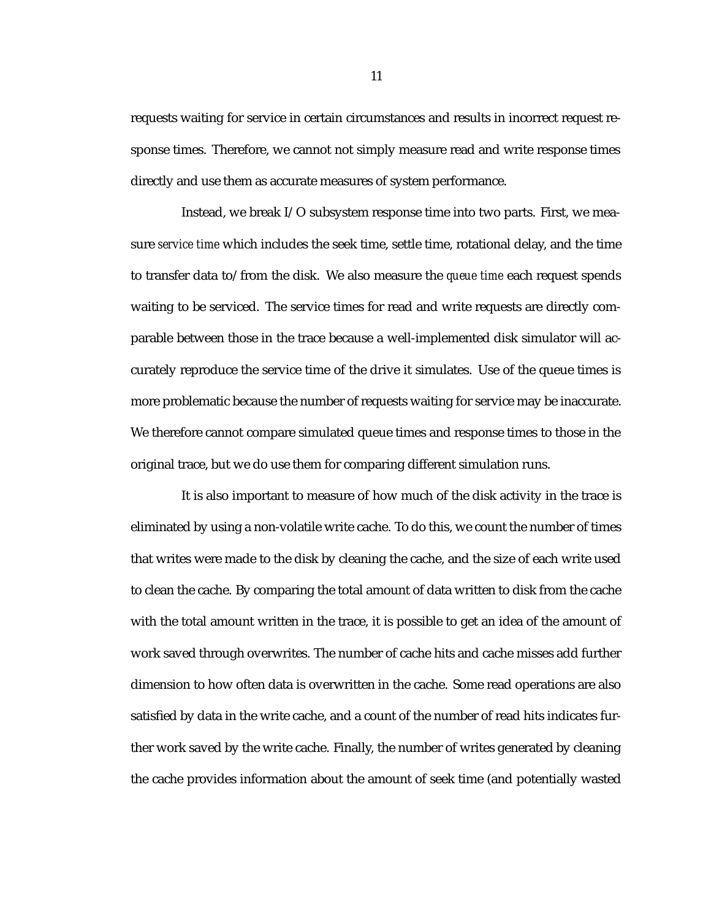requests waiting for service in certain circumstances and results in incorrect request response times. Therefore, we cannot not simply measure read and write response times directly and use them as accurate measures of system performance.

Instead, we break I/O subsystem response time into two parts. First, we measure *service time* which includes the seek time, settle time, rotational delay, and the time to transfer data to/from the disk. We also measure the *queue time* each request spends waiting to be serviced. The service times for read and write requests are directly comparable between those in the trace because a well-implemented disk simulator will accurately reproduce the service time of the drive it simulates. Use of the queue times is more problematic because the number of requests waiting for service may be inaccurate. We therefore cannot compare simulated queue times and response times to those in the original trace, but we do use them for comparing different simulation runs.

It is also important to measure of how much of the disk activity in the trace is eliminated by using a non-volatile write cache. To do this, we count the number of times that writes were made to the disk by cleaning the cache, and the size of each write used to clean the cache. By comparing the total amount of data written to disk from the cache with the total amount written in the trace, it is possible to get an idea of the amount of work saved through overwrites. The number of cache hits and cache misses add further dimension to how often data is overwritten in the cache. Some read operations are also satisfied by data in the write cache, and a count of the number of read hits indicates further work saved by the write cache. Finally, the number of writes generated by cleaning the cache provides information about the amount of seek time (and potentially wasted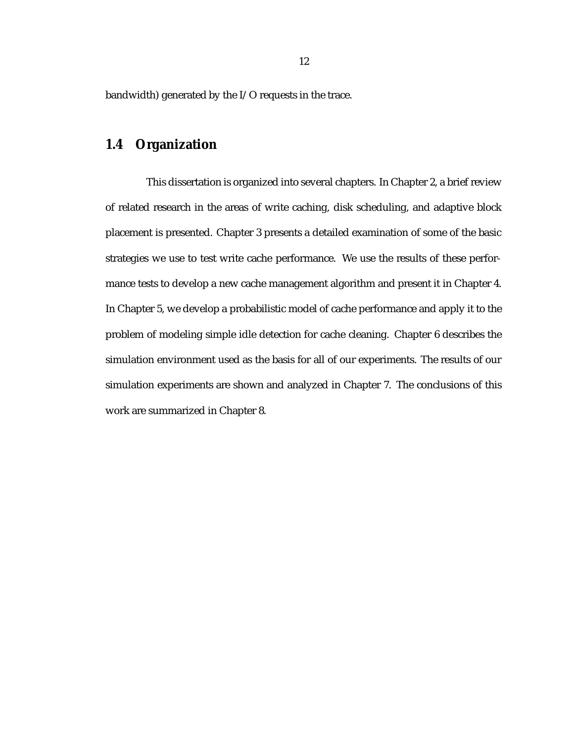bandwidth) generated by the I/O requests in the trace.

## 1.4 Organization

This dissertation is organized into several chapters. In Chapter 2, a brief review of related research in the areas of write caching, disk scheduling, and adaptive block placement is presented. Chapter 3 presents a detailed examination of some of the basic strategies we use to test write cache performance. We use the results of these performance tests to develop a new cache management algorithm and present it in Chapter 4. In Chapter 5, we develop a probabilistic model of cache performance and apply it to the problem of modeling simple idle detection for cache cleaning. Chapter 6 describes the simulation environment used as the basis for all of our experiments. The results of our simulation experiments are shown and analyzed in Chapter 7. The conclusions of this work are summarized in Chapter 8.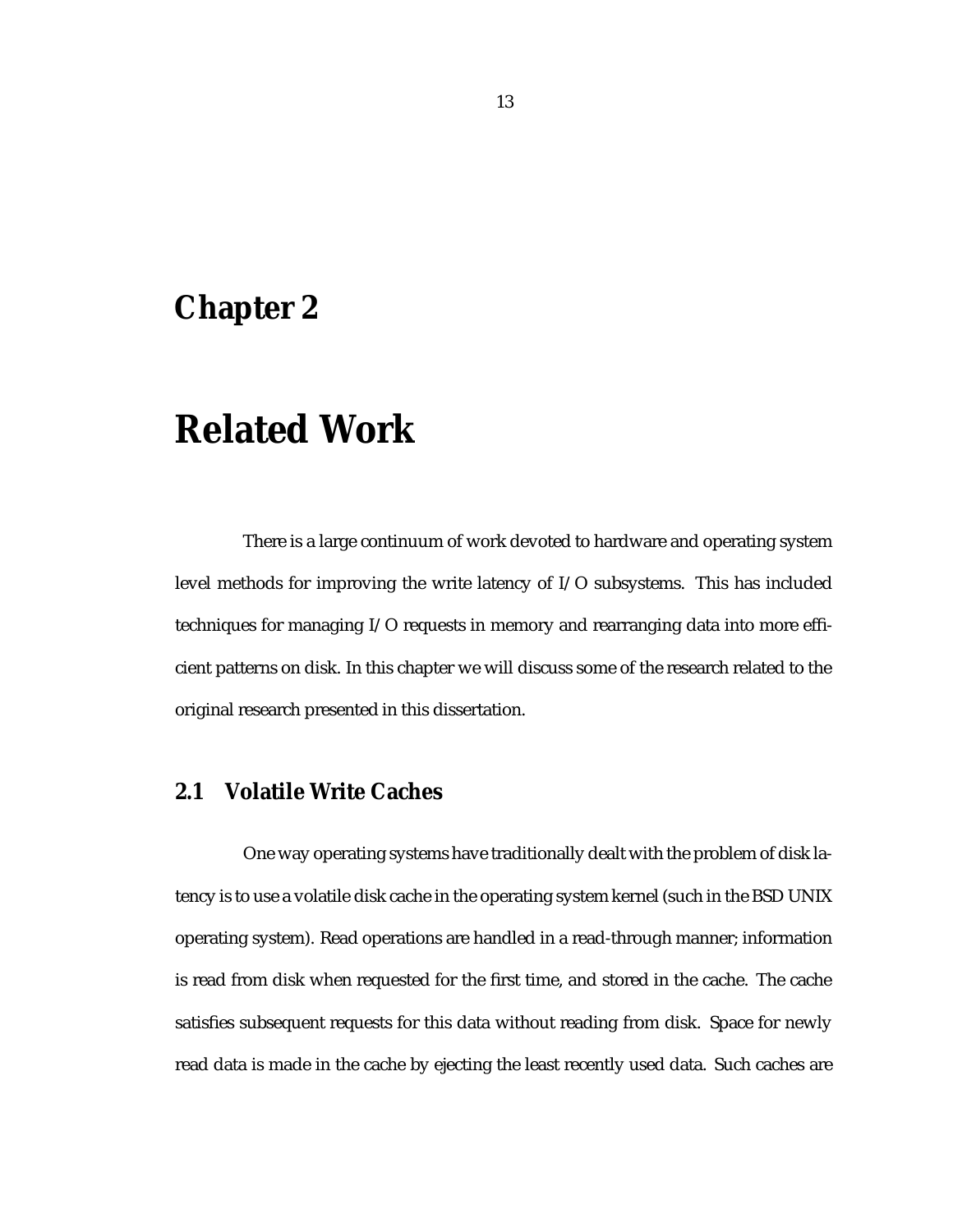# Chapter 2

# Related Work

There is a large continuum of work devoted to hardware and operating system level methods for improving the write latency of I/O subsystems. This has included techniques for managing I/O requests in memory and rearranging data into more efficient patterns on disk. In this chapter we will discuss some of the research related to the original research presented in this dissertation.

## 2.1 Volatile Write Caches

One way operating systems have traditionally dealt with the problem of disk latency is to use a volatile disk cache in the operating system kernel (such in the BSD UNIX operating system). Read operations are handled in a read-through manner; information is read from disk when requested for the first time, and stored in the cache. The cache satisfies subsequent requests for this data without reading from disk. Space for newly read data is made in the cache by ejecting the least recently used data. Such caches are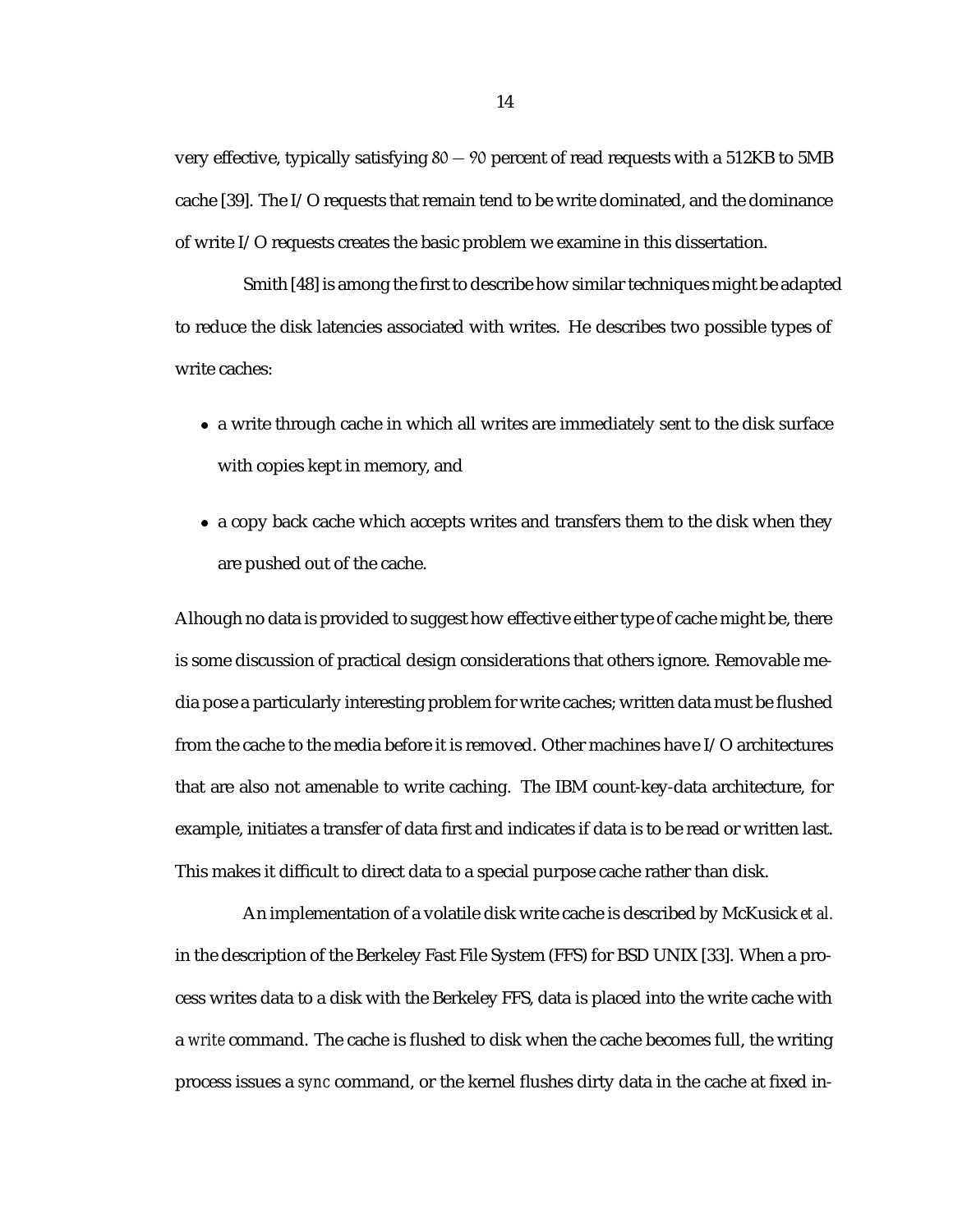very effective, typically satisfying $80-90$ percent of read requests with a 512KB to 5MB cache [39]. The I/O requests that remain tend to be write dominated, and the dominance of write I/O requests creates the basic problem we examine in this dissertation.

Smith [48] is among the first to describe how similar techniques might be adapted to reduce the disk latencies associated with writes. He describes two possible types of write caches:

- a write through cache in which all writes are immediately sent to the disk surface with copies kept in memory, and
- a copy back cache which accepts writes and transfers them to the disk when they are pushed out of the cache.

Alhough no data is provided to suggest how effective either type of cache might be, there is some discussion of practical design considerations that others ignore. Removable media pose a particularly interesting problem for write caches; written data must be flushed from the cache to the media before it is removed. Other machines have I/O architectures that are also not amenable to write caching. The IBM count-key-data architecture, for example, initiates a transfer of data first and indicates if data is to be read or written last. This makes it difficult to direct data to a special purpose cache rather than disk.

An implementation of a volatile disk write cache is described by McKusick *et al.* in the description of the Berkeley Fast File System (FFS) for BSD UNIX [33]. When a process writes data to a disk with the Berkeley FFS, data is placed into the write cache with a *write* command. The cache is flushed to disk when the cache becomes full, the writing process issues a *sync* command, or the kernel flushes dirty data in the cache at fixed in-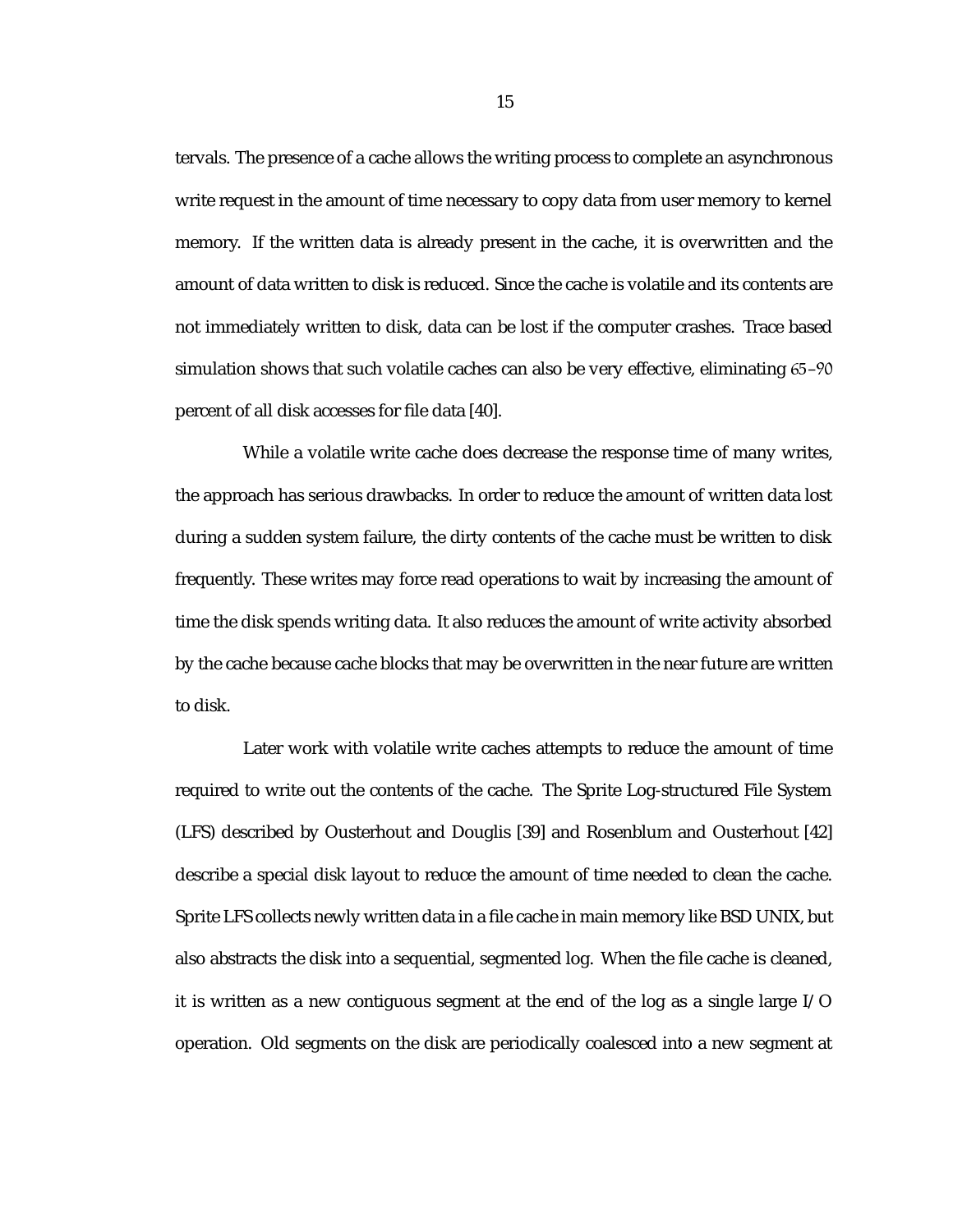tervals. The presence of a cache allows the writing process to complete an asynchronous write request in the amount of time necessary to copy data from user memory to kernel memory. If the written data is already present in the cache, it is overwritten and the amount of data written to disk is reduced. Since the cache is volatile and its contents are not immediately written to disk, data can be lost if the computer crashes. Trace based simulation shows that such volatile caches can also be very effective, eliminating 65–90 percent of all disk accesses for file data [40].

While a volatile write cache does decrease the response time of many writes, the approach has serious drawbacks. In order to reduce the amount of written data lost during a sudden system failure, the dirty contents of the cache must be written to disk frequently. These writes may force read operations to wait by increasing the amount of time the disk spends writing data. It also reduces the amount of write activity absorbed by the cache because cache blocks that may be overwritten in the near future are written to disk.

Later work with volatile write caches attempts to reduce the amount of time required to write out the contents of the cache. The Sprite Log-structured File System (LFS) described by Ousterhout and Douglis [39] and Rosenblum and Ousterhout [42] describe a special disk layout to reduce the amount of time needed to clean the cache. Sprite LFS collects newly written data in a file cache in main memory like BSD UNIX, but also abstracts the disk into a sequential, segmented log. When the file cache is cleaned, it is written as a new contiguous segment at the end of the log as a single large I/O operation. Old segments on the disk are periodically coalesced into a new segment at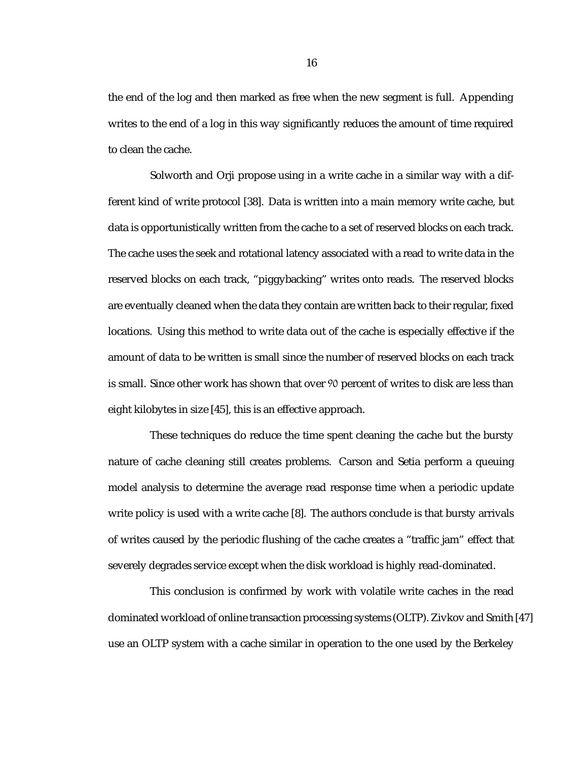the end of the log and then marked as free when the new segment is full. Appending writes to the end of a log in this way significantly reduces the amount of time required to clean the cache.

Solworth and Orji propose using in a write cache in a similar way with a different kind of write protocol [38]. Data is written into a main memory write cache, but data is opportunistically written from the cache to a set of reserved blocks on each track. The cache uses the seek and rotational latency associated with a read to write data in the reserved blocks on each track, "piggybacking" writes onto reads. The reserved blocks are eventually cleaned when the data they contain are written back to their regular, fixed locations. Using this method to write data out of the cache is especially effective if the amount of data to be written is small since the number of reserved blocks on each track is small. Since other work has shown that over 90 percent of writes to disk are less than eight kilobytes in size [45], this is an effective approach.

These techniques do reduce the time spent cleaning the cache but the bursty nature of cache cleaning still creates problems. Carson and Setia perform a queuing model analysis to determine the average read response time when a periodic update write policy is used with a write cache [8]. The authors conclude is that bursty arrivals of writes caused by the periodic flushing of the cache creates a "traffic jam" effect that severely degrades service except when the disk workload is highly read-dominated.

This conclusion is confirmed by work with volatile write caches in the read dominated workload of online transaction processing systems (OLTP). Zivkov and Smith [47] use an OLTP system with a cache similar in operation to the one used by the Berkeley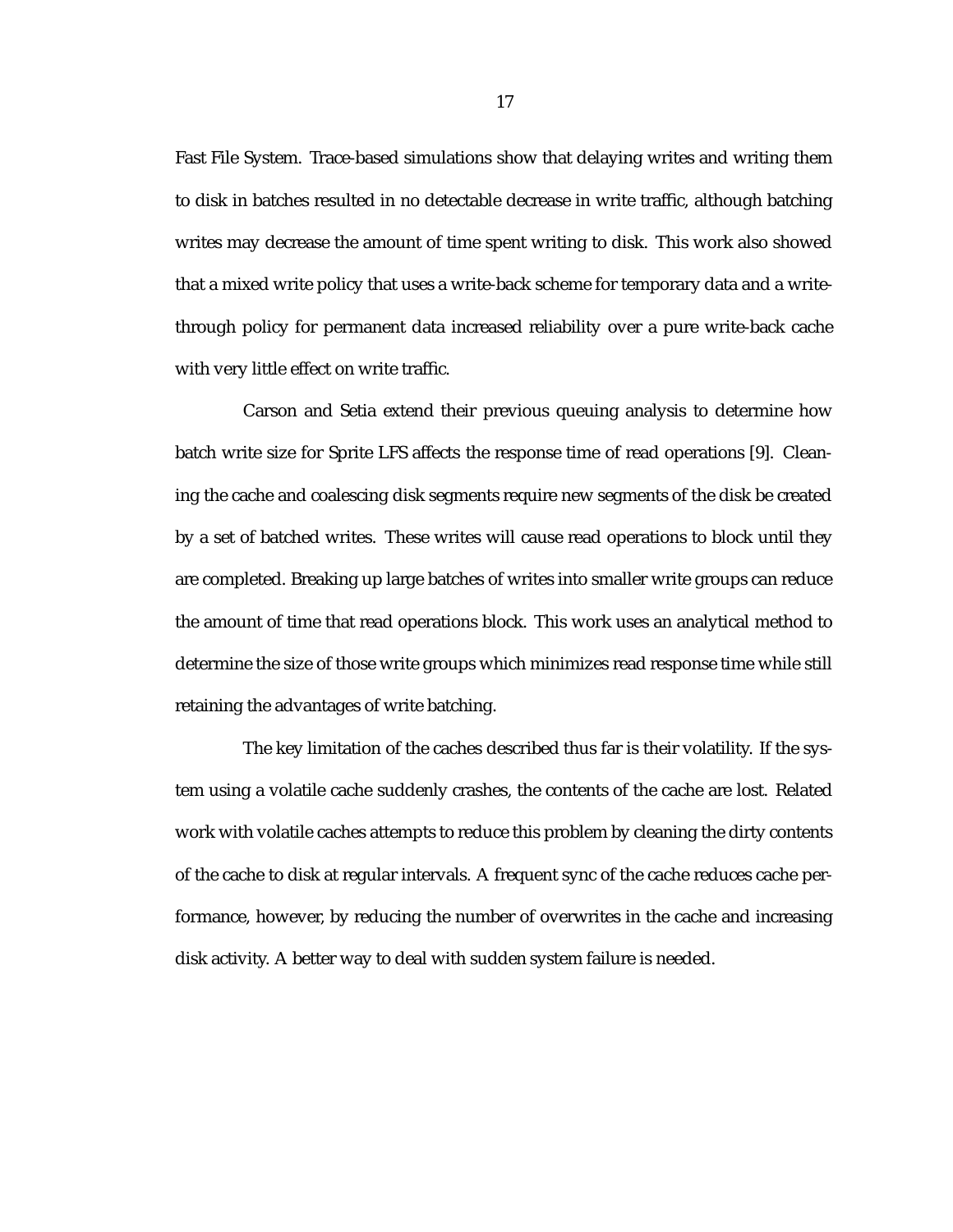Fast File System. Trace-based simulations show that delaying writes and writing them to disk in batches resulted in no detectable decrease in write traffic, although batching writes may decrease the amount of time spent writing to disk. This work also showed that a mixed write policy that uses a write-back scheme for temporary data and a write-through policy for permanent data increased reliability over a pure write-back cache with very little effect on write traffic.

Carson and Setia extend their previous queuing analysis to determine how batch write size for Sprite LFS affects the response time of read operations [9]. Cleaning the cache and coalescing disk segments require new segments of the disk be created by a set of batched writes. These writes will cause read operations to block until they are completed. Breaking up large batches of writes into smaller write groups can reduce the amount of time that read operations block. This work uses an analytical method to determine the size of those write groups which minimizes read response time while still retaining the advantages of write batching.

The key limitation of the caches described thus far is their volatility. If the system using a volatile cache suddenly crashes, the contents of the cache are lost. Related work with volatile caches attempts to reduce this problem by cleaning the dirty contents of the cache to disk at regular intervals. A frequent sync of the cache reduces cache performance, however, by reducing the number of overwrites in the cache and increasing disk activity. A better way to deal with sudden system failure is needed.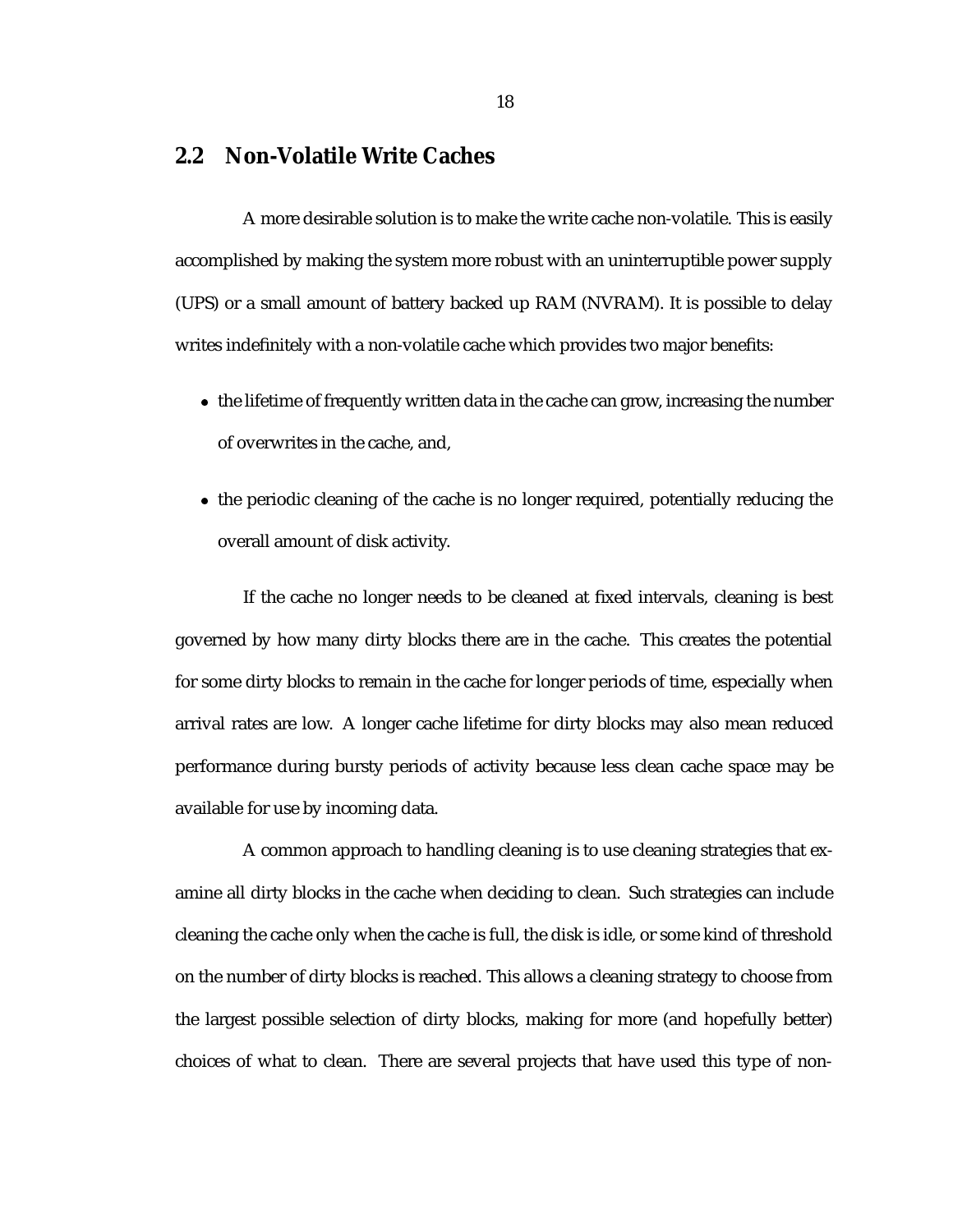## 2.2 Non-Volatile Write Caches

A more desirable solution is to make the write cache non-volatile. This is easily accomplished by making the system more robust with an uninterruptible power supply (UPS) or a small amount of battery backed up RAM (NVRAM). It is possible to delay writes indefinitely with a non-volatile cache which provides two major benefits:

- the lifetime of frequently written data in the cache can grow, increasing the number of overwrites in the cache, and,
- the periodic cleaning of the cache is no longer required, potentially reducing the overall amount of disk activity.

If the cache no longer needs to be cleaned at fixed intervals, cleaning is best governed by how many dirty blocks there are in the cache. This creates the potential for some dirty blocks to remain in the cache for longer periods of time, especially when arrival rates are low. A longer cache lifetime for dirty blocks may also mean reduced performance during bursty periods of activity because less clean cache space may be available for use by incoming data.

A common approach to handling cleaning is to use cleaning strategies that examine all dirty blocks in the cache when deciding to clean. Such strategies can include cleaning the cache only when the cache is full, the disk is idle, or some kind of threshold on the number of dirty blocks is reached. This allows a cleaning strategy to choose from the largest possible selection of dirty blocks, making for more (and hopefully better) choices of what to clean. There are several projects that have used this type of non-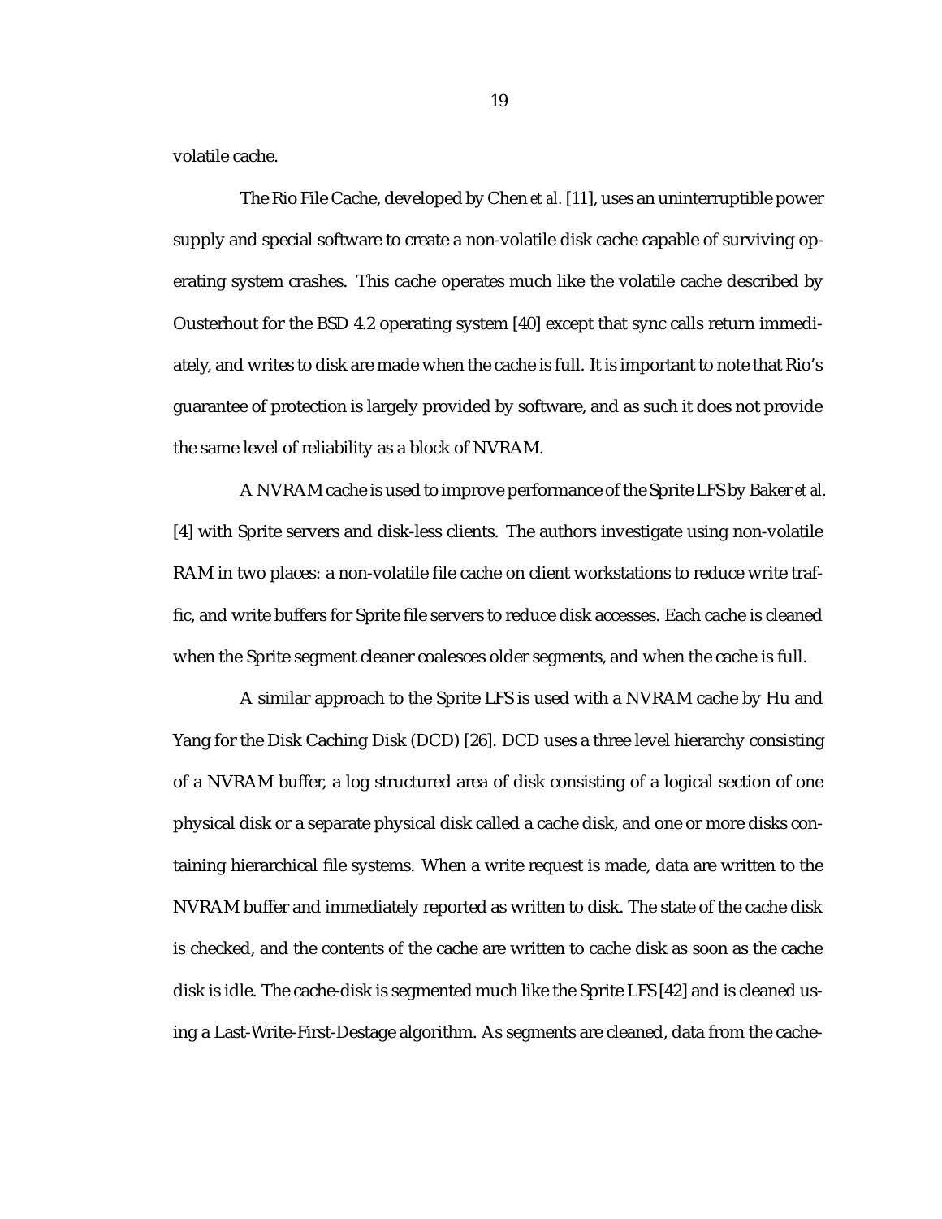volatile cache.

The Rio File Cache, developed by Chen *et al.* [11], uses an uninterruptible power supply and special software to create a non-volatile disk cache capable of surviving operating system crashes. This cache operates much like the volatile cache described by Ousterhout for the BSD 4.2 operating system [40] except that sync calls return immediately, and writes to disk are made when the cache is full. It is important to note that Rio's guarantee of protection is largely provided by software, and as such it does not provide the same level of reliability as a block of NVRAM.

A NVRAM cache is used to improve performance of the Sprite LFS by Baker *et al.* [4] with Sprite servers and disk-less clients. The authors investigate using non-volatile RAM in two places: a non-volatile file cache on client workstations to reduce write traffic, and write buffers for Sprite file servers to reduce disk accesses. Each cache is cleaned when the Sprite segment cleaner coalesces older segments, and when the cache is full.

A similar approach to the Sprite LFS is used with a NVRAM cache by Hu and Yang for the Disk Caching Disk (DCD) [26]. DCD uses a three level hierarchy consisting of a NVRAM buffer, a log structured area of disk consisting of a logical section of one physical disk or a separate physical disk called a cache disk, and one or more disks containing hierarchical file systems. When a write request is made, data are written to the NVRAM buffer and immediately reported as written to disk. The state of the cache disk is checked, and the contents of the cache are written to cache disk as soon as the cache disk is idle. The cache-disk is segmented much like the Sprite LFS [42] and is cleaned using a Last-Write-First-Destage algorithm. As segments are cleaned, data from the cache-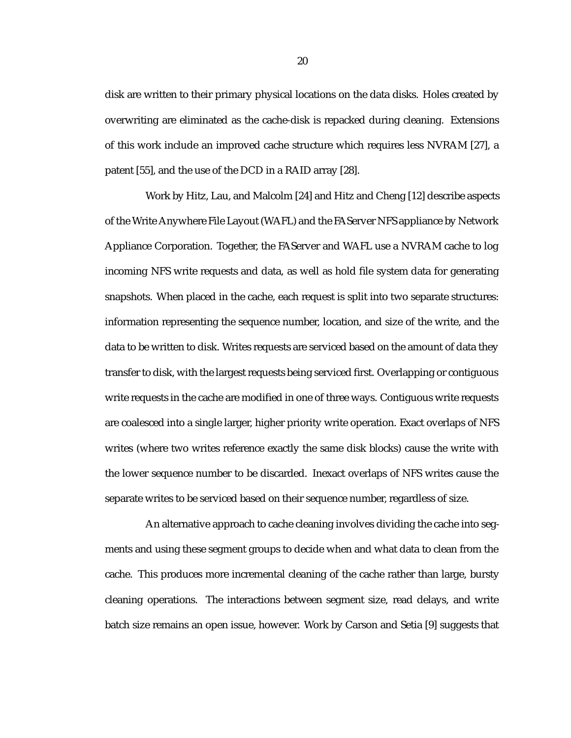disk are written to their primary physical locations on the data disks. Holes created by overwriting are eliminated as the cache-disk is repacked during cleaning. Extensions of this work include an improved cache structure which requires less NVRAM [27], a patent [55], and the use of the DCD in a RAID array [28].

Work by Hitz, Lau, and Malcolm [24] and Hitz and Cheng [12] describe aspects of the Write Anywhere File Layout (WAFL) and the FAServer NFS appliance by Network Appliance Corporation. Together, the FAServer and WAFL use a NVRAM cache to log incoming NFS write requests and data, as well as hold file system data for generating snapshots. When placed in the cache, each request is split into two separate structures: information representing the sequence number, location, and size of the write, and the data to be written to disk. Writes requests are serviced based on the amount of data they transfer to disk, with the largest requests being serviced first. Overlapping or contiguous write requests in the cache are modified in one of three ways. Contiguous write requests are coalesced into a single larger, higher priority write operation. Exact overlaps of NFS writes (where two writes reference exactly the same disk blocks) cause the write with the lower sequence number to be discarded. Inexact overlaps of NFS writes cause the separate writes to be serviced based on their sequence number, regardless of size.

An alternative approach to cache cleaning involves dividing the cache into segments and using these segment groups to decide when and what data to clean from the cache. This produces more incremental cleaning of the cache rather than large, bursty cleaning operations. The interactions between segment size, read delays, and write batch size remains an open issue, however. Work by Carson and Setia [9] suggests that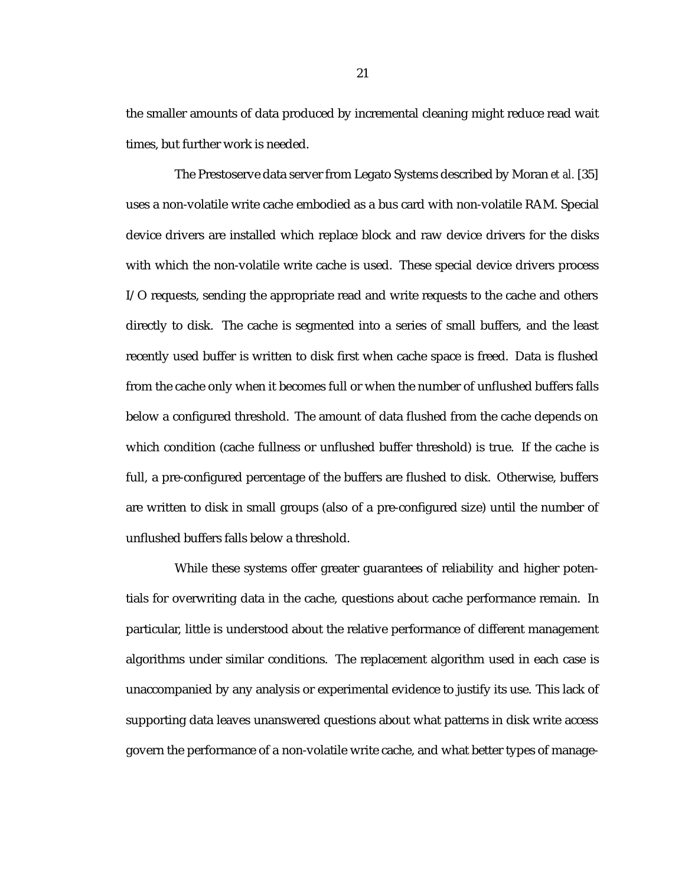the smaller amounts of data produced by incremental cleaning might reduce read wait times, but further work is needed.

The Prestoserve data server from Legato Systems described by Moran *et al.* [35] uses a non-volatile write cache embodied as a bus card with non-volatile RAM. Special device drivers are installed which replace block and raw device drivers for the disks with which the non-volatile write cache is used. These special device drivers process I/O requests, sending the appropriate read and write requests to the cache and others directly to disk. The cache is segmented into a series of small buffers, and the least recently used buffer is written to disk first when cache space is freed. Data is flushed from the cache only when it becomes full or when the number of unflushed buffers falls below a configured threshold. The amount of data flushed from the cache depends on which condition (cache fullness or unflushed buffer threshold) is true. If the cache is full, a pre-configured percentage of the buffers are flushed to disk. Otherwise, buffers are written to disk in small groups (also of a pre-configured size) until the number of unflushed buffers falls below a threshold.

While these systems offer greater guarantees of reliability and higher potentials for overwriting data in the cache, questions about cache performance remain. In particular, little is understood about the relative performance of different management algorithms under similar conditions. The replacement algorithm used in each case is unaccompanied by any analysis or experimental evidence to justify its use. This lack of supporting data leaves unanswered questions about what patterns in disk write access govern the performance of a non-volatile write cache, and what better types of manage-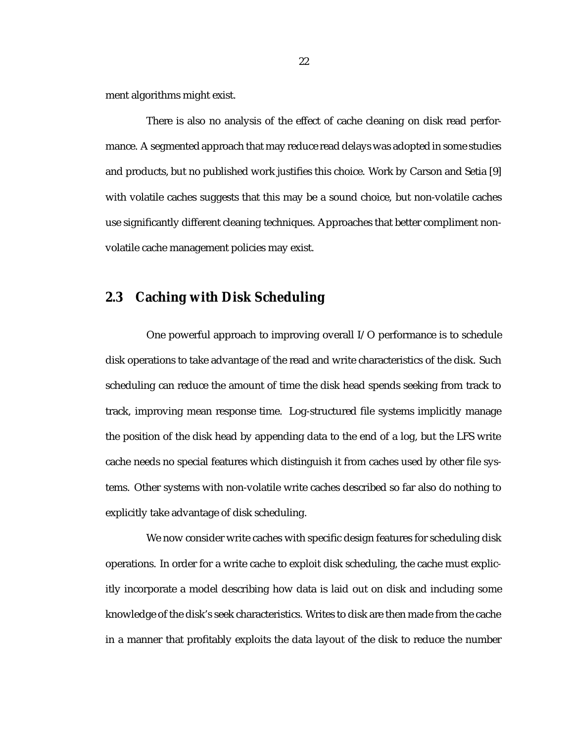ment algorithms might exist.

There is also no analysis of the effect of cache cleaning on disk read performance. A segmented approach that may reduce read delays was adopted in some studies and products, but no published work justifies this choice. Work by Carson and Setia [9] with volatile caches suggests that this may be a sound choice, but non-volatile caches use significantly different cleaning techniques. Approaches that better compliment non-volatile cache management policies may exist.

## 2.3 Caching with Disk Scheduling

One powerful approach to improving overall I/O performance is to schedule disk operations to take advantage of the read and write characteristics of the disk. Such scheduling can reduce the amount of time the disk head spends seeking from track to track, improving mean response time. Log-structured file systems implicitly manage the position of the disk head by appending data to the end of a log, but the LFS write cache needs no special features which distinguish it from caches used by other file systems. Other systems with non-volatile write caches described so far also do nothing to explicitly take advantage of disk scheduling.

We now consider write caches with specific design features for scheduling disk operations. In order for a write cache to exploit disk scheduling, the cache must explicitly incorporate a model describing how data is laid out on disk and including some knowledge of the disk's seek characteristics. Writes to disk are then made from the cache in a manner that profitably exploits the data layout of the disk to reduce the number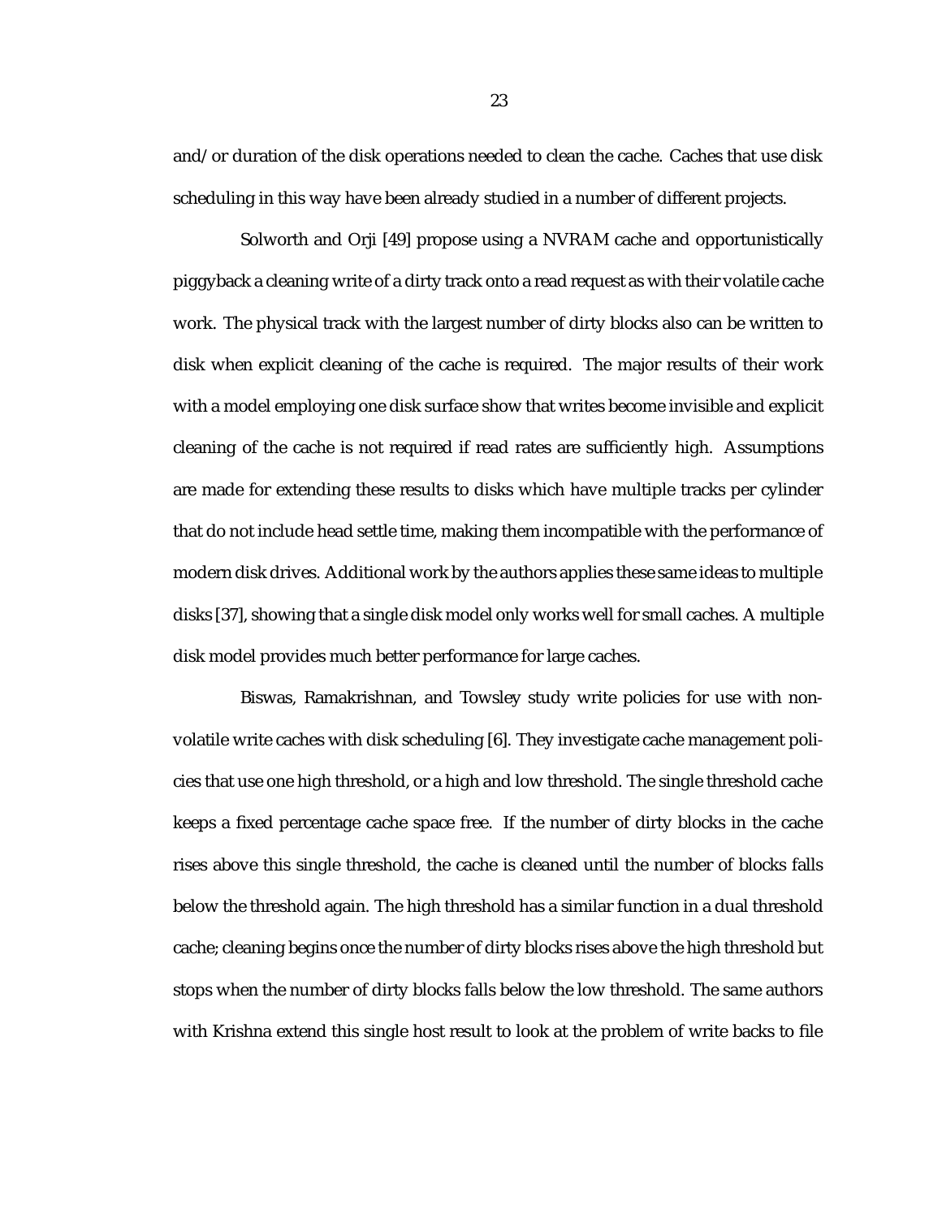and/or duration of the disk operations needed to clean the cache. Caches that use disk scheduling in this way have been already studied in a number of different projects.

Solworth and Orji [49] propose using a NVRAM cache and opportunistically piggyback a cleaning write of a dirty track onto a read request as with their volatile cache work. The physical track with the largest number of dirty blocks also can be written to disk when explicit cleaning of the cache is required. The major results of their work with a model employing one disk surface show that writes become invisible and explicit cleaning of the cache is not required if read rates are sufficiently high. Assumptions are made for extending these results to disks which have multiple tracks per cylinder that do not include head settle time, making them incompatible with the performance of modern disk drives. Additional work by the authors applies these same ideas to multiple disks [37], showing that a single disk model only works well for small caches. A multiple disk model provides much better performance for large caches.

Biswas, Ramakrishnan, and Towsley study write policies for use with non-volatile write caches with disk scheduling [6]. They investigate cache management policies that use one high threshold, or a high and low threshold. The single threshold cache keeps a fixed percentage cache space free. If the number of dirty blocks in the cache rises above this single threshold, the cache is cleaned until the number of blocks falls below the threshold again. The high threshold has a similar function in a dual threshold cache; cleaning begins once the number of dirty blocks rises above the high threshold but stops when the number of dirty blocks falls below the low threshold. The same authors with Krishna extend this single host result to look at the problem of write backs to file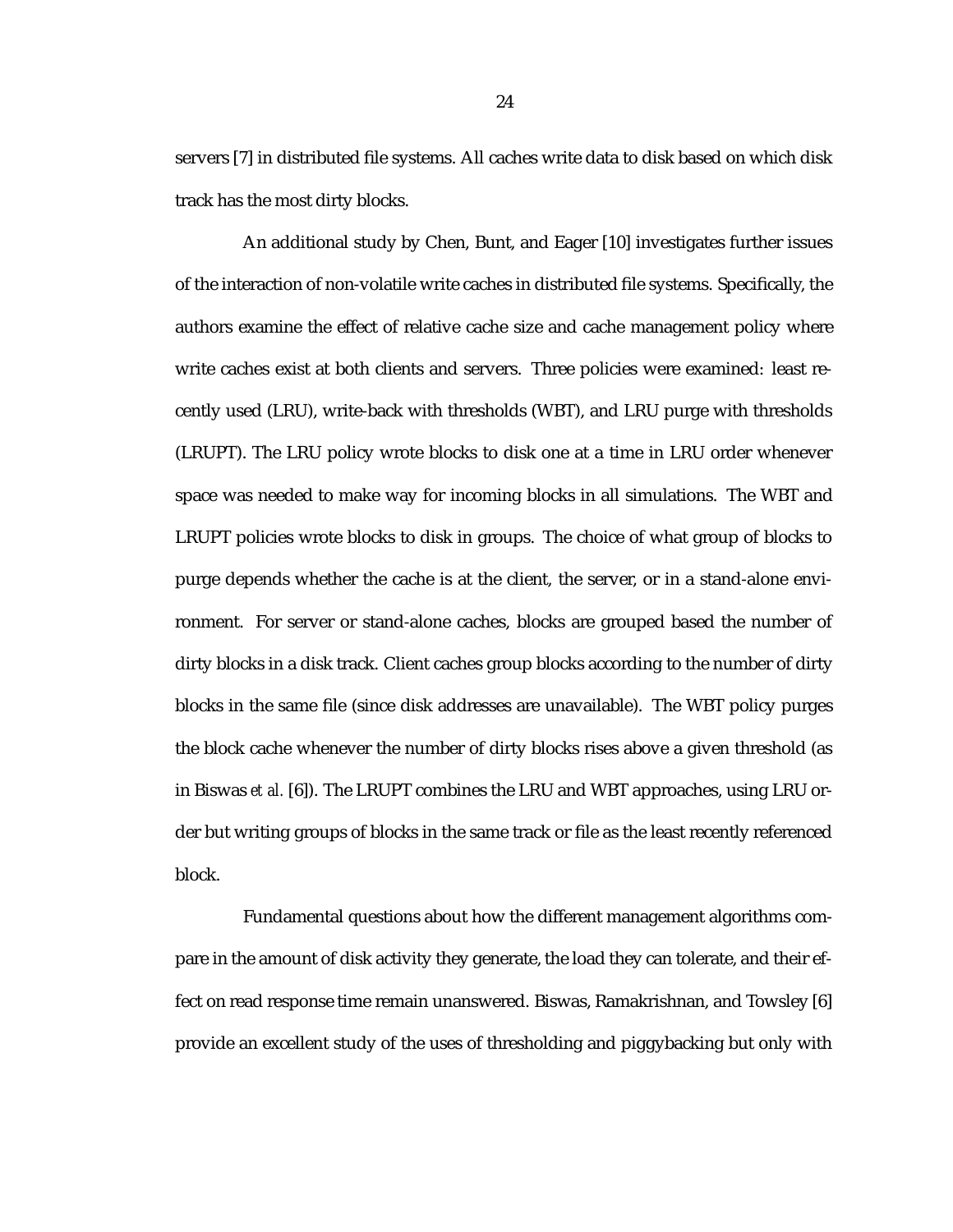servers [7] in distributed file systems. All caches write data to disk based on which disk track has the most dirty blocks.

An additional study by Chen, Bunt, and Eager [10] investigates further issues of the interaction of non-volatile write caches in distributed file systems. Specifically, the authors examine the effect of relative cache size and cache management policy where write caches exist at both clients and servers. Three policies were examined: least recently used (LRU), write-back with thresholds (WBT), and LRU purge with thresholds (LRUPT). The LRU policy wrote blocks to disk one at a time in LRU order whenever space was needed to make way for incoming blocks in all simulations. The WBT and LRUPT policies wrote blocks to disk in groups. The choice of what group of blocks to purge depends whether the cache is at the client, the server, or in a stand-alone environment. For server or stand-alone caches, blocks are grouped based the number of dirty blocks in a disk track. Client caches group blocks according to the number of dirty blocks in the same file (since disk addresses are unavailable). The WBT policy purges the block cache whenever the number of dirty blocks rises above a given threshold (as in Biswas *et al.* [6]). The LRUPT combines the LRU and WBT approaches, using LRU order but writing groups of blocks in the same track or file as the least recently referenced block.

Fundamental questions about how the different management algorithms compare in the amount of disk activity they generate, the load they can tolerate, and their effect on read response time remain unanswered. Biswas, Ramakrishnan, and Towsley [6] provide an excellent study of the uses of thresholding and piggybacking but only with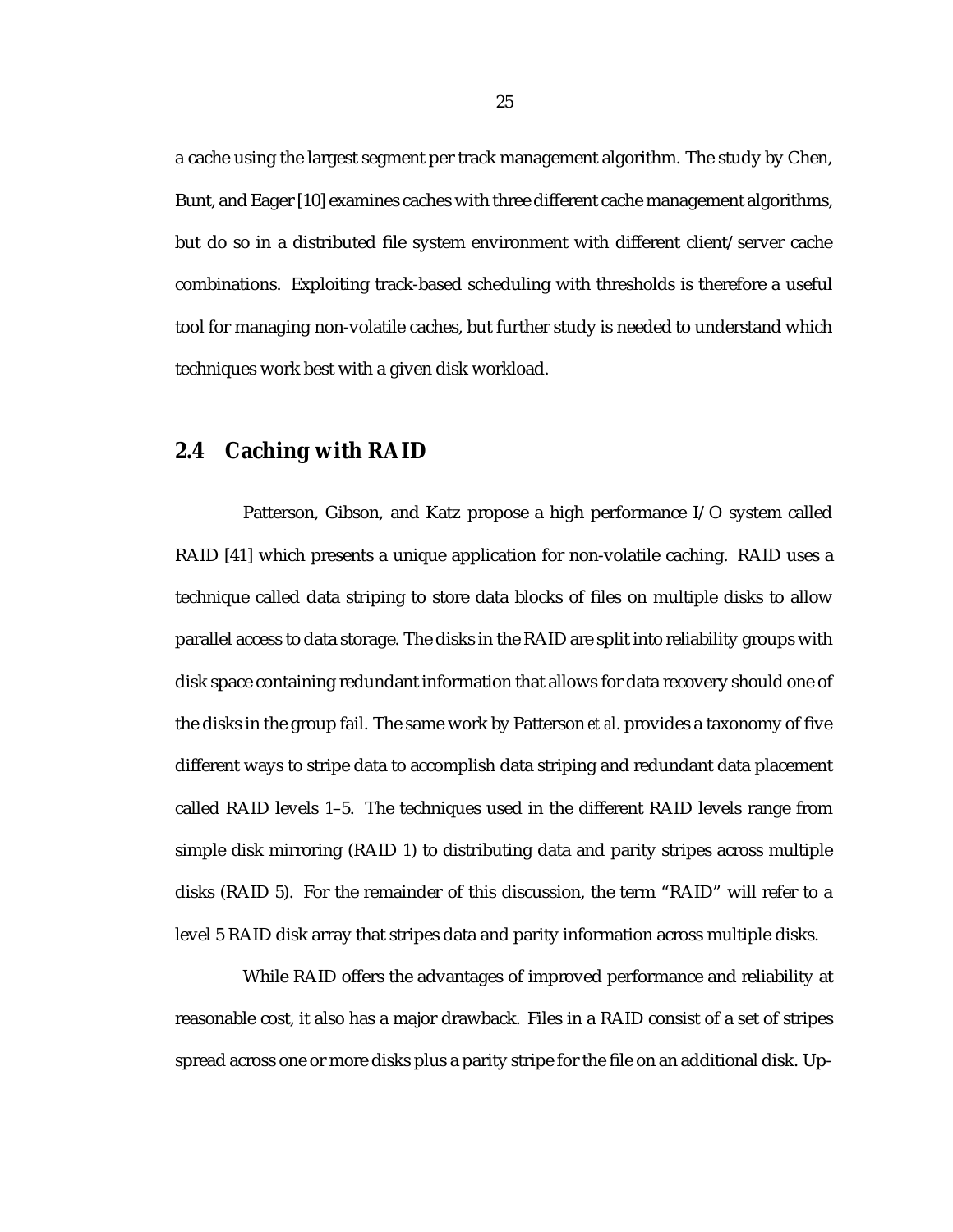a cache using the largest segment per track management algorithm. The study by Chen, Bunt, and Eager [10] examines caches with three different cache management algorithms, but do so in a distributed file system environment with different client/server cache combinations. Exploiting track-based scheduling with thresholds is therefore a useful tool for managing non-volatile caches, but further study is needed to understand which techniques work best with a given disk workload.

## 2.4 Caching with RAID

Patterson, Gibson, and Katz propose a high performance I/O system called RAID [41] which presents a unique application for non-volatile caching. RAID uses a technique called data striping to store data blocks of files on multiple disks to allow parallel access to data storage. The disks in the RAID are split into reliability groups with disk space containing redundant information that allows for data recovery should one of the disks in the group fail. The same work by Patterson *et al.* provides a taxonomy of five different ways to stripe data to accomplish data striping and redundant data placement called RAID levels 1–5. The techniques used in the different RAID levels range from simple disk mirroring (RAID 1) to distributing data and parity stripes across multiple disks (RAID 5). For the remainder of this discussion, the term “RAID” will refer to a level 5 RAID disk array that stripes data and parity information across multiple disks.

While RAID offers the advantages of improved performance and reliability at reasonable cost, it also has a major drawback. Files in a RAID consist of a set of stripes spread across one or more disks plus a parity stripe for the file on an additional disk. Up-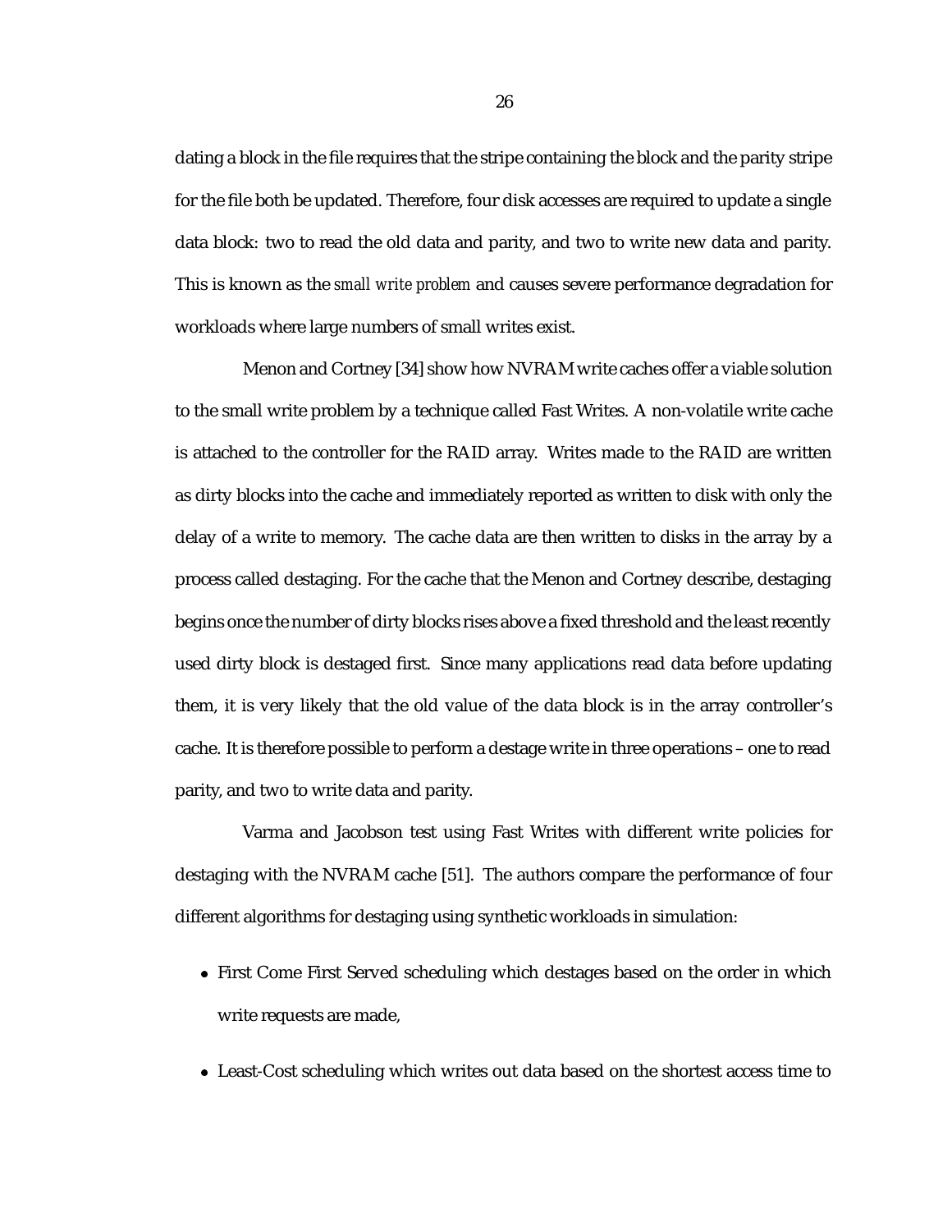dating a block in the file requires that the stripe containing the block and the parity stripe for the file both be updated. Therefore, four disk accesses are required to update a single data block: two to read the old data and parity, and two to write new data and parity. This is known as the *small write problem* and causes severe performance degradation for workloads where large numbers of small writes exist.

Menon and Cortney [34] show how NVRAM write caches offer a viable solution to the small write problem by a technique called Fast Writes. A non-volatile write cache is attached to the controller for the RAID array. Writes made to the RAID are written as dirty blocks into the cache and immediately reported as written to disk with only the delay of a write to memory. The cache data are then written to disks in the array by a process called destaging. For the cache that the Menon and Cortney describe, destaging begins once the number of dirty blocks rises above a fixed threshold and the least recently used dirty block is destaged first. Since many applications read data before updating them, it is very likely that the old value of the data block is in the array controller's cache. It is therefore possible to perform a destage write in three operations – one to read parity, and two to write data and parity.

Varma and Jacobson test using Fast Writes with different write policies for destaging with the NVRAM cache [51]. The authors compare the performance of four different algorithms for destaging using synthetic workloads in simulation:

- First Come First Served scheduling which destages based on the order in which write requests are made,
- Least-Cost scheduling which writes out data based on the shortest access time to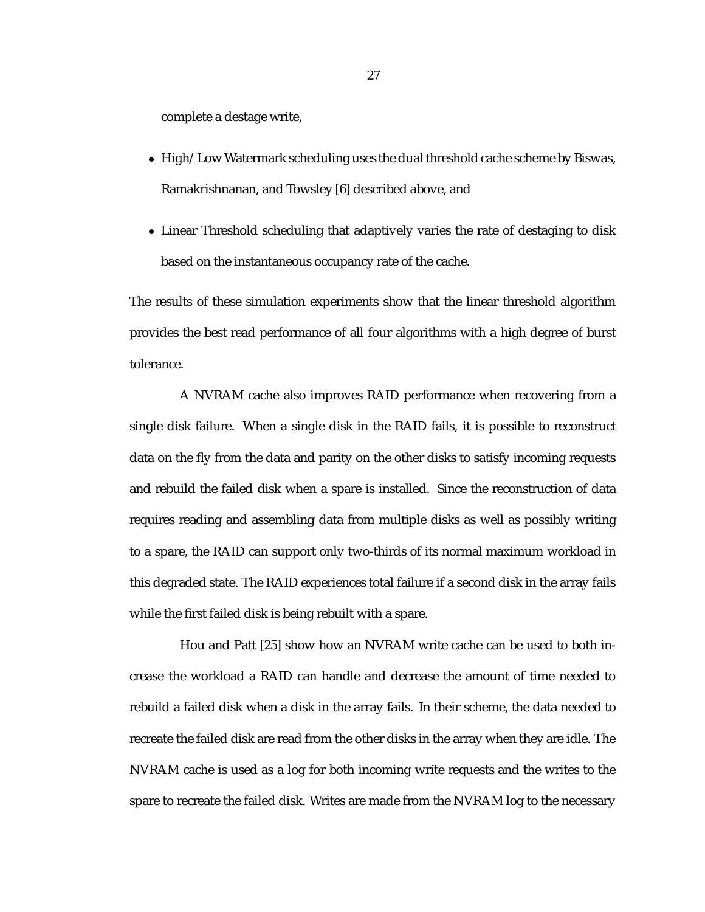complete a destage write,

- High/Low Watermark scheduling uses the dual threshold cache scheme by Biswas, Ramakrishnanan, and Towsley [6] described above, and
- Linear Threshold scheduling that adaptively varies the rate of destaging to disk based on the instantaneous occupancy rate of the cache.

The results of these simulation experiments show that the linear threshold algorithm provides the best read performance of all four algorithms with a high degree of burst tolerance.

A NVRAM cache also improves RAID performance when recovering from a single disk failure. When a single disk in the RAID fails, it is possible to reconstruct data on the fly from the data and parity on the other disks to satisfy incoming requests and rebuild the failed disk when a spare is installed. Since the reconstruction of data requires reading and assembling data from multiple disks as well as possibly writing to a spare, the RAID can support only two-thirds of its normal maximum workload in this degraded state. The RAID experiences total failure if a second disk in the array fails while the first failed disk is being rebuilt with a spare.

Hou and Patt [25] show how an NVRAM write cache can be used to both increase the workload a RAID can handle and decrease the amount of time needed to rebuild a failed disk when a disk in the array fails. In their scheme, the data needed to recreate the failed disk are read from the other disks in the array when they are idle. The NVRAM cache is used as a log for both incoming write requests and the writes to the spare to recreate the failed disk. Writes are made from the NVRAM log to the necessary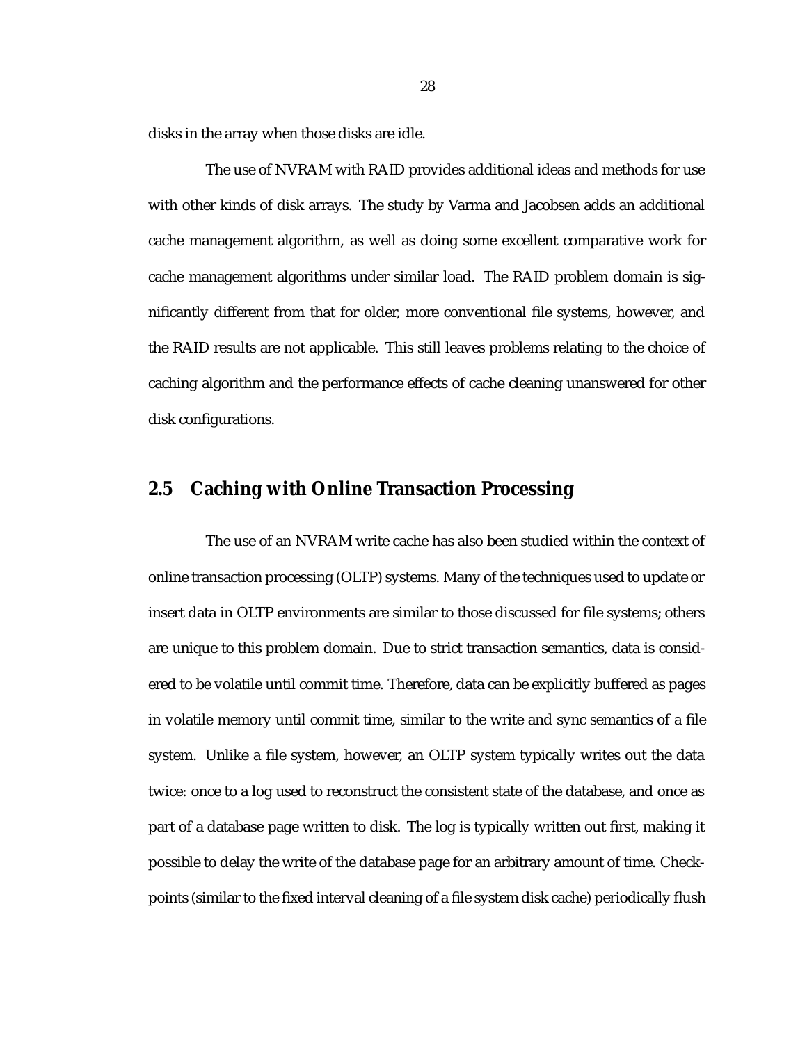disks in the array when those disks are idle.

The use of NVRAM with RAID provides additional ideas and methods for use with other kinds of disk arrays. The study by Varma and Jacobsen adds an additional cache management algorithm, as well as doing some excellent comparative work for cache management algorithms under similar load. The RAID problem domain is significantly different from that for older, more conventional file systems, however, and the RAID results are not applicable. This still leaves problems relating to the choice of caching algorithm and the performance effects of cache cleaning unanswered for other disk configurations.

## 2.5 Caching with Online Transaction Processing

The use of an NVRAM write cache has also been studied within the context of online transaction processing (OLTP) systems. Many of the techniques used to update or insert data in OLTP environments are similar to those discussed for file systems; others are unique to this problem domain. Due to strict transaction semantics, data is considered to be volatile until commit time. Therefore, data can be explicitly buffered as pages in volatile memory until commit time, similar to the write and sync semantics of a file system. Unlike a file system, however, an OLTP system typically writes out the data twice: once to a log used to reconstruct the consistent state of the database, and once as part of a database page written to disk. The log is typically written out first, making it possible to delay the write of the database page for an arbitrary amount of time. Checkpoints (similar to the fixed interval cleaning of a file system disk cache) periodically flush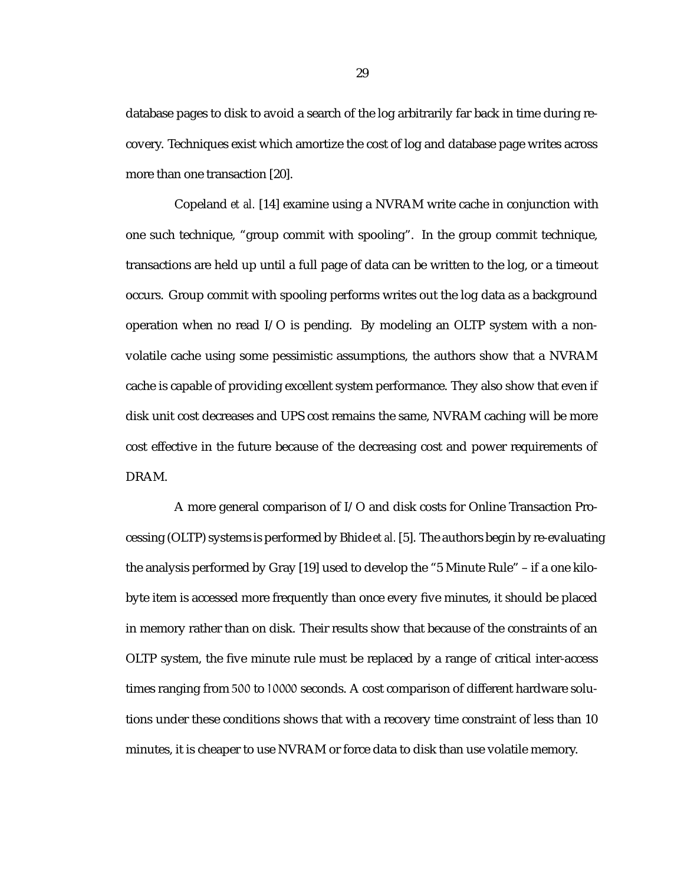database pages to disk to avoid a search of the log arbitrarily far back in time during recovery. Techniques exist which amortize the cost of log and database page writes across more than one transaction [20].

Copeland *et al.* [14] examine using a NVRAM write cache in conjunction with one such technique, "group commit with spooling". In the group commit technique, transactions are held up until a full page of data can be written to the log, or a timeout occurs. Group commit with spooling performs writes out the log data as a background operation when no read I/O is pending. By modeling an OLTP system with a non-volatile cache using some pessimistic assumptions, the authors show that a NVRAM cache is capable of providing excellent system performance. They also show that even if disk unit cost decreases and UPS cost remains the same, NVRAM caching will be more cost effective in the future because of the decreasing cost and power requirements of DRAM.

A more general comparison of I/O and disk costs for Online Transaction Processing (OLTP) systems is performed by Bhide *et al.* [5]. The authors begin by re-evaluating the analysis performed by Gray [19] used to develop the "5 Minute Rule" – if a one kilobyte item is accessed more frequently than once every five minutes, it should be placed in memory rather than on disk. Their results show that because of the constraints of an OLTP system, the five minute rule must be replaced by a range of critical inter-access times ranging from $500$ to $10000$ seconds. A cost comparison of different hardware solutions under these conditions shows that with a recovery time constraint of less than 10 minutes, it is cheaper to use NVRAM or force data to disk than use volatile memory.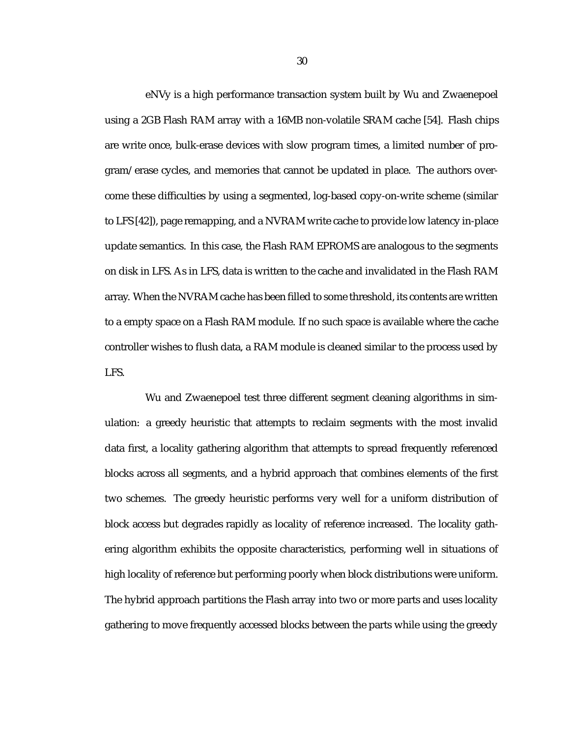eNVy is a high performance transaction system built by Wu and Zwaenepoel using a 2GB Flash RAM array with a 16MB non-volatile SRAM cache [54]. Flash chips are write once, bulk-erase devices with slow program times, a limited number of program/erase cycles, and memories that cannot be updated in place. The authors overcome these difficulties by using a segmented, log-based copy-on-write scheme (similar to LFS [42]), page remapping, and a NVRAM write cache to provide low latency in-place update semantics. In this case, the Flash RAM EPROMS are analogous to the segments on disk in LFS. As in LFS, data is written to the cache and invalidated in the Flash RAM array. When the NVRAM cache has been filled to some threshold, its contents are written to a empty space on a Flash RAM module. If no such space is available where the cache controller wishes to flush data, a RAM module is cleaned similar to the process used by LFS.

Wu and Zwaenepoel test three different segment cleaning algorithms in simulation: a greedy heuristic that attempts to reclaim segments with the most invalid data first, a locality gathering algorithm that attempts to spread frequently referenced blocks across all segments, and a hybrid approach that combines elements of the first two schemes. The greedy heuristic performs very well for a uniform distribution of block access but degrades rapidly as locality of reference increased. The locality gathering algorithm exhibits the opposite characteristics, performing well in situations of high locality of reference but performing poorly when block distributions were uniform. The hybrid approach partitions the Flash array into two or more parts and uses locality gathering to move frequently accessed blocks between the parts while using the greedy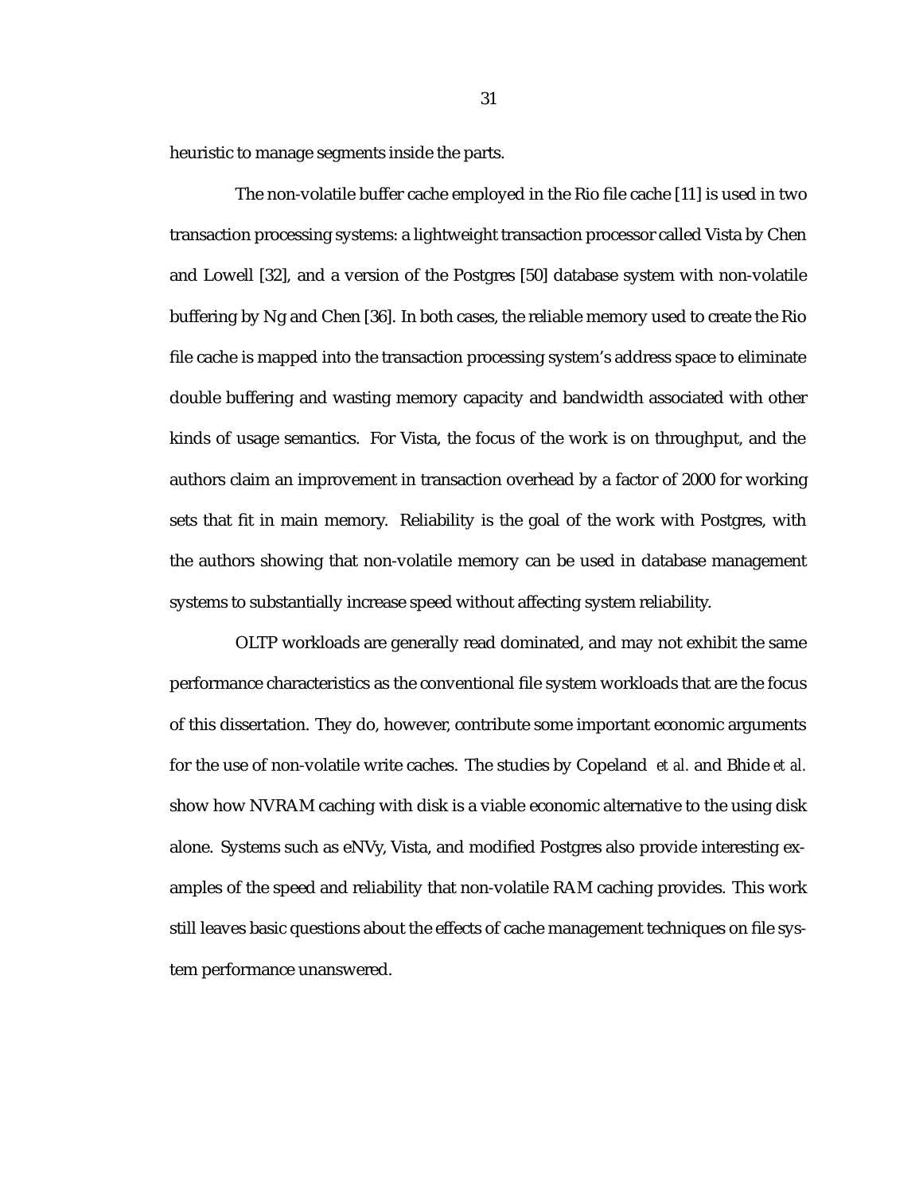heuristic to manage segments inside the parts.

The non-volatile buffer cache employed in the Rio file cache [11] is used in two transaction processing systems: a lightweight transaction processor called Vista by Chen and Lowell [32], and a version of the Postgres [50] database system with non-volatile buffering by Ng and Chen [36]. In both cases, the reliable memory used to create the Rio file cache is mapped into the transaction processing system's address space to eliminate double buffering and wasting memory capacity and bandwidth associated with other kinds of usage semantics. For Vista, the focus of the work is on throughput, and the authors claim an improvement in transaction overhead by a factor of 2000 for working sets that fit in main memory. Reliability is the goal of the work with Postgres, with the authors showing that non-volatile memory can be used in database management systems to substantially increase speed without affecting system reliability.

OLTP workloads are generally read dominated, and may not exhibit the same performance characteristics as the conventional file system workloads that are the focus of this dissertation. They do, however, contribute some important economic arguments for the use of non-volatile write caches. The studies by Copeland *et al.* and Bhide *et al.* show how NVRAM caching with disk is a viable economic alternative to the using disk alone. Systems such as eNVy, Vista, and modified Postgres also provide interesting examples of the speed and reliability that non-volatile RAM caching provides. This work still leaves basic questions about the effects of cache management techniques on file system performance unanswered.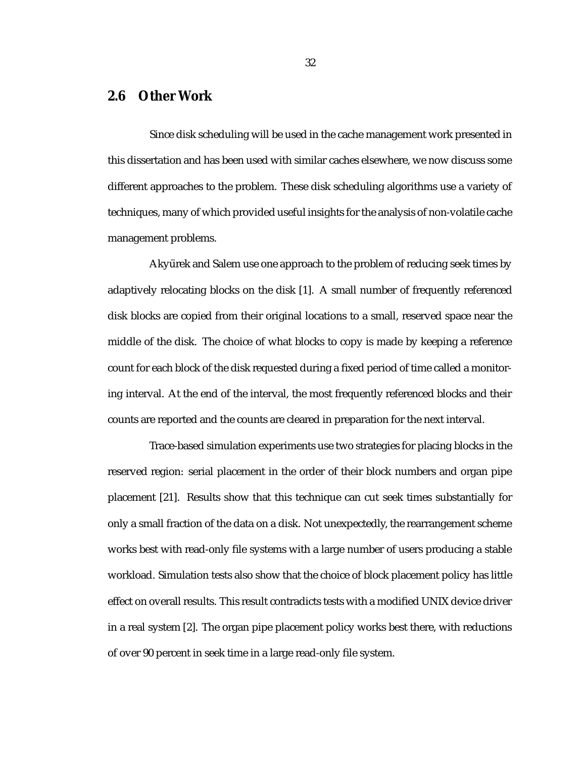## 2.6 Other Work

Since disk scheduling will be used in the cache management work presented in this dissertation and has been used with similar caches elsewhere, we now discuss some different approaches to the problem. These disk scheduling algorithms use a variety of techniques, many of which provided useful insights for the analysis of non-volatile cache management problems.

Akyürek and Salem use one approach to the problem of reducing seek times by adaptively relocating blocks on the disk [1]. A small number of frequently referenced disk blocks are copied from their original locations to a small, reserved space near the middle of the disk. The choice of what blocks to copy is made by keeping a reference count for each block of the disk requested during a fixed period of time called a monitoring interval. At the end of the interval, the most frequently referenced blocks and their counts are reported and the counts are cleared in preparation for the next interval.

Trace-based simulation experiments use two strategies for placing blocks in the reserved region: serial placement in the order of their block numbers and organ pipe placement [21]. Results show that this technique can cut seek times substantially for only a small fraction of the data on a disk. Not unexpectedly, the rearrangement scheme works best with read-only file systems with a large number of users producing a stable workload. Simulation tests also show that the choice of block placement policy has little effect on overall results. This result contradicts tests with a modified UNIX device driver in a real system [2]. The organ pipe placement policy works best there, with reductions of over 90 percent in seek time in a large read-only file system.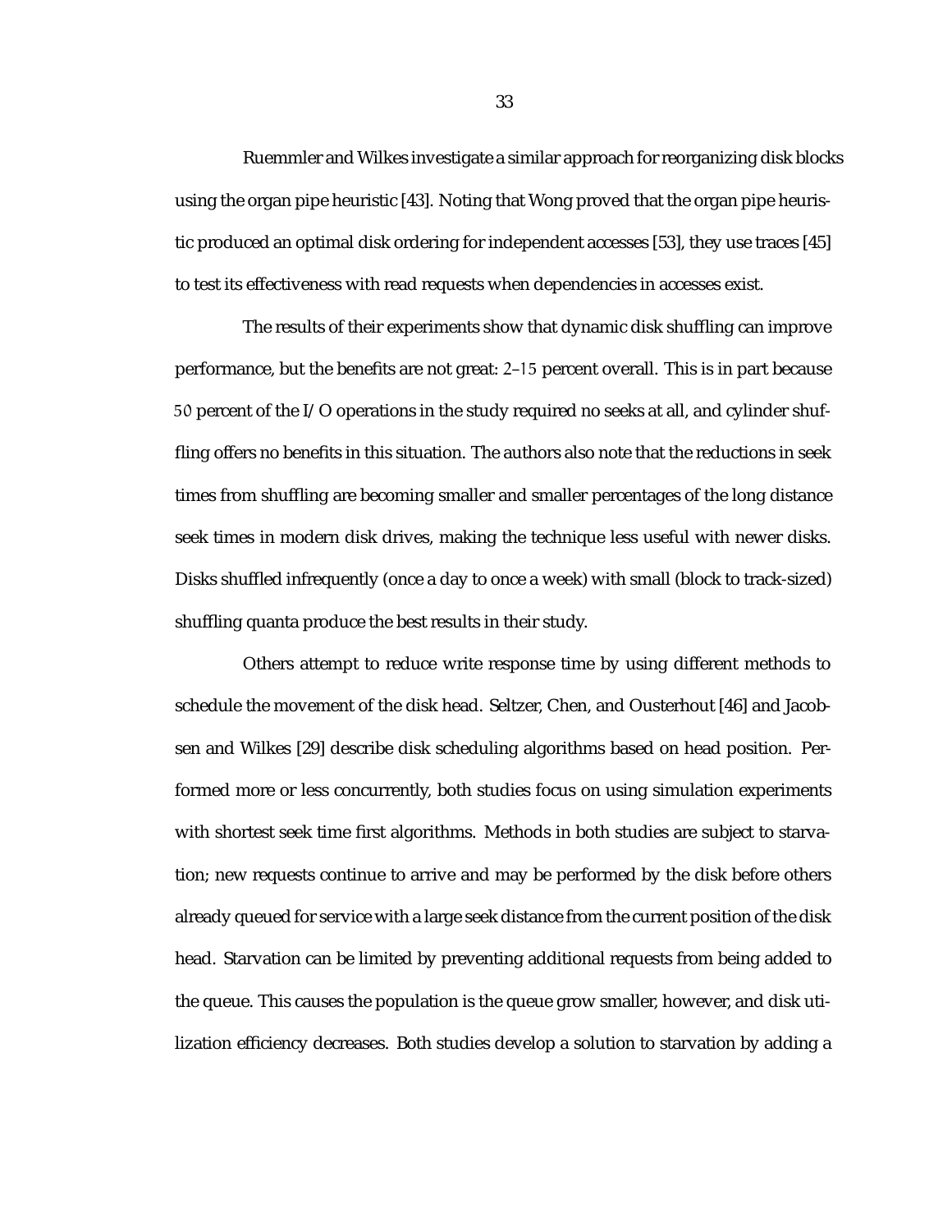Ruemmler and Wilkes investigate a similar approach for reorganizing disk blocks using the organ pipe heuristic [43]. Noting that Wong proved that the organ pipe heuristic produced an optimal disk ordering for independent accesses [53], they use traces [45] to test its effectiveness with read requests when dependencies in accesses exist.

The results of their experiments show that dynamic disk shuffling can improve performance, but the benefits are not great: 2–15 percent overall. This is in part because 50 percent of the I/O operations in the study required no seeks at all, and cylinder shuffling offers no benefits in this situation. The authors also note that the reductions in seek times from shuffling are becoming smaller and smaller percentages of the long distance seek times in modern disk drives, making the technique less useful with newer disks. Disks shuffled infrequently (once a day to once a week) with small (block to track-sized) shuffling quanta produce the best results in their study.

Others attempt to reduce write response time by using different methods to schedule the movement of the disk head. Seltzer, Chen, and Ousterhout [46] and Jacobsen and Wilkes [29] describe disk scheduling algorithms based on head position. Performed more or less concurrently, both studies focus on using simulation experiments with shortest seek time first algorithms. Methods in both studies are subject to starvation; new requests continue to arrive and may be performed by the disk before others already queued for service with a large seek distance from the current position of the disk head. Starvation can be limited by preventing additional requests from being added to the queue. This causes the population is the queue grow smaller, however, and disk utilization efficiency decreases. Both studies develop a solution to starvation by adding a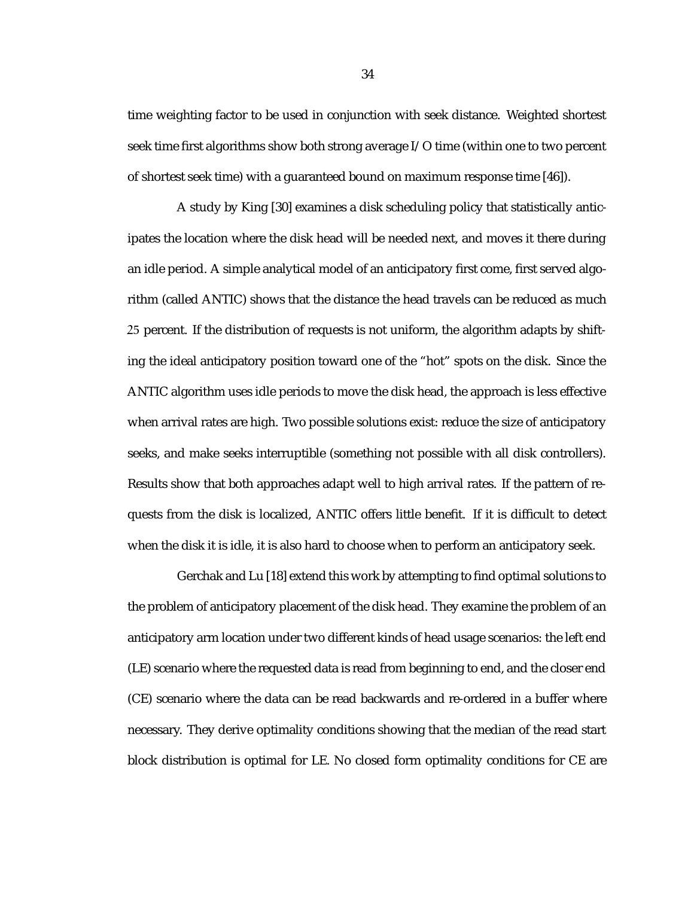time weighting factor to be used in conjunction with seek distance. Weighted shortest seek time first algorithms show both strong average I/O time (within one to two percent of shortest seek time) with a guaranteed bound on maximum response time [46]).

A study by King [30] examines a disk scheduling policy that statistically anticipates the location where the disk head will be needed next, and moves it there during an idle period. A simple analytical model of an anticipatory first come, first served algorithm (called ANTIC) shows that the distance the head travels can be reduced as much 25 percent. If the distribution of requests is not uniform, the algorithm adapts by shifting the ideal anticipatory position toward one of the "hot" spots on the disk. Since the ANTIC algorithm uses idle periods to move the disk head, the approach is less effective when arrival rates are high. Two possible solutions exist: reduce the size of anticipatory seeks, and make seeks interruptible (something not possible with all disk controllers). Results show that both approaches adapt well to high arrival rates. If the pattern of requests from the disk is localized, ANTIC offers little benefit. If it is difficult to detect when the disk it is idle, it is also hard to choose when to perform an anticipatory seek.

Gerchak and Lu [18] extend this work by attempting to find optimal solutions to the problem of anticipatory placement of the disk head. They examine the problem of an anticipatory arm location under two different kinds of head usage scenarios: the left end (LE) scenario where the requested data is read from beginning to end, and the closer end (CE) scenario where the data can be read backwards and re-ordered in a buffer where necessary. They derive optimality conditions showing that the median of the read start block distribution is optimal for LE. No closed form optimality conditions for CE are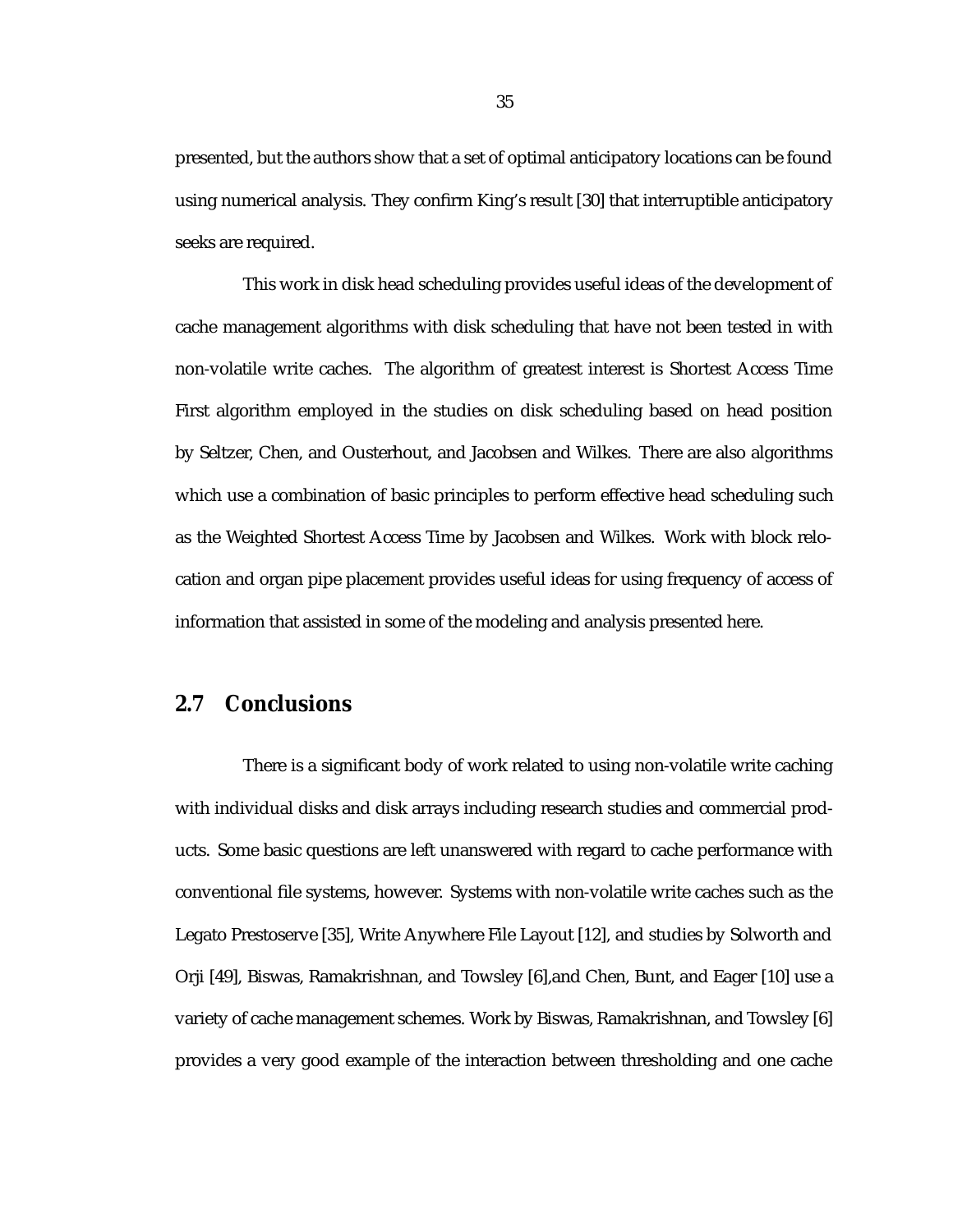presented, but the authors show that a set of optimal anticipatory locations can be found using numerical analysis. They confirm King's result [30] that interruptible anticipatory seeks are required.

This work in disk head scheduling provides useful ideas of the development of cache management algorithms with disk scheduling that have not been tested in with non-volatile write caches. The algorithm of greatest interest is Shortest Access Time First algorithm employed in the studies on disk scheduling based on head position by Seltzer, Chen, and Ousterhout, and Jacobsen and Wilkes. There are also algorithms which use a combination of basic principles to perform effective head scheduling such as the Weighted Shortest Access Time by Jacobsen and Wilkes. Work with block relocation and organ pipe placement provides useful ideas for using frequency of access of information that assisted in some of the modeling and analysis presented here.

## 2.7 Conclusions

There is a significant body of work related to using non-volatile write caching with individual disks and disk arrays including research studies and commercial products. Some basic questions are left unanswered with regard to cache performance with conventional file systems, however. Systems with non-volatile write caches such as the Legato Prestoserve [35], Write Anywhere File Layout [12], and studies by Solworth and Orji [49], Biswas, Ramakrishnan, and Towsley [6],and Chen, Bunt, and Eager [10] use a variety of cache management schemes. Work by Biswas, Ramakrishnan, and Towsley [6] provides a very good example of the interaction between thresholding and one cache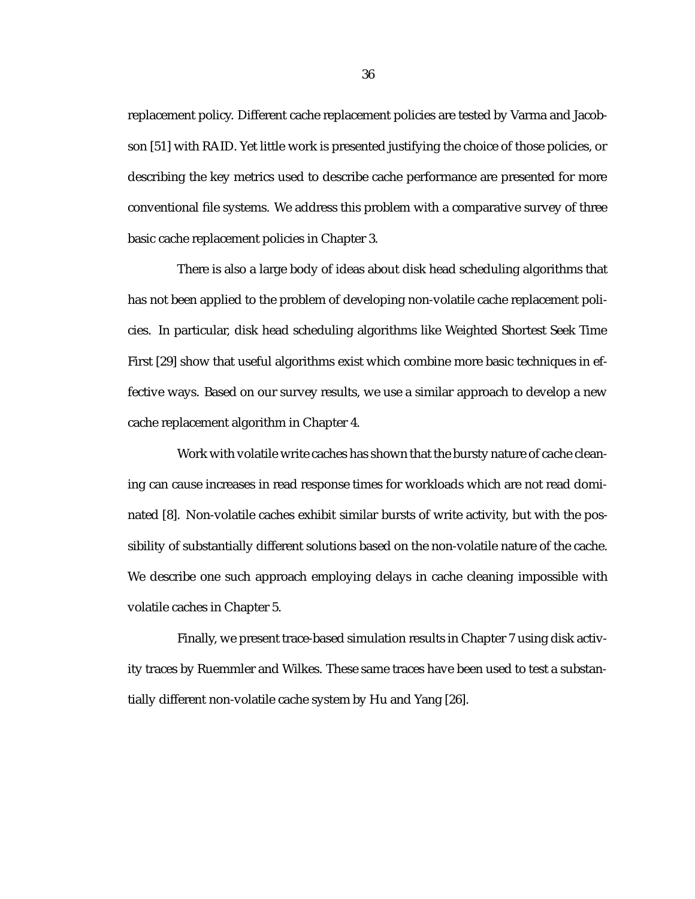replacement policy. Different cache replacement policies are tested by Varma and Jacobson [51] with RAID. Yet little work is presented justifying the choice of those policies, or describing the key metrics used to describe cache performance are presented for more conventional file systems. We address this problem with a comparative survey of three basic cache replacement policies in Chapter 3.

There is also a large body of ideas about disk head scheduling algorithms that has not been applied to the problem of developing non-volatile cache replacement policies. In particular, disk head scheduling algorithms like Weighted Shortest Seek Time First [29] show that useful algorithms exist which combine more basic techniques in effective ways. Based on our survey results, we use a similar approach to develop a new cache replacement algorithm in Chapter 4.

Work with volatile write caches has shown that the bursty nature of cache cleaning can cause increases in read response times for workloads which are not read dominated [8]. Non-volatile caches exhibit similar bursts of write activity, but with the possibility of substantially different solutions based on the non-volatile nature of the cache. We describe one such approach employing delays in cache cleaning impossible with volatile caches in Chapter 5.

Finally, we present trace-based simulation results in Chapter 7 using disk activity traces by Ruemmler and Wilkes. These same traces have been used to test a substantially different non-volatile cache system by Hu and Yang [26].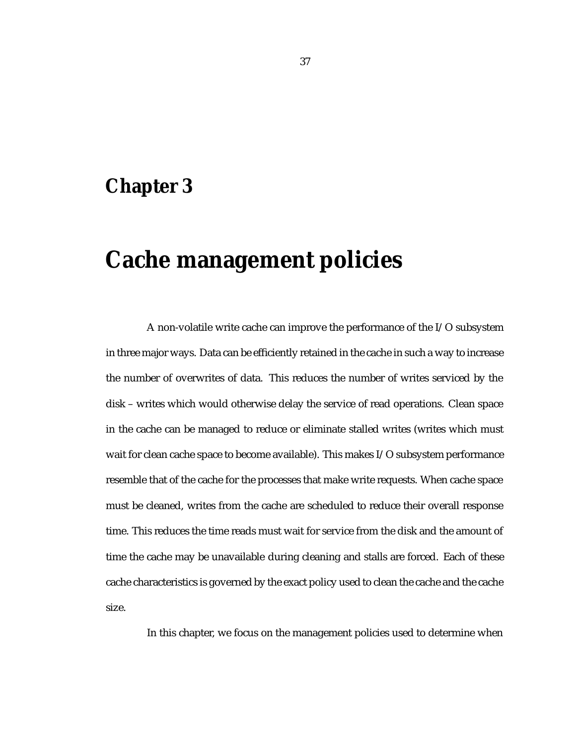# Chapter 3

# Cache management policies

A non-volatile write cache can improve the performance of the I/O subsystem in three major ways. Data can be efficiently retained in the cache in such a way to increase the number of overwrites of data. This reduces the number of writes serviced by the disk – writes which would otherwise delay the service of read operations. Clean space in the cache can be managed to reduce or eliminate stalled writes (writes which must wait for clean cache space to become available). This makes I/O subsystem performance resemble that of the cache for the processes that make write requests. When cache space must be cleaned, writes from the cache are scheduled to reduce their overall response time. This reduces the time reads must wait for service from the disk and the amount of time the cache may be unavailable during cleaning and stalls are forced. Each of these cache characteristics is governed by the exact policy used to clean the cache and the cache size.

In this chapter, we focus on the management policies used to determine when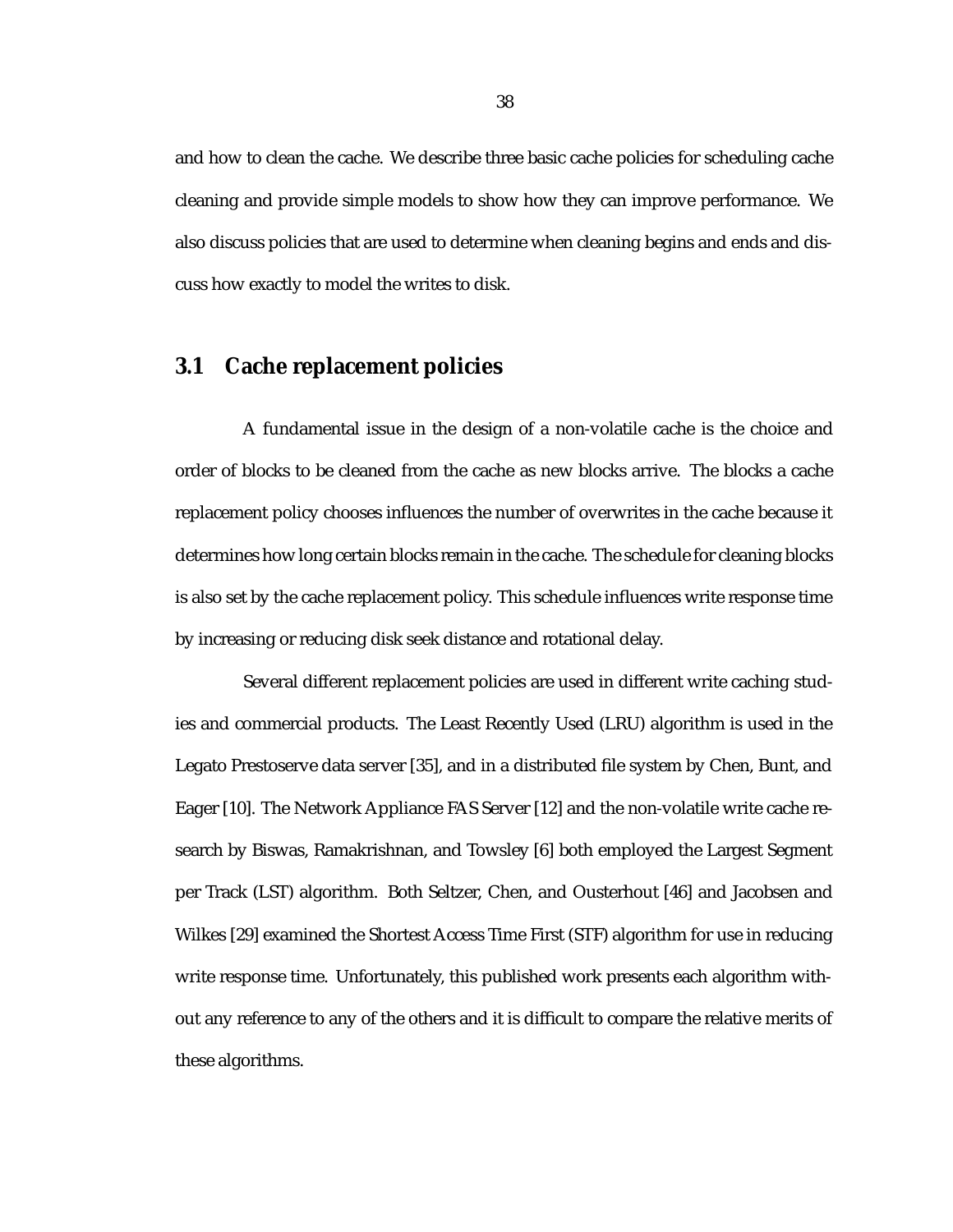and how to clean the cache. We describe three basic cache policies for scheduling cache cleaning and provide simple models to show how they can improve performance. We also discuss policies that are used to determine when cleaning begins and ends and discuss how exactly to model the writes to disk.

## 3.1 Cache replacement policies

A fundamental issue in the design of a non-volatile cache is the choice and order of blocks to be cleaned from the cache as new blocks arrive. The blocks a cache replacement policy chooses influences the number of overwrites in the cache because it determines how long certain blocks remain in the cache. The schedule for cleaning blocks is also set by the cache replacement policy. This schedule influences write response time by increasing or reducing disk seek distance and rotational delay.

Several different replacement policies are used in different write caching studies and commercial products. The Least Recently Used (LRU) algorithm is used in the Legato Prestoserve data server [35], and in a distributed file system by Chen, Bunt, and Eager [10]. The Network Appliance FAS Server [12] and the non-volatile write cache research by Biswas, Ramakrishnan, and Towsley [6] both employed the Largest Segment per Track (LST) algorithm. Both Seltzer, Chen, and Ousterhout [46] and Jacobsen and Wilkes [29] examined the Shortest Access Time First (STF) algorithm for use in reducing write response time. Unfortunately, this published work presents each algorithm without any reference to any of the others and it is difficult to compare the relative merits of these algorithms.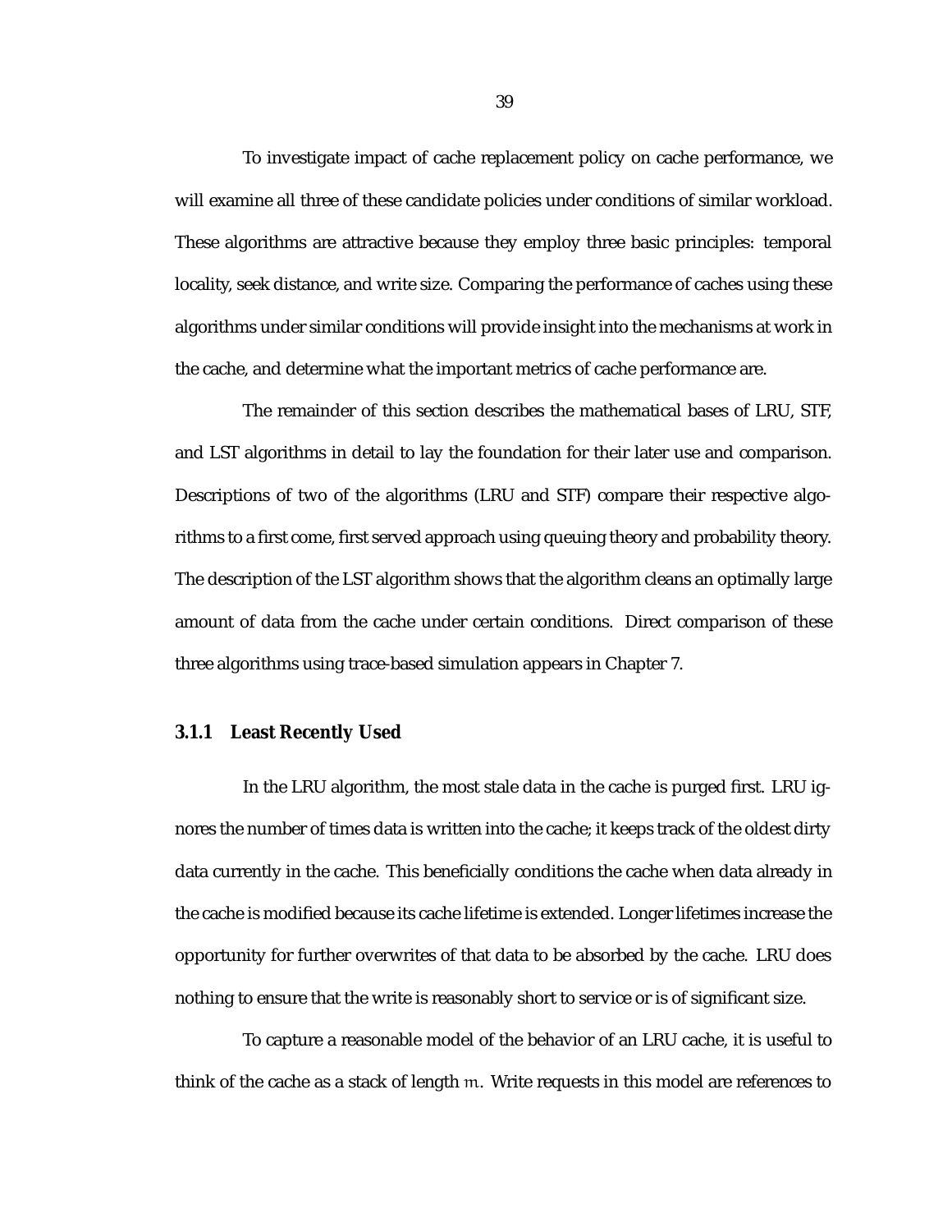To investigate impact of cache replacement policy on cache performance, we will examine all three of these candidate policies under conditions of similar workload. These algorithms are attractive because they employ three basic principles: temporal locality, seek distance, and write size. Comparing the performance of caches using these algorithms under similar conditions will provide insight into the mechanisms at work in the cache, and determine what the important metrics of cache performance are.

The remainder of this section describes the mathematical bases of LRU, STF, and LST algorithms in detail to lay the foundation for their later use and comparison. Descriptions of two of the algorithms (LRU and STF) compare their respective algorithms to a first come, first served approach using queuing theory and probability theory. The description of the LST algorithm shows that the algorithm cleans an optimally large amount of data from the cache under certain conditions. Direct comparison of these three algorithms using trace-based simulation appears in Chapter 7.

### 3.1.1 Least Recently Used

In the LRU algorithm, the most stale data in the cache is purged first. LRU ignores the number of times data is written into the cache; it keeps track of the oldest dirty data currently in the cache. This beneficially conditions the cache when data already in the cache is modified because its cache lifetime is extended. Longer lifetimes increase the opportunity for further overwrites of that data to be absorbed by the cache. LRU does nothing to ensure that the write is reasonably short to service or is of significant size.

To capture a reasonable model of the behavior of an LRU cache, it is useful to think of the cache as a stack of length $m$. Write requests in this model are references to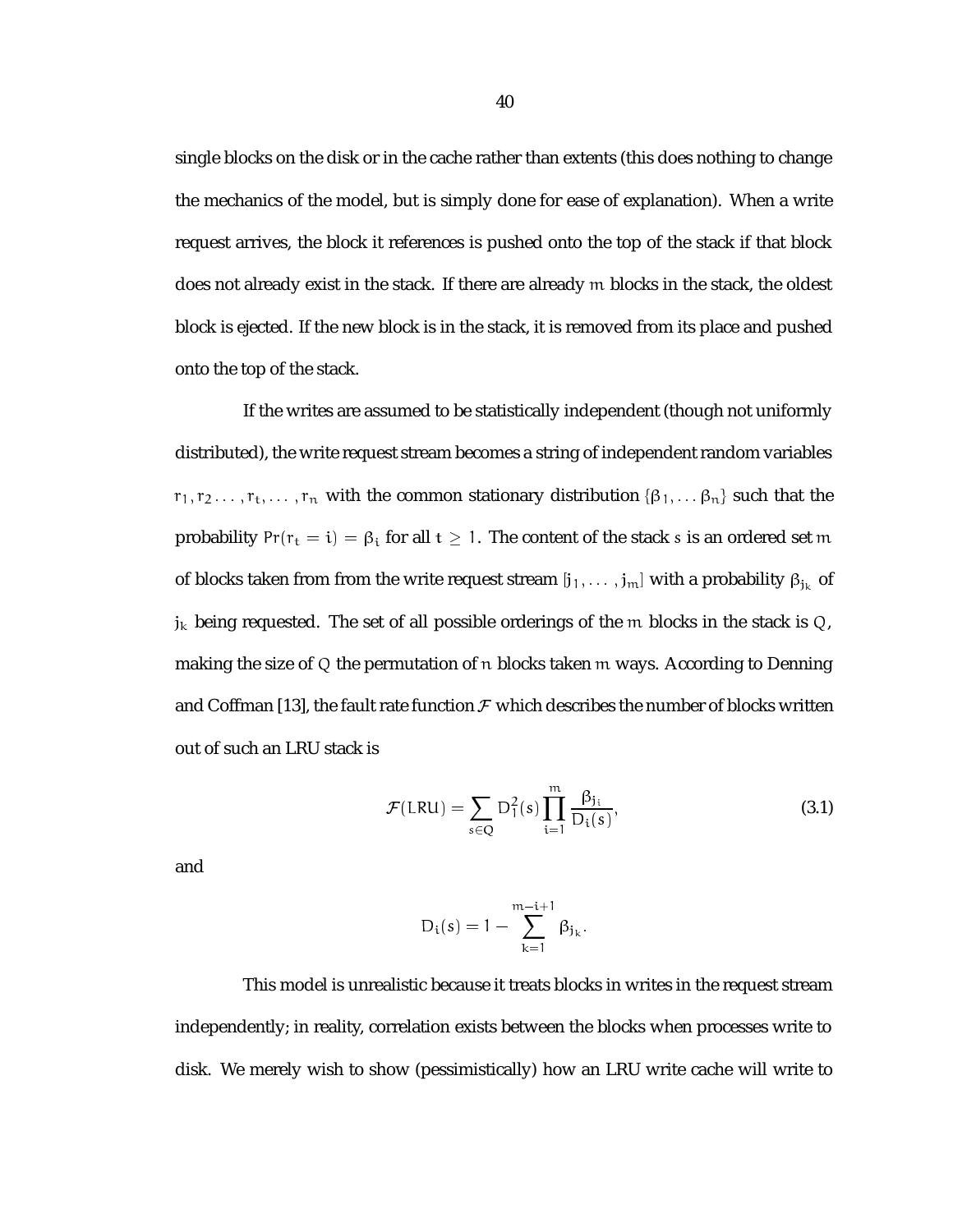single blocks on the disk or in the cache rather than extents (this does nothing to change the mechanics of the model, but is simply done for ease of explanation). When a write request arrives, the block it references is pushed onto the top of the stack if that block does not already exist in the stack. If there are already $m$ blocks in the stack, the oldest block is ejected. If the new block is in the stack, it is removed from its place and pushed onto the top of the stack.

If the writes are assumed to be statistically independent (though not uniformly distributed), the write request stream becomes a string of independent random variables $r_1, r_2 \ldots, r_t, \ldots, r_n$ with the common stationary distribution $\{\beta_1, \ldots \beta_n\}$ such that the probability $Pr(r_t = i) = \beta_i$ for all $t \geq 1$. The content of the stack $s$ is an ordered set $m$ of blocks taken from from the write request stream $[j_1, \ldots, j_m]$ with a probability $\beta_{j_k}$ of $j_k$ being requested. The set of all possible orderings of the $m$ blocks in the stack is $Q$, making the size of $Q$ the permutation of $n$ blocks taken $m$ ways. According to Denning and Coffman [13], the fault rate function $\mathcal{F}$ which describes the number of blocks written out of such an LRU stack is

$$\mathcal{F}(LRU) = \sum_{s \in Q} D_1^2(s) \prod_{i=1}^{m} \frac{\beta_{j_i}}{D_i(s)}, \tag{3.1}$$

and

$$D_i(s) = 1 - \sum_{k=1}^{m-i+1} \beta_{j_k}.$$

This model is unrealistic because it treats blocks in writes in the request stream independently; in reality, correlation exists between the blocks when processes write to disk. We merely wish to show (pessimistically) how an LRU write cache will write to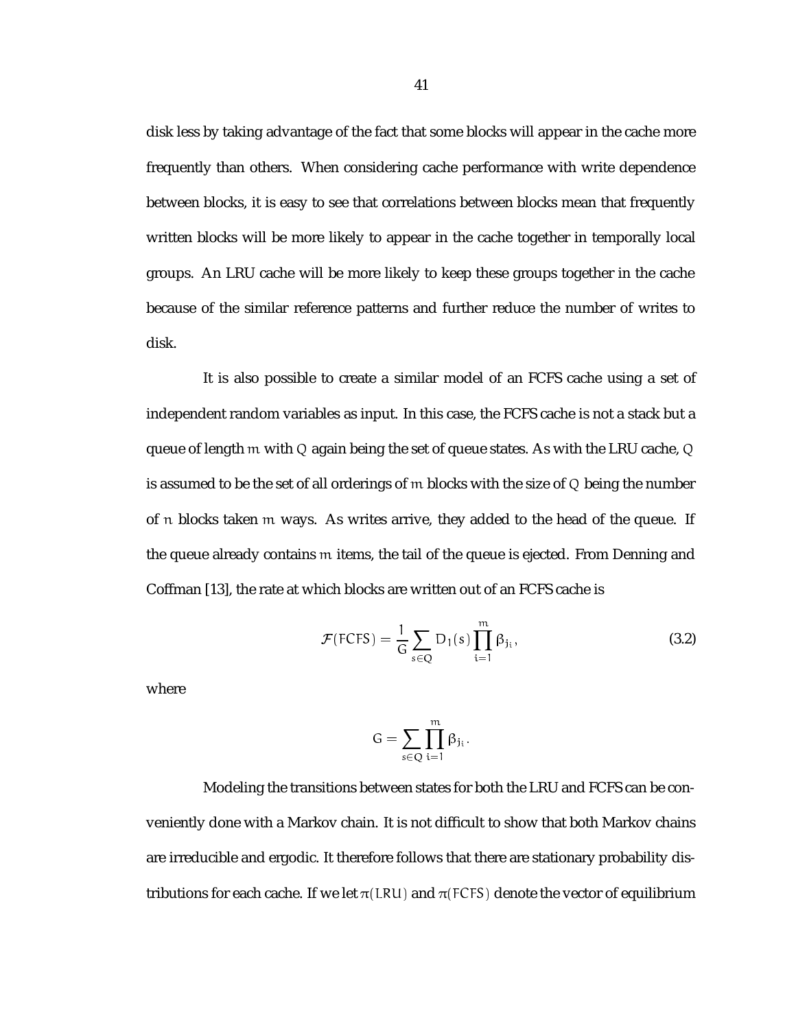disk less by taking advantage of the fact that some blocks will appear in the cache more frequently than others. When considering cache performance with write dependence between blocks, it is easy to see that correlations between blocks mean that frequently written blocks will be more likely to appear in the cache together in temporally local groups. An LRU cache will be more likely to keep these groups together in the cache because of the similar reference patterns and further reduce the number of writes to disk.

It is also possible to create a similar model of an FCFS cache using a set of independent random variables as input. In this case, the FCFS cache is not a stack but a queue of length $m$ with $Q$ again being the set of queue states. As with the LRU cache, $Q$ is assumed to be the set of all orderings of $m$ blocks with the size of $Q$ being the number of $n$ blocks taken $m$ ways. As writes arrive, they added to the head of the queue. If the queue already contains $m$ items, the tail of the queue is ejected. From Denning and Coffman [13], the rate at which blocks are written out of an FCFS cache is

$$\mathcal{F}(FCFS) = \frac{1}{G} \sum_{s \in Q} D_1(s) \prod_{i=1}^{m} \beta_{j_i}, \tag{3.2}$$

where

$$G = \sum_{s \in Q} \prod_{i=1}^{m} \beta_{j_i}.$$

Modeling the transitions between states for both the LRU and FCFS can be conveniently done with a Markov chain. It is not difficult to show that both Markov chains are irreducible and ergodic. It therefore follows that there are stationary probability distributions for each cache. If we let $\pi(LRU)$ and $\pi(FCFS)$ denote the vector of equilibrium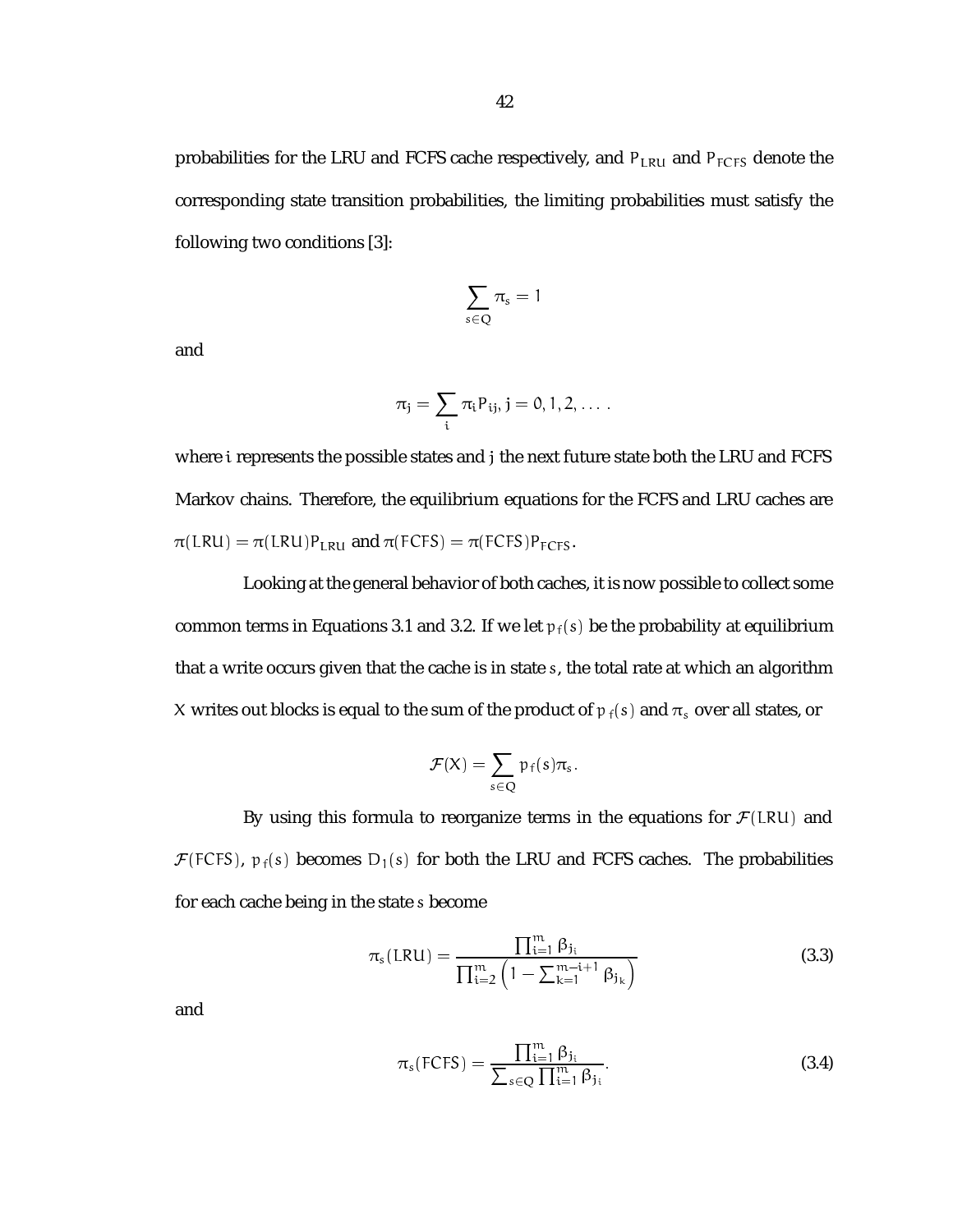probabilities for the LRU and FCFS cache respectively, and $P_{LRU}$ and $P_{FCFS}$ denote the corresponding state transition probabilities, the limiting probabilities must satisfy the following two conditions [3]:

$$\sum_{s \in Q} \pi_s = 1$$

and

$$\pi_j = \sum_i \pi_i P_{ij}, \; j = 0, 1, 2, \ldots .$$

where $i$ represents the possible states and $j$ the next future state both the LRU and FCFS Markov chains. Therefore, the equilibrium equations for the FCFS and LRU caches are $\pi(LRU) = \pi(LRU)P_{LRU}$ and $\pi(FCFS) = \pi(FCFS)P_{FCFS}$.

Looking at the general behavior of both caches, it is now possible to collect some common terms in Equations 3.1 and 3.2. If we let $p_f(s)$ be the probability at equilibrium that a write occurs given that the cache is in state $s$, the total rate at which an algorithm $X$ writes out blocks is equal to the sum of the product of $p_f(s)$ and $\pi_s$ over all states, or

$$\mathcal{F}(X) = \sum_{s \in Q} p_f(s) \pi_s .$$

By using this formula to reorganize terms in the equations for $\mathcal{F}(LRU)$ and $\mathcal{F}(FCFS)$, $p_f(s)$ becomes $D_1(s)$ for both the LRU and FCFS caches. The probabilities for each cache being in the state $s$ become

$$\pi_s(LRU) = \frac{\prod_{i=1}^{m} \beta_{j_i}}{\prod_{i=2}^{m} \left(1 - \sum_{k=1}^{m-i+1} \beta_{j_k}\right)} \tag{3.3}$$

and

$$\pi_s(FCFS) = \frac{\prod_{i=1}^{m} \beta_{j_i}}{\sum_{s \in Q} \prod_{i=1}^{m} \beta_{j_i}}. \tag{3.4}$$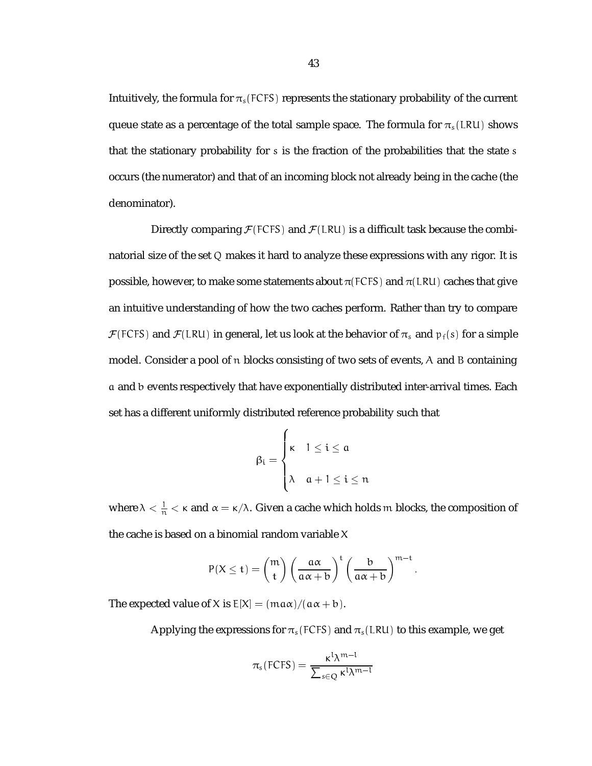Intuitively, the formula for $\pi_s(FCFS)$ represents the stationary probability of the current queue state as a percentage of the total sample space. The formula for $\pi_s(LRU)$ shows that the stationary probability for $s$ is the fraction of the probabilities that the state $s$ occurs (the numerator) and that of an incoming block not already being in the cache (the denominator).

Directly comparing $\mathcal{F}(FCFS)$ and $\mathcal{F}(LRU)$ is a difficult task because the combinatorial size of the set $Q$ makes it hard to analyze these expressions with any rigor. It is possible, however, to make some statements about $\pi(FCFS)$ and $\pi(LRU)$ caches that give an intuitive understanding of how the two caches perform. Rather than try to compare $\mathcal{F}(FCFS)$ and $\mathcal{F}(LRU)$ in general, let us look at the behavior of $\pi_s$ and $p_f(s)$ for a simple model. Consider a pool of $n$ blocks consisting of two sets of events, $A$ and $B$ containing $a$ and $b$ events respectively that have exponentially distributed inter-arrival times. Each set has a different uniformly distributed reference probability such that

$$\beta_i = \begin{cases} \kappa & 1 \leq i \leq a \\ \lambda & a+1 \leq i \leq n \end{cases}$$

where $\lambda < \frac{1}{n} < \kappa$ and $\alpha = \kappa/\lambda$. Given a cache which holds $m$ blocks, the composition of the cache is based on a binomial random variable $X$

$$P(X \leq t) = \binom{m}{t} \left(\frac{a\alpha}{a\alpha + b}\right)^t \left(\frac{b}{a\alpha + b}\right)^{m-t}.$$

The expected value of $X$ is $E[X] = (ma\alpha)/(a\alpha + b)$.

Applying the expressions for $\pi_s(FCFS)$ and $\pi_s(LRU)$ to this example, we get

$$\pi_s(FCFS) = \frac{\kappa^l \lambda^{m-l}}{\sum_{s \in Q} \kappa^l \lambda^{m-l}}$$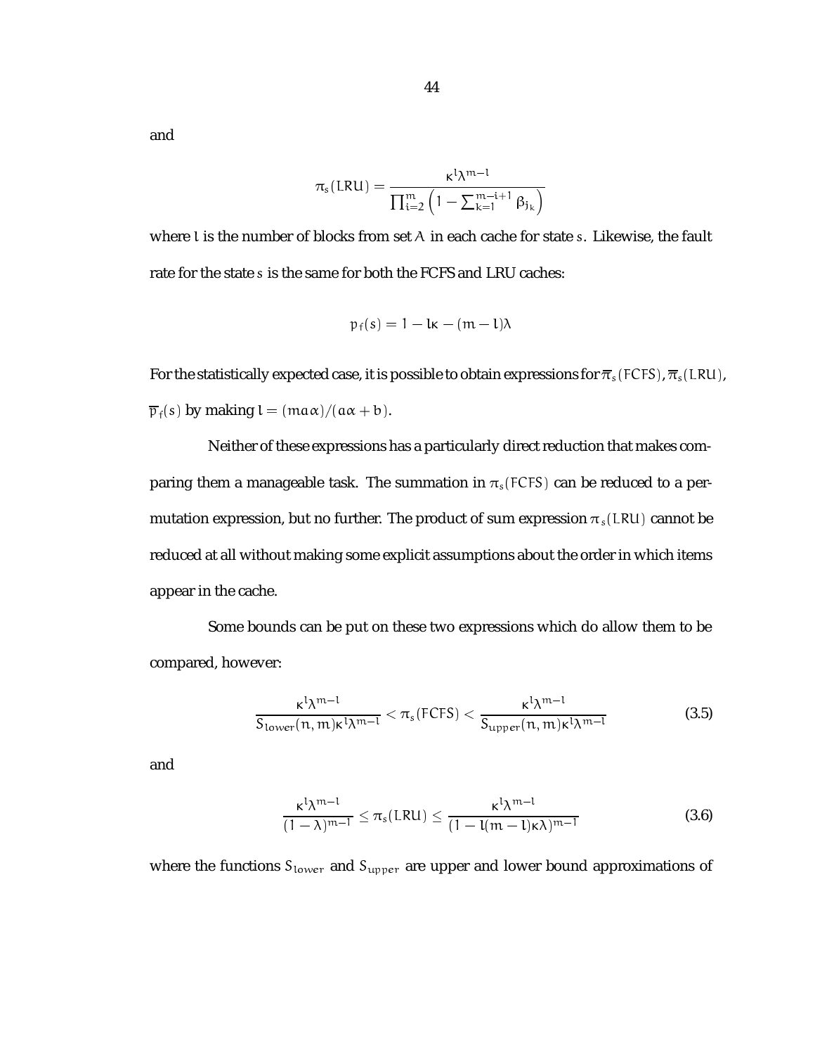and

$$\pi_s(LRU) = \frac{\kappa^l \lambda^{m-l}}{\prod_{i=2}^{m} \left(1 - \sum_{k=1}^{m-i+1} \beta_{j_k}\right)}$$

where $l$ is the number of blocks from set $A$ in each cache for state $s$. Likewise, the fault rate for the state $s$ is the same for both the FCFS and LRU caches:

$$p_f(s) = 1 - l\kappa - (m-l)\lambda$$

For the statistically expected case, it is possible to obtain expressions for $\overline{\pi}_s(FCFS)$, $\overline{\pi}_s(LRU)$, $\overline{p}_f(s)$ by making $l = (ma\alpha)/(a\alpha + b)$.

Neither of these expressions has a particularly direct reduction that makes comparing them a manageable task. The summation in $\pi_s(FCFS)$ can be reduced to a permutation expression, but no further. The product of sum expression $\pi_s(LRU)$ cannot be reduced at all without making some explicit assumptions about the order in which items appear in the cache.

Some bounds can be put on these two expressions which do allow them to be compared, however:

$$\frac{\kappa^l \lambda^{m-l}}{S_{lower}(n,m)\kappa^l \lambda^{m-l}} < \pi_s(FCFS) < \frac{\kappa^l \lambda^{m-l}}{S_{upper}(n,m)\kappa^l \lambda^{m-l}} \tag{3.5}$$

and

$$\frac{\kappa^l \lambda^{m-l}}{(1-\lambda)^{m-1}} \leq \pi_s(LRU) \leq \frac{\kappa^l \lambda^{m-l}}{(1-l(m-l)\kappa\lambda)^{m-1}} \tag{3.6}$$

where the functions $S_{lower}$ and $S_{upper}$ are upper and lower bound approximations of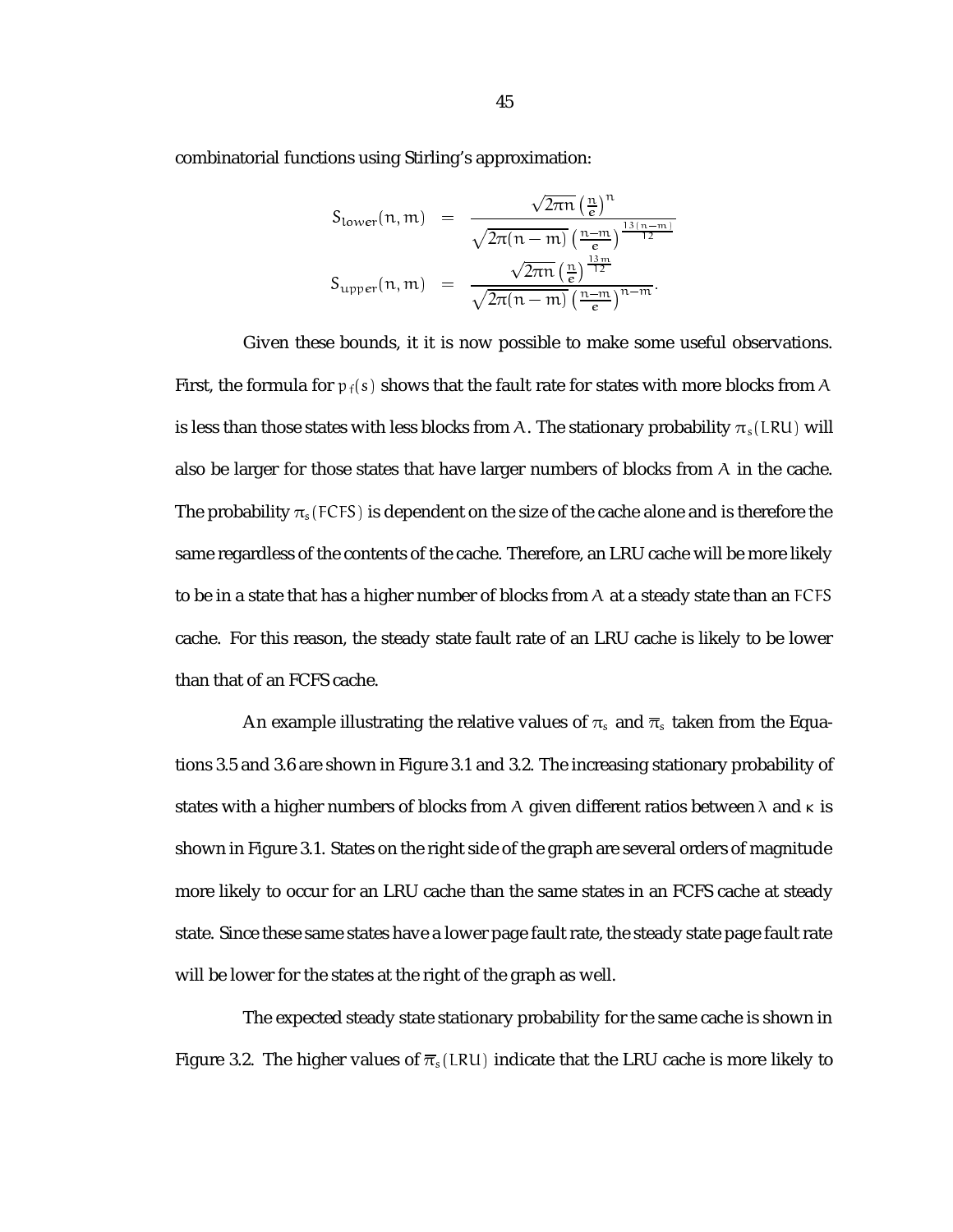combinatorial functions using Stirling's approximation:

$$
\begin{aligned}
S_{lower}(n, m) &= \frac{\sqrt{2\pi n}\left(\frac{n}{e}\right)^{n}}{\sqrt{2\pi(n-m)}\left(\frac{n-m}{e}\right)^{\frac{13(n-m)}{12}}} \\
S_{upper}(n, m) &= \frac{\sqrt{2\pi n}\left(\frac{n}{e}\right)^{\frac{13m}{12}}}{\sqrt{2\pi(n-m)}\left(\frac{n-m}{e}\right)^{n-m}}.
\end{aligned}
$$

Given these bounds, it it is now possible to make some useful observations. First, the formula for $p_f(s)$ shows that the fault rate for states with more blocks from $A$ is less than those states with less blocks from $A$. The stationary probability $\pi_s(LRU)$ will also be larger for those states that have larger numbers of blocks from $A$ in the cache. The probability $\pi_s(FCFS)$ is dependent on the size of the cache alone and is therefore the same regardless of the contents of the cache. Therefore, an LRU cache will be more likely to be in a state that has a higher number of blocks from $A$ at a steady state than an $FCFS$ cache. For this reason, the steady state fault rate of an LRU cache is likely to be lower than that of an FCFS cache.

An example illustrating the relative values of $\pi_s$ and $\overline{\pi}_s$ taken from the Equations 3.5 and 3.6 are shown in Figure 3.1 and 3.2. The increasing stationary probability of states with a higher numbers of blocks from $A$ given different ratios between $\lambda$ and $\kappa$ is shown in Figure 3.1. States on the right side of the graph are several orders of magnitude more likely to occur for an LRU cache than the same states in an FCFS cache at steady state. Since these same states have a lower page fault rate, the steady state page fault rate will be lower for the states at the right of the graph as well.

The expected steady state stationary probability for the same cache is shown in Figure 3.2. The higher values of $\overline{\pi}_s(LRU)$ indicate that the LRU cache is more likely to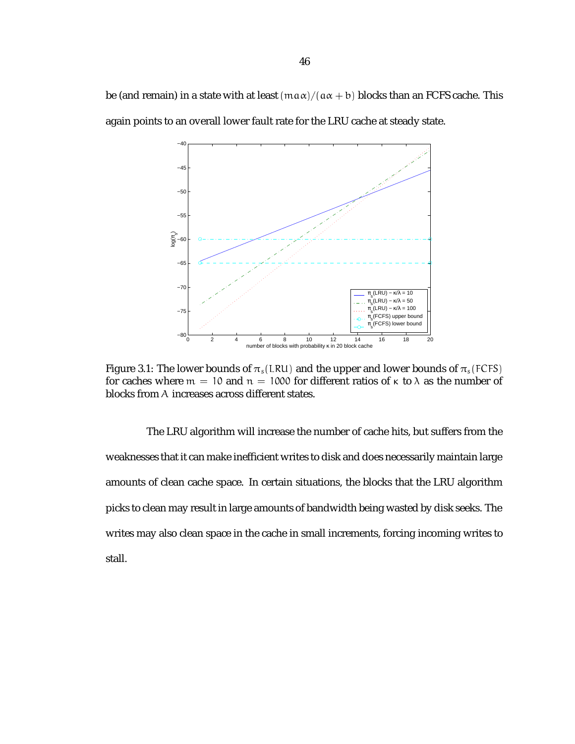be (and remain) in a state with at least $(ma\alpha)/(a\alpha + b)$ blocks than an FCFS cache. This again points to an overall lower fault rate for the LRU cache at steady state.

Figure 3.1: The lower bounds of $\pi_s(LRU)$ and the upper and lower bounds of $\pi_s(FCFS)$ for caches where $m = 10$ and $n = 1000$ for different ratios of $\kappa$ to $\lambda$ as the number of blocks from $\Lambda$ increases across different states.

The LRU algorithm will increase the number of cache hits, but suffers from the weaknesses that it can make inefficient writes to disk and does necessarily maintain large amounts of clean cache space. In certain situations, the blocks that the LRU algorithm picks to clean may result in large amounts of bandwidth being wasted by disk seeks. The writes may also clean space in the cache in small increments, forcing incoming writes to stall.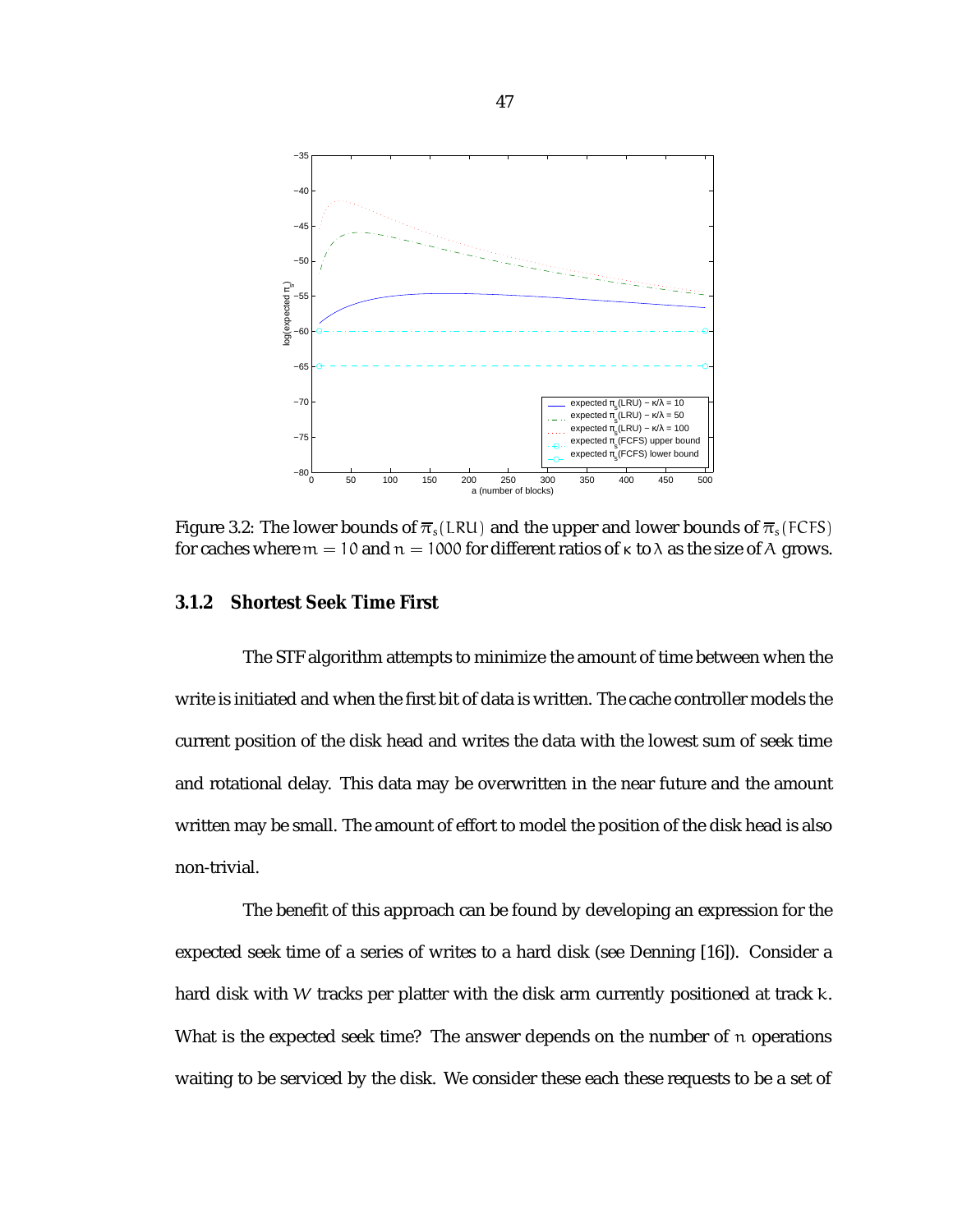Figure 3.2: The lower bounds of $\overline{\pi}_s(LRU)$ and the upper and lower bounds of $\overline{\pi}_s(FCFS)$ for caches where $m = 10$ and $n = 1000$ for different ratios of $\kappa$ to $\lambda$ as the size of $A$ grows.

### 3.1.2 Shortest Seek Time First

The STF algorithm attempts to minimize the amount of time between when the write is initiated and when the first bit of data is written. The cache controller models the current position of the disk head and writes the data with the lowest sum of seek time and rotational delay. This data may be overwritten in the near future and the amount written may be small. The amount of effort to model the position of the disk head is also non-trivial.

The benefit of this approach can be found by developing an expression for the expected seek time of a series of writes to a hard disk (see Denning [16]). Consider a hard disk with $W$ tracks per platter with the disk arm currently positioned at track $k$. What is the expected seek time? The answer depends on the number of $n$ operations waiting to be serviced by the disk. We consider these each these requests to be a set of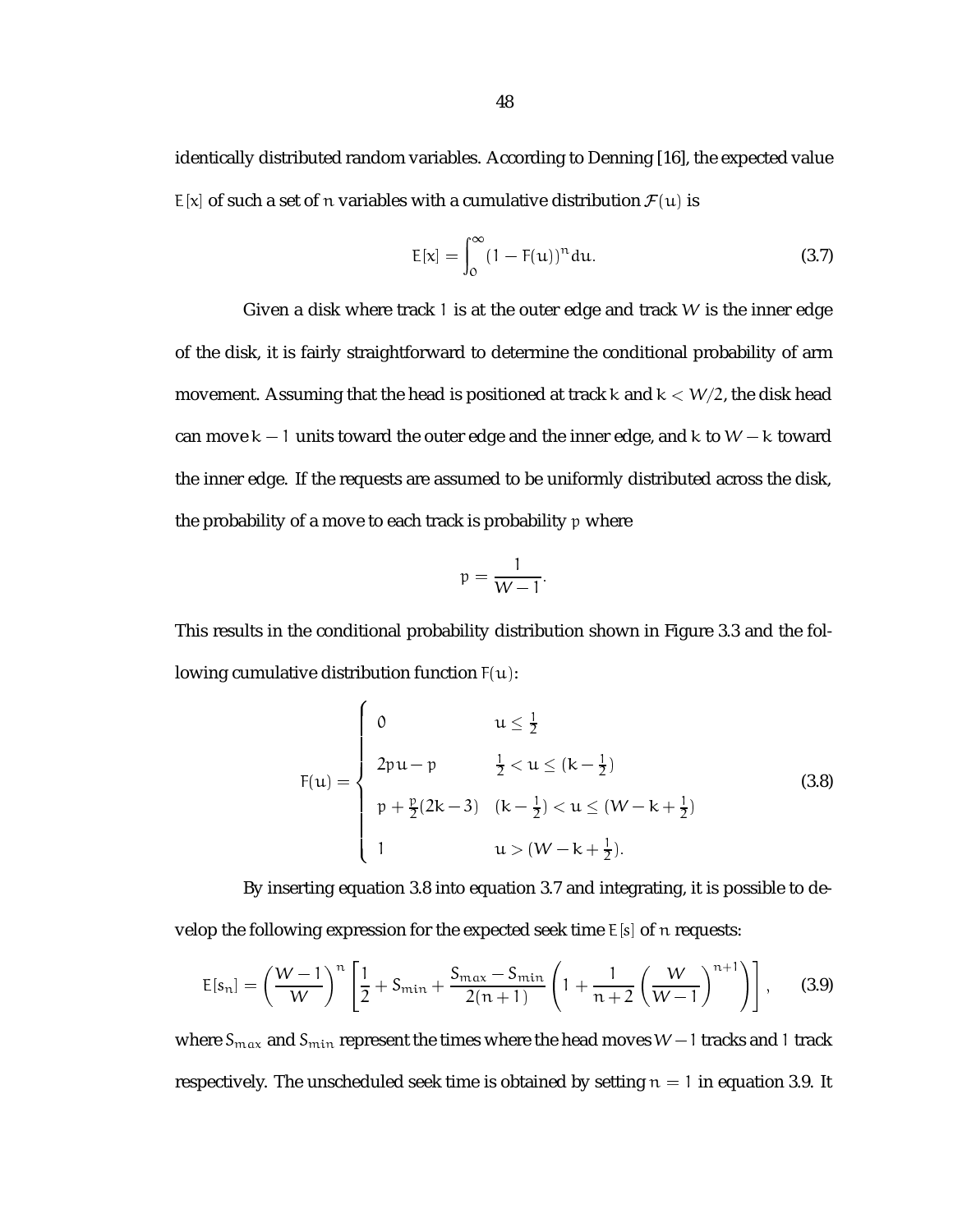identically distributed random variables. According to Denning [16], the expected value $E[x]$ of such a set of $n$ variables with a cumulative distribution $\mathcal{F}(u)$ is

$$E[x] = \int_0^\infty (1 - F(u))^n du. \tag{3.7}$$

Given a disk where track 1 is at the outer edge and track $W$ is the inner edge of the disk, it is fairly straightforward to determine the conditional probability of arm movement. Assuming that the head is positioned at track $k$ and $k < W/2$, the disk head can move $k-1$ units toward the outer edge and the inner edge, and $k$ to $W-k$ toward the inner edge. If the requests are assumed to be uniformly distributed across the disk, the probability of a move to each track is probability $p$ where

$$p = \frac{1}{W-1}.$$

This results in the conditional probability distribution shown in Figure 3.3 and the following cumulative distribution function $F(u)$:

$$F(u) = \begin{cases} 0 & u \leq \frac{1}{2} \\ 2pu - p & \frac{1}{2} < u \leq (k - \frac{1}{2}) \\ p + \frac{p}{2}(2k-3) & (k - \frac{1}{2}) < u \leq (W - k + \frac{1}{2}) \\ 1 & u > (W - k + \frac{1}{2}). \end{cases} \tag{3.8}$$

By inserting equation 3.8 into equation 3.7 and integrating, it is possible to develop the following expression for the expected seek time $E[s]$ of $n$ requests:

$$E[s_n] = \left(\frac{W-1}{W}\right)^n \left[\frac{1}{2} + S_{min} + \frac{S_{max} - S_{min}}{2(n+1)}\left(1 + \frac{1}{n+2}\left(\frac{W}{W-1}\right)^{n+1}\right)\right], \tag{3.9}$$

where $S_{max}$ and $S_{min}$ represent the times where the head moves $W-1$ tracks and 1 track respectively. The unscheduled seek time is obtained by setting $n = 1$ in equation 3.9. It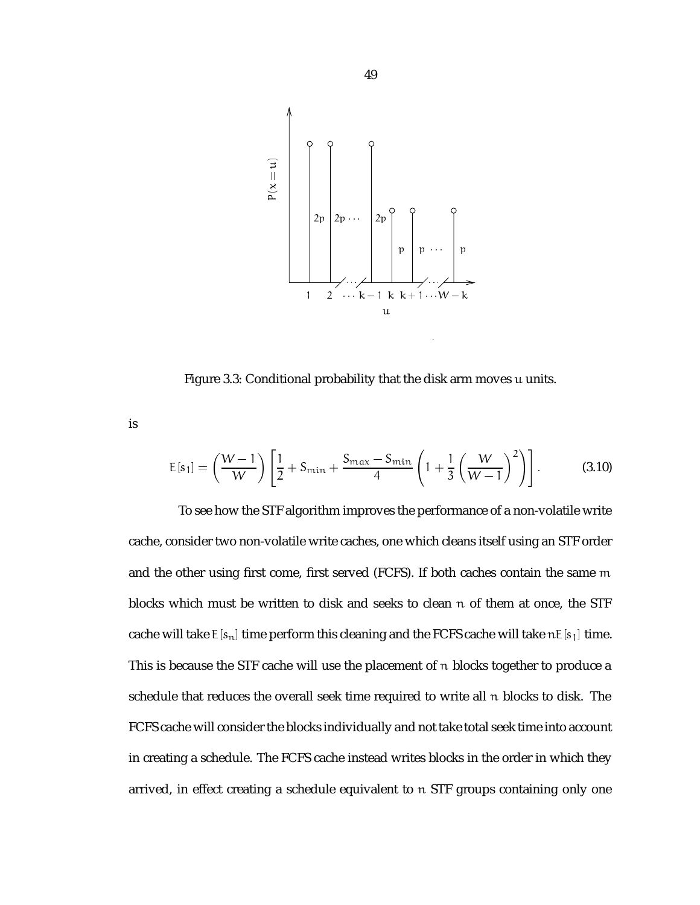Figure 3.3: Conditional probability that the disk arm moves $u$ units.

is

$$E[s_1] = \left(\frac{W-1}{W}\right)\left[\frac{1}{2} + S_{min} + \frac{S_{max} - S_{min}}{4}\left(1 + \frac{1}{3}\left(\frac{W}{W-1}\right)^2\right)\right]. \tag{3.10}$$

To see how the STF algorithm improves the performance of a non-volatile write cache, consider two non-volatile write caches, one which cleans itself using an STF order and the other using first come, first served (FCFS). If both caches contain the same $m$ blocks which must be written to disk and seeks to clean $n$ of them at once, the STF cache will take $E[s_n]$ time perform this cleaning and the FCFS cache will take $nE[s_1]$ time. This is because the STF cache will use the placement of $n$ blocks together to produce a schedule that reduces the overall seek time required to write all $n$ blocks to disk. The FCFS cache will consider the blocks individually and not take total seek time into account in creating a schedule. The FCFS cache instead writes blocks in the order in which they arrived, in effect creating a schedule equivalent to $n$ STF groups containing only one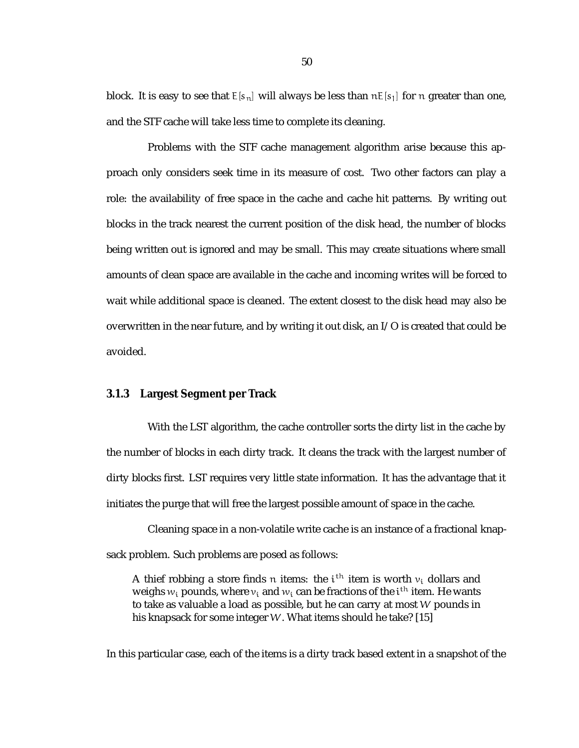block. It is easy to see that $E[s_n]$ will always be less than $nE[s_1]$ for $n$ greater than one, and the STF cache will take less time to complete its cleaning.

Problems with the STF cache management algorithm arise because this approach only considers seek time in its measure of cost. Two other factors can play a role: the availability of free space in the cache and cache hit patterns. By writing out blocks in the track nearest the current position of the disk head, the number of blocks being written out is ignored and may be small. This may create situations where small amounts of clean space are available in the cache and incoming writes will be forced to wait while additional space is cleaned. The extent closest to the disk head may also be overwritten in the near future, and by writing it out disk, an I/O is created that could be avoided.

### 3.1.3 Largest Segment per Track

With the LST algorithm, the cache controller sorts the dirty list in the cache by the number of blocks in each dirty track. It cleans the track with the largest number of dirty blocks first. LST requires very little state information. It has the advantage that it initiates the purge that will free the largest possible amount of space in the cache.

Cleaning space in a non-volatile write cache is an instance of a fractional knapsack problem. Such problems are posed as follows:

> A thief robbing a store finds $n$ items: the $i^{th}$ item is worth $v_i$ dollars and weighs $w_i$ pounds, where $v_i$ and $w_i$ can be fractions of the $i^{th}$ item. He wants to take as valuable a load as possible, but he can carry at most $W$ pounds in his knapsack for some integer $W$. What items should he take? [15]

In this particular case, each of the items is a dirty track based extent in a snapshot of the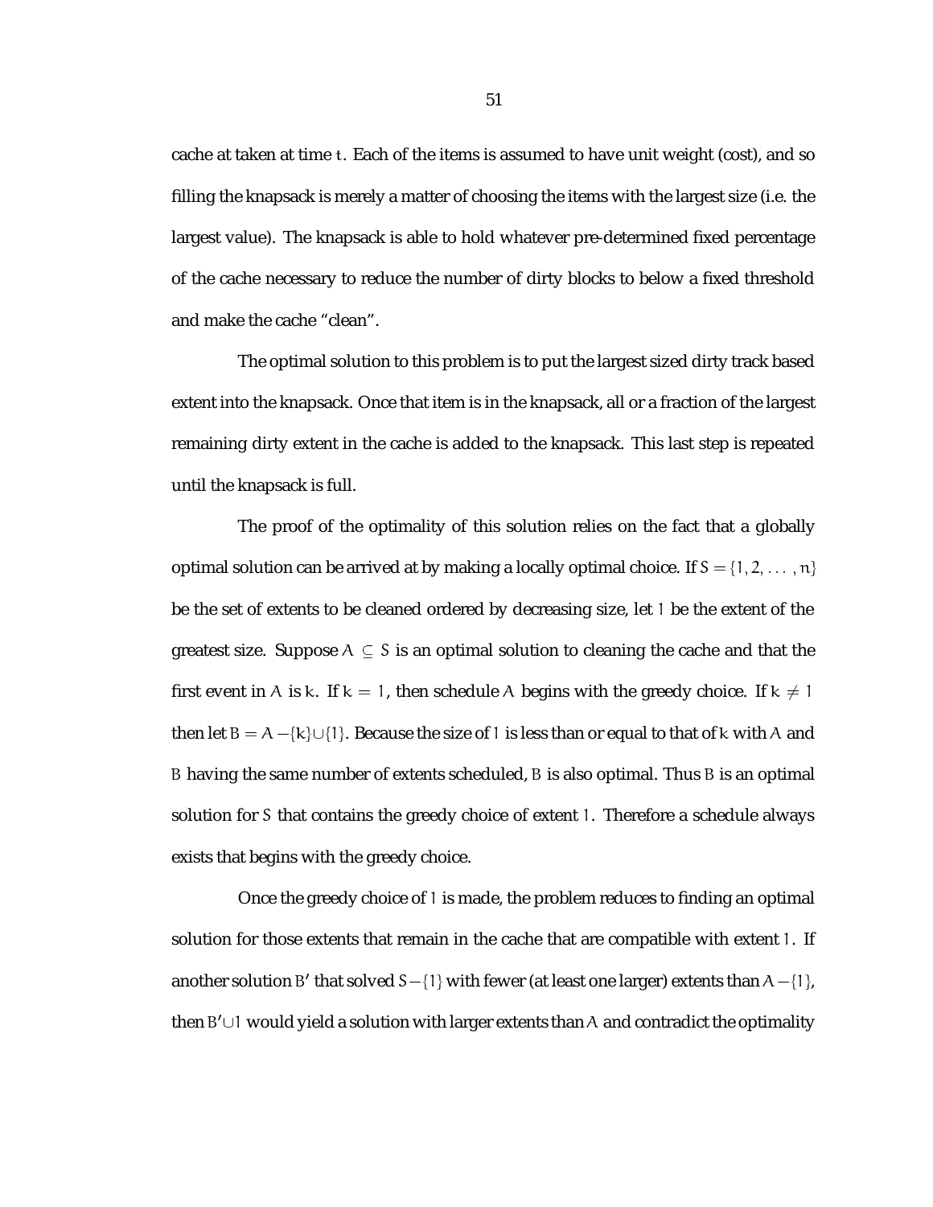cache at taken at time $t$. Each of the items is assumed to have unit weight (cost), and so filling the knapsack is merely a matter of choosing the items with the largest size (i.e. the largest value). The knapsack is able to hold whatever pre-determined fixed percentage of the cache necessary to reduce the number of dirty blocks to below a fixed threshold and make the cache "clean".

The optimal solution to this problem is to put the largest sized dirty track based extent into the knapsack. Once that item is in the knapsack, all or a fraction of the largest remaining dirty extent in the cache is added to the knapsack. This last step is repeated until the knapsack is full.

The proof of the optimality of this solution relies on the fact that a globally optimal solution can be arrived at by making a locally optimal choice. If $S = \{1, 2, \ldots, n\}$ be the set of extents to be cleaned ordered by decreasing size, let $1$ be the extent of the greatest size. Suppose $A \subseteq S$ is an optimal solution to cleaning the cache and that the first event in $A$ is $k$. If $k = 1$, then schedule $A$ begins with the greedy choice. If $k \neq 1$ then let $B = A - \{k\} \cup \{1\}$. Because the size of $1$ is less than or equal to that of $k$ with $A$ and $B$ having the same number of extents scheduled, $B$ is also optimal. Thus $B$ is an optimal solution for $S$ that contains the greedy choice of extent $1$. Therefore a schedule always exists that begins with the greedy choice.

Once the greedy choice of $1$ is made, the problem reduces to finding an optimal solution for those extents that remain in the cache that are compatible with extent $1$. If another solution $B'$ that solved $S - \{1\}$ with fewer (at least one larger) extents than $A - \{1\}$, then $B' \cup 1$ would yield a solution with larger extents than $A$ and contradict the optimality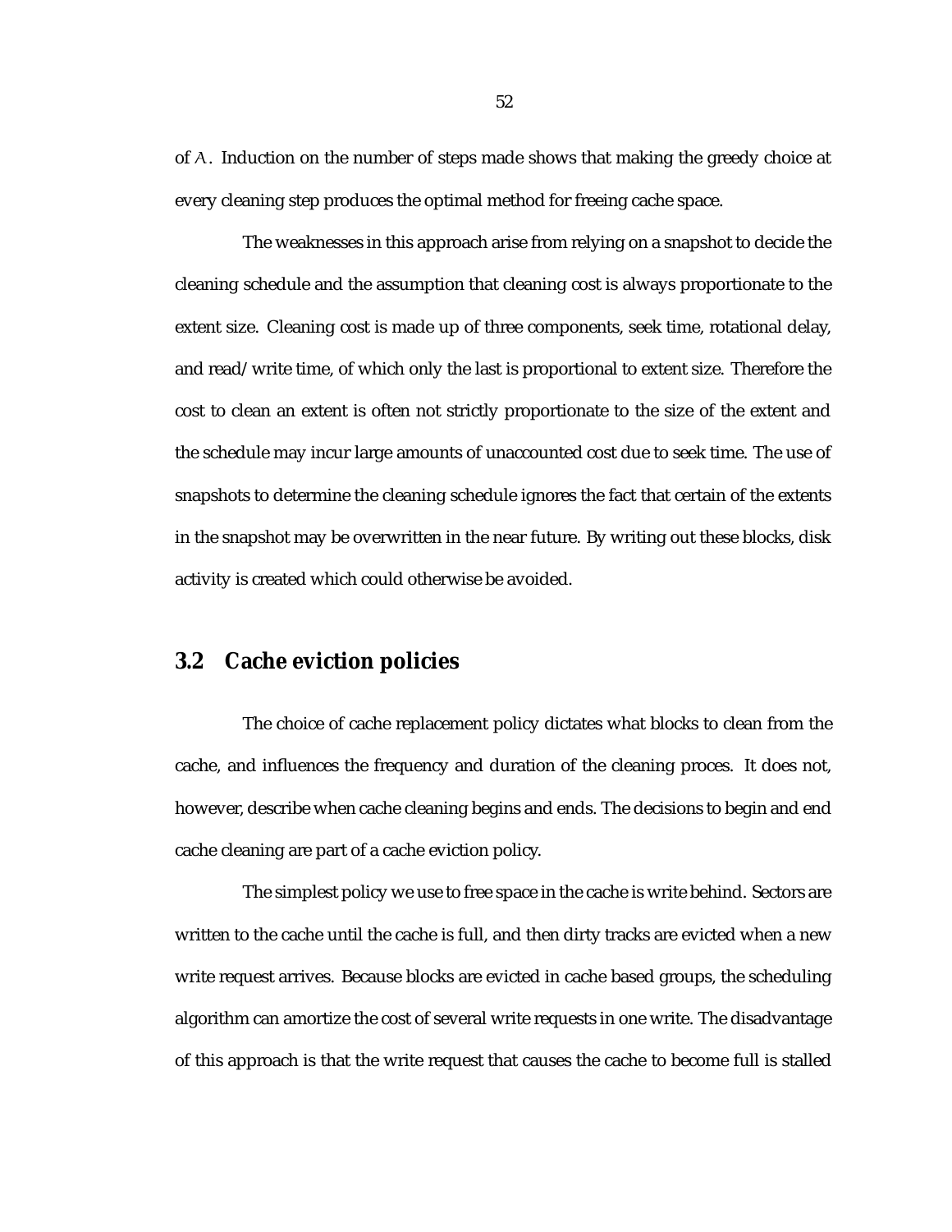of $A$. Induction on the number of steps made shows that making the greedy choice at every cleaning step produces the optimal method for freeing cache space.

The weaknesses in this approach arise from relying on a snapshot to decide the cleaning schedule and the assumption that cleaning cost is always proportionate to the extent size. Cleaning cost is made up of three components, seek time, rotational delay, and read/write time, of which only the last is proportional to extent size. Therefore the cost to clean an extent is often not strictly proportionate to the size of the extent and the schedule may incur large amounts of unaccounted cost due to seek time. The use of snapshots to determine the cleaning schedule ignores the fact that certain of the extents in the snapshot may be overwritten in the near future. By writing out these blocks, disk activity is created which could otherwise be avoided.

## 3.2 Cache eviction policies

The choice of cache replacement policy dictates what blocks to clean from the cache, and influences the frequency and duration of the cleaning proces. It does not, however, describe when cache cleaning begins and ends. The decisions to begin and end cache cleaning are part of a cache eviction policy.

The simplest policy we use to free space in the cache is write behind. Sectors are written to the cache until the cache is full, and then dirty tracks are evicted when a new write request arrives. Because blocks are evicted in cache based groups, the scheduling algorithm can amortize the cost of several write requests in one write. The disadvantage of this approach is that the write request that causes the cache to become full is stalled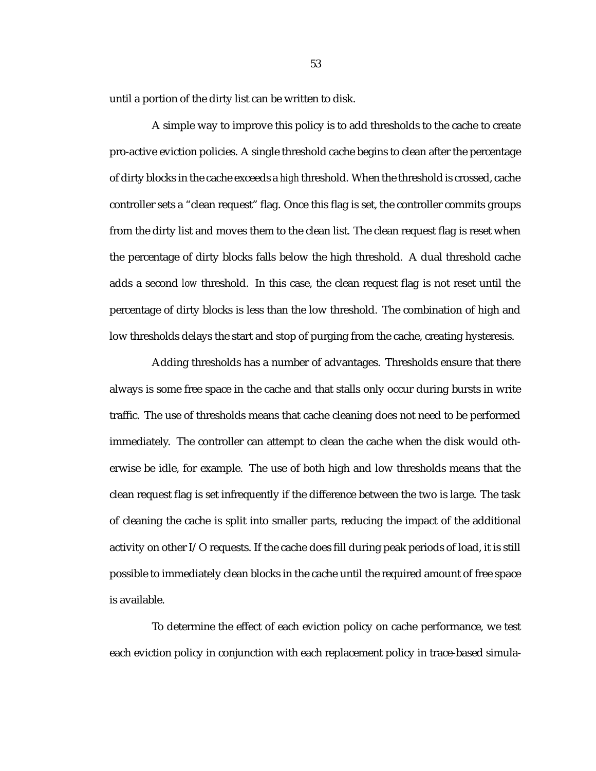until a portion of the dirty list can be written to disk.

A simple way to improve this policy is to add thresholds to the cache to create pro-active eviction policies. A single threshold cache begins to clean after the percentage of dirty blocks in the cache exceeds a *high* threshold. When the threshold is crossed, cache controller sets a “clean request” flag. Once this flag is set, the controller commits groups from the dirty list and moves them to the clean list. The clean request flag is reset when the percentage of dirty blocks falls below the high threshold. A dual threshold cache adds a second *low* threshold. In this case, the clean request flag is not reset until the percentage of dirty blocks is less than the low threshold. The combination of high and low thresholds delays the start and stop of purging from the cache, creating hysteresis.

Adding thresholds has a number of advantages. Thresholds ensure that there always is some free space in the cache and that stalls only occur during bursts in write traffic. The use of thresholds means that cache cleaning does not need to be performed immediately. The controller can attempt to clean the cache when the disk would otherwise be idle, for example. The use of both high and low thresholds means that the clean request flag is set infrequently if the difference between the two is large. The task of cleaning the cache is split into smaller parts, reducing the impact of the additional activity on other I/O requests. If the cache does fill during peak periods of load, it is still possible to immediately clean blocks in the cache until the required amount of free space is available.

To determine the effect of each eviction policy on cache performance, we test each eviction policy in conjunction with each replacement policy in trace-based simula-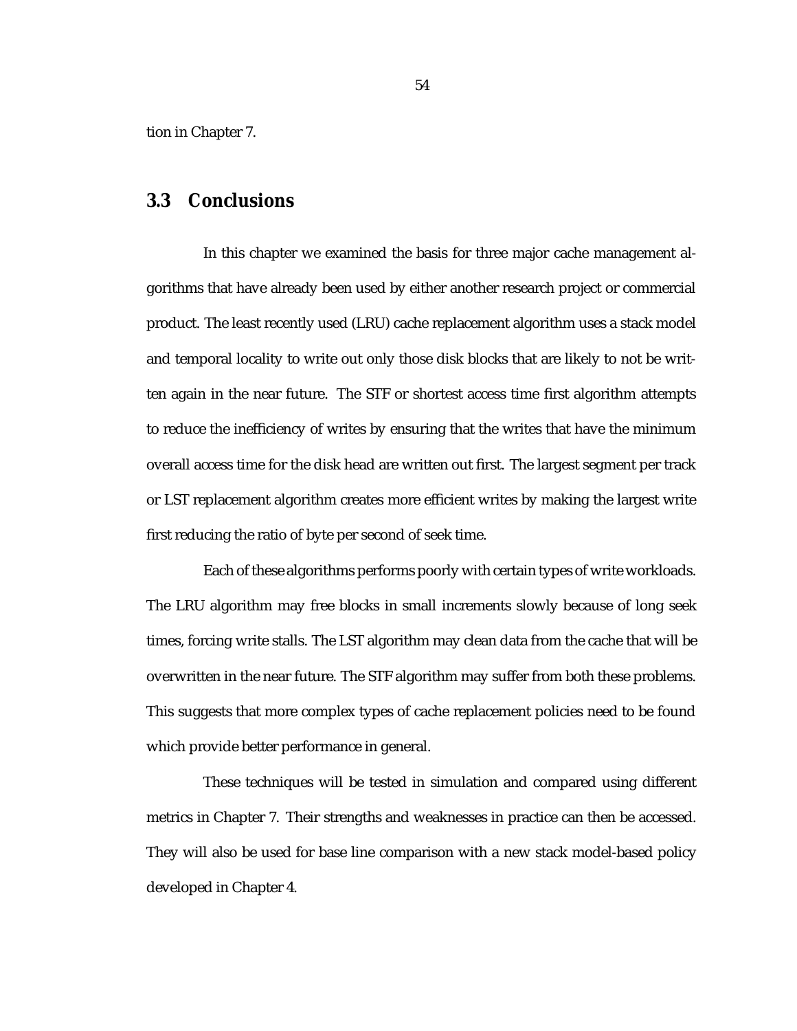tion in Chapter 7.

## 3.3 Conclusions

In this chapter we examined the basis for three major cache management algorithms that have already been used by either another research project or commercial product. The least recently used (LRU) cache replacement algorithm uses a stack model and temporal locality to write out only those disk blocks that are likely to not be written again in the near future. The STF or shortest access time first algorithm attempts to reduce the inefficiency of writes by ensuring that the writes that have the minimum overall access time for the disk head are written out first. The largest segment per track or LST replacement algorithm creates more efficient writes by making the largest write first reducing the ratio of byte per second of seek time.

Each of these algorithms performs poorly with certain types of write workloads. The LRU algorithm may free blocks in small increments slowly because of long seek times, forcing write stalls. The LST algorithm may clean data from the cache that will be overwritten in the near future. The STF algorithm may suffer from both these problems. This suggests that more complex types of cache replacement policies need to be found which provide better performance in general.

These techniques will be tested in simulation and compared using different metrics in Chapter 7. Their strengths and weaknesses in practice can then be accessed. They will also be used for base line comparison with a new stack model-based policy developed in Chapter 4.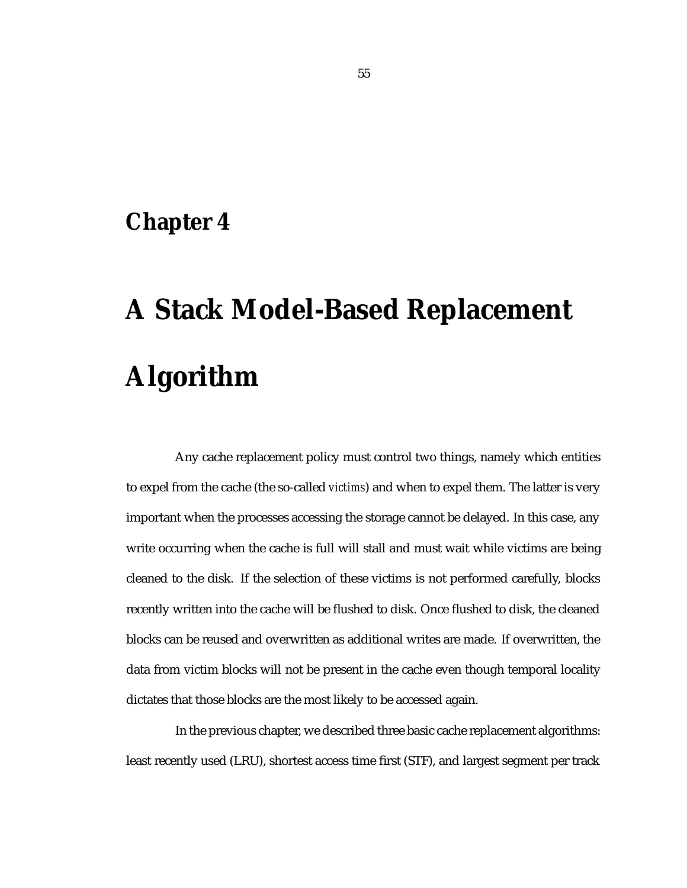# Chapter 4

# A Stack Model-Based Replacement Algorithm

Any cache replacement policy must control two things, namely which entities to expel from the cache (the so-called *victims*) and when to expel them. The latter is very important when the processes accessing the storage cannot be delayed. In this case, any write occurring when the cache is full will stall and must wait while victims are being cleaned to the disk. If the selection of these victims is not performed carefully, blocks recently written into the cache will be flushed to disk. Once flushed to disk, the cleaned blocks can be reused and overwritten as additional writes are made. If overwritten, the data from victim blocks will not be present in the cache even though temporal locality dictates that those blocks are the most likely to be accessed again.

In the previous chapter, we described three basic cache replacement algorithms: least recently used (LRU), shortest access time first (STF), and largest segment per track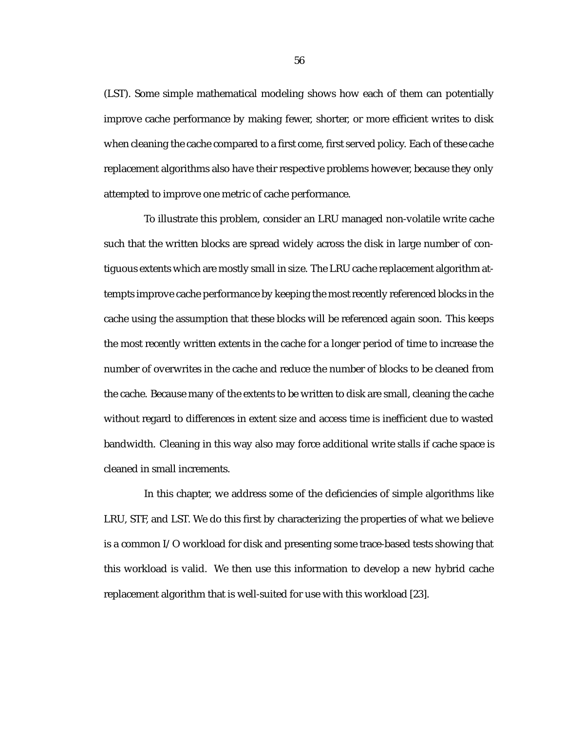(LST). Some simple mathematical modeling shows how each of them can potentially improve cache performance by making fewer, shorter, or more efficient writes to disk when cleaning the cache compared to a first come, first served policy. Each of these cache replacement algorithms also have their respective problems however, because they only attempted to improve one metric of cache performance.

To illustrate this problem, consider an LRU managed non-volatile write cache such that the written blocks are spread widely across the disk in large number of contiguous extents which are mostly small in size. The LRU cache replacement algorithm attempts improve cache performance by keeping the most recently referenced blocks in the cache using the assumption that these blocks will be referenced again soon. This keeps the most recently written extents in the cache for a longer period of time to increase the number of overwrites in the cache and reduce the number of blocks to be cleaned from the cache. Because many of the extents to be written to disk are small, cleaning the cache without regard to differences in extent size and access time is inefficient due to wasted bandwidth. Cleaning in this way also may force additional write stalls if cache space is cleaned in small increments.

In this chapter, we address some of the deficiencies of simple algorithms like LRU, STF, and LST. We do this first by characterizing the properties of what we believe is a common I/O workload for disk and presenting some trace-based tests showing that this workload is valid. We then use this information to develop a new hybrid cache replacement algorithm that is well-suited for use with this workload [23].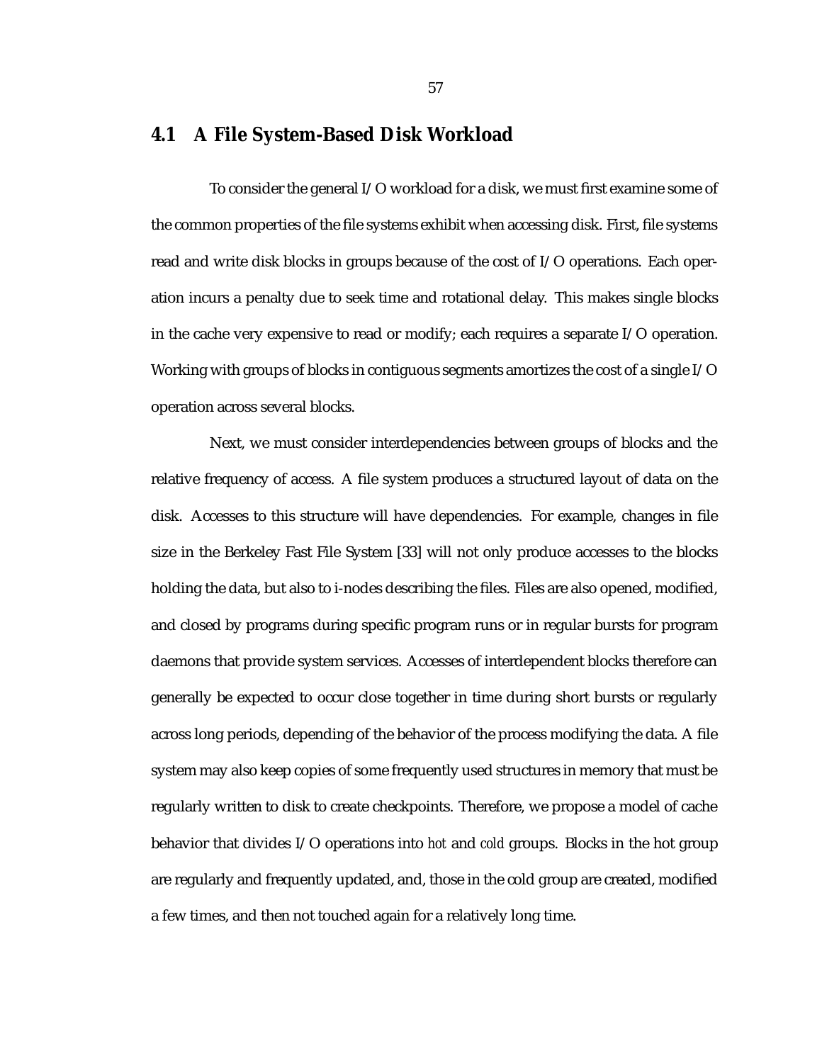## 4.1 A File System-Based Disk Workload

To consider the general I/O workload for a disk, we must first examine some of the common properties of the file systems exhibit when accessing disk. First, file systems read and write disk blocks in groups because of the cost of I/O operations. Each operation incurs a penalty due to seek time and rotational delay. This makes single blocks in the cache very expensive to read or modify; each requires a separate I/O operation. Working with groups of blocks in contiguous segments amortizes the cost of a single I/O operation across several blocks.

Next, we must consider interdependencies between groups of blocks and the relative frequency of access. A file system produces a structured layout of data on the disk. Accesses to this structure will have dependencies. For example, changes in file size in the Berkeley Fast File System [33] will not only produce accesses to the blocks holding the data, but also to i-nodes describing the files. Files are also opened, modified, and closed by programs during specific program runs or in regular bursts for program daemons that provide system services. Accesses of interdependent blocks therefore can generally be expected to occur close together in time during short bursts or regularly across long periods, depending of the behavior of the process modifying the data. A file system may also keep copies of some frequently used structures in memory that must be regularly written to disk to create checkpoints. Therefore, we propose a model of cache behavior that divides I/O operations into *hot* and *cold* groups. Blocks in the hot group are regularly and frequently updated, and, those in the cold group are created, modified a few times, and then not touched again for a relatively long time.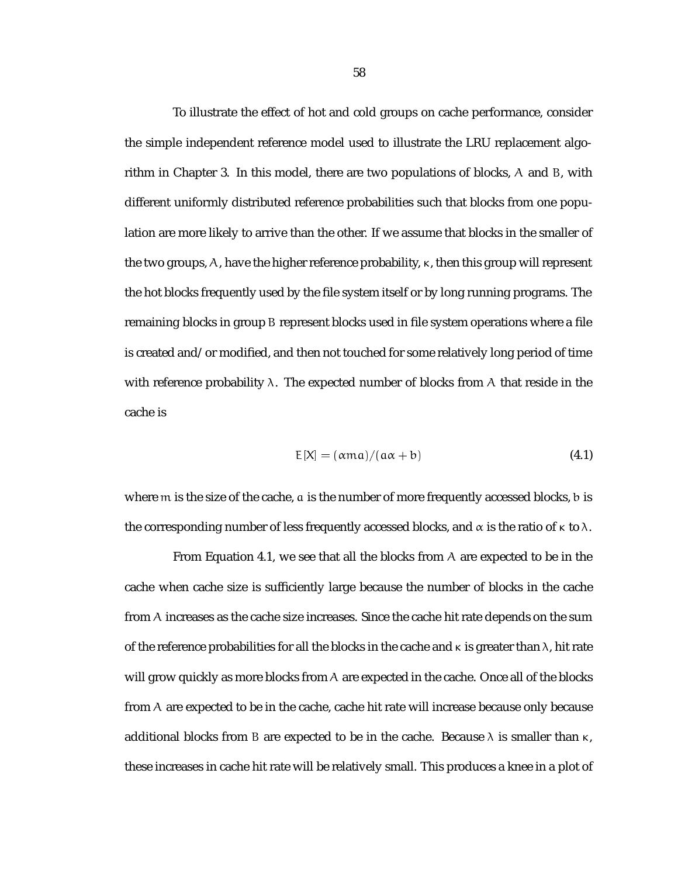To illustrate the effect of hot and cold groups on cache performance, consider the simple independent reference model used to illustrate the LRU replacement algorithm in Chapter 3. In this model, there are two populations of blocks, $A$ and $B$, with different uniformly distributed reference probabilities such that blocks from one population are more likely to arrive than the other. If we assume that blocks in the smaller of the two groups, $A$, have the higher reference probability, $\kappa$, then this group will represent the hot blocks frequently used by the file system itself or by long running programs. The remaining blocks in group $B$ represent blocks used in file system operations where a file is created and/or modified, and then not touched for some relatively long period of time with reference probability $\lambda$. The expected number of blocks from $A$ that reside in the cache is

$$E[X] = (\alpha m a)/(a\alpha + b) \tag{4.1}$$

where $m$ is the size of the cache, $a$ is the number of more frequently accessed blocks, $b$ is the corresponding number of less frequently accessed blocks, and $\alpha$ is the ratio of $\kappa$ to $\lambda$.

From Equation 4.1, we see that all the blocks from $A$ are expected to be in the cache when cache size is sufficiently large because the number of blocks in the cache from $A$ increases as the cache size increases. Since the cache hit rate depends on the sum of the reference probabilities for all the blocks in the cache and $\kappa$ is greater than $\lambda$, hit rate will grow quickly as more blocks from $A$ are expected in the cache. Once all of the blocks from $A$ are expected to be in the cache, cache hit rate will increase because only because additional blocks from $B$ are expected to be in the cache. Because $\lambda$ is smaller than $\kappa$, these increases in cache hit rate will be relatively small. This produces a knee in a plot of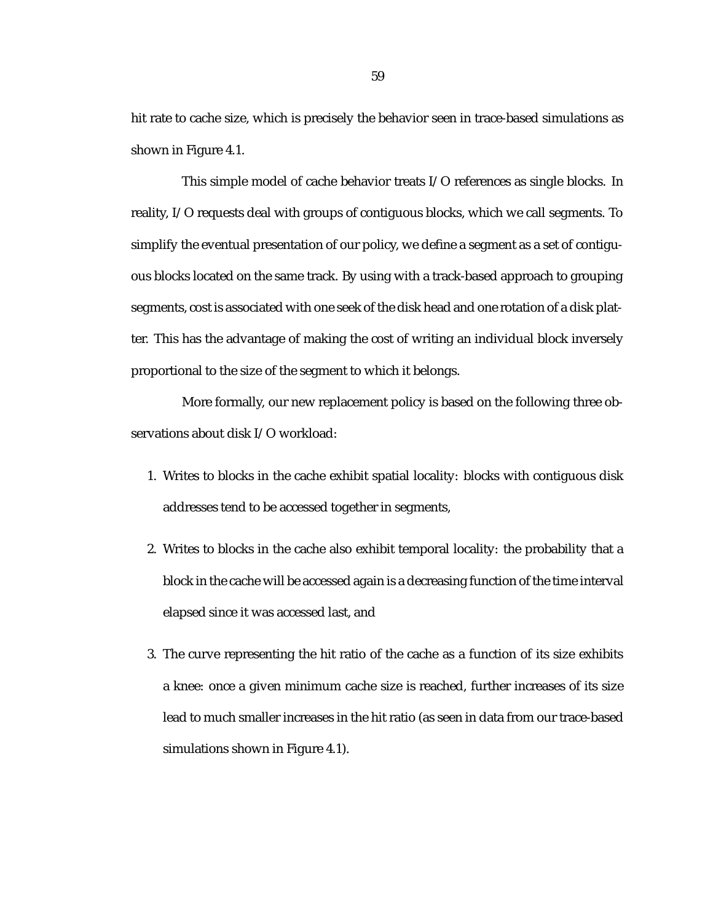hit rate to cache size, which is precisely the behavior seen in trace-based simulations as shown in Figure 4.1.

This simple model of cache behavior treats I/O references as single blocks. In reality, I/O requests deal with groups of contiguous blocks, which we call segments. To simplify the eventual presentation of our policy, we define a segment as a set of contiguous blocks located on the same track. By using with a track-based approach to grouping segments, cost is associated with one seek of the disk head and one rotation of a disk platter. This has the advantage of making the cost of writing an individual block inversely proportional to the size of the segment to which it belongs.

More formally, our new replacement policy is based on the following three observations about disk I/O workload:

1. Writes to blocks in the cache exhibit spatial locality: blocks with contiguous disk addresses tend to be accessed together in segments,
2. Writes to blocks in the cache also exhibit temporal locality: the probability that a block in the cache will be accessed again is a decreasing function of the time interval elapsed since it was accessed last, and
3. The curve representing the hit ratio of the cache as a function of its size exhibits a knee: once a given minimum cache size is reached, further increases of its size lead to much smaller increases in the hit ratio (as seen in data from our trace-based simulations shown in Figure 4.1).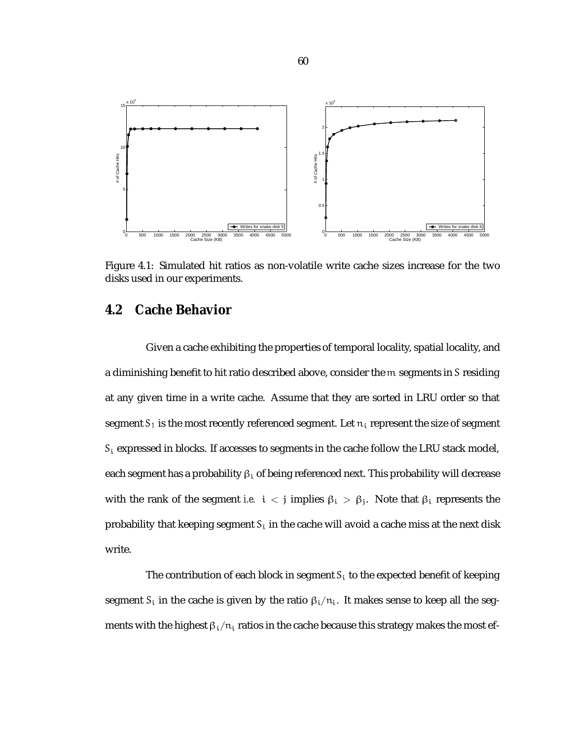Figure 4.1: Simulated hit ratios as non-volatile write cache sizes increase for the two disks used in our experiments.

## 4.2 Cache Behavior

Given a cache exhibiting the properties of temporal locality, spatial locality, and a diminishing benefit to hit ratio described above, consider the $m$ segments in $S$ residing at any given time in a write cache. Assume that they are sorted in LRU order so that segment $S_1$ is the most recently referenced segment. Let $n_i$ represent the size of segment $S_i$ expressed in blocks. If accesses to segments in the cache follow the LRU stack model, each segment has a probability $\beta_i$ of being referenced next. This probability will decrease with the rank of the segment *i.e.* $i < j$ implies $\beta_i > \beta_j$. Note that $\beta_i$ represents the probability that keeping segment $S_i$ in the cache will avoid a cache miss at the next disk write.

The contribution of each block in segment $S_i$ to the expected benefit of keeping segment $S_i$ in the cache is given by the ratio $\beta_i/n_i$. It makes sense to keep all the segments with the highest $\beta_i/n_i$ ratios in the cache because this strategy makes the most ef-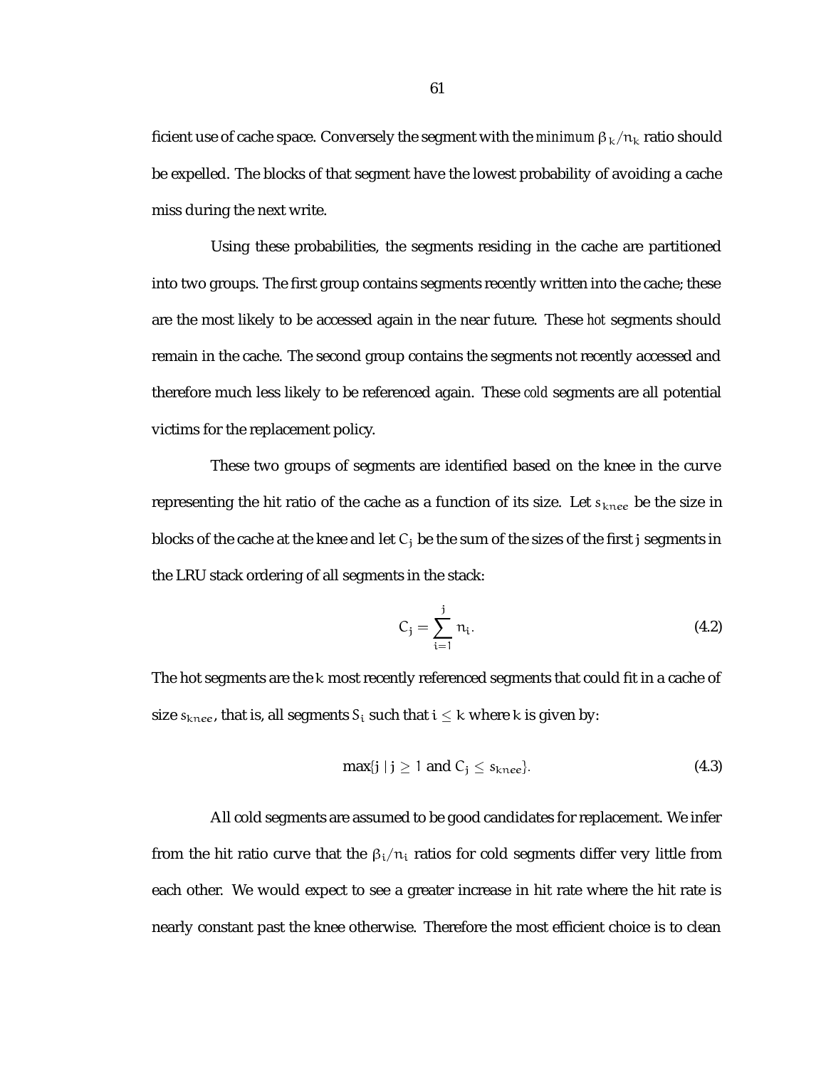ficient use of cache space. Conversely the segment with the *minimum* $\beta_k/n_k$ ratio should be expelled. The blocks of that segment have the lowest probability of avoiding a cache miss during the next write.

Using these probabilities, the segments residing in the cache are partitioned into two groups. The first group contains segments recently written into the cache; these are the most likely to be accessed again in the near future. These *hot* segments should remain in the cache. The second group contains the segments not recently accessed and therefore much less likely to be referenced again. These *cold* segments are all potential victims for the replacement policy.

These two groups of segments are identified based on the knee in the curve representing the hit ratio of the cache as a function of its size. Let $s_{knee}$ be the size in blocks of the cache at the knee and let $C_j$ be the sum of the sizes of the first $j$ segments in the LRU stack ordering of all segments in the stack:

$$C_j = \sum_{i=1}^{j} n_i. \tag{4.2}$$

The hot segments are the $k$ most recently referenced segments that could fit in a cache of size $s_{knee}$, that is, all segments $S_i$ such that $i \leq k$ where $k$ is given by:

$$\max\{j \mid j \geq 1 \text{ and } C_j \leq s_{knee}\}. \tag{4.3}$$

All cold segments are assumed to be good candidates for replacement. We infer from the hit ratio curve that the $\beta_i/n_i$ ratios for cold segments differ very little from each other. We would expect to see a greater increase in hit rate where the hit rate is nearly constant past the knee otherwise. Therefore the most efficient choice is to clean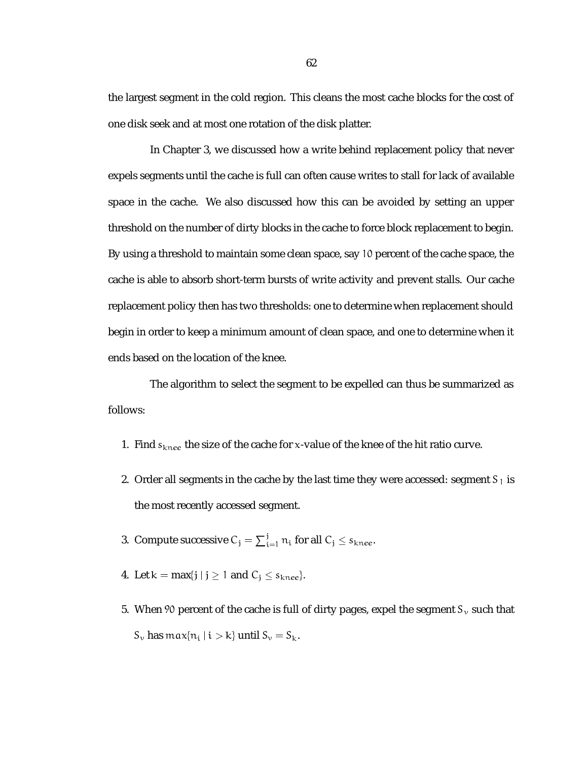the largest segment in the cold region. This cleans the most cache blocks for the cost of one disk seek and at most one rotation of the disk platter.

In Chapter 3, we discussed how a write behind replacement policy that never expels segments until the cache is full can often cause writes to stall for lack of available space in the cache. We also discussed how this can be avoided by setting an upper threshold on the number of dirty blocks in the cache to force block replacement to begin. By using a threshold to maintain some clean space, say $10$ percent of the cache space, the cache is able to absorb short-term bursts of write activity and prevent stalls. Our cache replacement policy then has two thresholds: one to determine when replacement should begin in order to keep a minimum amount of clean space, and one to determine when it ends based on the location of the knee.

The algorithm to select the segment to be expelled can thus be summarized as follows:

1. Find $s_{knee}$ the size of the cache for $x$-value of the knee of the hit ratio curve.
2. Order all segments in the cache by the last time they were accessed: segment $S_1$ is the most recently accessed segment.
3. Compute successive $C_j = \sum_{i=1}^{j} n_i$ for all $C_j \leq s_{knee}$.
4. Let $k = \max\{j \mid j \geq 1 \text{ and } C_j \leq s_{knee}\}$.
5. When $90$ percent of the cache is full of dirty pages, expel the segment $S_v$ such that $S_v$ has $max\{n_i \mid i > k\}$ until $S_v = S_k$.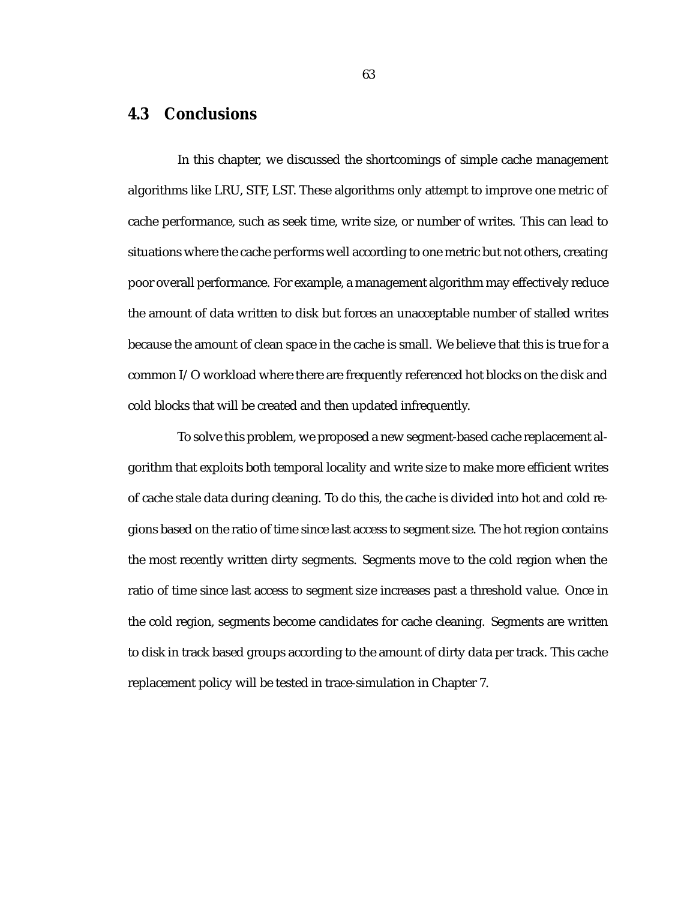## 4.3 Conclusions

In this chapter, we discussed the shortcomings of simple cache management algorithms like LRU, STF, LST. These algorithms only attempt to improve one metric of cache performance, such as seek time, write size, or number of writes. This can lead to situations where the cache performs well according to one metric but not others, creating poor overall performance. For example, a management algorithm may effectively reduce the amount of data written to disk but forces an unacceptable number of stalled writes because the amount of clean space in the cache is small. We believe that this is true for a common I/O workload where there are frequently referenced hot blocks on the disk and cold blocks that will be created and then updated infrequently.

To solve this problem, we proposed a new segment-based cache replacement algorithm that exploits both temporal locality and write size to make more efficient writes of cache stale data during cleaning. To do this, the cache is divided into hot and cold regions based on the ratio of time since last access to segment size. The hot region contains the most recently written dirty segments. Segments move to the cold region when the ratio of time since last access to segment size increases past a threshold value. Once in the cold region, segments become candidates for cache cleaning. Segments are written to disk in track based groups according to the amount of dirty data per track. This cache replacement policy will be tested in trace-simulation in Chapter 7.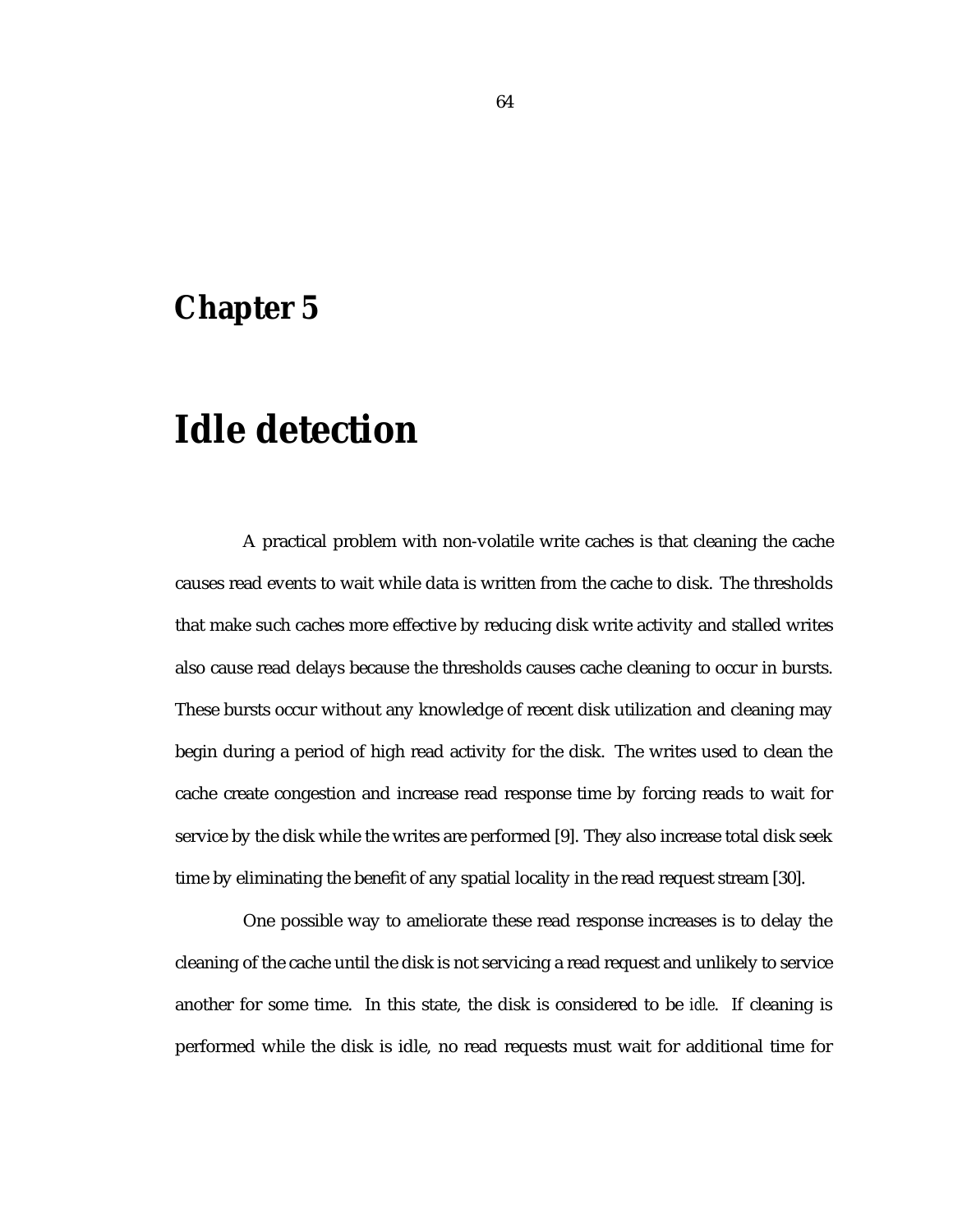# Chapter 5

# Idle detection

A practical problem with non-volatile write caches is that cleaning the cache causes read events to wait while data is written from the cache to disk. The thresholds that make such caches more effective by reducing disk write activity and stalled writes also cause read delays because the thresholds causes cache cleaning to occur in bursts. These bursts occur without any knowledge of recent disk utilization and cleaning may begin during a period of high read activity for the disk. The writes used to clean the cache create congestion and increase read response time by forcing reads to wait for service by the disk while the writes are performed [9]. They also increase total disk seek time by eliminating the benefit of any spatial locality in the read request stream [30].

One possible way to ameliorate these read response increases is to delay the cleaning of the cache until the disk is not servicing a read request and unlikely to service another for some time. In this state, the disk is considered to be *idle*. If cleaning is performed while the disk is idle, no read requests must wait for additional time for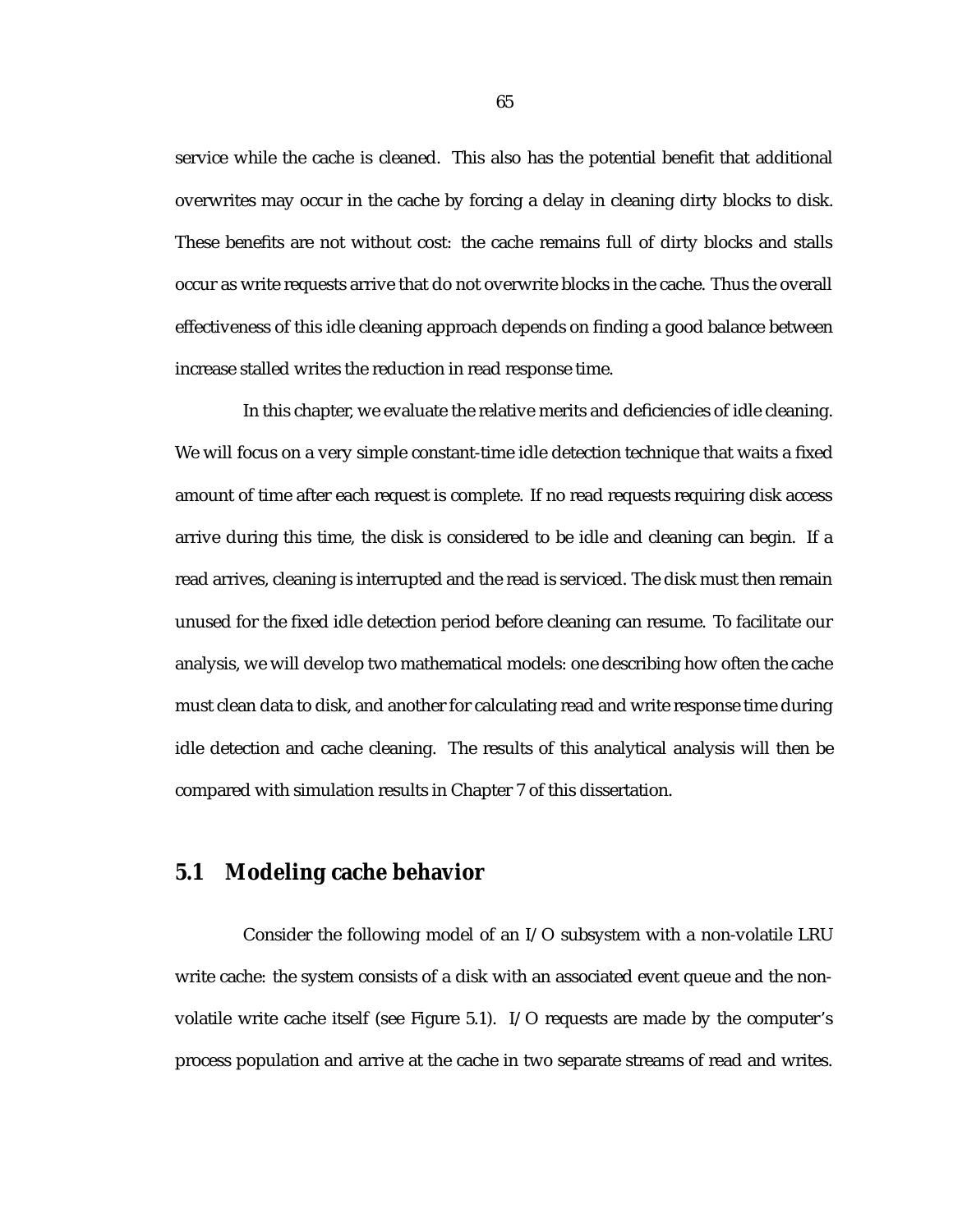service while the cache is cleaned. This also has the potential benefit that additional overwrites may occur in the cache by forcing a delay in cleaning dirty blocks to disk. These benefits are not without cost: the cache remains full of dirty blocks and stalls occur as write requests arrive that do not overwrite blocks in the cache. Thus the overall effectiveness of this idle cleaning approach depends on finding a good balance between increase stalled writes the reduction in read response time.

In this chapter, we evaluate the relative merits and deficiencies of idle cleaning. We will focus on a very simple constant-time idle detection technique that waits a fixed amount of time after each request is complete. If no read requests requiring disk access arrive during this time, the disk is considered to be idle and cleaning can begin. If a read arrives, cleaning is interrupted and the read is serviced. The disk must then remain unused for the fixed idle detection period before cleaning can resume. To facilitate our analysis, we will develop two mathematical models: one describing how often the cache must clean data to disk, and another for calculating read and write response time during idle detection and cache cleaning. The results of this analytical analysis will then be compared with simulation results in Chapter 7 of this dissertation.

## 5.1 Modeling cache behavior

Consider the following model of an I/O subsystem with a non-volatile LRU write cache: the system consists of a disk with an associated event queue and the non-volatile write cache itself (see Figure 5.1). I/O requests are made by the computer's process population and arrive at the cache in two separate streams of read and writes.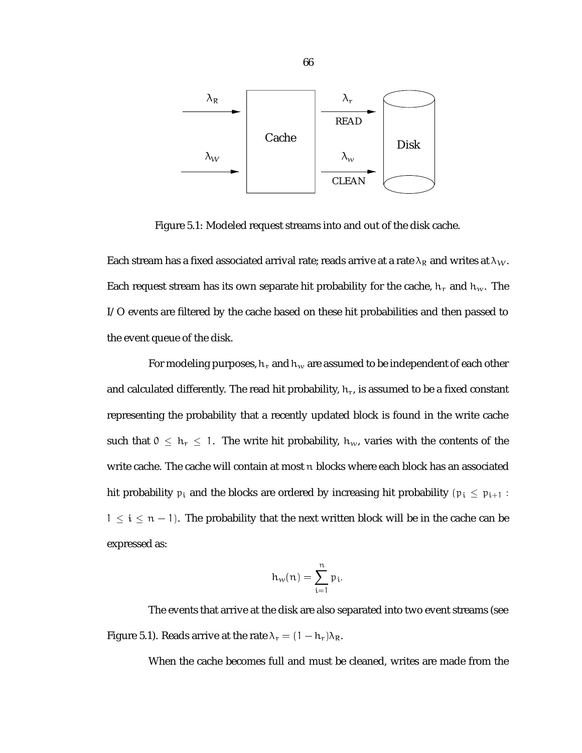Figure 5.1: Modeled request streams into and out of the disk cache.

Each stream has a fixed associated arrival rate; reads arrive at a rate $\lambda_R$ and writes at $\lambda_W$. Each request stream has its own separate hit probability for the cache, $h_r$ and $h_w$. The I/O events are filtered by the cache based on these hit probabilities and then passed to the event queue of the disk.

For modeling purposes, $h_r$ and $h_w$ are assumed to be independent of each other and calculated differently. The read hit probability, $h_r$, is assumed to be a fixed constant representing the probability that a recently updated block is found in the write cache such that $0 \le h_r \le 1$. The write hit probability, $h_w$, varies with the contents of the write cache. The cache will contain at most $n$ blocks where each block has an associated hit probability $p_i$ and the blocks are ordered by increasing hit probability $(p_i \le p_{i+1} : 1 \le i \le n-1)$. The probability that the next written block will be in the cache can be expressed as:

$$h_w(n) = \sum_{i=1}^{n} p_i.$$

The events that arrive at the disk are also separated into two event streams (see Figure 5.1). Reads arrive at the rate $\lambda_r = (1 - h_r)\lambda_R$.

When the cache becomes full and must be cleaned, writes are made from the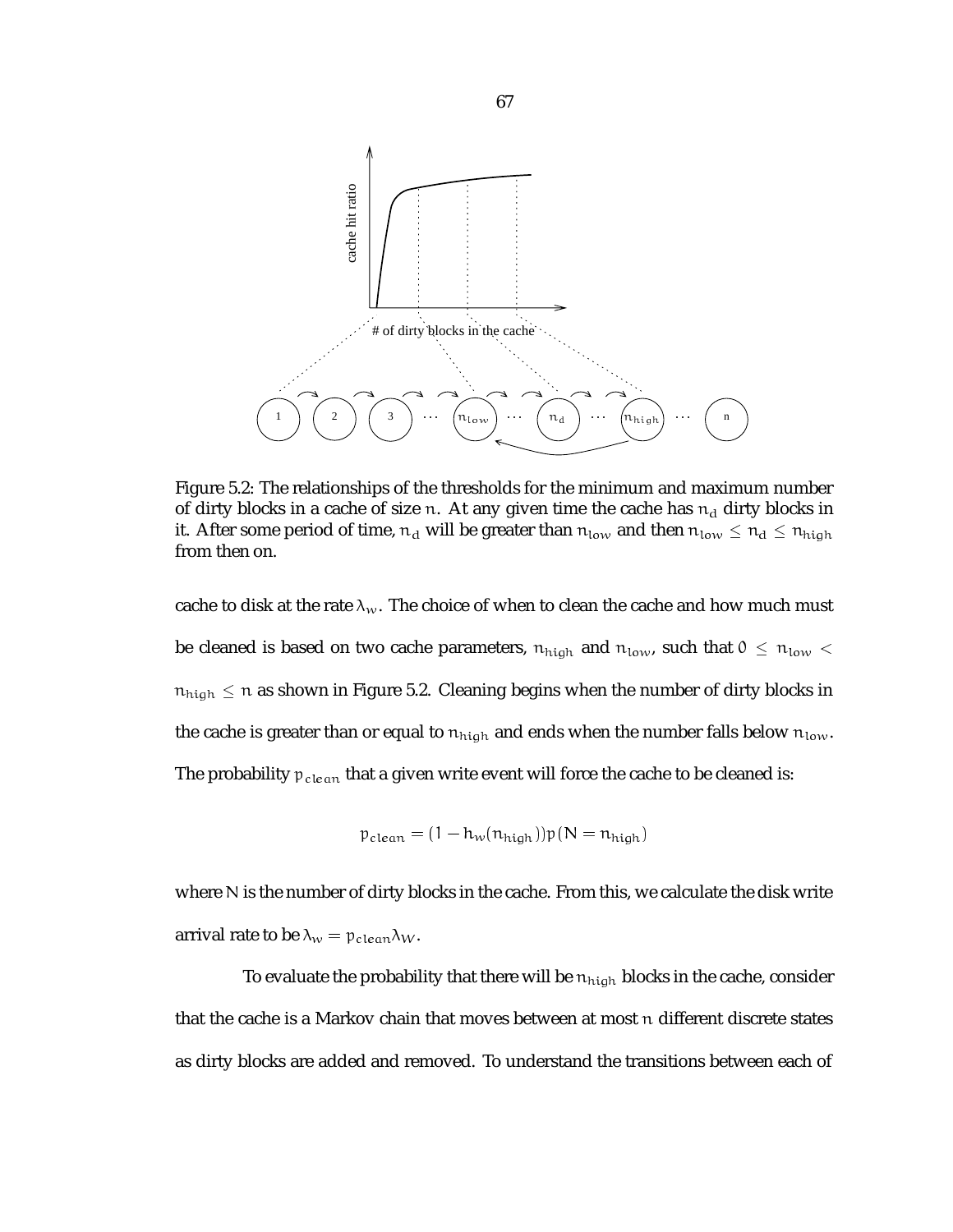Figure 5.2: The relationships of the thresholds for the minimum and maximum number of dirty blocks in a cache of size $n$. At any given time the cache has $n_d$ dirty blocks in it. After some period of time, $n_d$ will be greater than $n_{low}$ and then $n_{low} \leq n_d \leq n_{high}$ from then on.

cache to disk at the rate $\lambda_w$. The choice of when to clean the cache and how much must be cleaned is based on two cache parameters, $n_{high}$ and $n_{low}$, such that $0 \leq n_{low} < n_{high} \leq n$ as shown in Figure 5.2. Cleaning begins when the number of dirty blocks in the cache is greater than or equal to $n_{high}$ and ends when the number falls below $n_{low}$. The probability $p_{clean}$ that a given write event will force the cache to be cleaned is:

$$p_{clean} = (1 - h_w(n_{high}))p(N = n_{high})$$

where $N$ is the number of dirty blocks in the cache. From this, we calculate the disk write arrival rate to be $\lambda_w = p_{clean}\lambda_W$.

To evaluate the probability that there will be $n_{high}$ blocks in the cache, consider that the cache is a Markov chain that moves between at most $n$ different discrete states as dirty blocks are added and removed. To understand the transitions between each of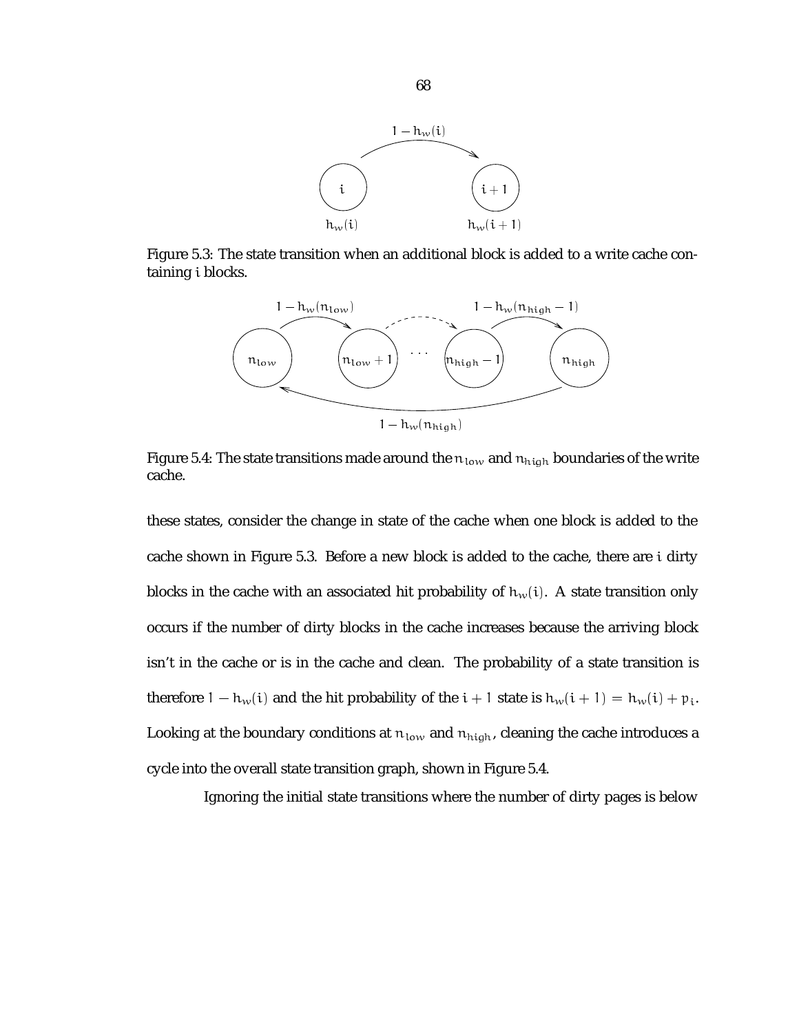Figure 5.3: The state transition when an additional block is added to a write cache containing $i$ blocks.

Figure 5.4: The state transitions made around the $n_{low}$ and $n_{high}$ boundaries of the write cache.

these states, consider the change in state of the cache when one block is added to the cache shown in Figure 5.3. Before a new block is added to the cache, there are $i$ dirty blocks in the cache with an associated hit probability of $h_w(i)$. A state transition only occurs if the number of dirty blocks in the cache increases because the arriving block isn't in the cache or is in the cache and clean. The probability of a state transition is therefore $1 - h_w(i)$ and the hit probability of the $i + 1$ state is $h_w(i + 1) = h_w(i) + p_i$. Looking at the boundary conditions at $n_{low}$ and $n_{high}$, cleaning the cache introduces a cycle into the overall state transition graph, shown in Figure 5.4.

Ignoring the initial state transitions where the number of dirty pages is below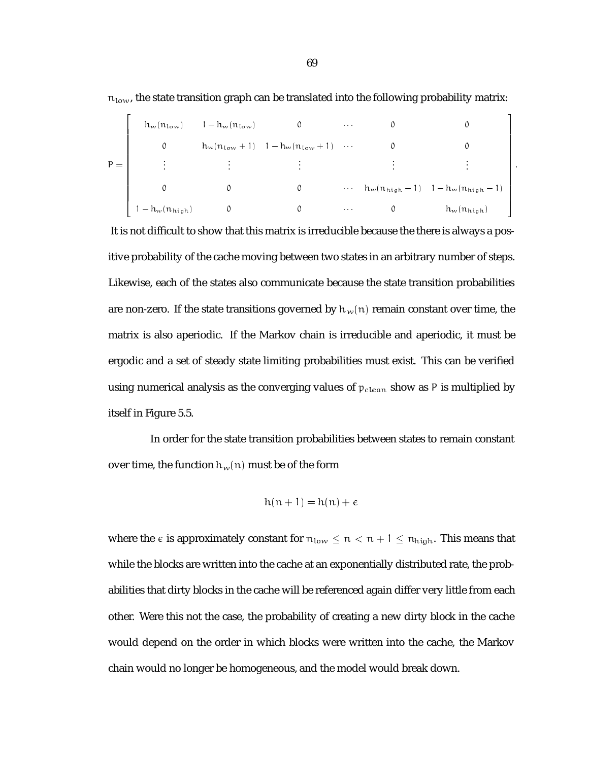$n_{low}$, the state transition graph can be translated into the following probability matrix:

$$P = \begin{bmatrix} h_w(n_{low}) & 1 - h_w(n_{low}) & 0 & \cdots & 0 & 0 \\ 0 & h_w(n_{low}+1) & 1 - h_w(n_{low}+1) & \cdots & 0 & 0 \\ \vdots & \vdots & \vdots & & \vdots & \vdots \\ 0 & 0 & 0 & \cdots & h_w(n_{high}-1) & 1 - h_w(n_{high}-1) \\ 1 - h_w(n_{high}) & 0 & 0 & \cdots & 0 & h_w(n_{high}) \end{bmatrix}.$$

It is not difficult to show that this matrix is irreducible because the there is always a positive probability of the cache moving between two states in an arbitrary number of steps. Likewise, each of the states also communicate because the state transition probabilities are non-zero. If the state transitions governed by $h_w(n)$ remain constant over time, the matrix is also aperiodic. If the Markov chain is irreducible and aperiodic, it must be ergodic and a set of steady state limiting probabilities must exist. This can be verified using numerical analysis as the converging values of $p_{clean}$ show as $P$ is multiplied by itself in Figure 5.5.

In order for the state transition probabilities between states to remain constant over time, the function $h_w(n)$ must be of the form

$$h(n+1) = h(n) + \epsilon$$

where the $\epsilon$ is approximately constant for $n_{low} \leq n < n+1 \leq n_{high}$. This means that while the blocks are written into the cache at an exponentially distributed rate, the probabilities that dirty blocks in the cache will be referenced again differ very little from each other. Were this not the case, the probability of creating a new dirty block in the cache would depend on the order in which blocks were written into the cache, the Markov chain would no longer be homogeneous, and the model would break down.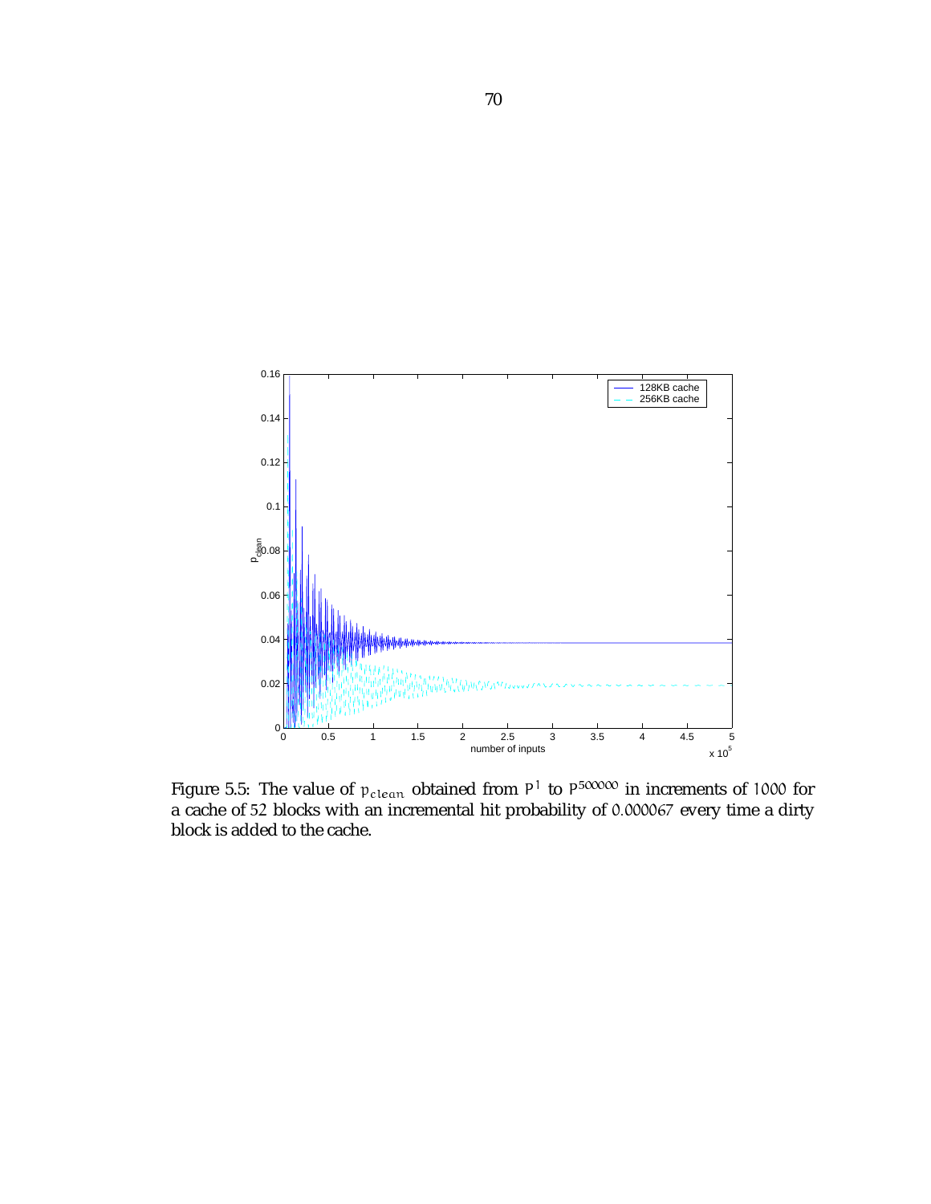Figure 5.5: The value of $p_{clean}$ obtained from $P^1$ to $P^{500000}$ in increments of 1000 for a cache of 52 blocks with an incremental hit probability of 0.000067 every time a dirty block is added to the cache.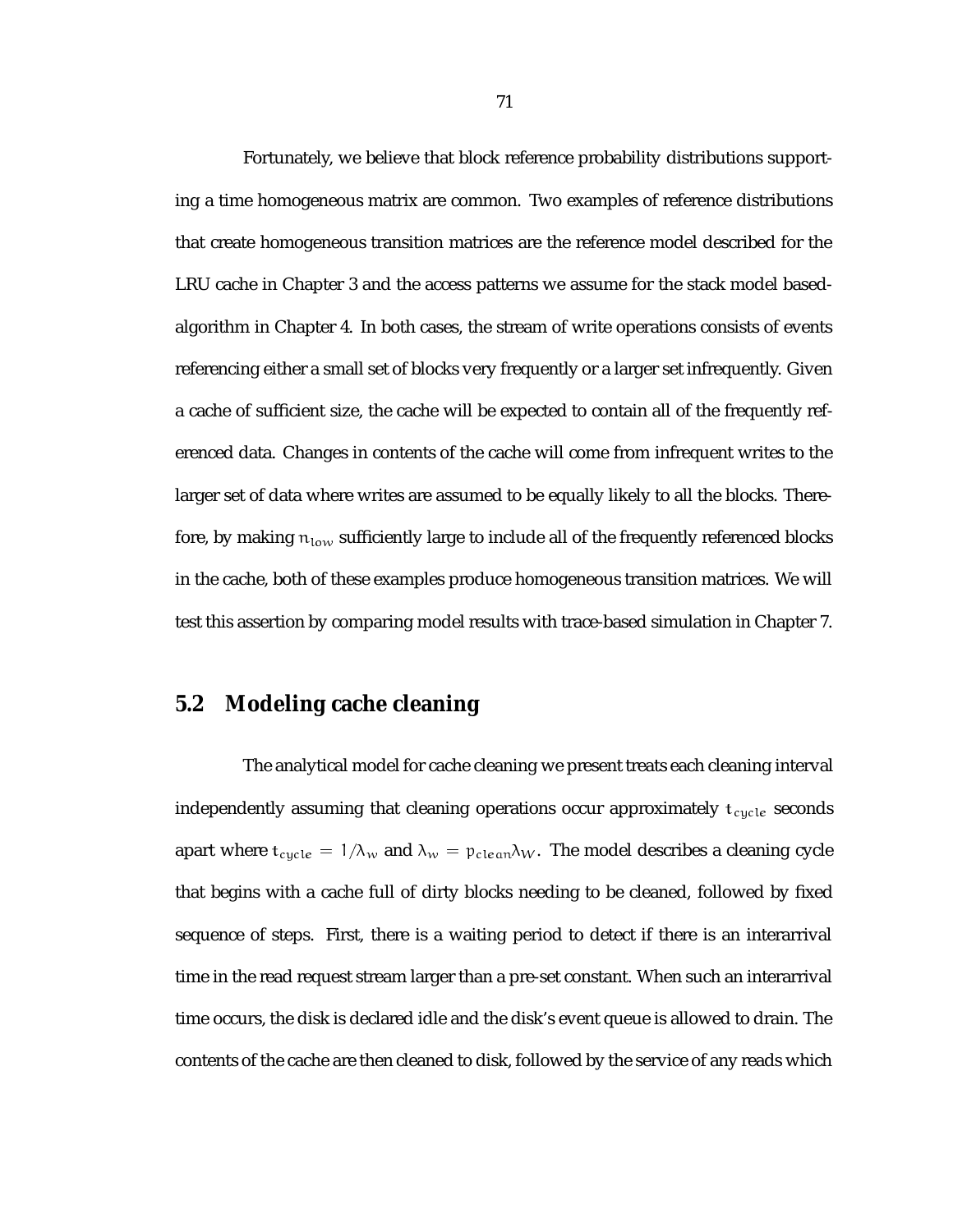Fortunately, we believe that block reference probability distributions supporting a time homogeneous matrix are common. Two examples of reference distributions that create homogeneous transition matrices are the reference model described for the LRU cache in Chapter 3 and the access patterns we assume for the stack model based-algorithm in Chapter 4. In both cases, the stream of write operations consists of events referencing either a small set of blocks very frequently or a larger set infrequently. Given a cache of sufficient size, the cache will be expected to contain all of the frequently referenced data. Changes in contents of the cache will come from infrequent writes to the larger set of data where writes are assumed to be equally likely to all the blocks. Therefore, by making $n_{low}$ sufficiently large to include all of the frequently referenced blocks in the cache, both of these examples produce homogeneous transition matrices. We will test this assertion by comparing model results with trace-based simulation in Chapter 7.

## 5.2 Modeling cache cleaning

The analytical model for cache cleaning we present treats each cleaning interval independently assuming that cleaning operations occur approximately $t_{cycle}$ seconds apart where $t_{cycle} = 1/\lambda_w$ and $\lambda_w = p_{clean}\lambda_W$. The model describes a cleaning cycle that begins with a cache full of dirty blocks needing to be cleaned, followed by fixed sequence of steps. First, there is a waiting period to detect if there is an interarrival time in the read request stream larger than a pre-set constant. When such an interarrival time occurs, the disk is declared idle and the disk's event queue is allowed to drain. The contents of the cache are then cleaned to disk, followed by the service of any reads which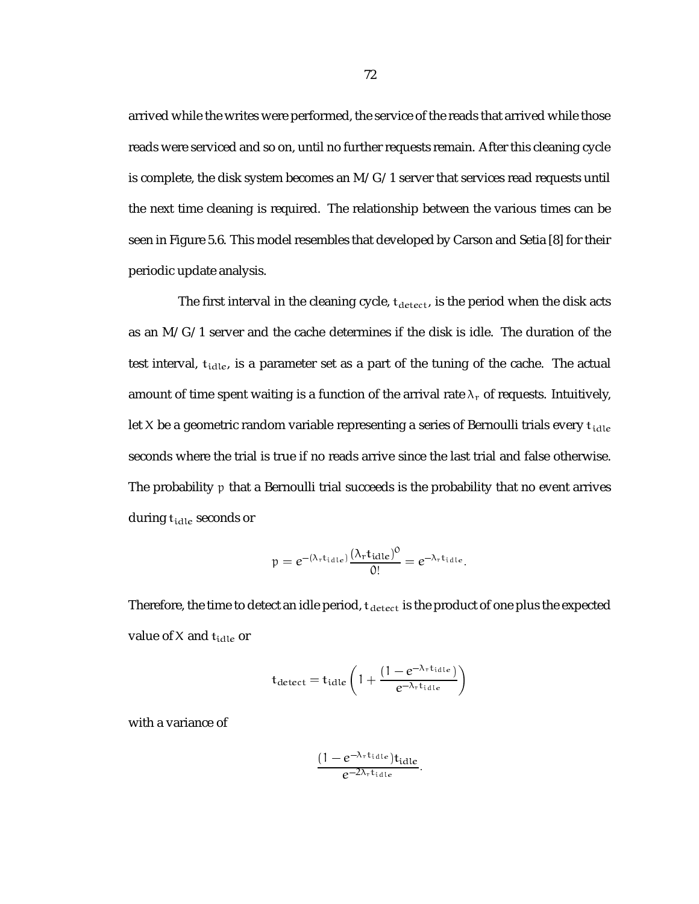arrived while the writes were performed, the service of the reads that arrived while those reads were serviced and so on, until no further requests remain. After this cleaning cycle is complete, the disk system becomes an M/G/1 server that services read requests until the next time cleaning is required. The relationship between the various times can be seen in Figure 5.6. This model resembles that developed by Carson and Setia [8] for their periodic update analysis.

The first interval in the cleaning cycle, $t_{detect}$, is the period when the disk acts as an M/G/1 server and the cache determines if the disk is idle. The duration of the test interval, $t_{idle}$, is a parameter set as a part of the tuning of the cache. The actual amount of time spent waiting is a function of the arrival rate $\lambda_r$ of requests. Intuitively, let $X$ be a geometric random variable representing a series of Bernoulli trials every $t_{idle}$ seconds where the trial is true if no reads arrive since the last trial and false otherwise. The probability $p$ that a Bernoulli trial succeeds is the probability that no event arrives during $t_{idle}$ seconds or

$$p = e^{-(\lambda_r t_{idle})} \frac{(\lambda_r t_{idle})^0}{0!} = e^{-\lambda_r t_{idle}}.$$

Therefore, the time to detect an idle period, $t_{detect}$ is the product of one plus the expected value of $X$ and $t_{idle}$ or

$$t_{detect} = t_{idle} \left( 1 + \frac{(1 - e^{-\lambda_r t_{idle}})}{e^{-\lambda_r t_{idle}}} \right)$$

with a variance of

$$\frac{(1 - e^{-\lambda_r t_{idle}}) t_{idle}}{e^{-2\lambda_r t_{idle}}}.$$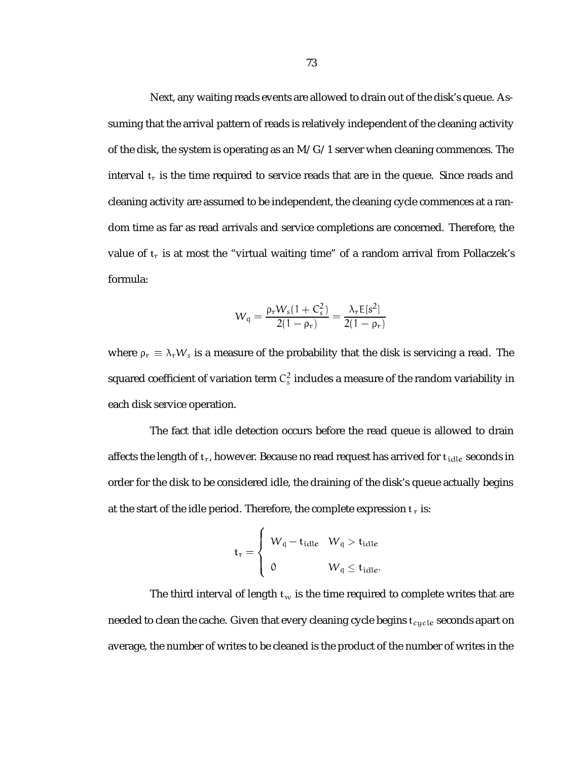Next, any waiting reads events are allowed to drain out of the disk's queue. Assuming that the arrival pattern of reads is relatively independent of the cleaning activity of the disk, the system is operating as an M/G/1 server when cleaning commences. The interval $t_r$ is the time required to service reads that are in the queue. Since reads and cleaning activity are assumed to be independent, the cleaning cycle commences at a random time as far as read arrivals and service completions are concerned. Therefore, the value of $t_r$ is at most the "virtual waiting time" of a random arrival from Pollaczek's formula:

$$W_q = \frac{\rho_r W_s (1 + C_s^2)}{2(1 - \rho_r)} = \frac{\lambda_r E[s^2]}{2(1 - \rho_r)}$$

where $\rho_r \equiv \lambda_r W_s$ is a measure of the probability that the disk is servicing a read. The squared coefficient of variation term $C_s^2$ includes a measure of the random variability in each disk service operation.

The fact that idle detection occurs before the read queue is allowed to drain affects the length of $t_r$, however. Because no read request has arrived for $t_{idle}$ seconds in order for the disk to be considered idle, the draining of the disk's queue actually begins at the start of the idle period. Therefore, the complete expression $t_r$ is:

$$t_r = \begin{cases} W_q - t_{idle} & W_q > t_{idle} \\ 0 & W_q \leq t_{idle}. \end{cases}$$

The third interval of length $t_w$ is the time required to complete writes that are needed to clean the cache. Given that every cleaning cycle begins $t_{cycle}$ seconds apart on average, the number of writes to be cleaned is the product of the number of writes in the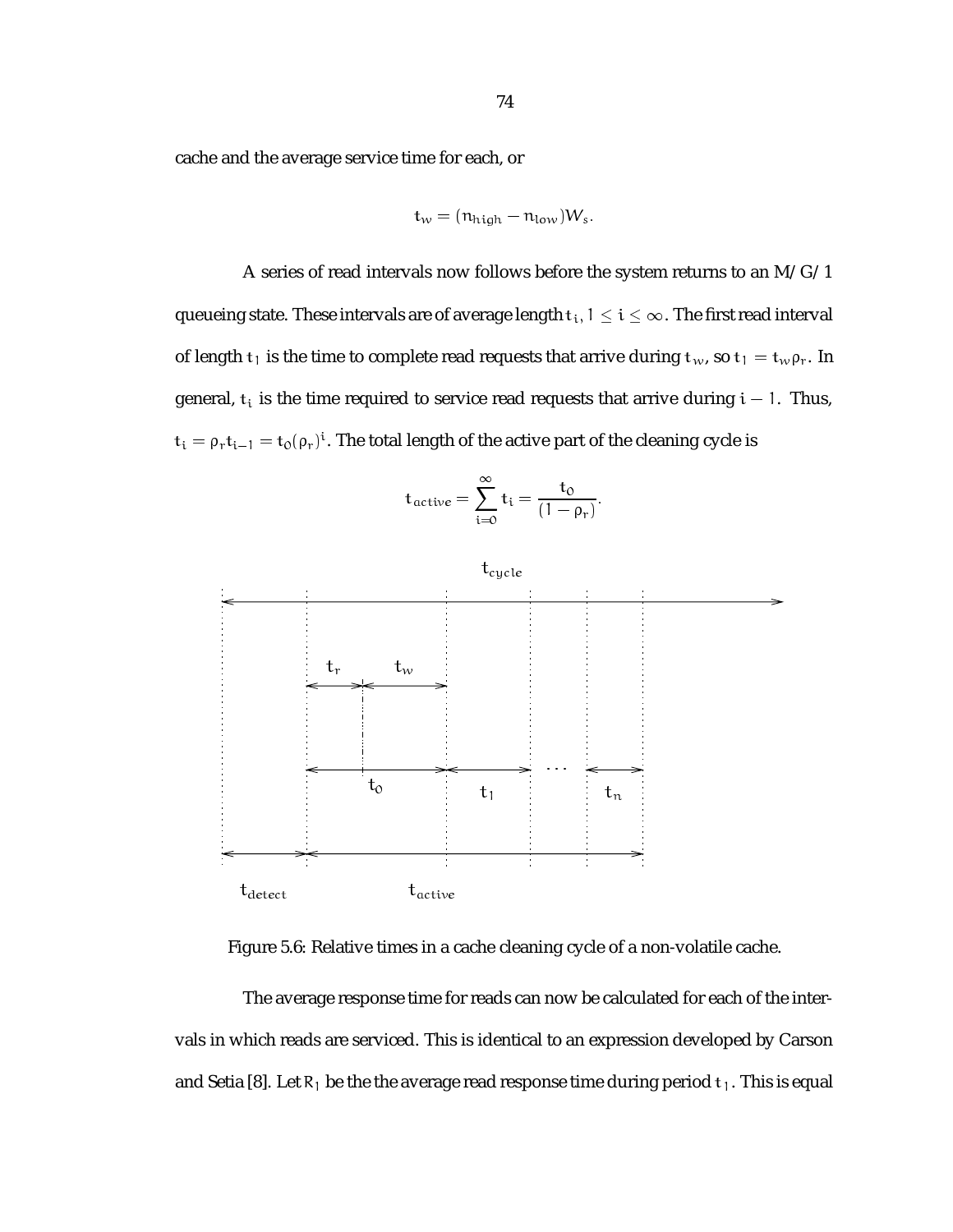cache and the average service time for each, or

$$t_w = (n_{high} - n_{low})W_s.$$

A series of read intervals now follows before the system returns to an M/G/1 queueing state. These intervals are of average length $t_i$, $1 \leq i \leq \infty$. The first read interval of length $t_1$ is the time to complete read requests that arrive during $t_w$, so $t_1 = t_w \rho_r$. In general, $t_i$ is the time required to service read requests that arrive during $i-1$. Thus, $t_i = \rho_r t_{i-1} = t_0(\rho_r)^i$. The total length of the active part of the cleaning cycle is

$$t_{active} = \sum_{i=0}^{\infty} t_i = \frac{t_0}{(1-\rho_r)}.$$

Figure 5.6: Relative times in a cache cleaning cycle of a non-volatile cache.

The average response time for reads can now be calculated for each of the intervals in which reads are serviced. This is identical to an expression developed by Carson and Setia [8]. Let $R_1$ be the the average read response time during period $t_1$. This is equal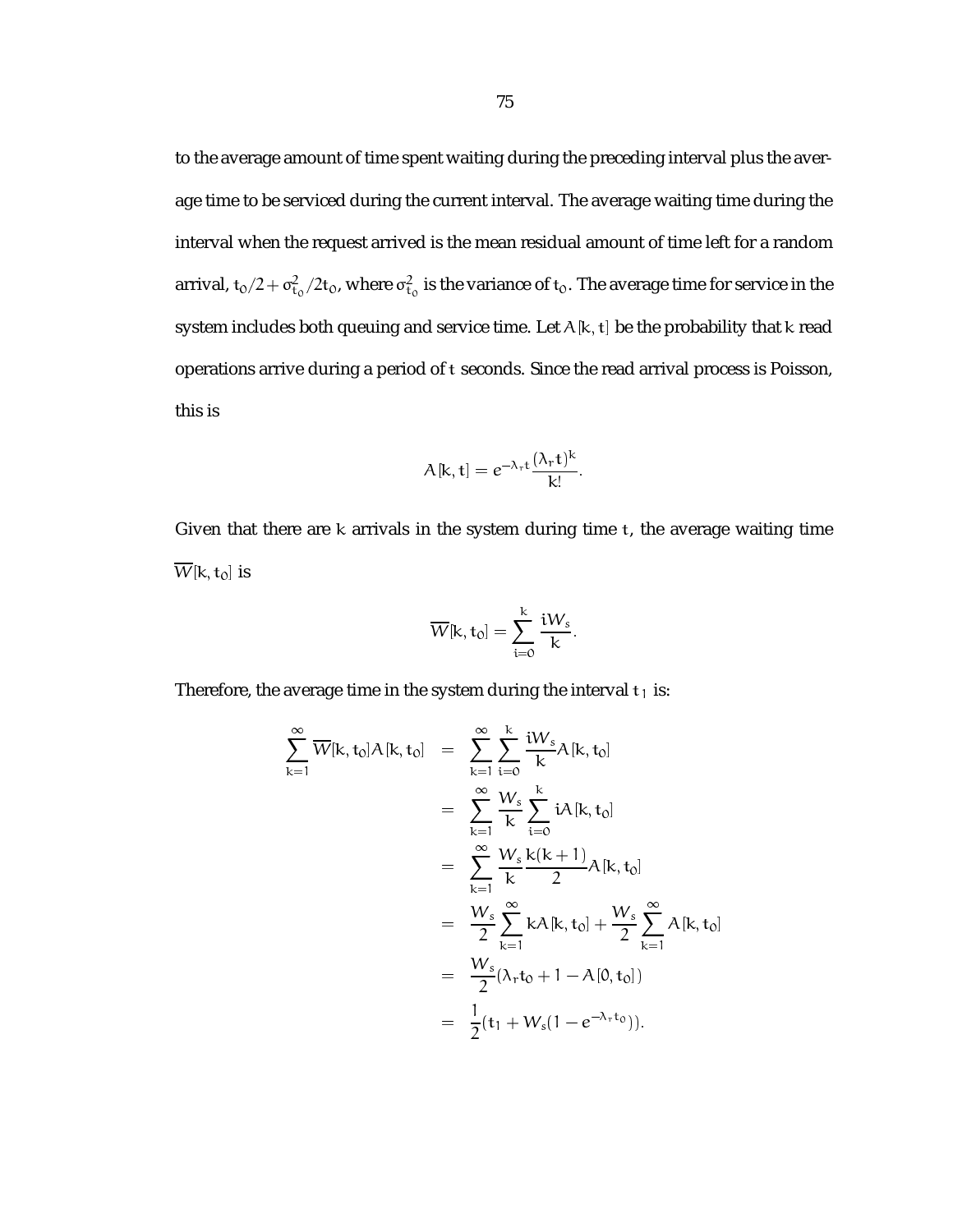to the average amount of time spent waiting during the preceding interval plus the average time to be serviced during the current interval. The average waiting time during the interval when the request arrived is the mean residual amount of time left for a random arrival, $t_0/2 + \sigma^2_{t_0}/2t_0$, where $\sigma^2_{t_0}$ is the variance of $t_0$. The average time for service in the system includes both queuing and service time. Let $A[k,t]$ be the probability that $k$ read operations arrive during a period of $t$ seconds. Since the read arrival process is Poisson, this is

$$A[k,t] = e^{-\lambda_r t}\frac{(\lambda_r t)^k}{k!}.$$

Given that there are $k$ arrivals in the system during time $t$, the average waiting time $\overline{W}[k,t_0]$ is

$$\overline{W}[k,t_0] = \sum_{i=0}^{k} \frac{iW_s}{k}.$$

Therefore, the average time in the system during the interval $t_1$ is:

$$\begin{aligned}
\sum_{k=1}^{\infty} \overline{W}[k,t_0]A[k,t_0] &= \sum_{k=1}^{\infty}\sum_{i=0}^{k} \frac{iW_s}{k}A[k,t_0] \\
&= \sum_{k=1}^{\infty}\frac{W_s}{k}\sum_{i=0}^{k} iA[k,t_0] \\
&= \sum_{k=1}^{\infty}\frac{W_s}{k}\frac{k(k+1)}{2}A[k,t_0] \\
&= \frac{W_s}{2}\sum_{k=1}^{\infty} kA[k,t_0] + \frac{W_s}{2}\sum_{k=1}^{\infty} A[k,t_0] \\
&= \frac{W_s}{2}(\lambda_r t_0 + 1 - A[0,t_0]) \\
&= \frac{1}{2}(t_1 + W_s(1 - e^{-\lambda_r t_0})).
\end{aligned}$$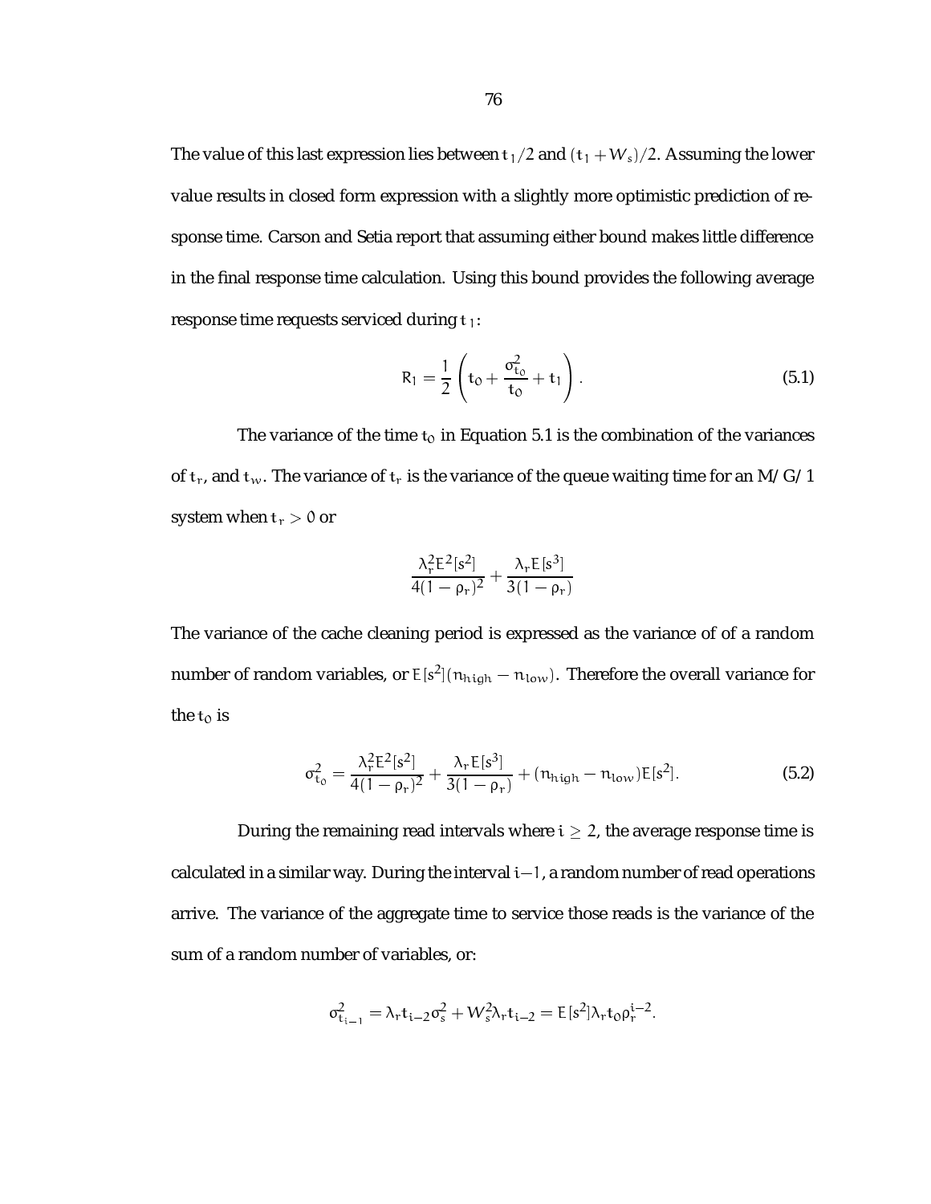The value of this last expression lies between $t_1/2$ and $(t_1 + W_s)/2$. Assuming the lower value results in closed form expression with a slightly more optimistic prediction of response time. Carson and Setia report that assuming either bound makes little difference in the final response time calculation. Using this bound provides the following average response time requests serviced during $t_1$:

$$R_1 = \frac{1}{2}\left(t_0 + \frac{\sigma_{t_0}^2}{t_0} + t_1\right). \tag{5.1}$$

The variance of the time $t_0$ in Equation 5.1 is the combination of the variances of $t_r$, and $t_w$. The variance of $t_r$ is the variance of the queue waiting time for an M/G/1 system when $t_r > 0$ or

$$\frac{\lambda_r^2 E^2[s^2]}{4(1-\rho_r)^2} + \frac{\lambda_r E[s^3]}{3(1-\rho_r)}$$

The variance of the cache cleaning period is expressed as the variance of of a random number of random variables, or $E[s^2](n_{high} - n_{low})$. Therefore the overall variance for the $t_0$ is

$$\sigma_{t_0}^2 = \frac{\lambda_r^2 E^2[s^2]}{4(1-\rho_r)^2} + \frac{\lambda_r E[s^3]}{3(1-\rho_r)} + (n_{high} - n_{low})E[s^2]. \tag{5.2}$$

During the remaining read intervals where $i \geq 2$, the average response time is calculated in a similar way. During the interval $i-1$, a random number of read operations arrive. The variance of the aggregate time to service those reads is the variance of the sum of a random number of variables, or:

$$\sigma_{t_{i-1}}^2 = \lambda_r t_{i-2}\sigma_s^2 + W_s^2 \lambda_r t_{i-2} = E[s^2]\lambda_r t_0 \rho_r^{i-2}.$$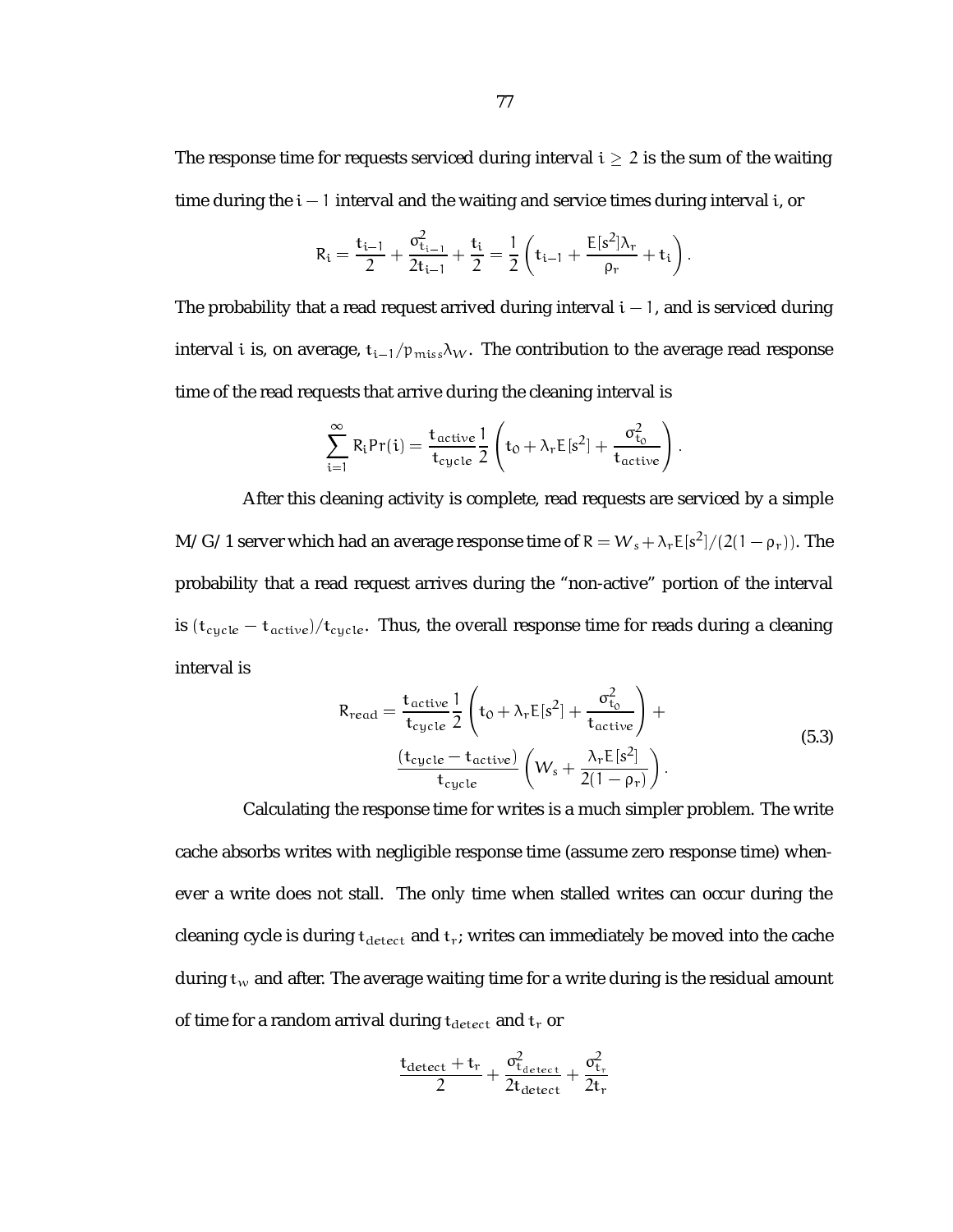The response time for requests serviced during interval $i \geq 2$ is the sum of the waiting time during the $i-1$ interval and the waiting and service times during interval $i$, or

$$R_i = \frac{t_{i-1}}{2} + \frac{\sigma^2_{t_{i-1}}}{2t_{i-1}} + \frac{t_i}{2} = \frac{1}{2}\left(t_{i-1} + \frac{E[s^2]\lambda_r}{\rho_r} + t_i\right).$$

The probability that a read request arrived during interval $i-1$, and is serviced during interval $i$ is, on average, $t_{i-1}/p_{miss}\lambda_W$. The contribution to the average read response time of the read requests that arrive during the cleaning interval is

$$\sum_{i=1}^{\infty} R_i Pr(i) = \frac{t_{active}}{t_{cycle}} \frac{1}{2}\left(t_0 + \lambda_r E[s^2] + \frac{\sigma^2_{t_0}}{t_{active}}\right).$$

After this cleaning activity is complete, read requests are serviced by a simple M/G/1 server which had an average response time of $R = W_s + \lambda_r E[s^2]/(2(1-\rho_r))$. The probability that a read request arrives during the "non-active" portion of the interval is $(t_{cycle} - t_{active})/t_{cycle}$. Thus, the overall response time for reads during a cleaning interval is

$$R_{read} = \frac{t_{active}}{t_{cycle}} \frac{1}{2}\left(t_0 + \lambda_r E[s^2] + \frac{\sigma^2_{t_0}}{t_{active}}\right) + \frac{(t_{cycle} - t_{active})}{t_{cycle}}\left(W_s + \frac{\lambda_r E[s^2]}{2(1-\rho_r)}\right). \tag{5.3}$$

Calculating the response time for writes is a much simpler problem. The write cache absorbs writes with negligible response time (assume zero response time) whenever a write does not stall. The only time when stalled writes can occur during the cleaning cycle is during $t_{detect}$ and $t_r$; writes can immediately be moved into the cache during $t_w$ and after. The average waiting time for a write during is the residual amount of time for a random arrival during $t_{detect}$ and $t_r$ or

$$\frac{t_{detect} + t_r}{2} + \frac{\sigma^2_{t_{detect}}}{2t_{detect}} + \frac{\sigma^2_{t_r}}{2t_r}$$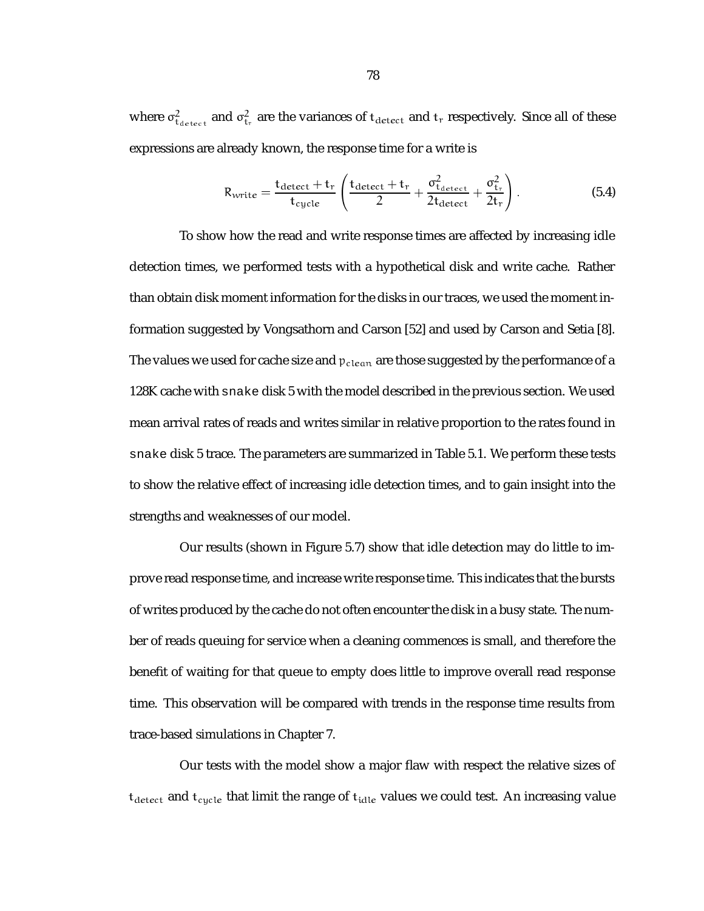where $\sigma^2_{t_{detect}}$ and $\sigma^2_{t_r}$ are the variances of $t_{detect}$ and $t_r$ respectively. Since all of these expressions are already known, the response time for a write is

$$R_{write} = \frac{t_{detect} + t_r}{t_{cycle}} \left( \frac{t_{detect} + t_r}{2} + \frac{\sigma^2_{t_{detect}}}{2t_{detect}} + \frac{\sigma^2_{t_r}}{2t_r} \right). \tag{5.4}$$

To show how the read and write response times are affected by increasing idle detection times, we performed tests with a hypothetical disk and write cache. Rather than obtain disk moment information for the disks in our traces, we used the moment information suggested by Vongsathorn and Carson [52] and used by Carson and Setia [8]. The values we used for cache size and $p_{clean}$ are those suggested by the performance of a 128K cache with `snake` disk 5 with the model described in the previous section. We used mean arrival rates of reads and writes similar in relative proportion to the rates found in `snake` disk 5 trace. The parameters are summarized in Table 5.1. We perform these tests to show the relative effect of increasing idle detection times, and to gain insight into the strengths and weaknesses of our model.

Our results (shown in Figure 5.7) show that idle detection may do little to improve read response time, and increase write response time. This indicates that the bursts of writes produced by the cache do not often encounter the disk in a busy state. The number of reads queuing for service when a cleaning commences is small, and therefore the benefit of waiting for that queue to empty does little to improve overall read response time. This observation will be compared with trends in the response time results from trace-based simulations in Chapter 7.

Our tests with the model show a major flaw with respect the relative sizes of $t_{detect}$ and $t_{cycle}$ that limit the range of $t_{idle}$ values we could test. An increasing value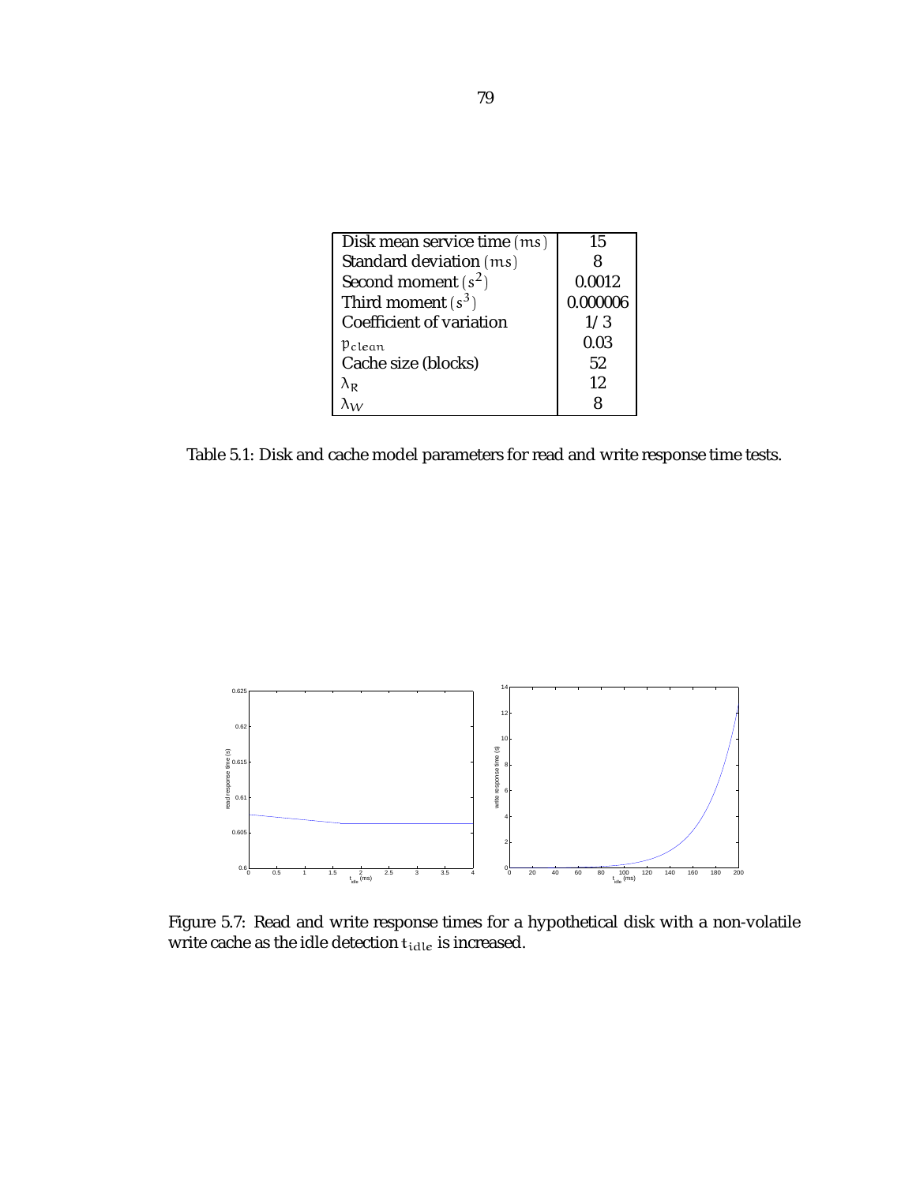| Disk mean service time ($ms$) | 15 |
| --- | --- |
| Standard deviation ($ms$) | 8 |
| Second moment ($s^2$) | 0.0012 |
| Third moment ($s^3$) | 0.000006 |
| Coefficient of variation | 1/3 |
| $p_{clean}$ | 0.03 |
| Cache size (blocks) | 52 |
| $\lambda_R$ | 12 |
| $\lambda_W$ | 8 |

Table 5.1: Disk and cache model parameters for read and write response time tests.

Figure 5.7: Read and write response times for a hypothetical disk with a non-volatile write cache as the idle detection $t_{idle}$ is increased.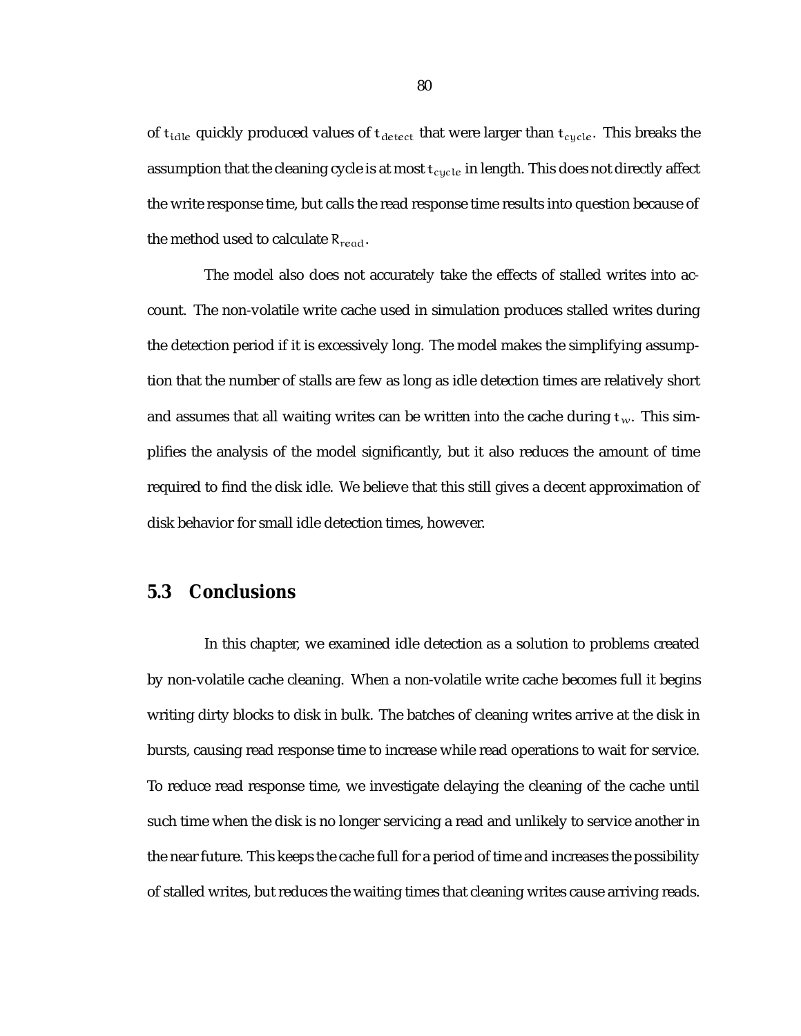of $t_{idle}$ quickly produced values of $t_{detect}$ that were larger than $t_{cycle}$. This breaks the assumption that the cleaning cycle is at most $t_{cycle}$ in length. This does not directly affect the write response time, but calls the read response time results into question because of the method used to calculate $R_{read}$.

The model also does not accurately take the effects of stalled writes into account. The non-volatile write cache used in simulation produces stalled writes during the detection period if it is excessively long. The model makes the simplifying assumption that the number of stalls are few as long as idle detection times are relatively short and assumes that all waiting writes can be written into the cache during $t_w$. This simplifies the analysis of the model significantly, but it also reduces the amount of time required to find the disk idle. We believe that this still gives a decent approximation of disk behavior for small idle detection times, however.

## 5.3 Conclusions

In this chapter, we examined idle detection as a solution to problems created by non-volatile cache cleaning. When a non-volatile write cache becomes full it begins writing dirty blocks to disk in bulk. The batches of cleaning writes arrive at the disk in bursts, causing read response time to increase while read operations to wait for service. To reduce read response time, we investigate delaying the cleaning of the cache until such time when the disk is no longer servicing a read and unlikely to service another in the near future. This keeps the cache full for a period of time and increases the possibility of stalled writes, but reduces the waiting times that cleaning writes cause arriving reads.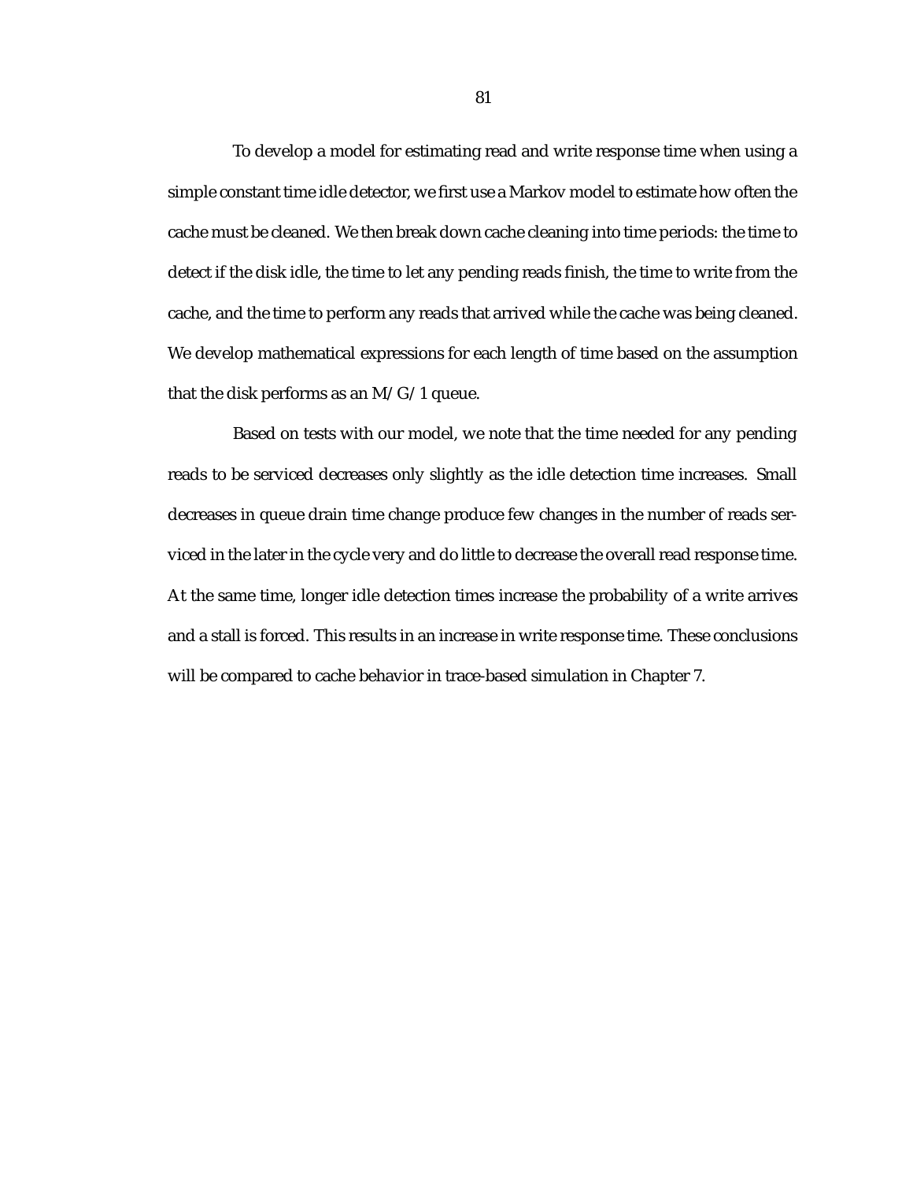To develop a model for estimating read and write response time when using a simple constant time idle detector, we first use a Markov model to estimate how often the cache must be cleaned. We then break down cache cleaning into time periods: the time to detect if the disk idle, the time to let any pending reads finish, the time to write from the cache, and the time to perform any reads that arrived while the cache was being cleaned. We develop mathematical expressions for each length of time based on the assumption that the disk performs as an M/G/1 queue.

Based on tests with our model, we note that the time needed for any pending reads to be serviced decreases only slightly as the idle detection time increases. Small decreases in queue drain time change produce few changes in the number of reads serviced in the later in the cycle very and do little to decrease the overall read response time. At the same time, longer idle detection times increase the probability of a write arrives and a stall is forced. This results in an increase in write response time. These conclusions will be compared to cache behavior in trace-based simulation in Chapter 7.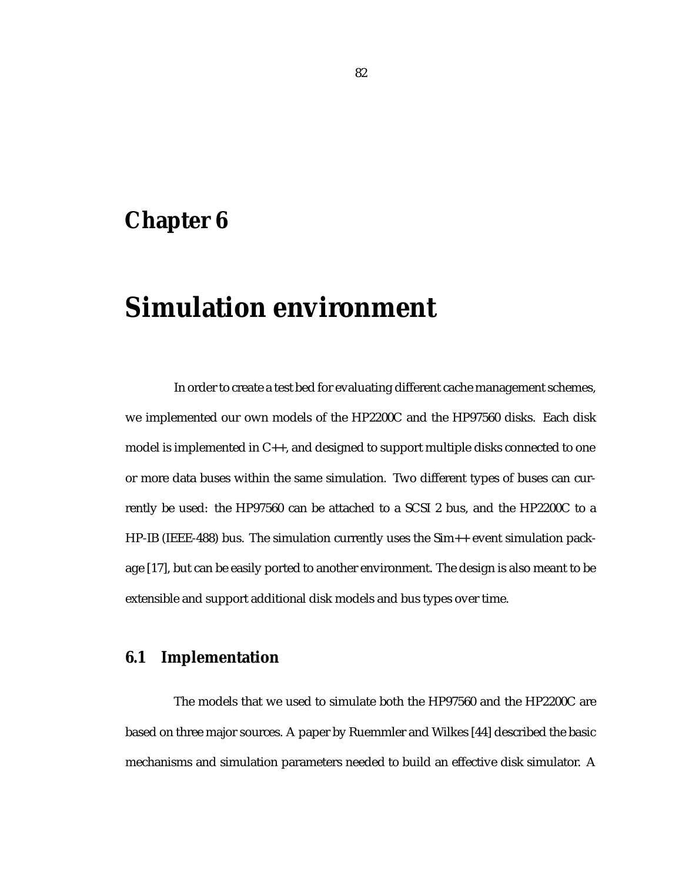# Chapter 6

# Simulation environment

In order to create a test bed for evaluating different cache management schemes, we implemented our own models of the HP2200C and the HP97560 disks. Each disk model is implemented in C++, and designed to support multiple disks connected to one or more data buses within the same simulation. Two different types of buses can currently be used: the HP97560 can be attached to a SCSI 2 bus, and the HP2200C to a HP-IB (IEEE-488) bus. The simulation currently uses the Sim++ event simulation package [17], but can be easily ported to another environment. The design is also meant to be extensible and support additional disk models and bus types over time.

## 6.1 Implementation

The models that we used to simulate both the HP97560 and the HP2200C are based on three major sources. A paper by Ruemmler and Wilkes [44] described the basic mechanisms and simulation parameters needed to build an effective disk simulator. A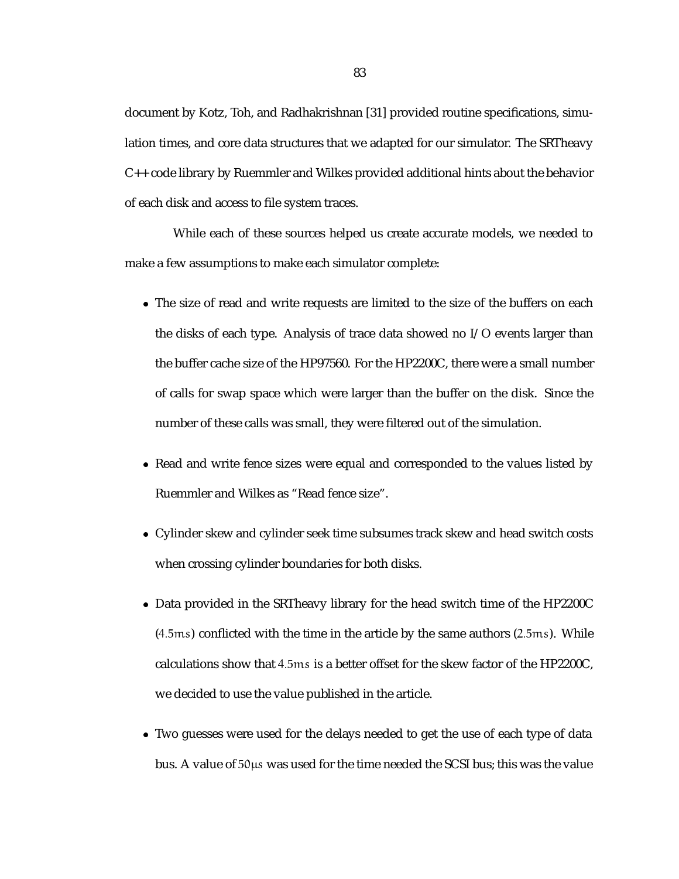document by Kotz, Toh, and Radhakrishnan [31] provided routine specifications, simulation times, and core data structures that we adapted for our simulator. The SRTheavy C++ code library by Ruemmler and Wilkes provided additional hints about the behavior of each disk and access to file system traces.

While each of these sources helped us create accurate models, we needed to make a few assumptions to make each simulator complete:

- The size of read and write requests are limited to the size of the buffers on each the disks of each type. Analysis of trace data showed no I/O events larger than the buffer cache size of the HP97560. For the HP2200C, there were a small number of calls for swap space which were larger than the buffer on the disk. Since the number of these calls was small, they were filtered out of the simulation.

- Read and write fence sizes were equal and corresponded to the values listed by Ruemmler and Wilkes as "Read fence size".

- Cylinder skew and cylinder seek time subsumes track skew and head switch costs when crossing cylinder boundaries for both disks.

- Data provided in the SRTheavy library for the head switch time of the HP2200C ($4.5ms$) conflicted with the time in the article by the same authors ($2.5ms$). While calculations show that $4.5ms$ is a better offset for the skew factor of the HP2200C, we decided to use the value published in the article.

- Two guesses were used for the delays needed to get the use of each type of data bus. A value of $50\mu s$ was used for the time needed the SCSI bus; this was the value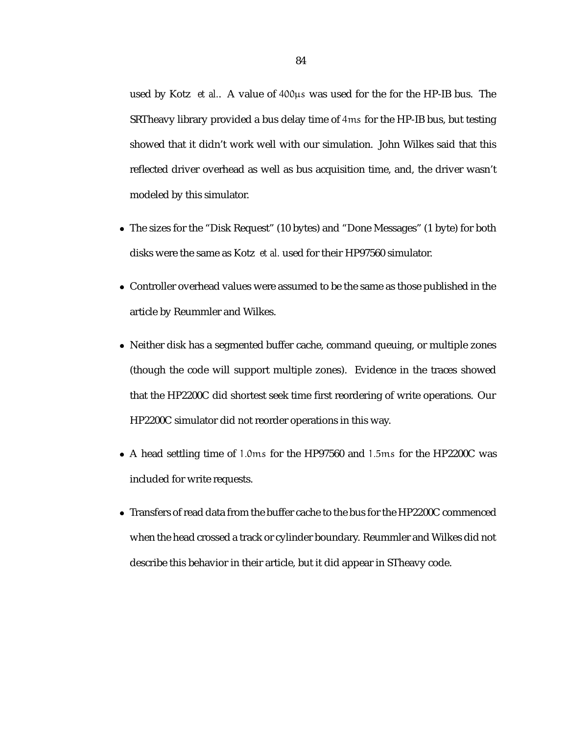used by Kotz *et al.*. A value of $400\mu s$ was used for the for the HP-IB bus. The SRTheavy library provided a bus delay time of $4ms$ for the HP-IB bus, but testing showed that it didn't work well with our simulation. John Wilkes said that this reflected driver overhead as well as bus acquisition time, and, the driver wasn't modeled by this simulator.

- The sizes for the "Disk Request" (10 bytes) and "Done Messages" (1 byte) for both disks were the same as Kotz *et al.* used for their HP97560 simulator.
- Controller overhead values were assumed to be the same as those published in the article by Reummler and Wilkes.
- Neither disk has a segmented buffer cache, command queuing, or multiple zones (though the code will support multiple zones). Evidence in the traces showed that the HP2200C did shortest seek time first reordering of write operations. Our HP2200C simulator did not reorder operations in this way.
- A head settling time of $1.0ms$ for the HP97560 and $1.5ms$ for the HP2200C was included for write requests.
- Transfers of read data from the buffer cache to the bus for the HP2200C commenced when the head crossed a track or cylinder boundary. Reummler and Wilkes did not describe this behavior in their article, but it did appear in STheavy code.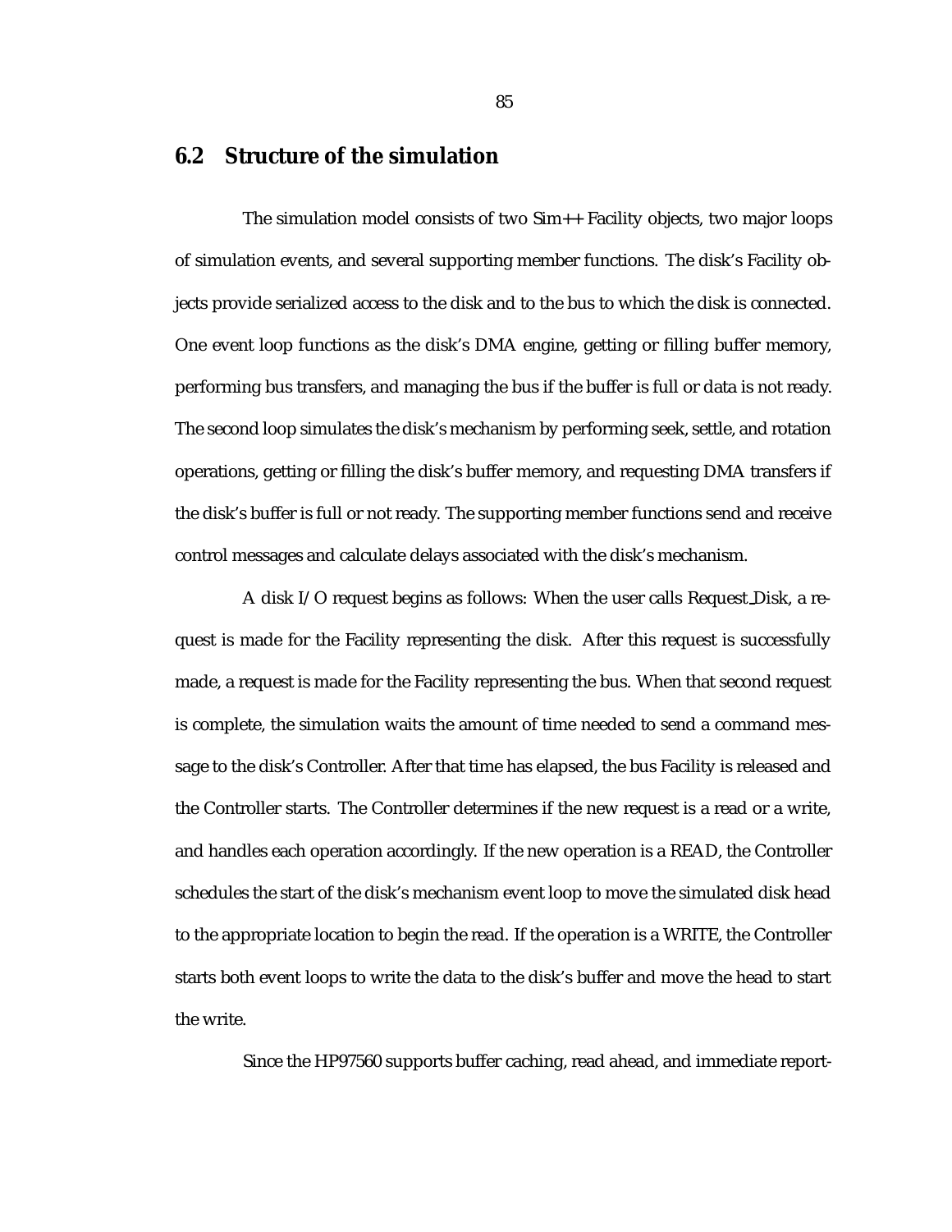## 6.2 Structure of the simulation

The simulation model consists of two Sim++ Facility objects, two major loops of simulation events, and several supporting member functions. The disk's Facility objects provide serialized access to the disk and to the bus to which the disk is connected. One event loop functions as the disk's DMA engine, getting or filling buffer memory, performing bus transfers, and managing the bus if the buffer is full or data is not ready. The second loop simulates the disk's mechanism by performing seek, settle, and rotation operations, getting or filling the disk's buffer memory, and requesting DMA transfers if the disk's buffer is full or not ready. The supporting member functions send and receive control messages and calculate delays associated with the disk's mechanism.

A disk I/O request begins as follows: When the user calls Request_Disk, a request is made for the Facility representing the disk. After this request is successfully made, a request is made for the Facility representing the bus. When that second request is complete, the simulation waits the amount of time needed to send a command message to the disk's Controller. After that time has elapsed, the bus Facility is released and the Controller starts. The Controller determines if the new request is a read or a write, and handles each operation accordingly. If the new operation is a READ, the Controller schedules the start of the disk's mechanism event loop to move the simulated disk head to the appropriate location to begin the read. If the operation is a WRITE, the Controller starts both event loops to write the data to the disk's buffer and move the head to start the write.

Since the HP97560 supports buffer caching, read ahead, and immediate report-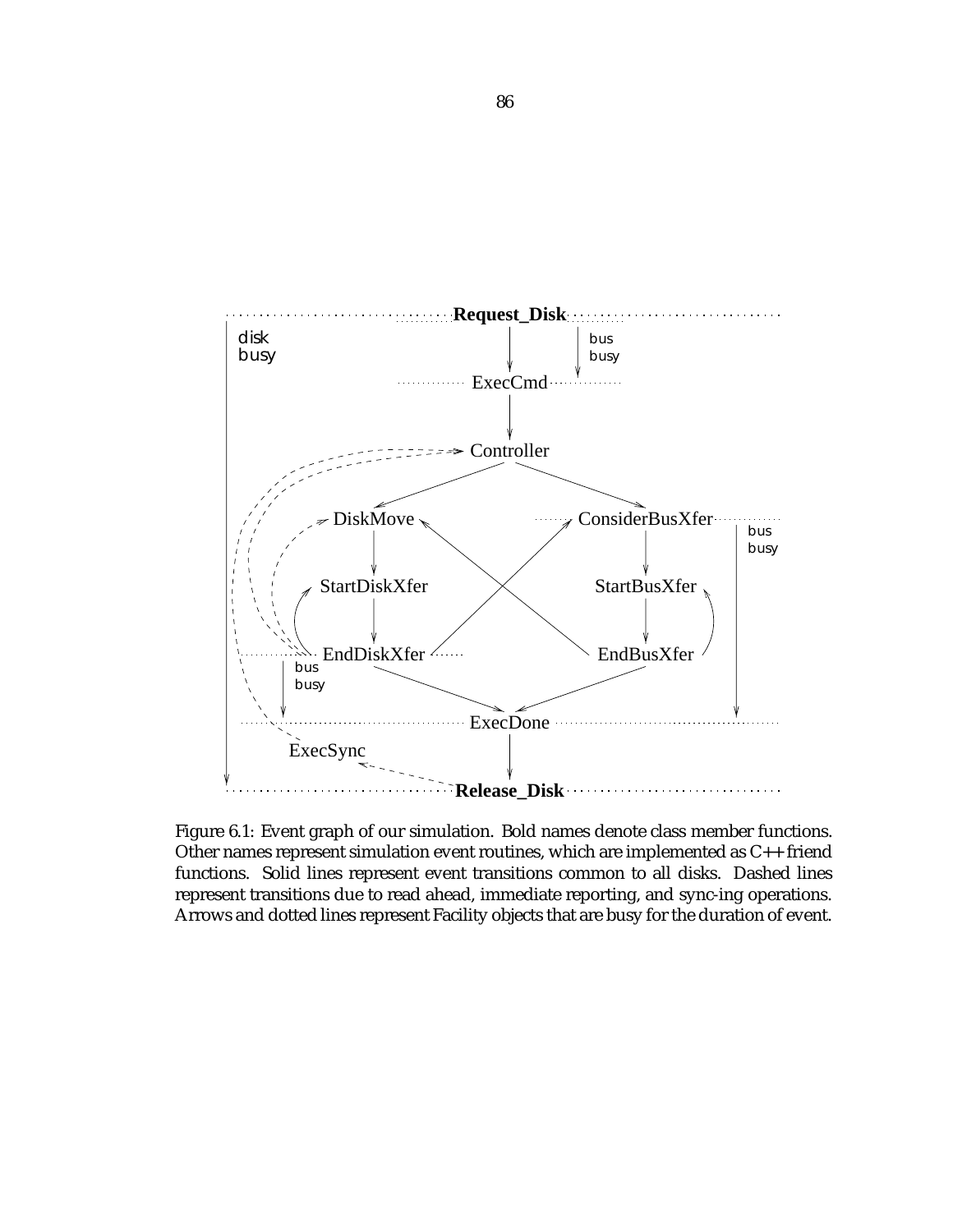Figure 6.1: Event graph of our simulation. Bold names denote class member functions. Other names represent simulation event routines, which are implemented as C++ friend functions. Solid lines represent event transitions common to all disks. Dashed lines represent transitions due to read ahead, immediate reporting, and sync-ing operations. Arrows and dotted lines represent Facility objects that are busy for the duration of event.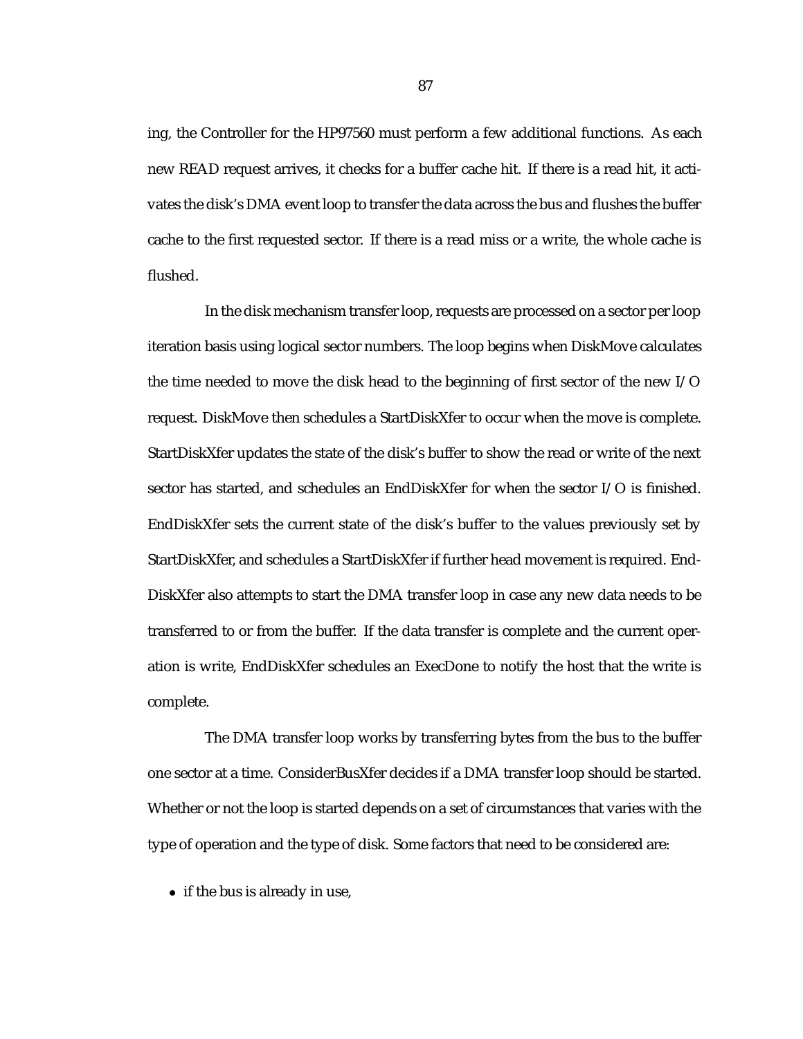ing, the Controller for the HP97560 must perform a few additional functions. As each new READ request arrives, it checks for a buffer cache hit. If there is a read hit, it activates the disk's DMA event loop to transfer the data across the bus and flushes the buffer cache to the first requested sector. If there is a read miss or a write, the whole cache is flushed.

In the disk mechanism transfer loop, requests are processed on a sector per loop iteration basis using logical sector numbers. The loop begins when DiskMove calculates the time needed to move the disk head to the beginning of first sector of the new I/O request. DiskMove then schedules a StartDiskXfer to occur when the move is complete. StartDiskXfer updates the state of the disk's buffer to show the read or write of the next sector has started, and schedules an EndDiskXfer for when the sector I/O is finished. EndDiskXfer sets the current state of the disk's buffer to the values previously set by StartDiskXfer, and schedules a StartDiskXfer if further head movement is required. EndDiskXfer also attempts to start the DMA transfer loop in case any new data needs to be transferred to or from the buffer. If the data transfer is complete and the current operation is write, EndDiskXfer schedules an ExecDone to notify the host that the write is complete.

The DMA transfer loop works by transferring bytes from the bus to the buffer one sector at a time. ConsiderBusXfer decides if a DMA transfer loop should be started. Whether or not the loop is started depends on a set of circumstances that varies with the type of operation and the type of disk. Some factors that need to be considered are:

- if the bus is already in use,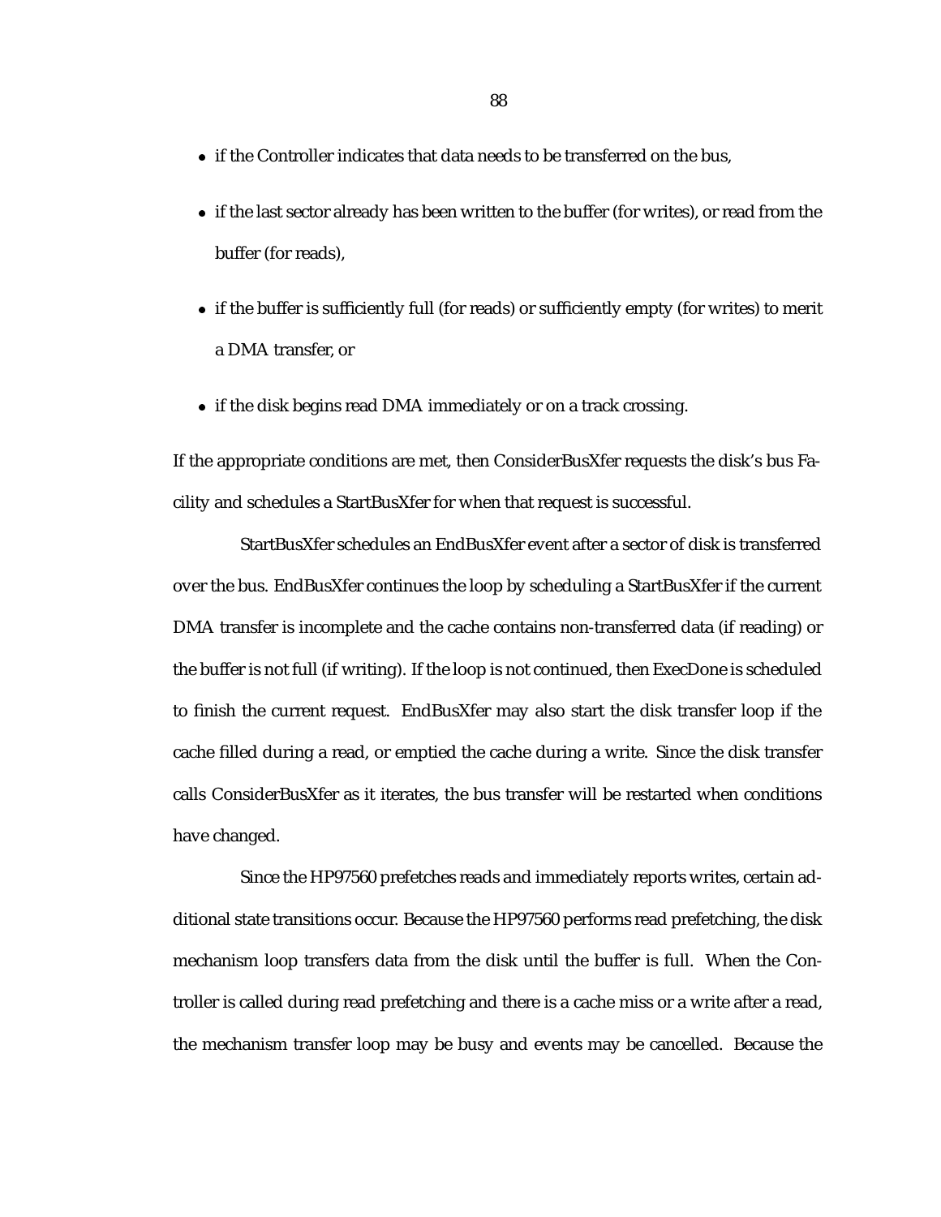- if the Controller indicates that data needs to be transferred on the bus,
- if the last sector already has been written to the buffer (for writes), or read from the buffer (for reads),
- if the buffer is sufficiently full (for reads) or sufficiently empty (for writes) to merit a DMA transfer, or
- if the disk begins read DMA immediately or on a track crossing.

If the appropriate conditions are met, then ConsiderBusXfer requests the disk's bus Facility and schedules a StartBusXfer for when that request is successful.

StartBusXfer schedules an EndBusXfer event after a sector of disk is transferred over the bus. EndBusXfer continues the loop by scheduling a StartBusXfer if the current DMA transfer is incomplete and the cache contains non-transferred data (if reading) or the buffer is not full (if writing). If the loop is not continued, then ExecDone is scheduled to finish the current request. EndBusXfer may also start the disk transfer loop if the cache filled during a read, or emptied the cache during a write. Since the disk transfer calls ConsiderBusXfer as it iterates, the bus transfer will be restarted when conditions have changed.

Since the HP97560 prefetches reads and immediately reports writes, certain additional state transitions occur. Because the HP97560 performs read prefetching, the disk mechanism loop transfers data from the disk until the buffer is full. When the Controller is called during read prefetching and there is a cache miss or a write after a read, the mechanism transfer loop may be busy and events may be cancelled. Because the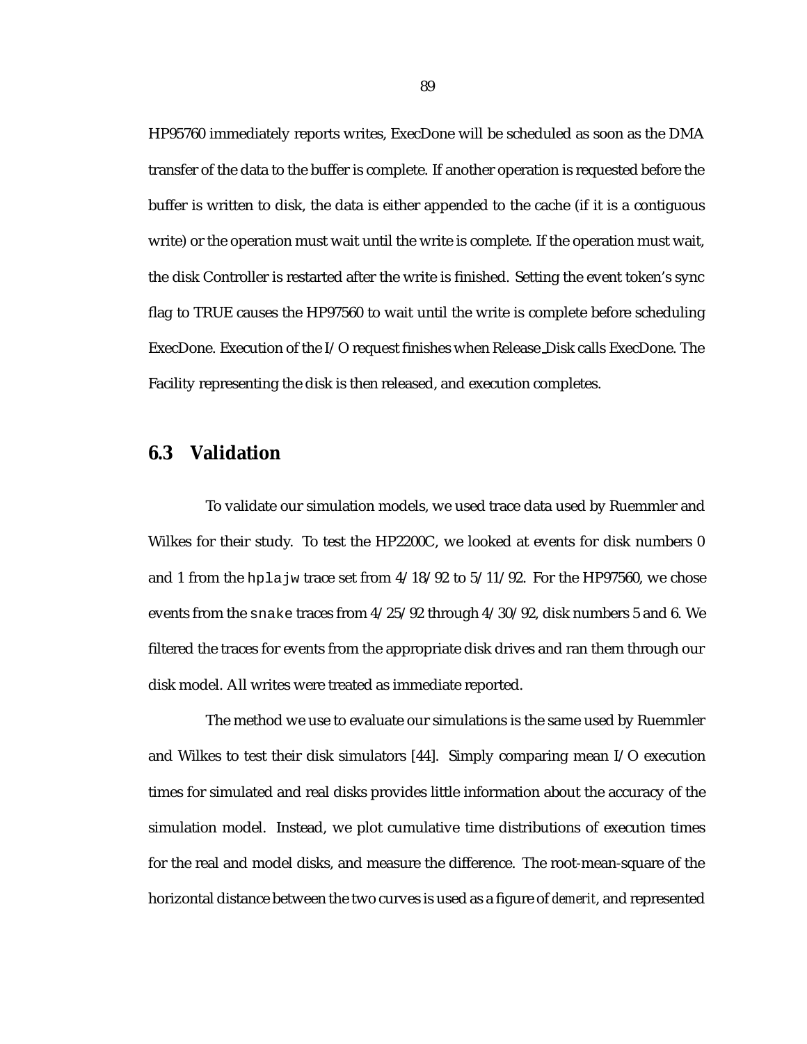HP95760 immediately reports writes, ExecDone will be scheduled as soon as the DMA transfer of the data to the buffer is complete. If another operation is requested before the buffer is written to disk, the data is either appended to the cache (if it is a contiguous write) or the operation must wait until the write is complete. If the operation must wait, the disk Controller is restarted after the write is finished. Setting the event token's sync flag to TRUE causes the HP97560 to wait until the write is complete before scheduling ExecDone. Execution of the I/O request finishes when Release_Disk calls ExecDone. The Facility representing the disk is then released, and execution completes.

## 6.3 Validation

To validate our simulation models, we used trace data used by Ruemmler and Wilkes for their study. To test the HP2200C, we looked at events for disk numbers 0 and 1 from the `hplajw` trace set from 4/18/92 to 5/11/92. For the HP97560, we chose events from the `snake` traces from 4/25/92 through 4/30/92, disk numbers 5 and 6. We filtered the traces for events from the appropriate disk drives and ran them through our disk model. All writes were treated as immediate reported.

The method we use to evaluate our simulations is the same used by Ruemmler and Wilkes to test their disk simulators [44]. Simply comparing mean I/O execution times for simulated and real disks provides little information about the accuracy of the simulation model. Instead, we plot cumulative time distributions of execution times for the real and model disks, and measure the difference. The root-mean-square of the horizontal distance between the two curves is used as a figure of *demerit*, and represented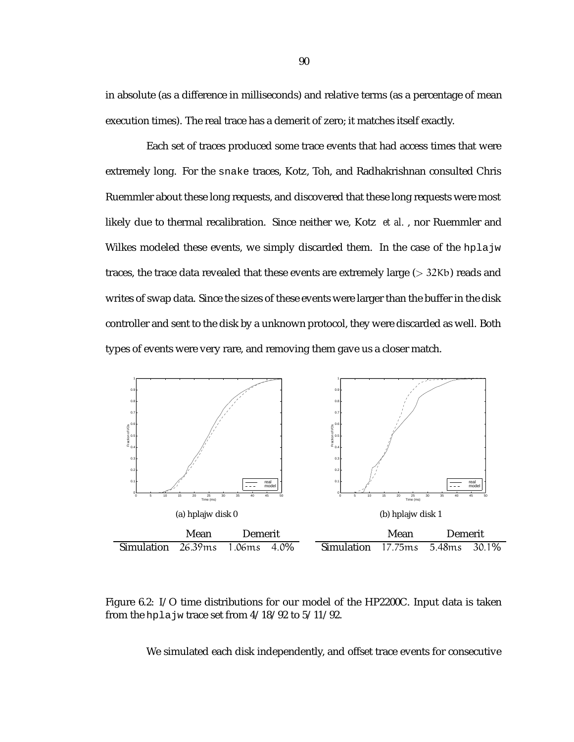in absolute (as a difference in milliseconds) and relative terms (as a percentage of mean execution times). The real trace has a demerit of zero; it matches itself exactly.

Each set of traces produced some trace events that had access times that were extremely long. For the `snake` traces, Kotz, Toh, and Radhakrishnan consulted Chris Ruemmler about these long requests, and discovered that these long requests were most likely due to thermal recalibration. Since neither we, Kotz *et al.*, nor Ruemmler and Wilkes modeled these events, we simply discarded them. In the case of the `hplajw` traces, the trace data revealed that these events are extremely large ($> 32Kb$) reads and writes of swap data. Since the sizes of these events were larger than the buffer in the disk controller and sent to the disk by a unknown protocol, they were discarded as well. Both types of events were very rare, and removing them gave us a closer match.

(a) hplajw disk 0

| | Mean | Demerit | |
|---|---|---|---|
| Simulation | $26.39ms$ | $1.06ms$ | 4.0% |

(b) hplajw disk 1

| | Mean | Demerit | |
|---|---|---|---|
| Simulation | $17.75ms$ | $5.48ms$ | 30.1% |

Figure 6.2: I/O time distributions for our model of the HP2200C. Input data is taken from the `hplajw` trace set from 4/18/92 to 5/11/92.

We simulated each disk independently, and offset trace events for consecutive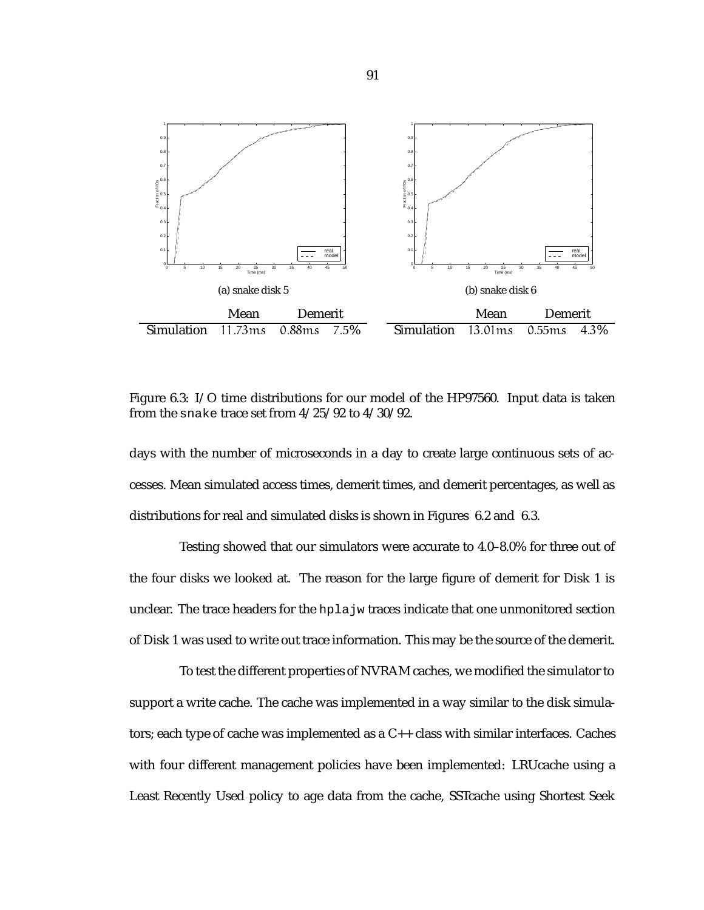(a) snake disk 5

| | Mean | Demerit | |
|---|---|---|---|
| Simulation | $11.73ms$ | $0.88ms$ | 7.5% |

(b) snake disk 6

| | Mean | Demerit | |
|---|---|---|---|
| Simulation | $13.01ms$ | $0.55ms$ | 4.3% |

Figure 6.3: I/O time distributions for our model of the HP97560. Input data is taken from the `snake` trace set from 4/25/92 to 4/30/92.

days with the number of microseconds in a day to create large continuous sets of accesses. Mean simulated access times, demerit times, and demerit percentages, as well as distributions for real and simulated disks is shown in Figures 6.2 and 6.3.

Testing showed that our simulators were accurate to 4.0–8.0% for three out of the four disks we looked at. The reason for the large figure of demerit for Disk 1 is unclear. The trace headers for the `hplajw` traces indicate that one unmonitored section of Disk 1 was used to write out trace information. This may be the source of the demerit.

To test the different properties of NVRAM caches, we modified the simulator to support a write cache. The cache was implemented in a way similar to the disk simulators; each type of cache was implemented as a C++ class with similar interfaces. Caches with four different management policies have been implemented: LRUcache using a Least Recently Used policy to age data from the cache, SSTcache using Shortest Seek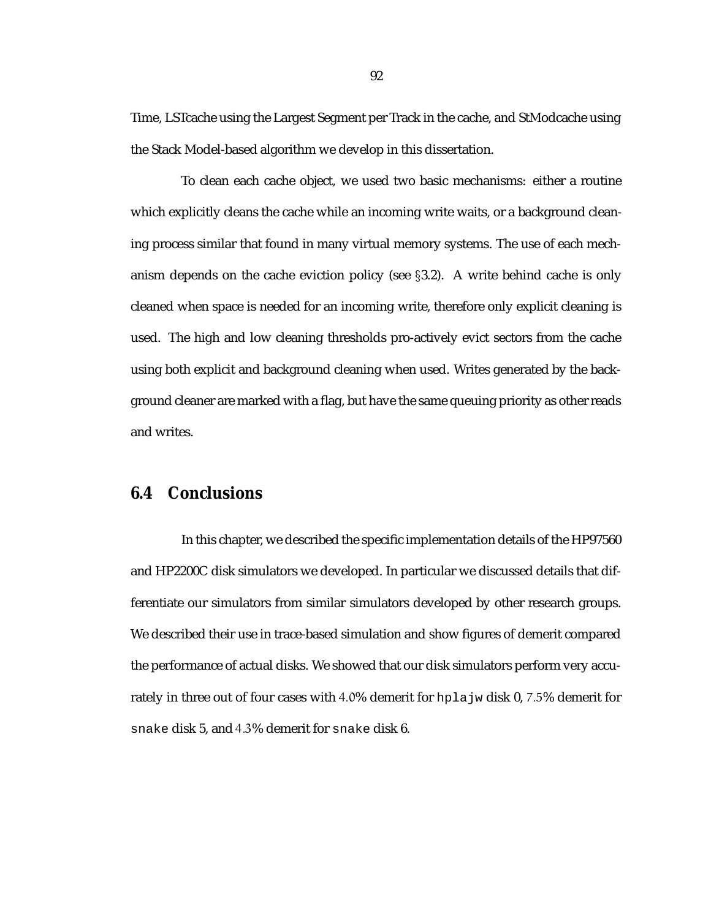Time, LSTcache using the Largest Segment per Track in the cache, and StModcache using the Stack Model-based algorithm we develop in this dissertation.

To clean each cache object, we used two basic mechanisms: either a routine which explicitly cleans the cache while an incoming write waits, or a background cleaning process similar that found in many virtual memory systems. The use of each mechanism depends on the cache eviction policy (see §3.2). A write behind cache is only cleaned when space is needed for an incoming write, therefore only explicit cleaning is used. The high and low cleaning thresholds pro-actively evict sectors from the cache using both explicit and background cleaning when used. Writes generated by the background cleaner are marked with a flag, but have the same queuing priority as other reads and writes.

## 6.4 Conclusions

In this chapter, we described the specific implementation details of the HP97560 and HP2200C disk simulators we developed. In particular we discussed details that differentiate our simulators from similar simulators developed by other research groups. We described their use in trace-based simulation and show figures of demerit compared the performance of actual disks. We showed that our disk simulators perform very accurately in three out of four cases with $4.0$% demerit for `hplajw` disk 0, $7.5$% demerit for `snake` disk 5, and $4.3$% demerit for `snake` disk 6.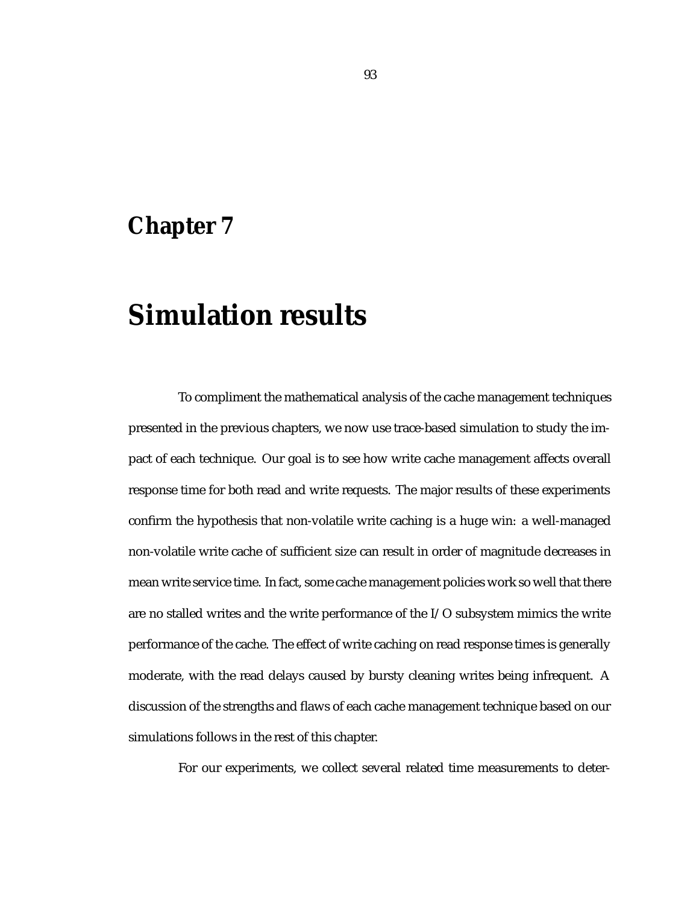# Chapter 7

# Simulation results

To compliment the mathematical analysis of the cache management techniques presented in the previous chapters, we now use trace-based simulation to study the impact of each technique. Our goal is to see how write cache management affects overall response time for both read and write requests. The major results of these experiments confirm the hypothesis that non-volatile write caching is a huge win: a well-managed non-volatile write cache of sufficient size can result in order of magnitude decreases in mean write service time. In fact, some cache management policies work so well that there are no stalled writes and the write performance of the I/O subsystem mimics the write performance of the cache. The effect of write caching on read response times is generally moderate, with the read delays caused by bursty cleaning writes being infrequent. A discussion of the strengths and flaws of each cache management technique based on our simulations follows in the rest of this chapter.

For our experiments, we collect several related time measurements to deter-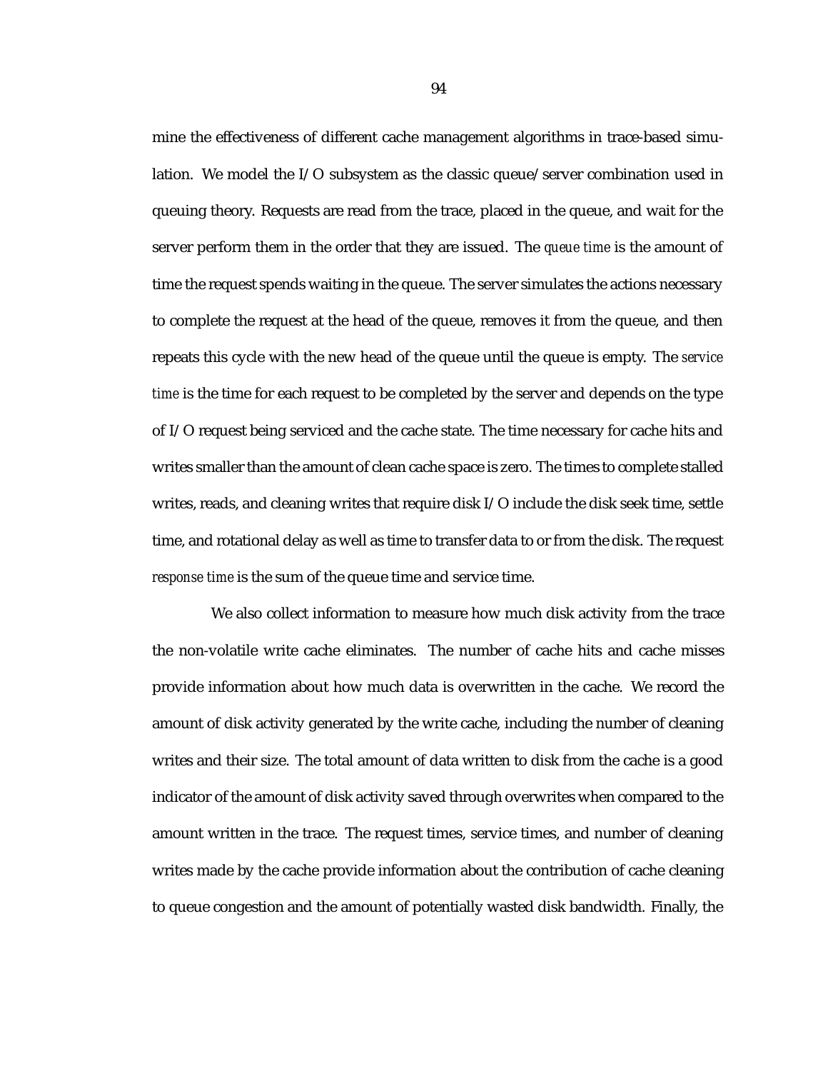mine the effectiveness of different cache management algorithms in trace-based simulation. We model the I/O subsystem as the classic queue/server combination used in queuing theory. Requests are read from the trace, placed in the queue, and wait for the server perform them in the order that they are issued. The *queue time* is the amount of time the request spends waiting in the queue. The server simulates the actions necessary to complete the request at the head of the queue, removes it from the queue, and then repeats this cycle with the new head of the queue until the queue is empty. The *service time* is the time for each request to be completed by the server and depends on the type of I/O request being serviced and the cache state. The time necessary for cache hits and writes smaller than the amount of clean cache space is zero. The times to complete stalled writes, reads, and cleaning writes that require disk I/O include the disk seek time, settle time, and rotational delay as well as time to transfer data to or from the disk. The request *response time* is the sum of the queue time and service time.

We also collect information to measure how much disk activity from the trace the non-volatile write cache eliminates. The number of cache hits and cache misses provide information about how much data is overwritten in the cache. We record the amount of disk activity generated by the write cache, including the number of cleaning writes and their size. The total amount of data written to disk from the cache is a good indicator of the amount of disk activity saved through overwrites when compared to the amount written in the trace. The request times, service times, and number of cleaning writes made by the cache provide information about the contribution of cache cleaning to queue congestion and the amount of potentially wasted disk bandwidth. Finally, the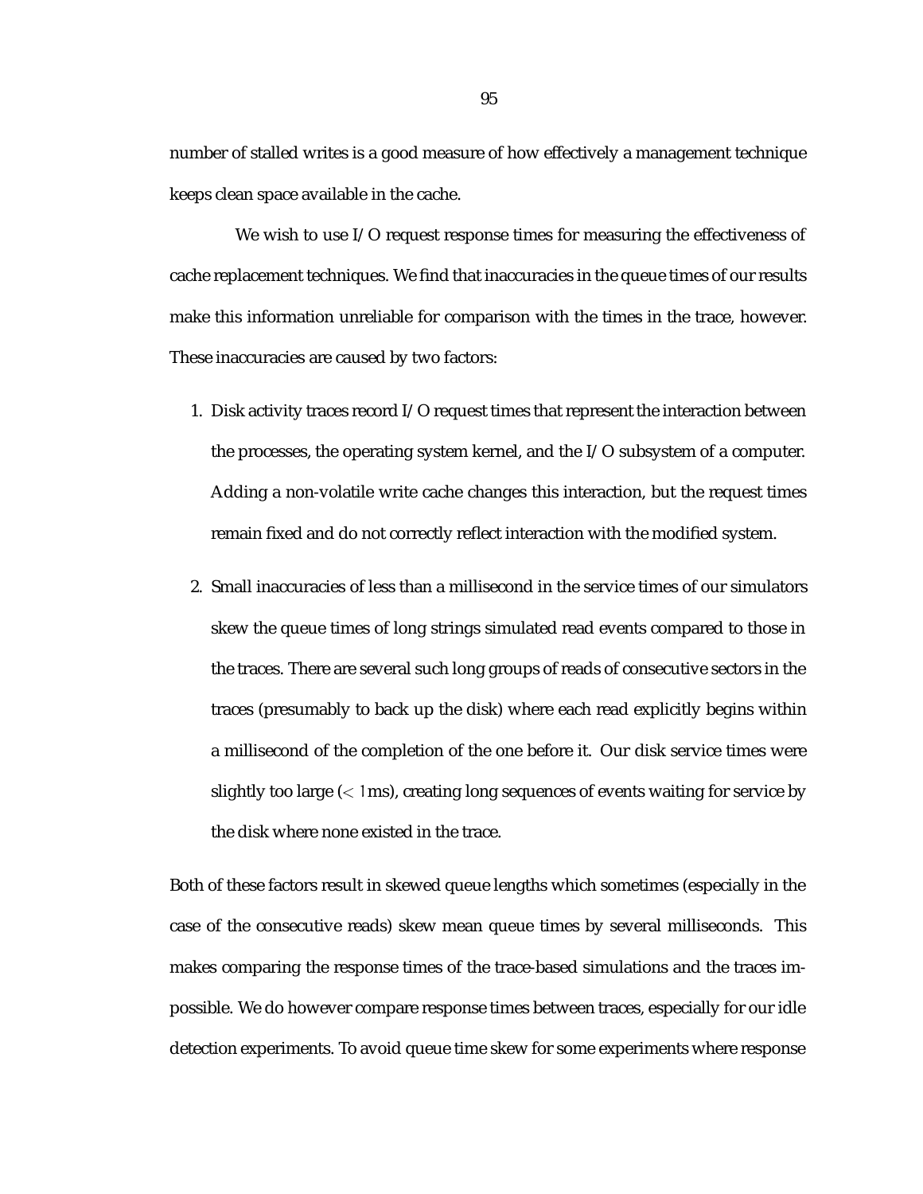number of stalled writes is a good measure of how effectively a management technique keeps clean space available in the cache.

We wish to use I/O request response times for measuring the effectiveness of cache replacement techniques. We find that inaccuracies in the queue times of our results make this information unreliable for comparison with the times in the trace, however. These inaccuracies are caused by two factors:

1. Disk activity traces record I/O request times that represent the interaction between the processes, the operating system kernel, and the I/O subsystem of a computer. Adding a non-volatile write cache changes this interaction, but the request times remain fixed and do not correctly reflect interaction with the modified system.

2. Small inaccuracies of less than a millisecond in the service times of our simulators skew the queue times of long strings simulated read events compared to those in the traces. There are several such long groups of reads of consecutive sectors in the traces (presumably to back up the disk) where each read explicitly begins within a millisecond of the completion of the one before it. Our disk service times were slightly too large ($< 1$ms), creating long sequences of events waiting for service by the disk where none existed in the trace.

Both of these factors result in skewed queue lengths which sometimes (especially in the case of the consecutive reads) skew mean queue times by several milliseconds. This makes comparing the response times of the trace-based simulations and the traces impossible. We do however compare response times between traces, especially for our idle detection experiments. To avoid queue time skew for some experiments where response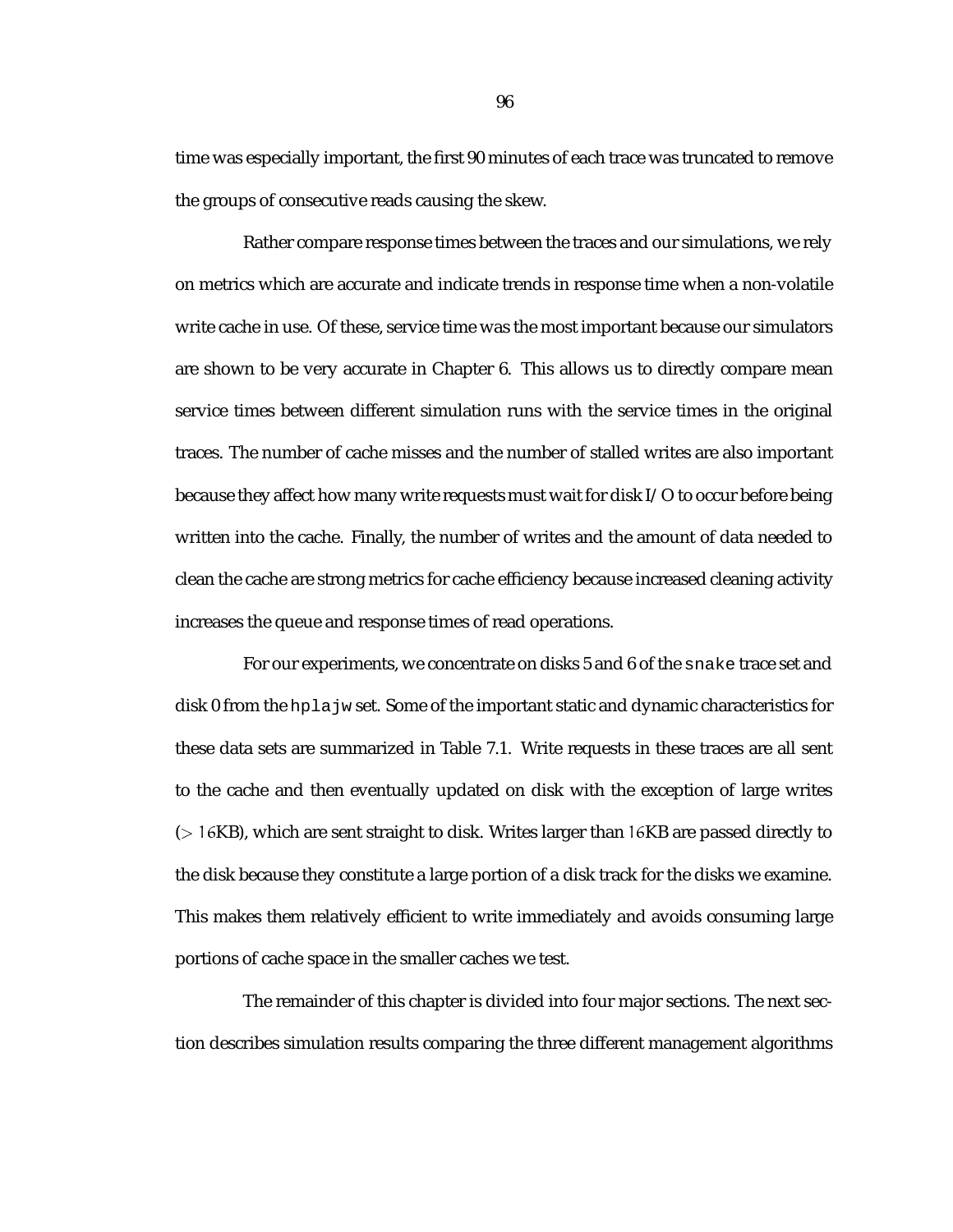time was especially important, the first 90 minutes of each trace was truncated to remove the groups of consecutive reads causing the skew.

Rather compare response times between the traces and our simulations, we rely on metrics which are accurate and indicate trends in response time when a non-volatile write cache in use. Of these, service time was the most important because our simulators are shown to be very accurate in Chapter 6. This allows us to directly compare mean service times between different simulation runs with the service times in the original traces. The number of cache misses and the number of stalled writes are also important because they affect how many write requests must wait for disk I/O to occur before being written into the cache. Finally, the number of writes and the amount of data needed to clean the cache are strong metrics for cache efficiency because increased cleaning activity increases the queue and response times of read operations.

For our experiments, we concentrate on disks 5 and 6 of the `snake` trace set and disk 0 from the `hplajw` set. Some of the important static and dynamic characteristics for these data sets are summarized in Table 7.1. Write requests in these traces are all sent to the cache and then eventually updated on disk with the exception of large writes ($> 16$KB), which are sent straight to disk. Writes larger than $16$KB are passed directly to the disk because they constitute a large portion of a disk track for the disks we examine. This makes them relatively efficient to write immediately and avoids consuming large portions of cache space in the smaller caches we test.

The remainder of this chapter is divided into four major sections. The next section describes simulation results comparing the three different management algorithms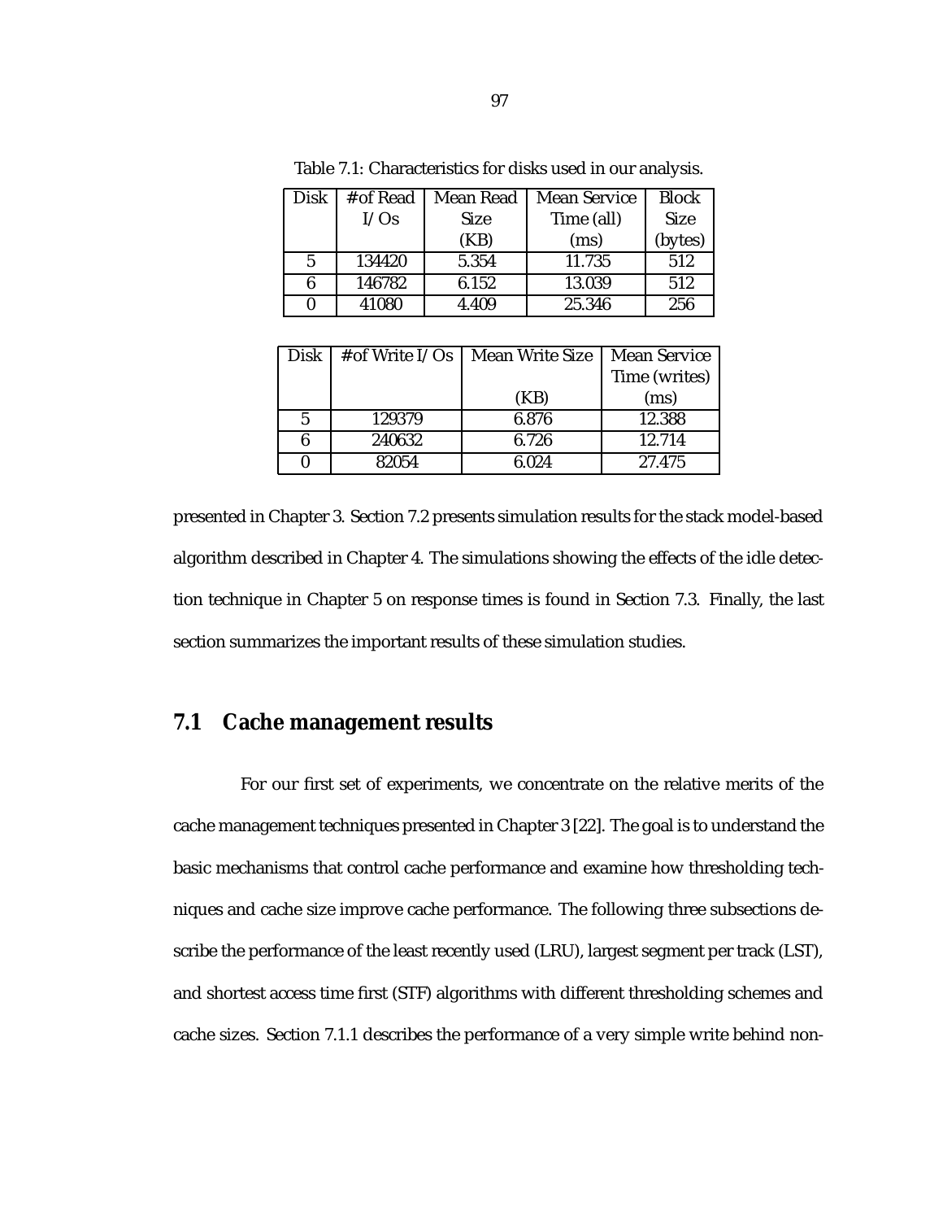Table 7.1: Characteristics for disks used in our analysis.

| Disk | #of Read I/Os | Mean Read Size (KB) | Mean Service Time (all) (ms) | Block Size (bytes) |
|---|---|---|---|---|
| 5 | 134420 | 5.354 | 11.735 | 512 |
| 6 | 146782 | 6.152 | 13.039 | 512 |
| 0 | 41080 | 4.409 | 25.346 | 256 |

| Disk | #of Write I/Os | Mean Write Size (KB) | Mean Service Time (writes) (ms) |
|---|---|---|---|
| 5 | 129379 | 6.876 | 12.388 |
| 6 | 240632 | 6.726 | 12.714 |
| 0 | 82054 | 6.024 | 27.475 |

presented in Chapter 3. Section 7.2 presents simulation results for the stack model-based algorithm described in Chapter 4. The simulations showing the effects of the idle detection technique in Chapter 5 on response times is found in Section 7.3. Finally, the last section summarizes the important results of these simulation studies.

## 7.1 Cache management results

For our first set of experiments, we concentrate on the relative merits of the cache management techniques presented in Chapter 3 [22]. The goal is to understand the basic mechanisms that control cache performance and examine how thresholding techniques and cache size improve cache performance. The following three subsections describe the performance of the least recently used (LRU), largest segment per track (LST), and shortest access time first (STF) algorithms with different thresholding schemes and cache sizes. Section 7.1.1 describes the performance of a very simple write behind non-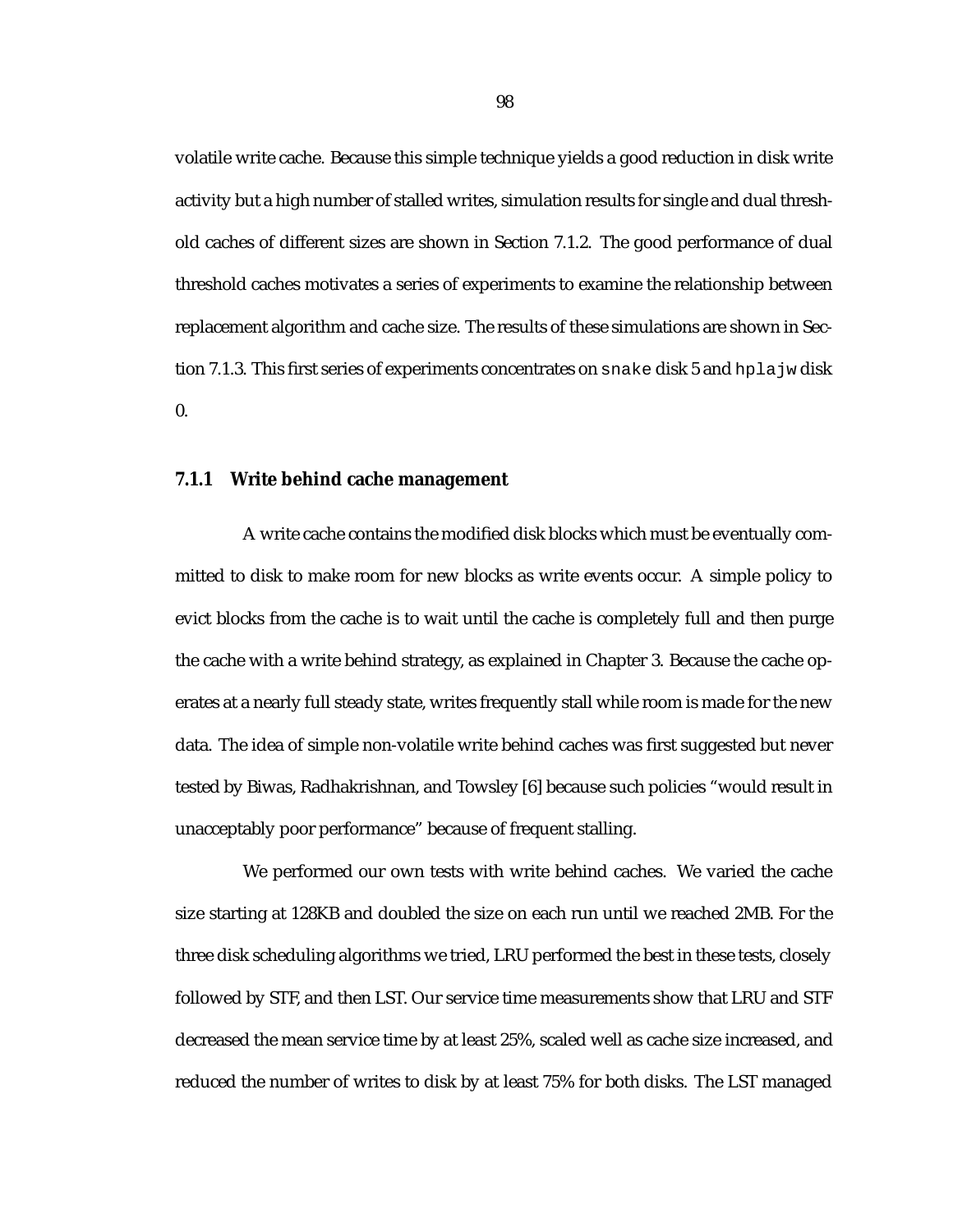volatile write cache. Because this simple technique yields a good reduction in disk write activity but a high number of stalled writes, simulation results for single and dual threshold caches of different sizes are shown in Section 7.1.2. The good performance of dual threshold caches motivates a series of experiments to examine the relationship between replacement algorithm and cache size. The results of these simulations are shown in Section 7.1.3. This first series of experiments concentrates on `snake` disk 5 and `hplajw` disk 0.

### 7.1.1 Write behind cache management

A write cache contains the modified disk blocks which must be eventually committed to disk to make room for new blocks as write events occur. A simple policy to evict blocks from the cache is to wait until the cache is completely full and then purge the cache with a write behind strategy, as explained in Chapter 3. Because the cache operates at a nearly full steady state, writes frequently stall while room is made for the new data. The idea of simple non-volatile write behind caches was first suggested but never tested by Biwas, Radhakrishnan, and Towsley [6] because such policies "would result in unacceptably poor performance" because of frequent stalling.

We performed our own tests with write behind caches. We varied the cache size starting at 128KB and doubled the size on each run until we reached 2MB. For the three disk scheduling algorithms we tried, LRU performed the best in these tests, closely followed by STF, and then LST. Our service time measurements show that LRU and STF decreased the mean service time by at least 25%, scaled well as cache size increased, and reduced the number of writes to disk by at least 75% for both disks. The LST managed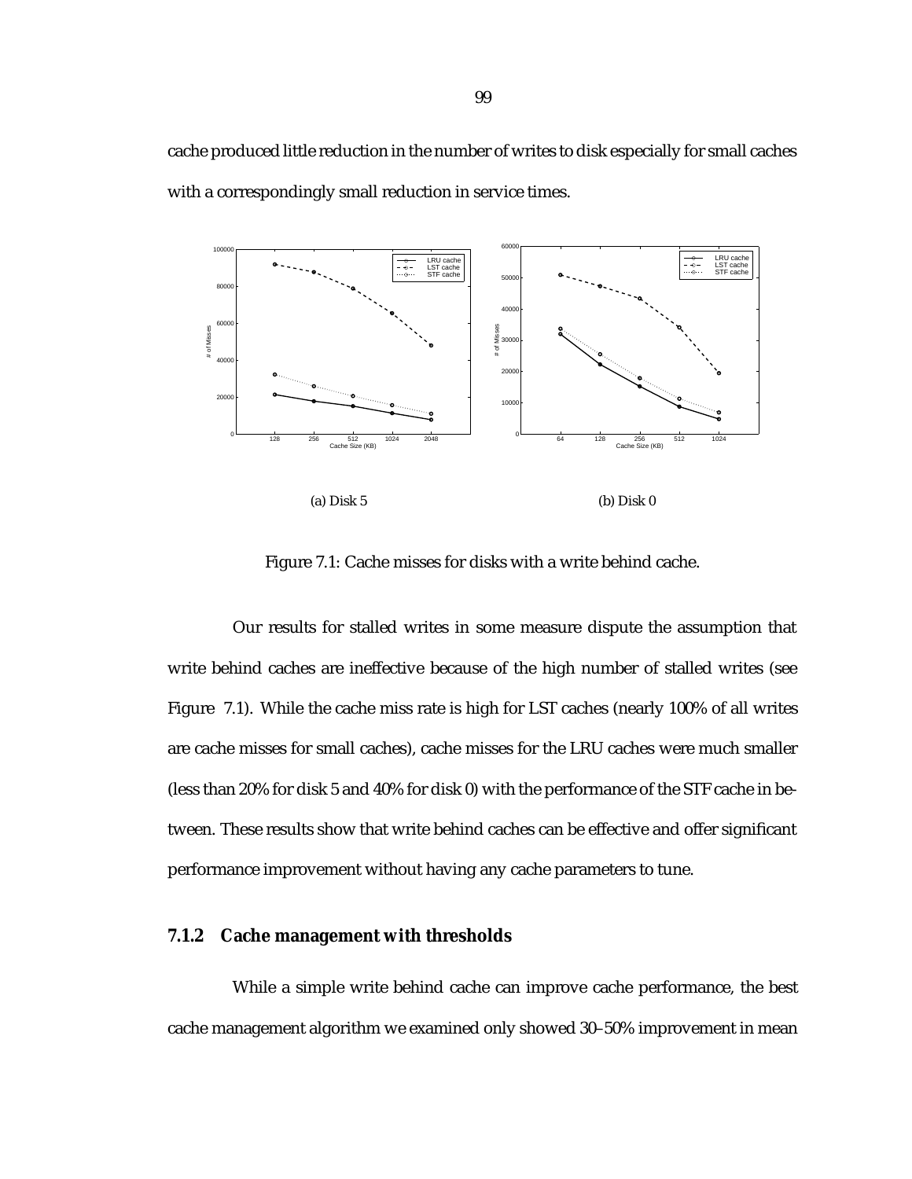cache produced little reduction in the number of writes to disk especially for small caches with a correspondingly small reduction in service times.

(a) Disk 5

(b) Disk 0

Figure 7.1: Cache misses for disks with a write behind cache.

Our results for stalled writes in some measure dispute the assumption that write behind caches are ineffective because of the high number of stalled writes (see Figure 7.1). While the cache miss rate is high for LST caches (nearly 100% of all writes are cache misses for small caches), cache misses for the LRU caches were much smaller (less than 20% for disk 5 and 40% for disk 0) with the performance of the STF cache in between. These results show that write behind caches can be effective and offer significant performance improvement without having any cache parameters to tune.

### 7.1.2 Cache management with thresholds

While a simple write behind cache can improve cache performance, the best cache management algorithm we examined only showed 30–50% improvement in mean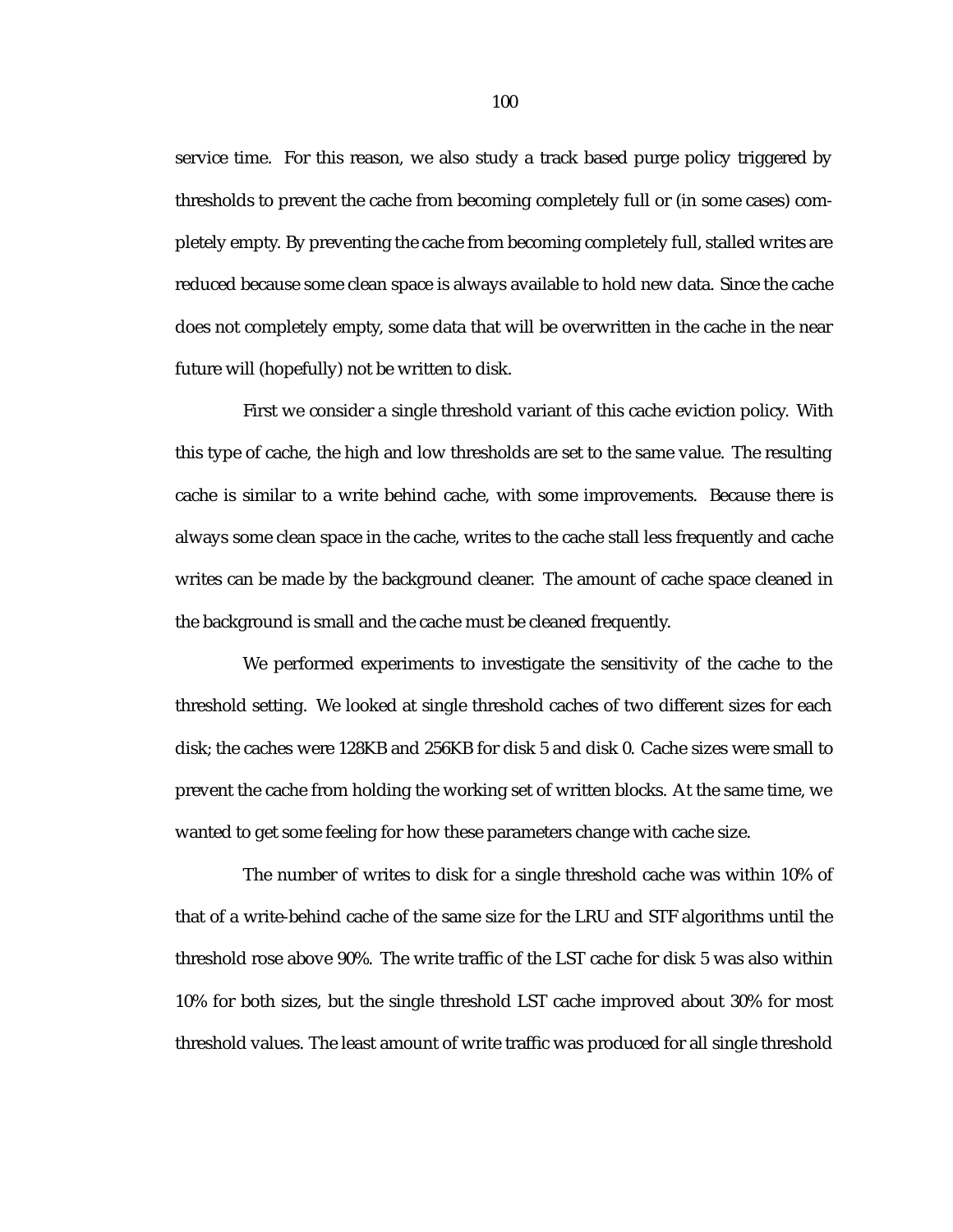service time. For this reason, we also study a track based purge policy triggered by thresholds to prevent the cache from becoming completely full or (in some cases) completely empty. By preventing the cache from becoming completely full, stalled writes are reduced because some clean space is always available to hold new data. Since the cache does not completely empty, some data that will be overwritten in the cache in the near future will (hopefully) not be written to disk.

First we consider a single threshold variant of this cache eviction policy. With this type of cache, the high and low thresholds are set to the same value. The resulting cache is similar to a write behind cache, with some improvements. Because there is always some clean space in the cache, writes to the cache stall less frequently and cache writes can be made by the background cleaner. The amount of cache space cleaned in the background is small and the cache must be cleaned frequently.

We performed experiments to investigate the sensitivity of the cache to the threshold setting. We looked at single threshold caches of two different sizes for each disk; the caches were 128KB and 256KB for disk 5 and disk 0. Cache sizes were small to prevent the cache from holding the working set of written blocks. At the same time, we wanted to get some feeling for how these parameters change with cache size.

The number of writes to disk for a single threshold cache was within 10% of that of a write-behind cache of the same size for the LRU and STF algorithms until the threshold rose above 90%. The write traffic of the LST cache for disk 5 was also within 10% for both sizes, but the single threshold LST cache improved about 30% for most threshold values. The least amount of write traffic was produced for all single threshold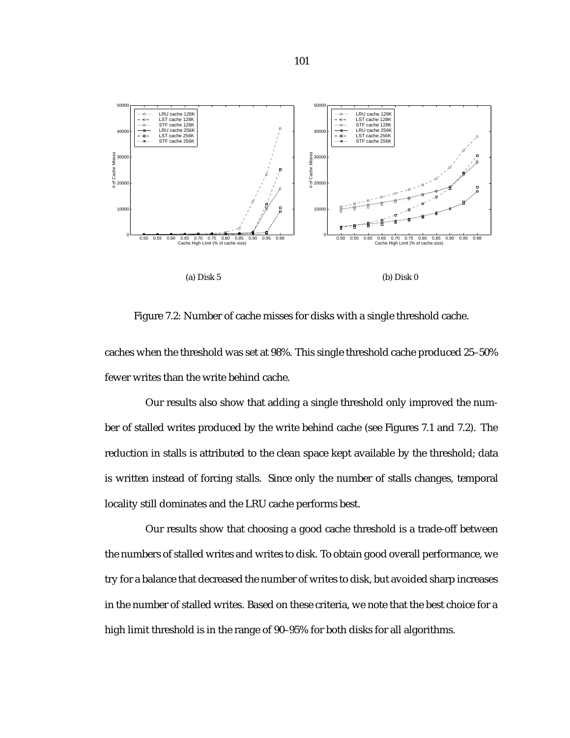(a) Disk 5

(b) Disk 0

Figure 7.2: Number of cache misses for disks with a single threshold cache.

caches when the threshold was set at 98%. This single threshold cache produced 25–50% fewer writes than the write behind cache.

Our results also show that adding a single threshold only improved the number of stalled writes produced by the write behind cache (see Figures 7.1 and 7.2). The reduction in stalls is attributed to the clean space kept available by the threshold; data is written instead of forcing stalls. Since only the number of stalls changes, temporal locality still dominates and the LRU cache performs best.

Our results show that choosing a good cache threshold is a trade-off between the numbers of stalled writes and writes to disk. To obtain good overall performance, we try for a balance that decreased the number of writes to disk, but avoided sharp increases in the number of stalled writes. Based on these criteria, we note that the best choice for a high limit threshold is in the range of 90–95% for both disks for all algorithms.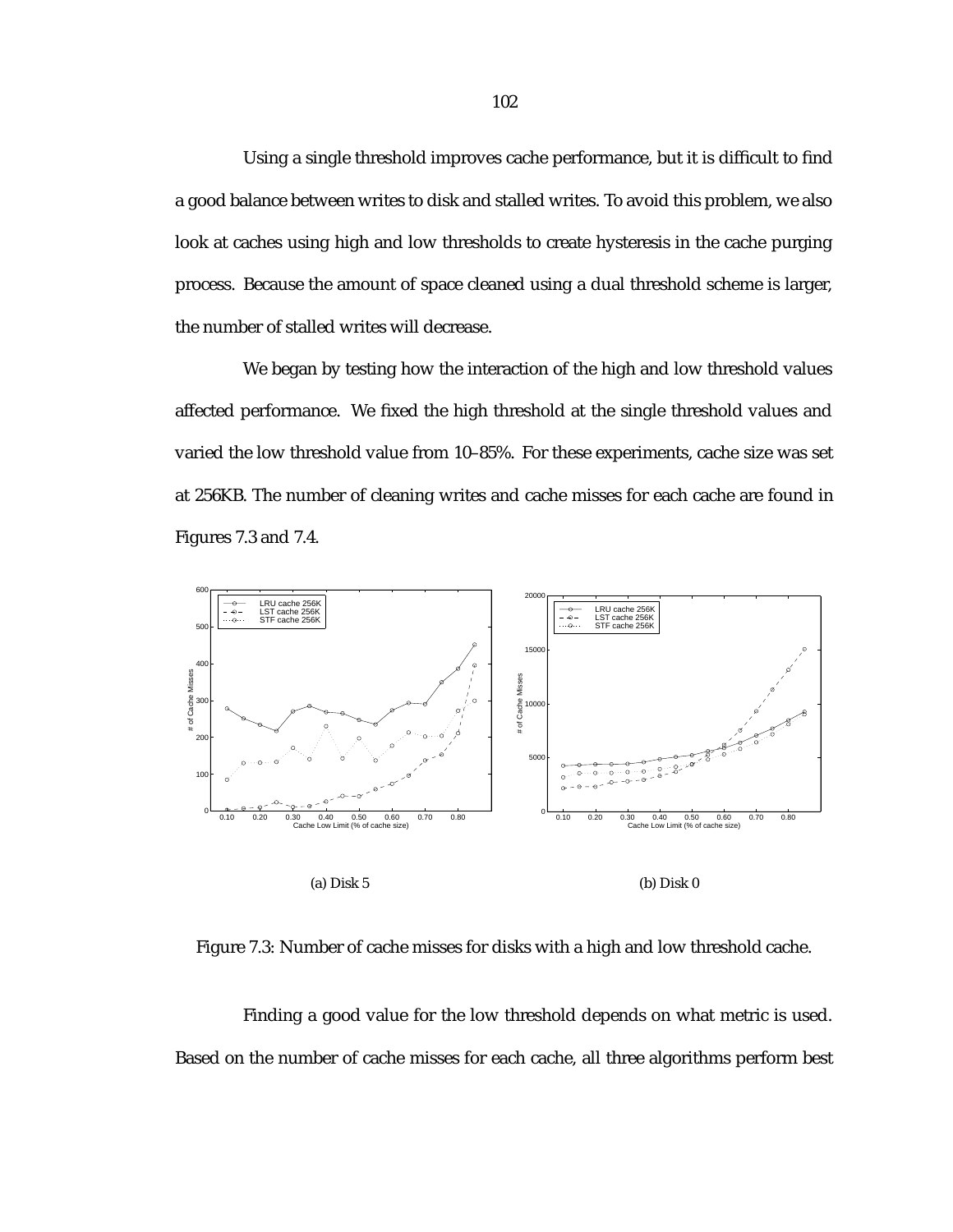Using a single threshold improves cache performance, but it is difficult to find a good balance between writes to disk and stalled writes. To avoid this problem, we also look at caches using high and low thresholds to create hysteresis in the cache purging process. Because the amount of space cleaned using a dual threshold scheme is larger, the number of stalled writes will decrease.

We began by testing how the interaction of the high and low threshold values affected performance. We fixed the high threshold at the single threshold values and varied the low threshold value from 10–85%. For these experiments, cache size was set at 256KB. The number of cleaning writes and cache misses for each cache are found in Figures 7.3 and 7.4.

(a) Disk 5

(b) Disk 0

Figure 7.3: Number of cache misses for disks with a high and low threshold cache.

Finding a good value for the low threshold depends on what metric is used. Based on the number of cache misses for each cache, all three algorithms perform best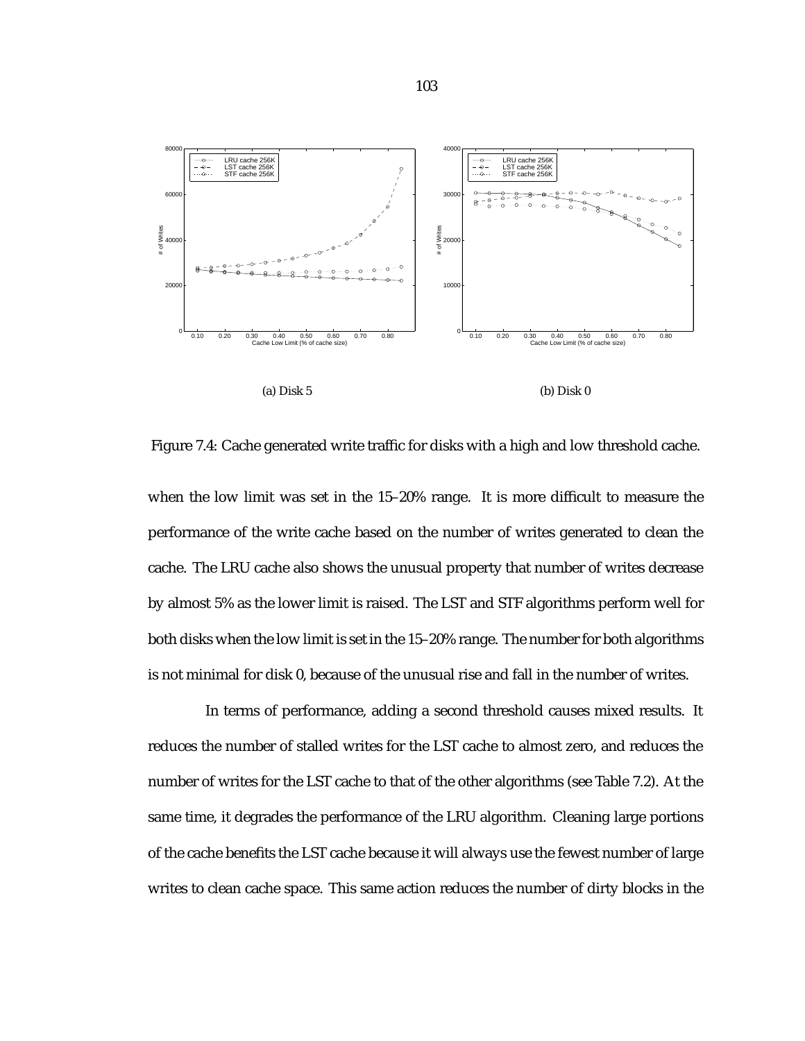(a) Disk 5

(b) Disk 0

Figure 7.4: Cache generated write traffic for disks with a high and low threshold cache.

when the low limit was set in the 15–20% range. It is more difficult to measure the performance of the write cache based on the number of writes generated to clean the cache. The LRU cache also shows the unusual property that number of writes decrease by almost 5% as the lower limit is raised. The LST and STF algorithms perform well for both disks when the low limit is set in the 15–20% range. The number for both algorithms is not minimal for disk 0, because of the unusual rise and fall in the number of writes.

In terms of performance, adding a second threshold causes mixed results. It reduces the number of stalled writes for the LST cache to almost zero, and reduces the number of writes for the LST cache to that of the other algorithms (see Table 7.2). At the same time, it degrades the performance of the LRU algorithm. Cleaning large portions of the cache benefits the LST cache because it will always use the fewest number of large writes to clean cache space. This same action reduces the number of dirty blocks in the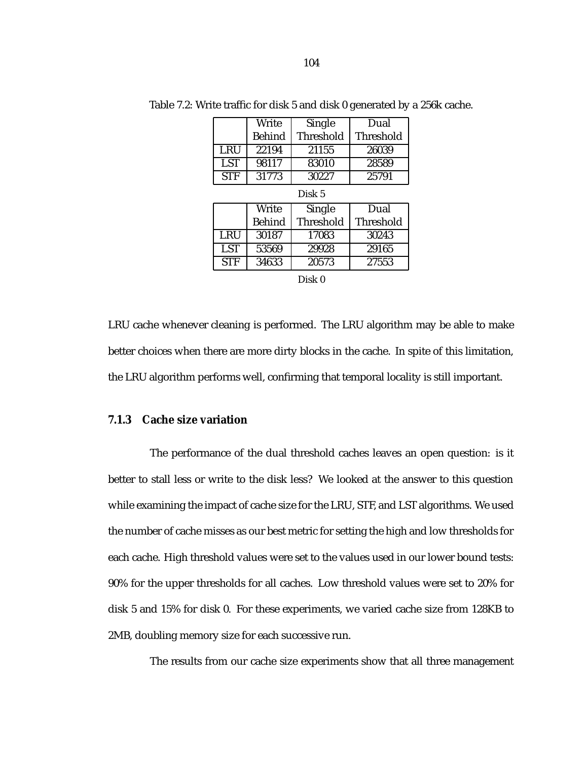Table 7.2: Write traffic for disk 5 and disk 0 generated by a 256k cache.

| | Write Behind | Single Threshold | Dual Threshold |
|---|---|---|---|
| LRU | 22194 | 21155 | 26039 |
| LST | 98117 | 83010 | 28589 |
| STF | 31773 | 30227 | 25791 |

Disk 5

| | Write Behind | Single Threshold | Dual Threshold |
|---|---|---|---|
| LRU | 30187 | 17083 | 30243 |
| LST | 53569 | 29928 | 29165 |
| STF | 34633 | 20573 | 27553 |

Disk 0

LRU cache whenever cleaning is performed. The LRU algorithm may be able to make better choices when there are more dirty blocks in the cache. In spite of this limitation, the LRU algorithm performs well, confirming that temporal locality is still important.

### 7.1.3 Cache size variation

The performance of the dual threshold caches leaves an open question: is it better to stall less or write to the disk less? We looked at the answer to this question while examining the impact of cache size for the LRU, STF, and LST algorithms. We used the number of cache misses as our best metric for setting the high and low thresholds for each cache. High threshold values were set to the values used in our lower bound tests: 90% for the upper thresholds for all caches. Low threshold values were set to 20% for disk 5 and 15% for disk 0. For these experiments, we varied cache size from 128KB to 2MB, doubling memory size for each successive run.

The results from our cache size experiments show that all three management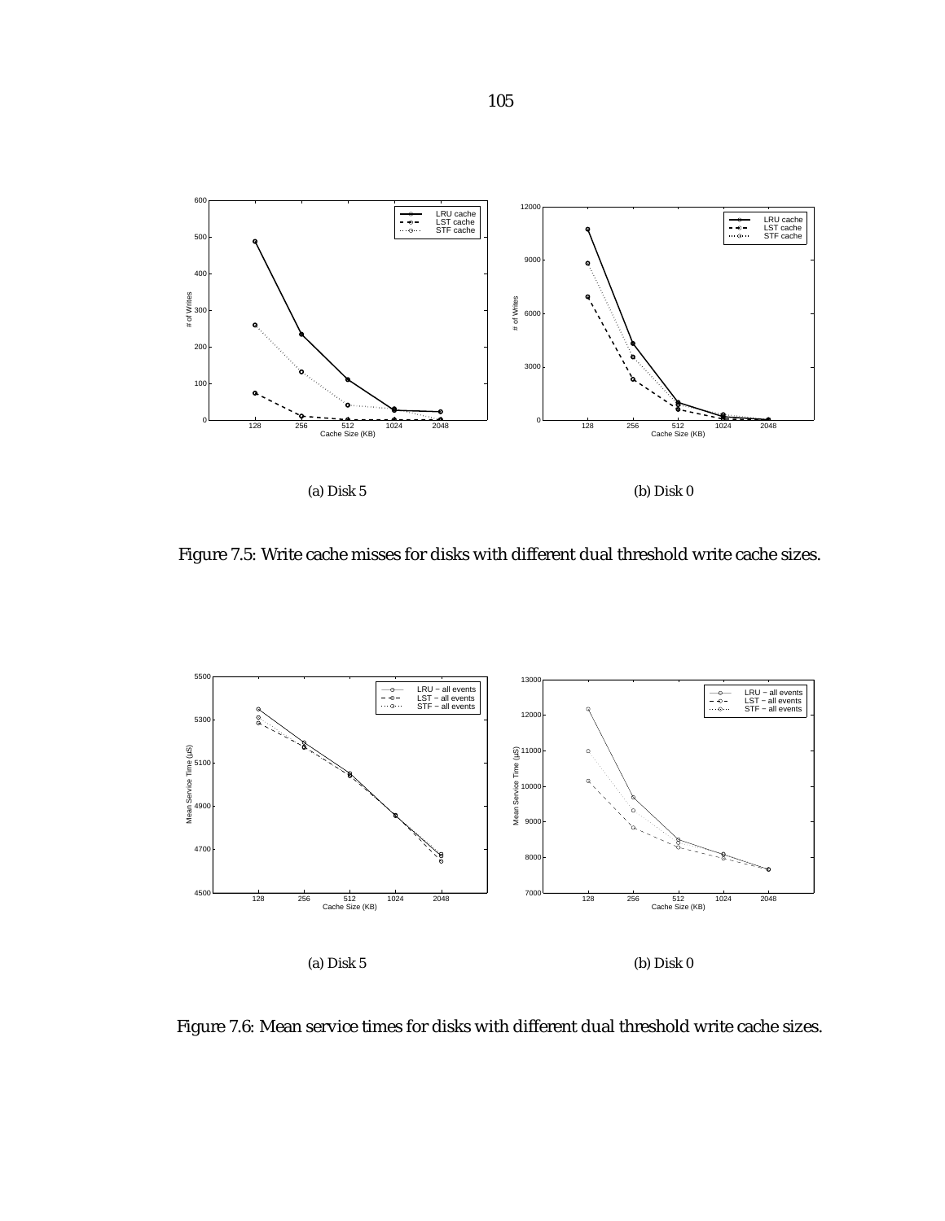(a) Disk 5

(b) Disk 0

Figure 7.5: Write cache misses for disks with different dual threshold write cache sizes.

(a) Disk 5

(b) Disk 0

Figure 7.6: Mean service times for disks with different dual threshold write cache sizes.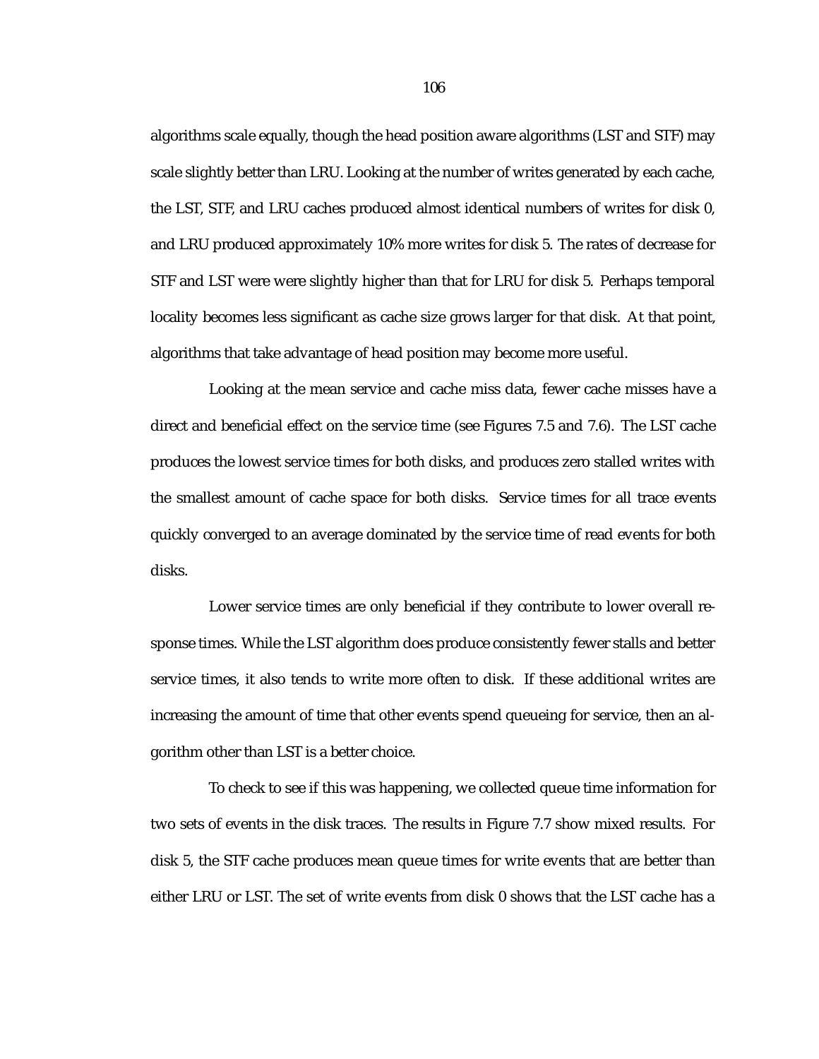algorithms scale equally, though the head position aware algorithms (LST and STF) may scale slightly better than LRU. Looking at the number of writes generated by each cache, the LST, STF, and LRU caches produced almost identical numbers of writes for disk 0, and LRU produced approximately 10% more writes for disk 5. The rates of decrease for STF and LST were were slightly higher than that for LRU for disk 5. Perhaps temporal locality becomes less significant as cache size grows larger for that disk. At that point, algorithms that take advantage of head position may become more useful.

Looking at the mean service and cache miss data, fewer cache misses have a direct and beneficial effect on the service time (see Figures 7.5 and 7.6). The LST cache produces the lowest service times for both disks, and produces zero stalled writes with the smallest amount of cache space for both disks. Service times for all trace events quickly converged to an average dominated by the service time of read events for both disks.

Lower service times are only beneficial if they contribute to lower overall response times. While the LST algorithm does produce consistently fewer stalls and better service times, it also tends to write more often to disk. If these additional writes are increasing the amount of time that other events spend queueing for service, then an algorithm other than LST is a better choice.

To check to see if this was happening, we collected queue time information for two sets of events in the disk traces. The results in Figure 7.7 show mixed results. For disk 5, the STF cache produces mean queue times for write events that are better than either LRU or LST. The set of write events from disk 0 shows that the LST cache has a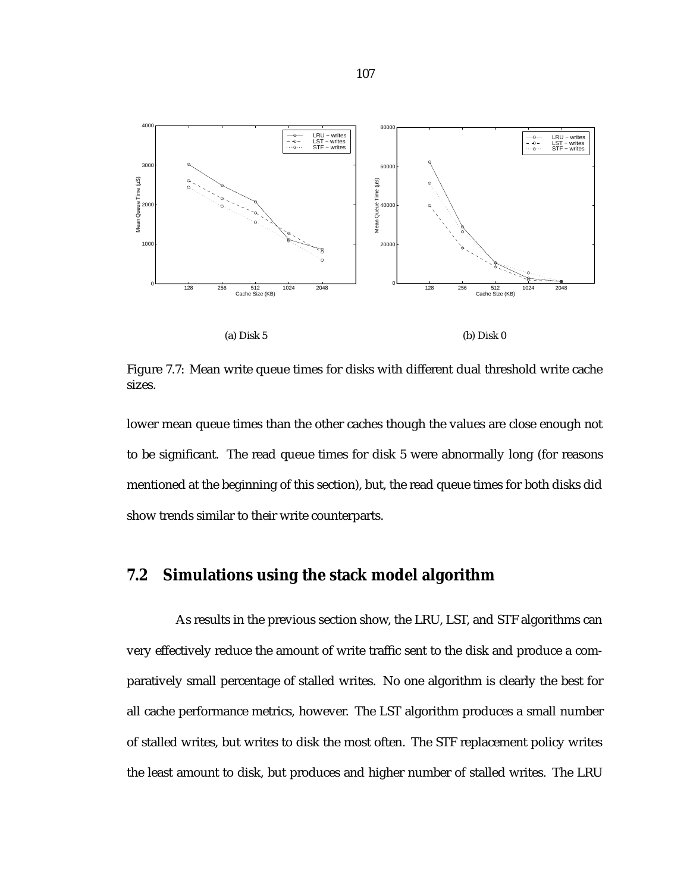(a) Disk 5

(b) Disk 0

Figure 7.7: Mean write queue times for disks with different dual threshold write cache sizes.

lower mean queue times than the other caches though the values are close enough not to be significant. The read queue times for disk 5 were abnormally long (for reasons mentioned at the beginning of this section), but, the read queue times for both disks did show trends similar to their write counterparts.

## 7.2 Simulations using the stack model algorithm

As results in the previous section show, the LRU, LST, and STF algorithms can very effectively reduce the amount of write traffic sent to the disk and produce a comparatively small percentage of stalled writes. No one algorithm is clearly the best for all cache performance metrics, however. The LST algorithm produces a small number of stalled writes, but writes to disk the most often. The STF replacement policy writes the least amount to disk, but produces and higher number of stalled writes. The LRU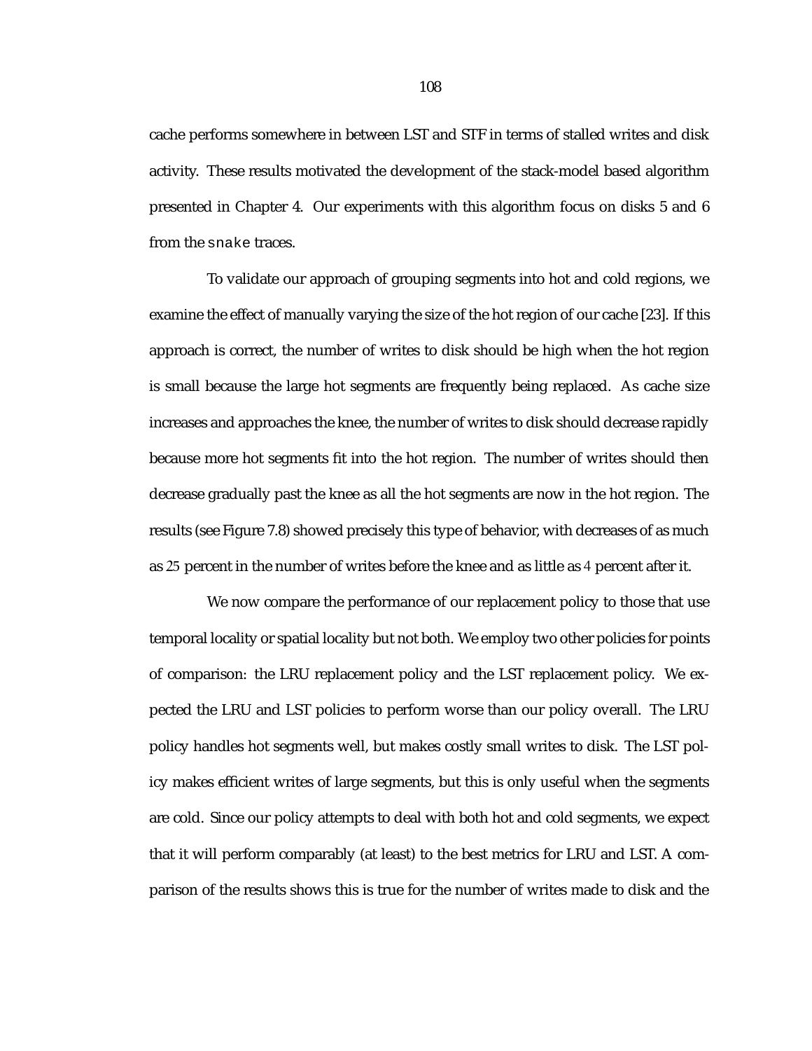cache performs somewhere in between LST and STF in terms of stalled writes and disk activity. These results motivated the development of the stack-model based algorithm presented in Chapter 4. Our experiments with this algorithm focus on disks 5 and 6 from the `snake` traces.

To validate our approach of grouping segments into hot and cold regions, we examine the effect of manually varying the size of the hot region of our cache [23]. If this approach is correct, the number of writes to disk should be high when the hot region is small because the large hot segments are frequently being replaced. As cache size increases and approaches the knee, the number of writes to disk should decrease rapidly because more hot segments fit into the hot region. The number of writes should then decrease gradually past the knee as all the hot segments are now in the hot region. The results (see Figure 7.8) showed precisely this type of behavior, with decreases of as much as 25 percent in the number of writes before the knee and as little as 4 percent after it.

We now compare the performance of our replacement policy to those that use temporal locality or spatial locality but not both. We employ two other policies for points of comparison: the LRU replacement policy and the LST replacement policy. We expected the LRU and LST policies to perform worse than our policy overall. The LRU policy handles hot segments well, but makes costly small writes to disk. The LST policy makes efficient writes of large segments, but this is only useful when the segments are cold. Since our policy attempts to deal with both hot and cold segments, we expect that it will perform comparably (at least) to the best metrics for LRU and LST. A comparison of the results shows this is true for the number of writes made to disk and the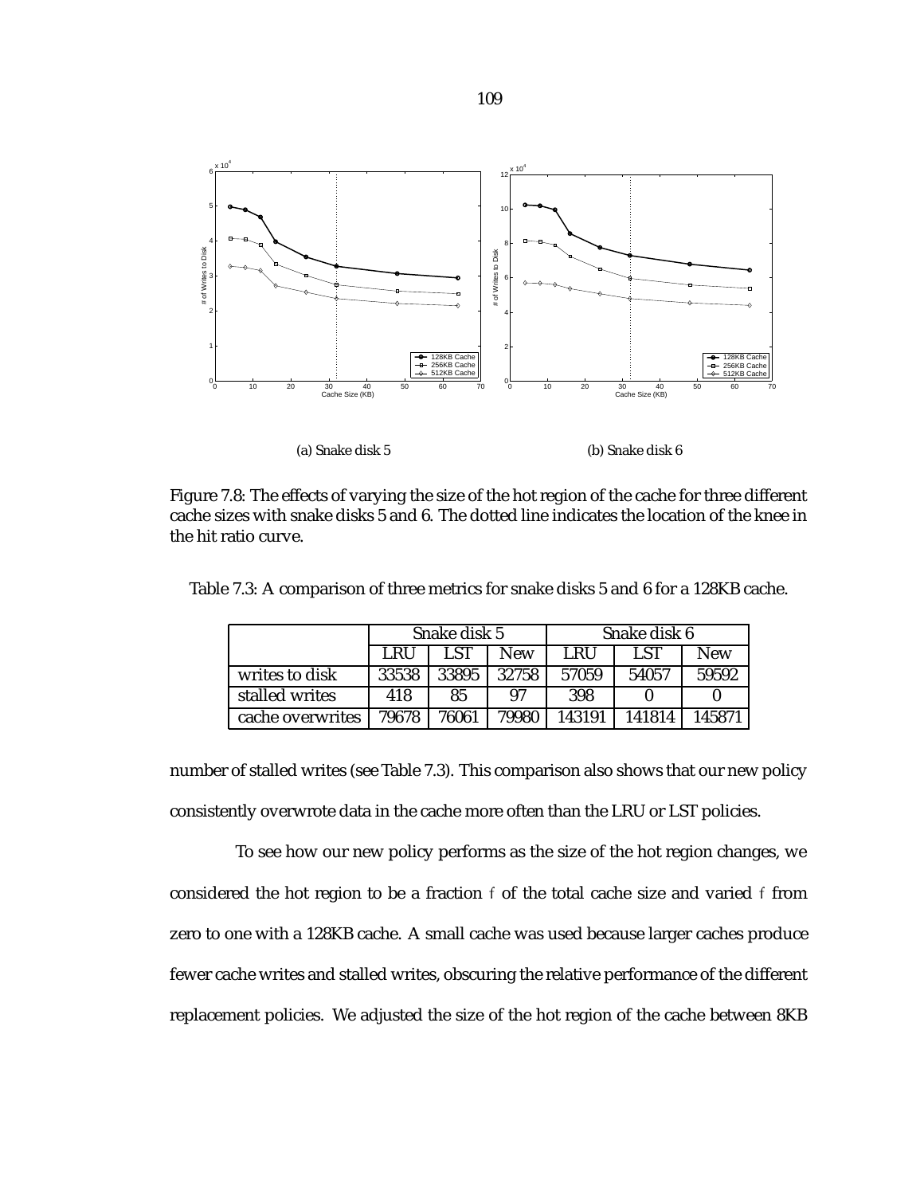(a) Snake disk 5

(b) Snake disk 6

Figure 7.8: The effects of varying the size of the hot region of the cache for three different cache sizes with snake disks 5 and 6. The dotted line indicates the location of the knee in the hit ratio curve.

Table 7.3: A comparison of three metrics for snake disks 5 and 6 for a 128KB cache.

| | Snake disk 5 | | | Snake disk 6 | | |
|---|---|---|---|---|---|---|
| | LRU | LST | New | LRU | LST | New |
| writes to disk | 33538 | 33895 | 32758 | 57059 | 54057 | 59592 |
| stalled writes | 418 | 85 | 97 | 398 | 0 | 0 |
| cache overwrites | 79678 | 76061 | 79980 | 143191 | 141814 | 145871 |

number of stalled writes (see Table 7.3). This comparison also shows that our new policy consistently overwrote data in the cache more often than the LRU or LST policies.

To see how our new policy performs as the size of the hot region changes, we considered the hot region to be a fraction $f$ of the total cache size and varied $f$ from zero to one with a 128KB cache. A small cache was used because larger caches produce fewer cache writes and stalled writes, obscuring the relative performance of the different replacement policies. We adjusted the size of the hot region of the cache between 8KB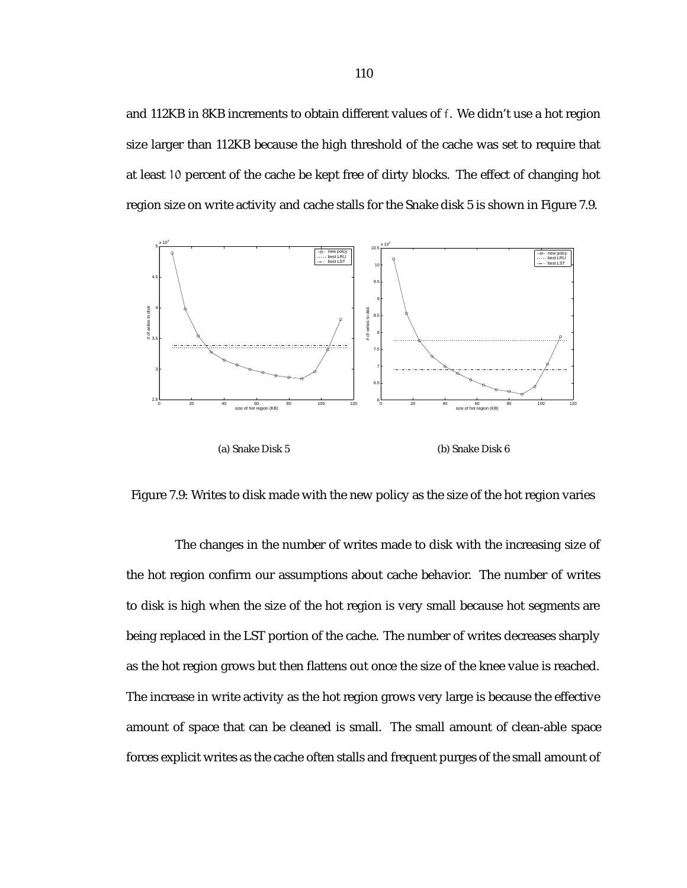and 112KB in 8KB increments to obtain different values of $f$. We didn't use a hot region size larger than 112KB because the high threshold of the cache was set to require that at least 10 percent of the cache be kept free of dirty blocks. The effect of changing hot region size on write activity and cache stalls for the Snake disk 5 is shown in Figure 7.9.

(a) Snake Disk 5

(b) Snake Disk 6

Figure 7.9: Writes to disk made with the new policy as the size of the hot region varies

The changes in the number of writes made to disk with the increasing size of the hot region confirm our assumptions about cache behavior. The number of writes to disk is high when the size of the hot region is very small because hot segments are being replaced in the LST portion of the cache. The number of writes decreases sharply as the hot region grows but then flattens out once the size of the knee value is reached. The increase in write activity as the hot region grows very large is because the effective amount of space that can be cleaned is small. The small amount of clean-able space forces explicit writes as the cache often stalls and frequent purges of the small amount of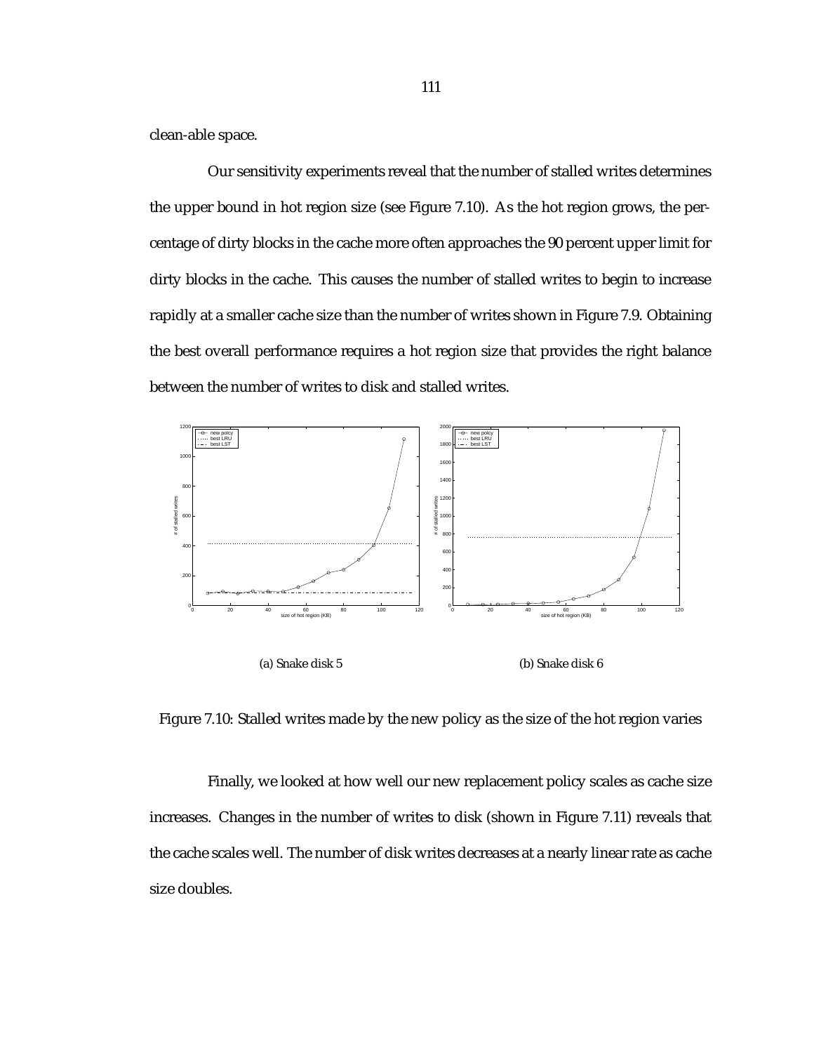clean-able space.

Our sensitivity experiments reveal that the number of stalled writes determines the upper bound in hot region size (see Figure 7.10). As the hot region grows, the percentage of dirty blocks in the cache more often approaches the 90 percent upper limit for dirty blocks in the cache. This causes the number of stalled writes to begin to increase rapidly at a smaller cache size than the number of writes shown in Figure 7.9. Obtaining the best overall performance requires a hot region size that provides the right balance between the number of writes to disk and stalled writes.

(a) Snake disk 5

(b) Snake disk 6

Figure 7.10: Stalled writes made by the new policy as the size of the hot region varies

Finally, we looked at how well our new replacement policy scales as cache size increases. Changes in the number of writes to disk (shown in Figure 7.11) reveals that the cache scales well. The number of disk writes decreases at a nearly linear rate as cache size doubles.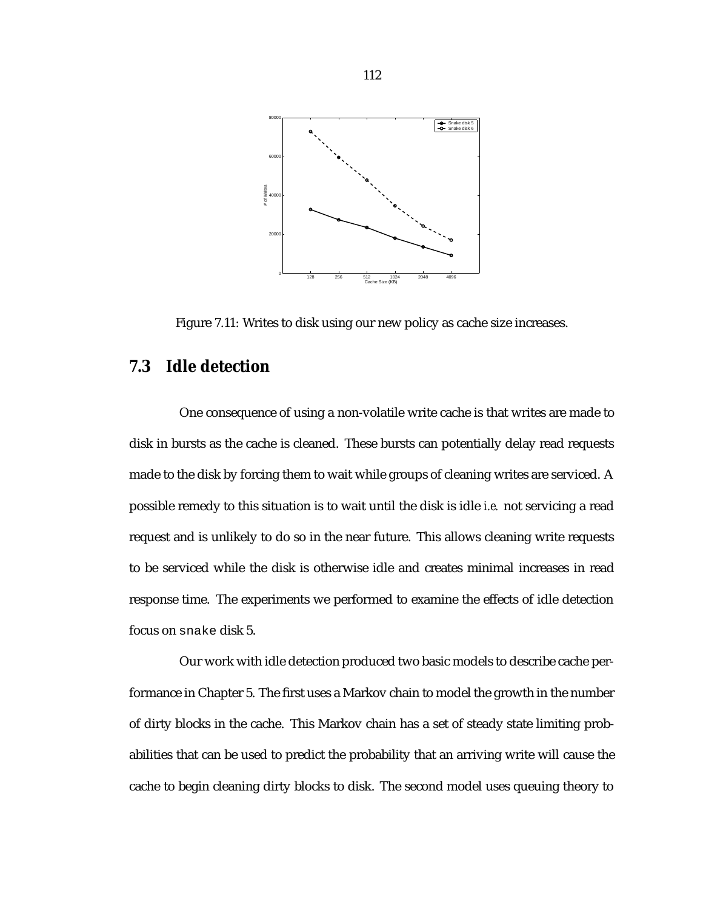Figure 7.11: Writes to disk using our new policy as cache size increases.

## 7.3 Idle detection

One consequence of using a non-volatile write cache is that writes are made to disk in bursts as the cache is cleaned. These bursts can potentially delay read requests made to the disk by forcing them to wait while groups of cleaning writes are serviced. A possible remedy to this situation is to wait until the disk is idle *i.e.* not servicing a read request and is unlikely to do so in the near future. This allows cleaning write requests to be serviced while the disk is otherwise idle and creates minimal increases in read response time. The experiments we performed to examine the effects of idle detection focus on snake disk 5.

Our work with idle detection produced two basic models to describe cache performance in Chapter 5. The first uses a Markov chain to model the growth in the number of dirty blocks in the cache. This Markov chain has a set of steady state limiting probabilities that can be used to predict the probability that an arriving write will cause the cache to begin cleaning dirty blocks to disk. The second model uses queuing theory to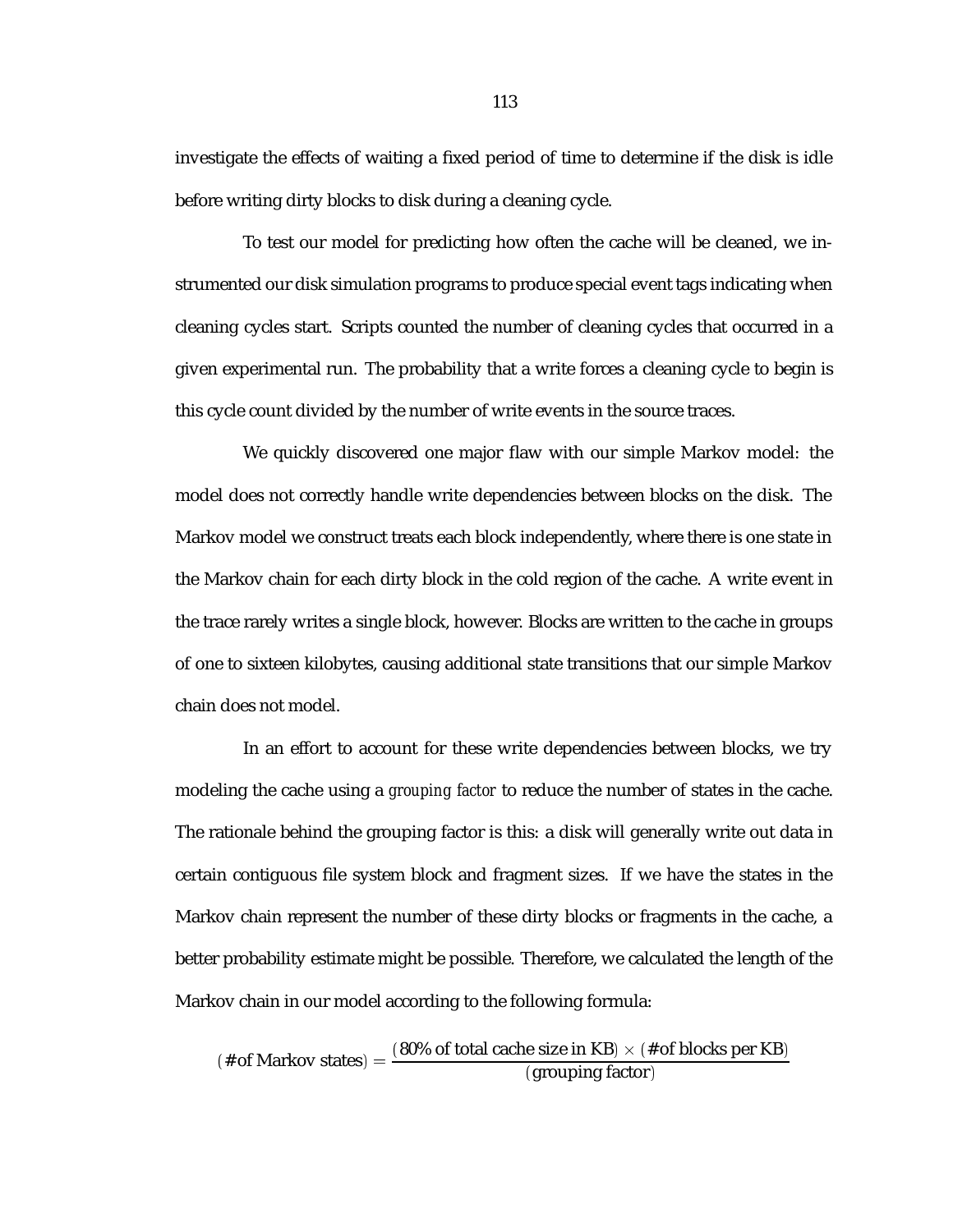investigate the effects of waiting a fixed period of time to determine if the disk is idle before writing dirty blocks to disk during a cleaning cycle.

To test our model for predicting how often the cache will be cleaned, we instrumented our disk simulation programs to produce special event tags indicating when cleaning cycles start. Scripts counted the number of cleaning cycles that occurred in a given experimental run. The probability that a write forces a cleaning cycle to begin is this cycle count divided by the number of write events in the source traces.

We quickly discovered one major flaw with our simple Markov model: the model does not correctly handle write dependencies between blocks on the disk. The Markov model we construct treats each block independently, where there is one state in the Markov chain for each dirty block in the cold region of the cache. A write event in the trace rarely writes a single block, however. Blocks are written to the cache in groups of one to sixteen kilobytes, causing additional state transitions that our simple Markov chain does not model.

In an effort to account for these write dependencies between blocks, we try modeling the cache using a *grouping factor* to reduce the number of states in the cache. The rationale behind the grouping factor is this: a disk will generally write out data in certain contiguous file system block and fragment sizes. If we have the states in the Markov chain represent the number of these dirty blocks or fragments in the cache, a better probability estimate might be possible. Therefore, we calculated the length of the Markov chain in our model according to the following formula:

$$(\text{\# of Markov states}) = \frac{(\text{80\% of total cache size in KB}) \times (\text{\# of blocks per KB})}{(\text{grouping factor})}$$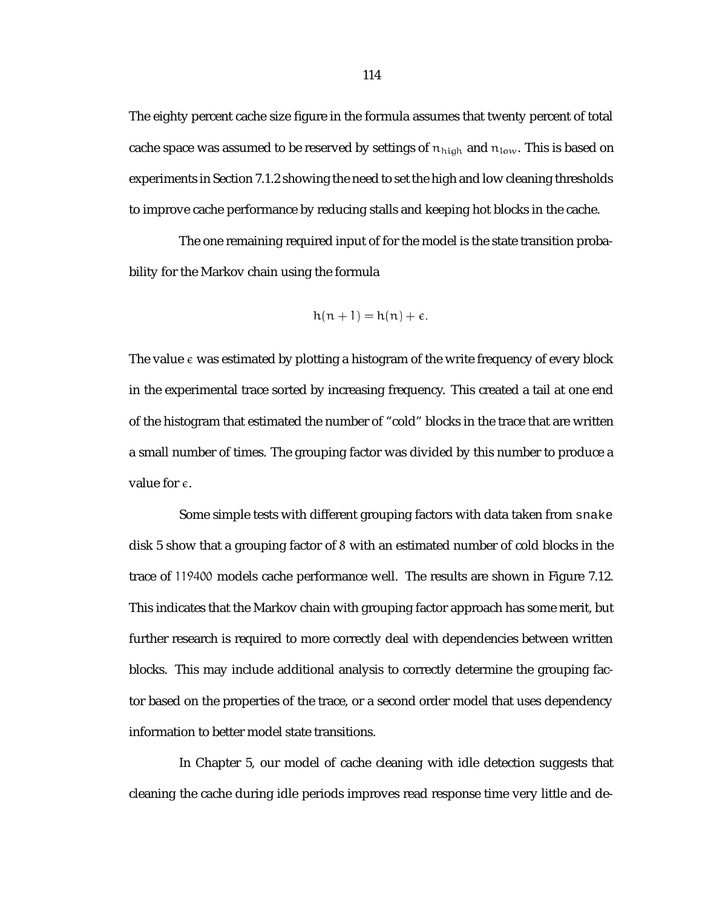The eighty percent cache size figure in the formula assumes that twenty percent of total cache space was assumed to be reserved by settings of $n_{high}$ and $n_{low}$. This is based on experiments in Section 7.1.2 showing the need to set the high and low cleaning thresholds to improve cache performance by reducing stalls and keeping hot blocks in the cache.

The one remaining required input of for the model is the state transition probability for the Markov chain using the formula

$$h(n+1) = h(n) + \epsilon.$$

The value $\epsilon$ was estimated by plotting a histogram of the write frequency of every block in the experimental trace sorted by increasing frequency. This created a tail at one end of the histogram that estimated the number of "cold" blocks in the trace that are written a small number of times. The grouping factor was divided by this number to produce a value for $\epsilon$.

Some simple tests with different grouping factors with data taken from `snake` disk 5 show that a grouping factor of $8$ with an estimated number of cold blocks in the trace of $119400$ models cache performance well. The results are shown in Figure 7.12. This indicates that the Markov chain with grouping factor approach has some merit, but further research is required to more correctly deal with dependencies between written blocks. This may include additional analysis to correctly determine the grouping factor based on the properties of the trace, or a second order model that uses dependency information to better model state transitions.

In Chapter 5, our model of cache cleaning with idle detection suggests that cleaning the cache during idle periods improves read response time very little and de-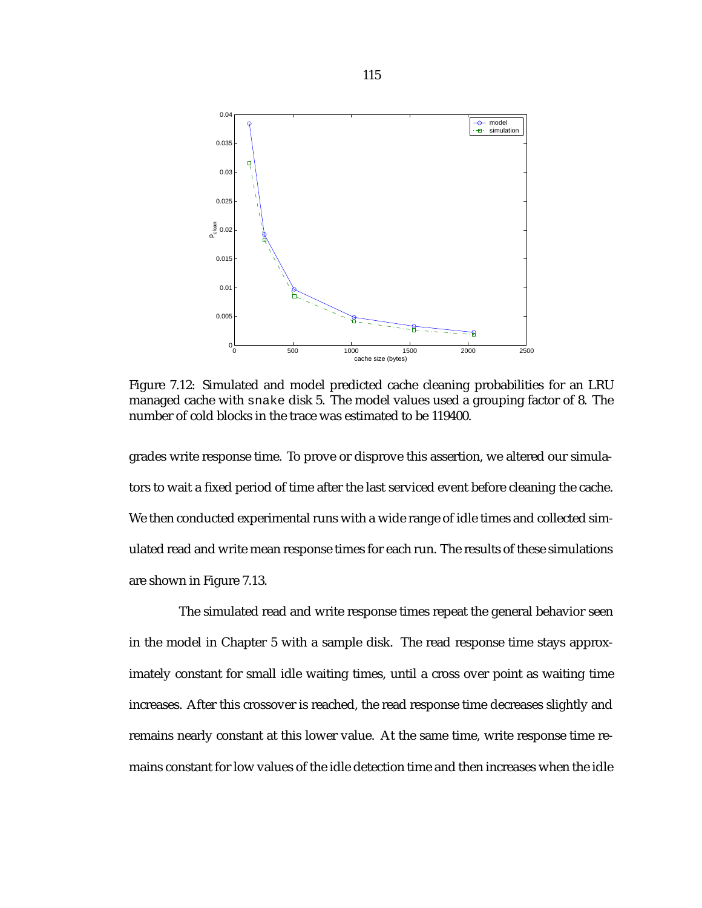Figure 7.12: Simulated and model predicted cache cleaning probabilities for an LRU managed cache with snake disk 5. The model values used a grouping factor of 8. The number of cold blocks in the trace was estimated to be 119400.

grades write response time. To prove or disprove this assertion, we altered our simulators to wait a fixed period of time after the last serviced event before cleaning the cache. We then conducted experimental runs with a wide range of idle times and collected simulated read and write mean response times for each run. The results of these simulations are shown in Figure 7.13.

The simulated read and write response times repeat the general behavior seen in the model in Chapter 5 with a sample disk. The read response time stays approximately constant for small idle waiting times, until a cross over point as waiting time increases. After this crossover is reached, the read response time decreases slightly and remains nearly constant at this lower value. At the same time, write response time remains constant for low values of the idle detection time and then increases when the idle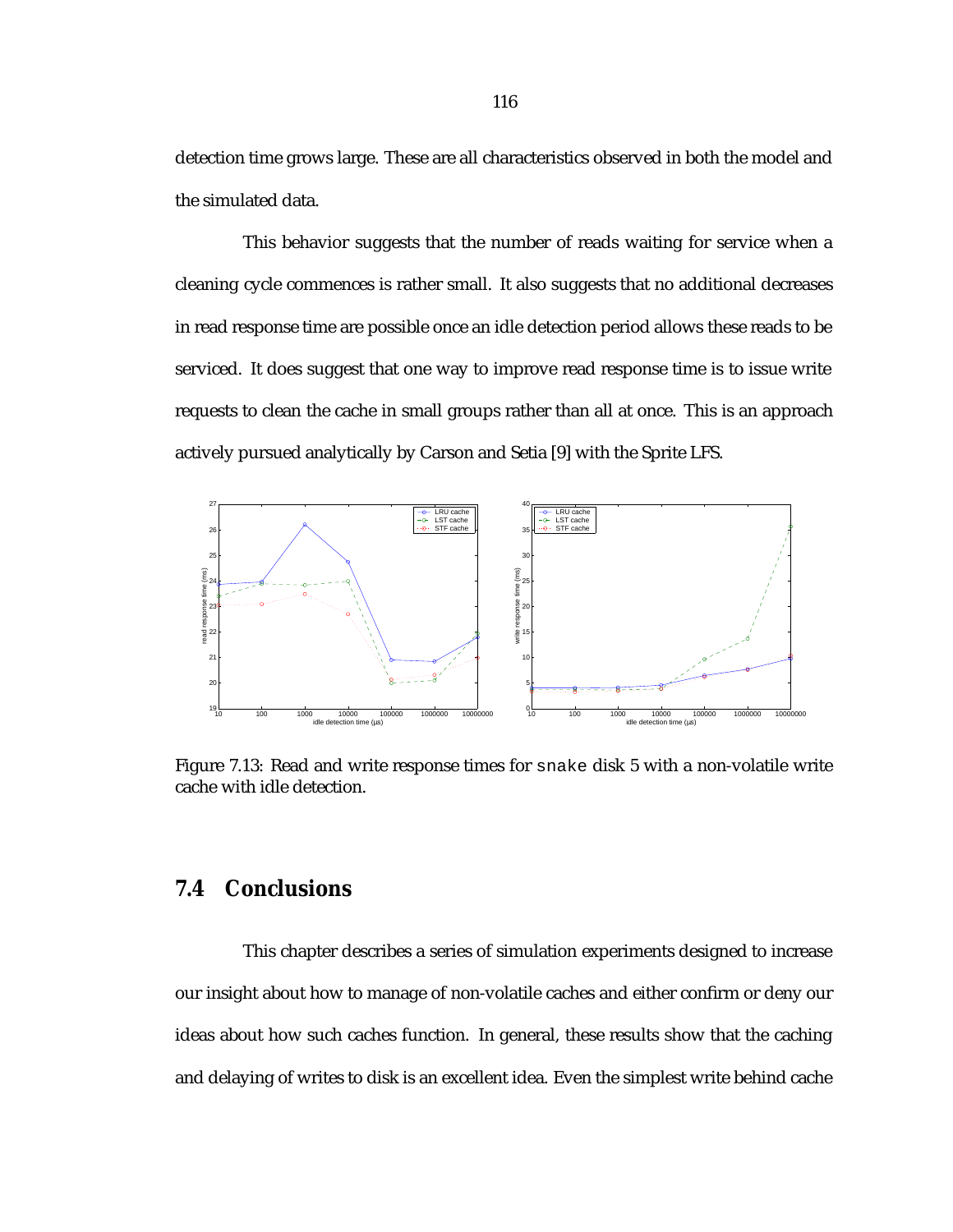detection time grows large. These are all characteristics observed in both the model and the simulated data.

This behavior suggests that the number of reads waiting for service when a cleaning cycle commences is rather small. It also suggests that no additional decreases in read response time are possible once an idle detection period allows these reads to be serviced. It does suggest that one way to improve read response time is to issue write requests to clean the cache in small groups rather than all at once. This is an approach actively pursued analytically by Carson and Setia [9] with the Sprite LFS.

Figure 7.13: Read and write response times for snake disk 5 with a non-volatile write cache with idle detection.

## 7.4 Conclusions

This chapter describes a series of simulation experiments designed to increase our insight about how to manage of non-volatile caches and either confirm or deny our ideas about how such caches function. In general, these results show that the caching and delaying of writes to disk is an excellent idea. Even the simplest write behind cache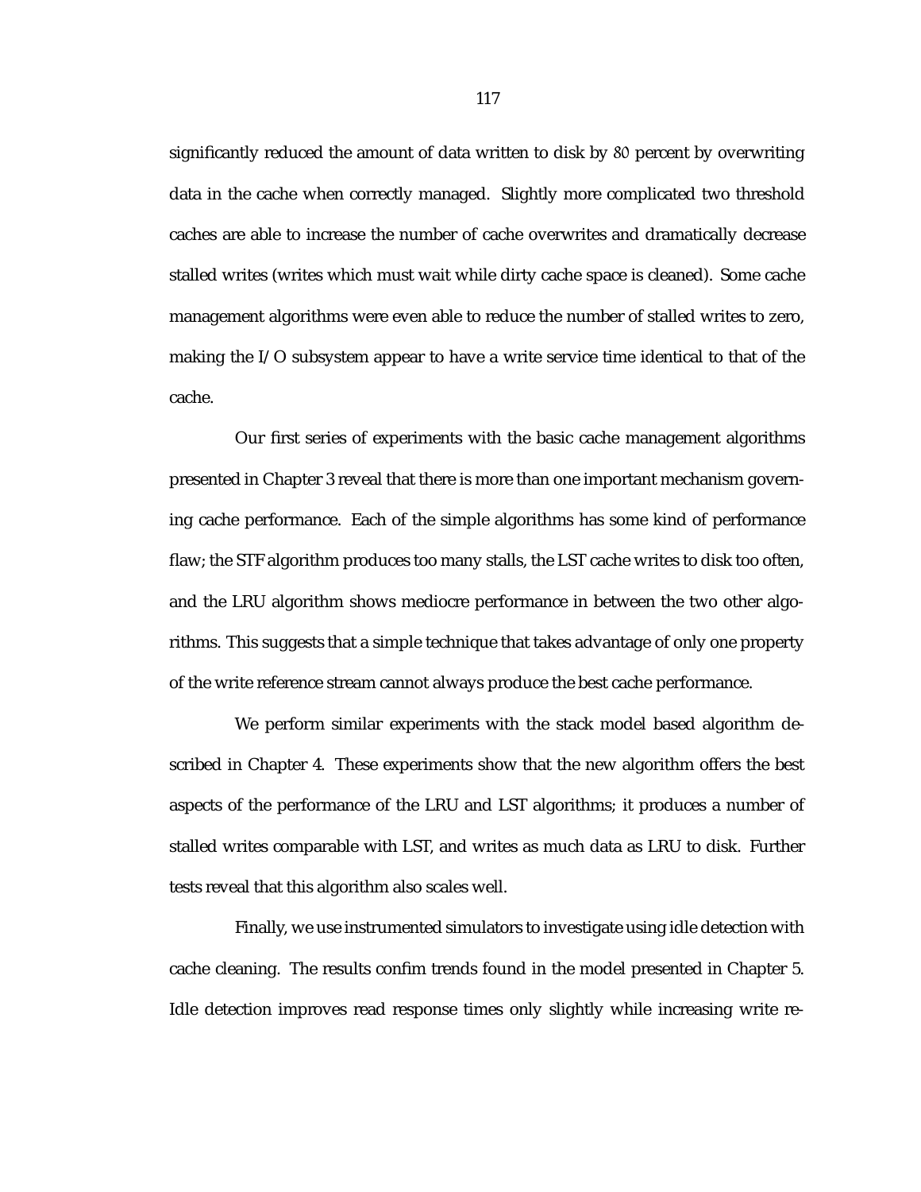significantly reduced the amount of data written to disk by 80 percent by overwriting data in the cache when correctly managed. Slightly more complicated two threshold caches are able to increase the number of cache overwrites and dramatically decrease stalled writes (writes which must wait while dirty cache space is cleaned). Some cache management algorithms were even able to reduce the number of stalled writes to zero, making the I/O subsystem appear to have a write service time identical to that of the cache.

Our first series of experiments with the basic cache management algorithms presented in Chapter 3 reveal that there is more than one important mechanism governing cache performance. Each of the simple algorithms has some kind of performance flaw; the STF algorithm produces too many stalls, the LST cache writes to disk too often, and the LRU algorithm shows mediocre performance in between the two other algorithms. This suggests that a simple technique that takes advantage of only one property of the write reference stream cannot always produce the best cache performance.

We perform similar experiments with the stack model based algorithm described in Chapter 4. These experiments show that the new algorithm offers the best aspects of the performance of the LRU and LST algorithms; it produces a number of stalled writes comparable with LST, and writes as much data as LRU to disk. Further tests reveal that this algorithm also scales well.

Finally, we use instrumented simulators to investigate using idle detection with cache cleaning. The results confim trends found in the model presented in Chapter 5. Idle detection improves read response times only slightly while increasing write re-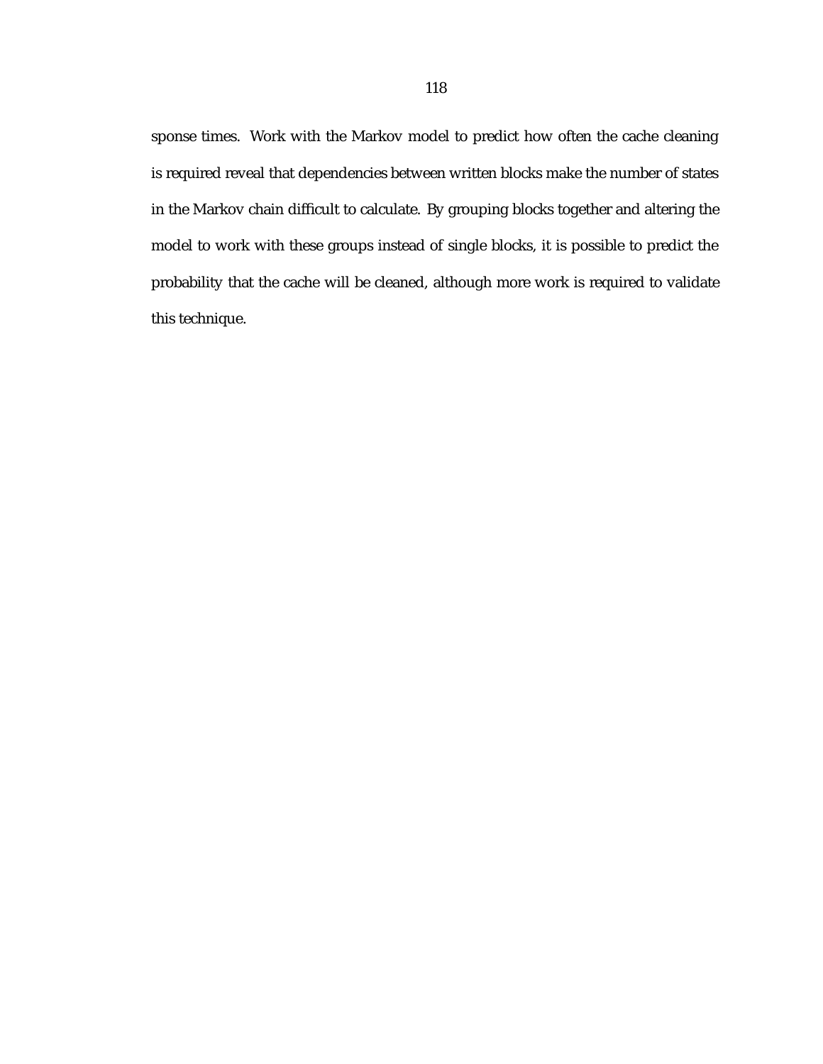sponse times. Work with the Markov model to predict how often the cache cleaning is required reveal that dependencies between written blocks make the number of states in the Markov chain difficult to calculate. By grouping blocks together and altering the model to work with these groups instead of single blocks, it is possible to predict the probability that the cache will be cleaned, although more work is required to validate this technique.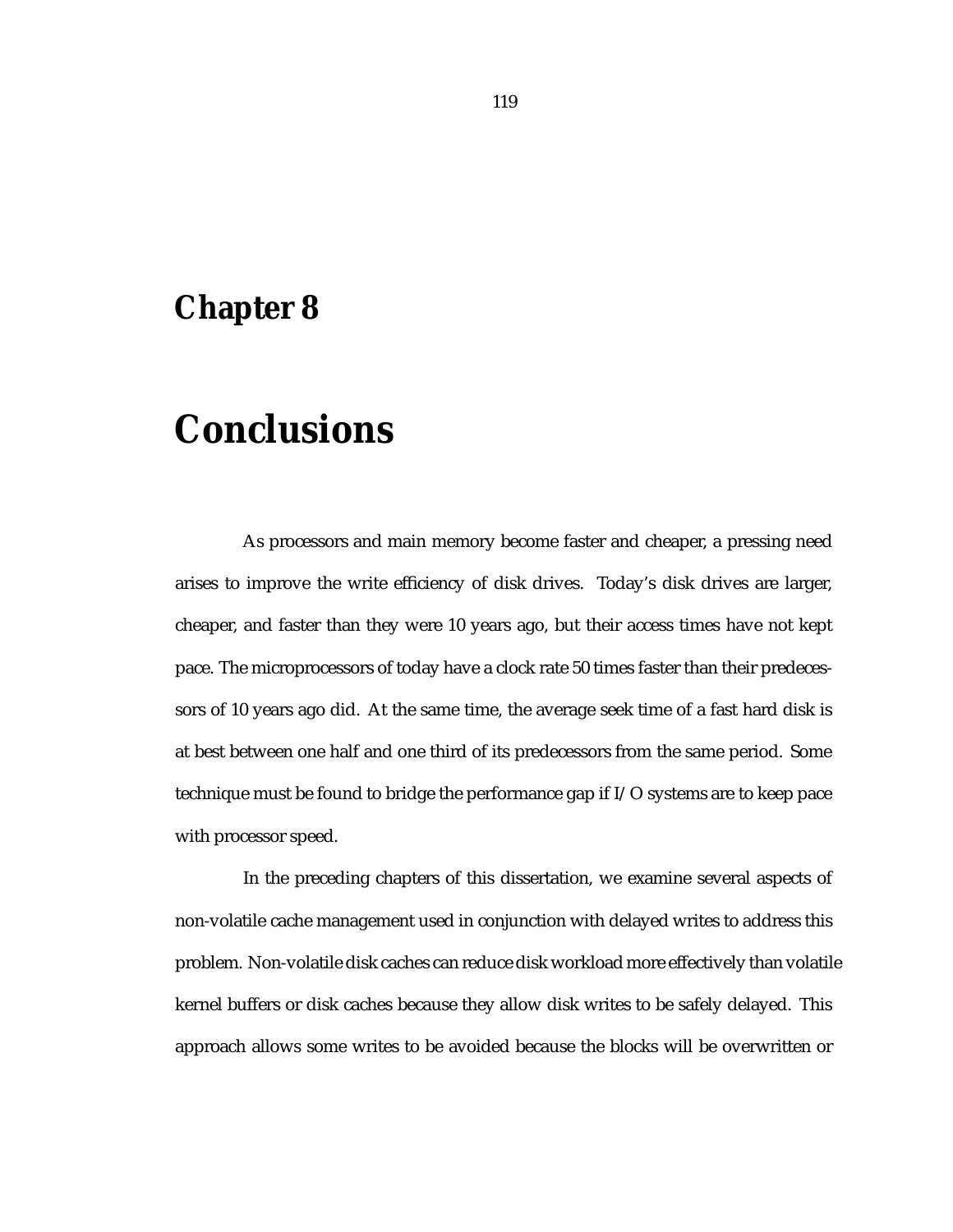# Chapter 8

# Conclusions

As processors and main memory become faster and cheaper, a pressing need arises to improve the write efficiency of disk drives. Today's disk drives are larger, cheaper, and faster than they were 10 years ago, but their access times have not kept pace. The microprocessors of today have a clock rate 50 times faster than their predecessors of 10 years ago did. At the same time, the average seek time of a fast hard disk is at best between one half and one third of its predecessors from the same period. Some technique must be found to bridge the performance gap if I/O systems are to keep pace with processor speed.

In the preceding chapters of this dissertation, we examine several aspects of non-volatile cache management used in conjunction with delayed writes to address this problem. Non-volatile disk caches can reduce disk workload more effectively than volatile kernel buffers or disk caches because they allow disk writes to be safely delayed. This approach allows some writes to be avoided because the blocks will be overwritten or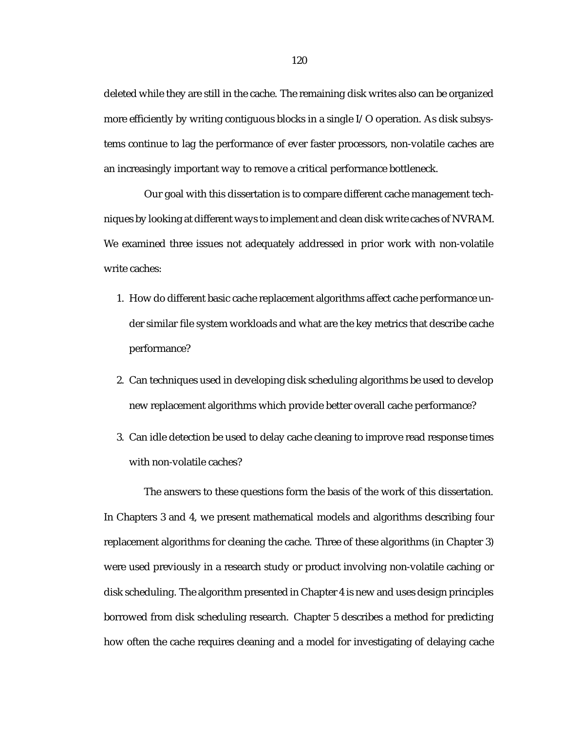deleted while they are still in the cache. The remaining disk writes also can be organized more efficiently by writing contiguous blocks in a single I/O operation. As disk subsystems continue to lag the performance of ever faster processors, non-volatile caches are an increasingly important way to remove a critical performance bottleneck.

Our goal with this dissertation is to compare different cache management techniques by looking at different ways to implement and clean disk write caches of NVRAM. We examined three issues not adequately addressed in prior work with non-volatile write caches:

1. How do different basic cache replacement algorithms affect cache performance under similar file system workloads and what are the key metrics that describe cache performance?
2. Can techniques used in developing disk scheduling algorithms be used to develop new replacement algorithms which provide better overall cache performance?
3. Can idle detection be used to delay cache cleaning to improve read response times with non-volatile caches?

The answers to these questions form the basis of the work of this dissertation. In Chapters 3 and 4, we present mathematical models and algorithms describing four replacement algorithms for cleaning the cache. Three of these algorithms (in Chapter 3) were used previously in a research study or product involving non-volatile caching or disk scheduling. The algorithm presented in Chapter 4 is new and uses design principles borrowed from disk scheduling research. Chapter 5 describes a method for predicting how often the cache requires cleaning and a model for investigating of delaying cache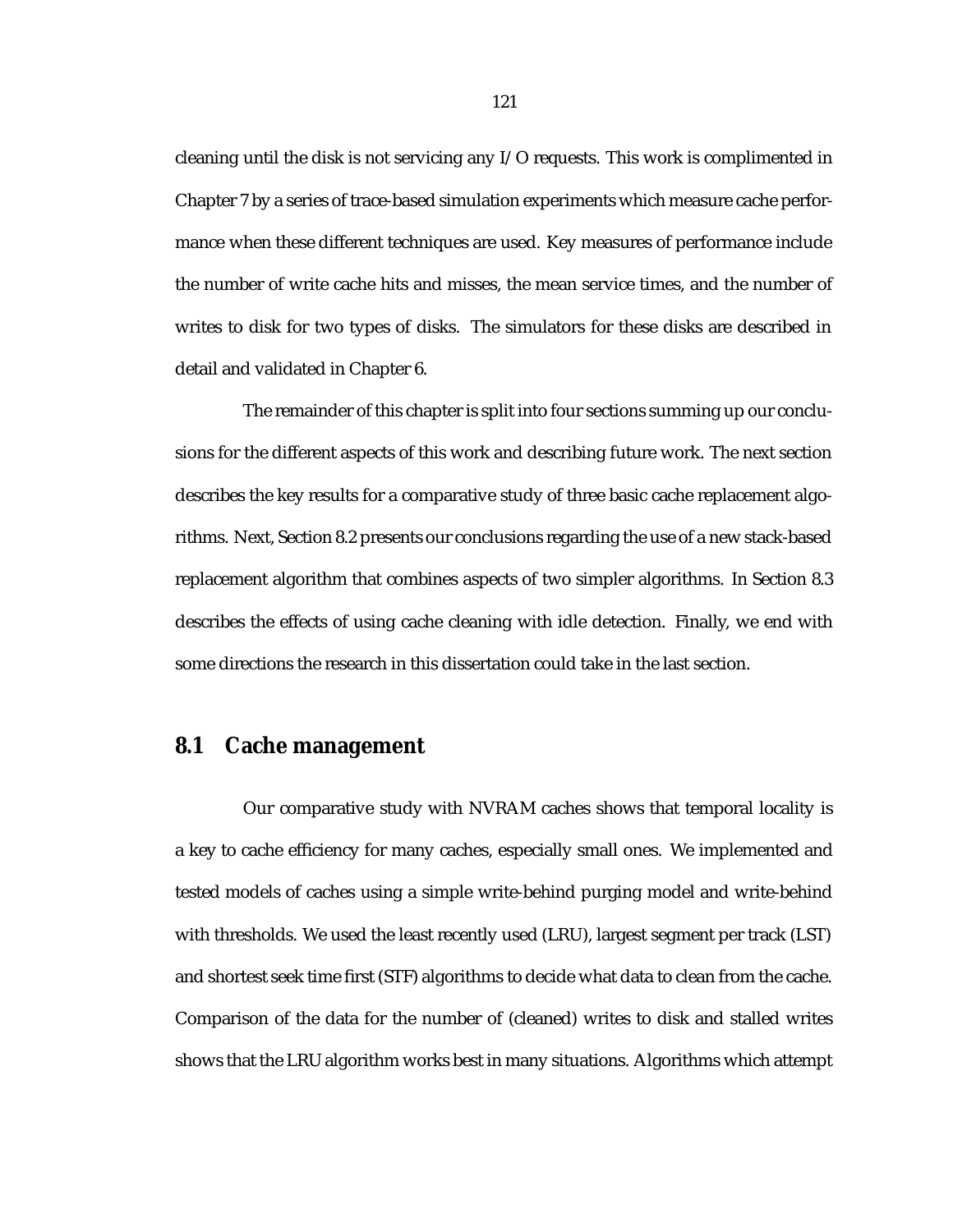cleaning until the disk is not servicing any I/O requests. This work is complimented in Chapter 7 by a series of trace-based simulation experiments which measure cache performance when these different techniques are used. Key measures of performance include the number of write cache hits and misses, the mean service times, and the number of writes to disk for two types of disks. The simulators for these disks are described in detail and validated in Chapter 6.

The remainder of this chapter is split into four sections summing up our conclusions for the different aspects of this work and describing future work. The next section describes the key results for a comparative study of three basic cache replacement algorithms. Next, Section 8.2 presents our conclusions regarding the use of a new stack-based replacement algorithm that combines aspects of two simpler algorithms. In Section 8.3 describes the effects of using cache cleaning with idle detection. Finally, we end with some directions the research in this dissertation could take in the last section.

## 8.1 Cache management

Our comparative study with NVRAM caches shows that temporal locality is a key to cache efficiency for many caches, especially small ones. We implemented and tested models of caches using a simple write-behind purging model and write-behind with thresholds. We used the least recently used (LRU), largest segment per track (LST) and shortest seek time first (STF) algorithms to decide what data to clean from the cache. Comparison of the data for the number of (cleaned) writes to disk and stalled writes shows that the LRU algorithm works best in many situations. Algorithms which attempt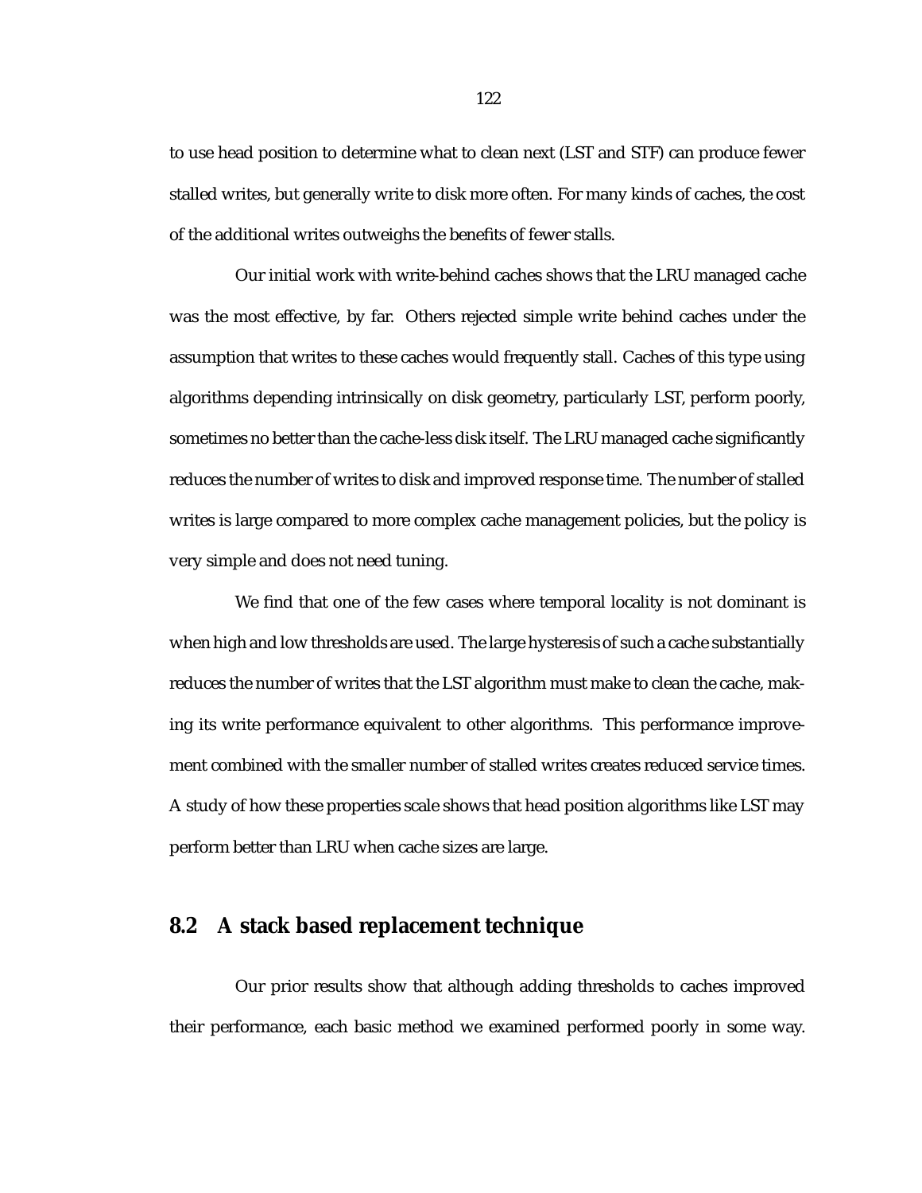to use head position to determine what to clean next (LST and STF) can produce fewer stalled writes, but generally write to disk more often. For many kinds of caches, the cost of the additional writes outweighs the benefits of fewer stalls.

Our initial work with write-behind caches shows that the LRU managed cache was the most effective, by far. Others rejected simple write behind caches under the assumption that writes to these caches would frequently stall. Caches of this type using algorithms depending intrinsically on disk geometry, particularly LST, perform poorly, sometimes no better than the cache-less disk itself. The LRU managed cache significantly reduces the number of writes to disk and improved response time. The number of stalled writes is large compared to more complex cache management policies, but the policy is very simple and does not need tuning.

We find that one of the few cases where temporal locality is not dominant is when high and low thresholds are used. The large hysteresis of such a cache substantially reduces the number of writes that the LST algorithm must make to clean the cache, making its write performance equivalent to other algorithms. This performance improvement combined with the smaller number of stalled writes creates reduced service times. A study of how these properties scale shows that head position algorithms like LST may perform better than LRU when cache sizes are large.

## 8.2 A stack based replacement technique

Our prior results show that although adding thresholds to caches improved their performance, each basic method we examined performed poorly in some way.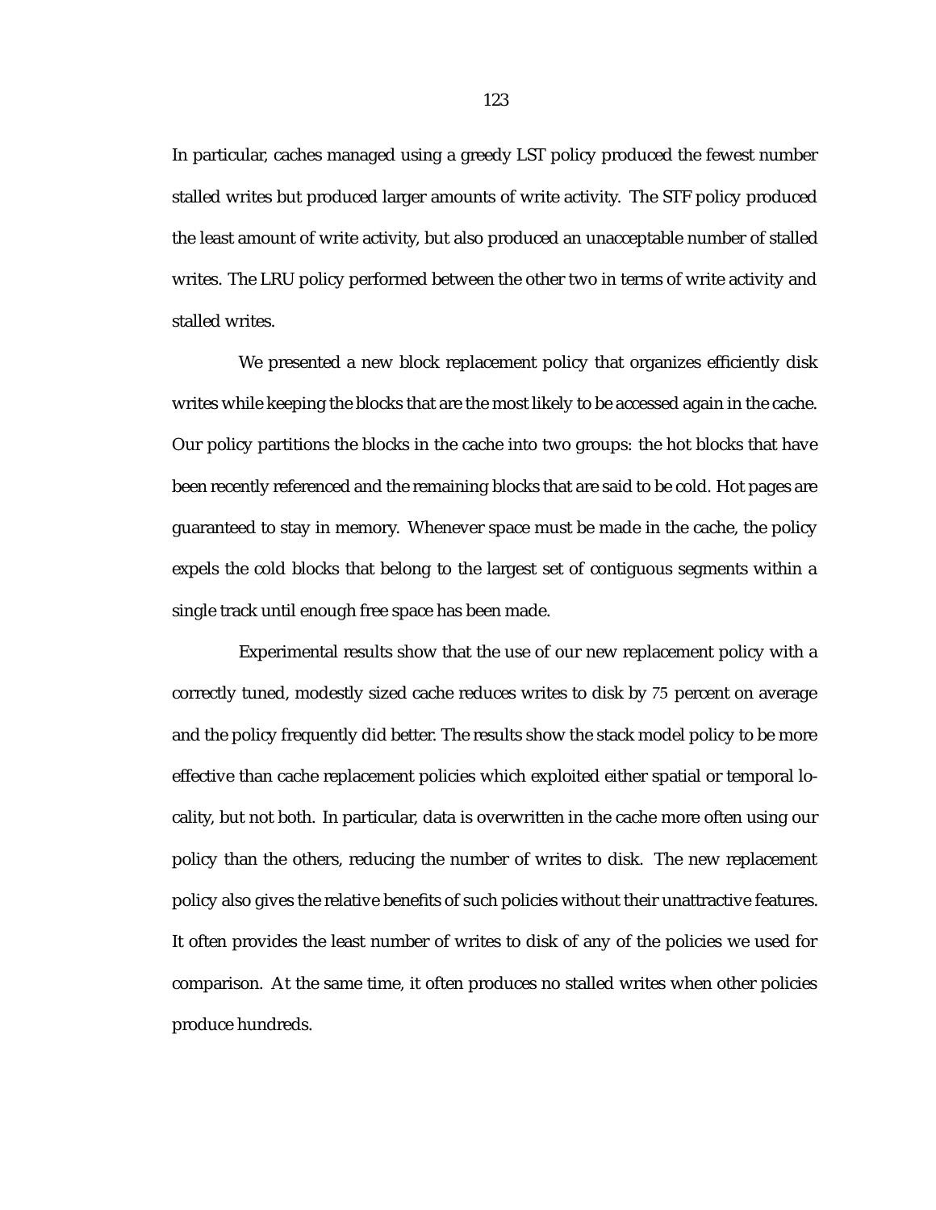In particular, caches managed using a greedy LST policy produced the fewest number stalled writes but produced larger amounts of write activity. The STF policy produced the least amount of write activity, but also produced an unacceptable number of stalled writes. The LRU policy performed between the other two in terms of write activity and stalled writes.

We presented a new block replacement policy that organizes efficiently disk writes while keeping the blocks that are the most likely to be accessed again in the cache. Our policy partitions the blocks in the cache into two groups: the hot blocks that have been recently referenced and the remaining blocks that are said to be cold. Hot pages are guaranteed to stay in memory. Whenever space must be made in the cache, the policy expels the cold blocks that belong to the largest set of contiguous segments within a single track until enough free space has been made.

Experimental results show that the use of our new replacement policy with a correctly tuned, modestly sized cache reduces writes to disk by 75 percent on average and the policy frequently did better. The results show the stack model policy to be more effective than cache replacement policies which exploited either spatial or temporal locality, but not both. In particular, data is overwritten in the cache more often using our policy than the others, reducing the number of writes to disk. The new replacement policy also gives the relative benefits of such policies without their unattractive features. It often provides the least number of writes to disk of any of the policies we used for comparison. At the same time, it often produces no stalled writes when other policies produce hundreds.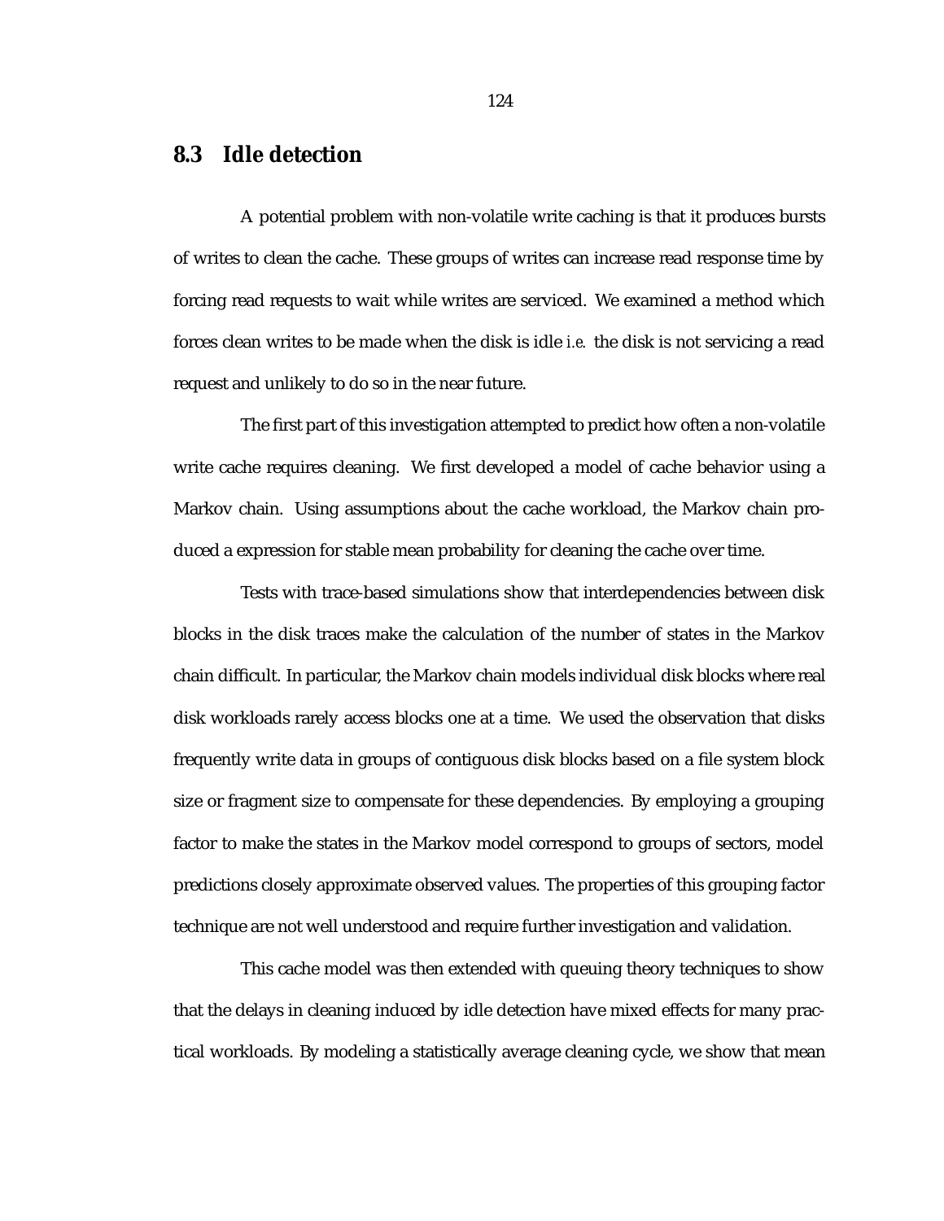## 8.3 Idle detection

A potential problem with non-volatile write caching is that it produces bursts of writes to clean the cache. These groups of writes can increase read response time by forcing read requests to wait while writes are serviced. We examined a method which forces clean writes to be made when the disk is idle *i.e.* the disk is not servicing a read request and unlikely to do so in the near future.

The first part of this investigation attempted to predict how often a non-volatile write cache requires cleaning. We first developed a model of cache behavior using a Markov chain. Using assumptions about the cache workload, the Markov chain produced a expression for stable mean probability for cleaning the cache over time.

Tests with trace-based simulations show that interdependencies between disk blocks in the disk traces make the calculation of the number of states in the Markov chain difficult. In particular, the Markov chain models individual disk blocks where real disk workloads rarely access blocks one at a time. We used the observation that disks frequently write data in groups of contiguous disk blocks based on a file system block size or fragment size to compensate for these dependencies. By employing a grouping factor to make the states in the Markov model correspond to groups of sectors, model predictions closely approximate observed values. The properties of this grouping factor technique are not well understood and require further investigation and validation.

This cache model was then extended with queuing theory techniques to show that the delays in cleaning induced by idle detection have mixed effects for many practical workloads. By modeling a statistically average cleaning cycle, we show that mean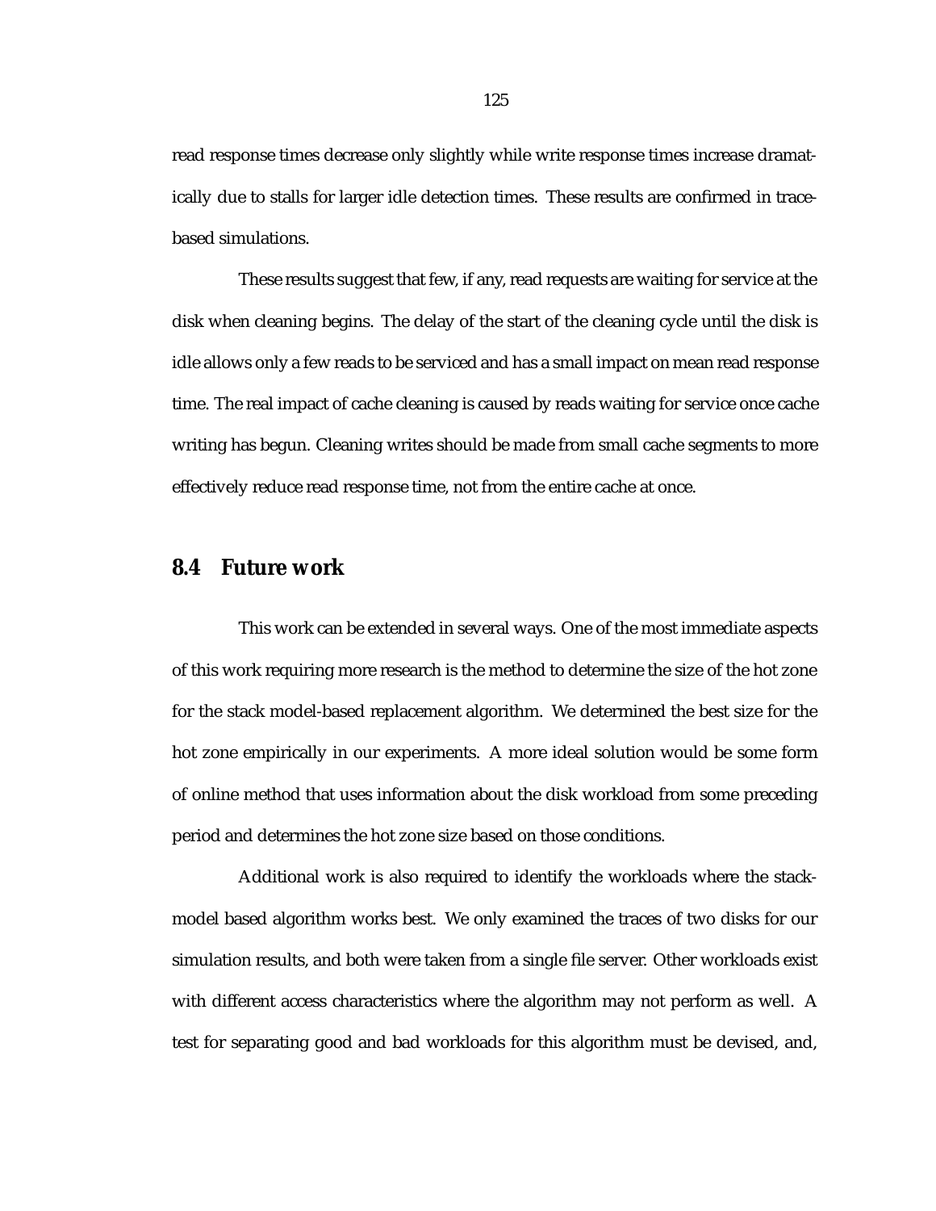read response times decrease only slightly while write response times increase dramatically due to stalls for larger idle detection times. These results are confirmed in trace-based simulations.

These results suggest that few, if any, read requests are waiting for service at the disk when cleaning begins. The delay of the start of the cleaning cycle until the disk is idle allows only a few reads to be serviced and has a small impact on mean read response time. The real impact of cache cleaning is caused by reads waiting for service once cache writing has begun. Cleaning writes should be made from small cache segments to more effectively reduce read response time, not from the entire cache at once.

## 8.4 Future work

This work can be extended in several ways. One of the most immediate aspects of this work requiring more research is the method to determine the size of the hot zone for the stack model-based replacement algorithm. We determined the best size for the hot zone empirically in our experiments. A more ideal solution would be some form of online method that uses information about the disk workload from some preceding period and determines the hot zone size based on those conditions.

Additional work is also required to identify the workloads where the stack-model based algorithm works best. We only examined the traces of two disks for our simulation results, and both were taken from a single file server. Other workloads exist with different access characteristics where the algorithm may not perform as well. A test for separating good and bad workloads for this algorithm must be devised, and,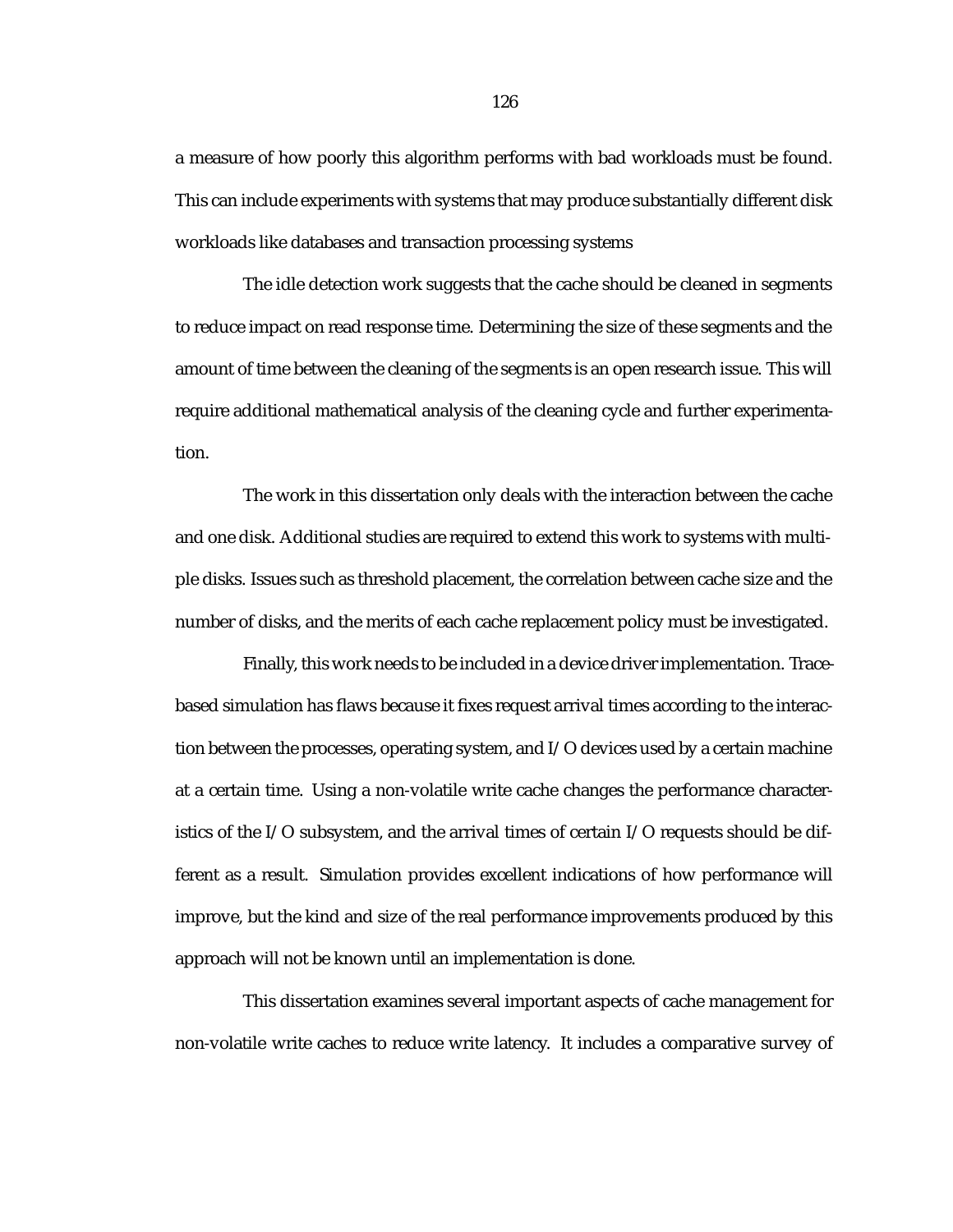a measure of how poorly this algorithm performs with bad workloads must be found. This can include experiments with systems that may produce substantially different disk workloads like databases and transaction processing systems

The idle detection work suggests that the cache should be cleaned in segments to reduce impact on read response time. Determining the size of these segments and the amount of time between the cleaning of the segments is an open research issue. This will require additional mathematical analysis of the cleaning cycle and further experimentation.

The work in this dissertation only deals with the interaction between the cache and one disk. Additional studies are required to extend this work to systems with multiple disks. Issues such as threshold placement, the correlation between cache size and the number of disks, and the merits of each cache replacement policy must be investigated.

Finally, this work needs to be included in a device driver implementation. Trace-based simulation has flaws because it fixes request arrival times according to the interaction between the processes, operating system, and I/O devices used by a certain machine at a certain time. Using a non-volatile write cache changes the performance characteristics of the I/O subsystem, and the arrival times of certain I/O requests should be different as a result. Simulation provides excellent indications of how performance will improve, but the kind and size of the real performance improvements produced by this approach will not be known until an implementation is done.

This dissertation examines several important aspects of cache management for non-volatile write caches to reduce write latency. It includes a comparative survey of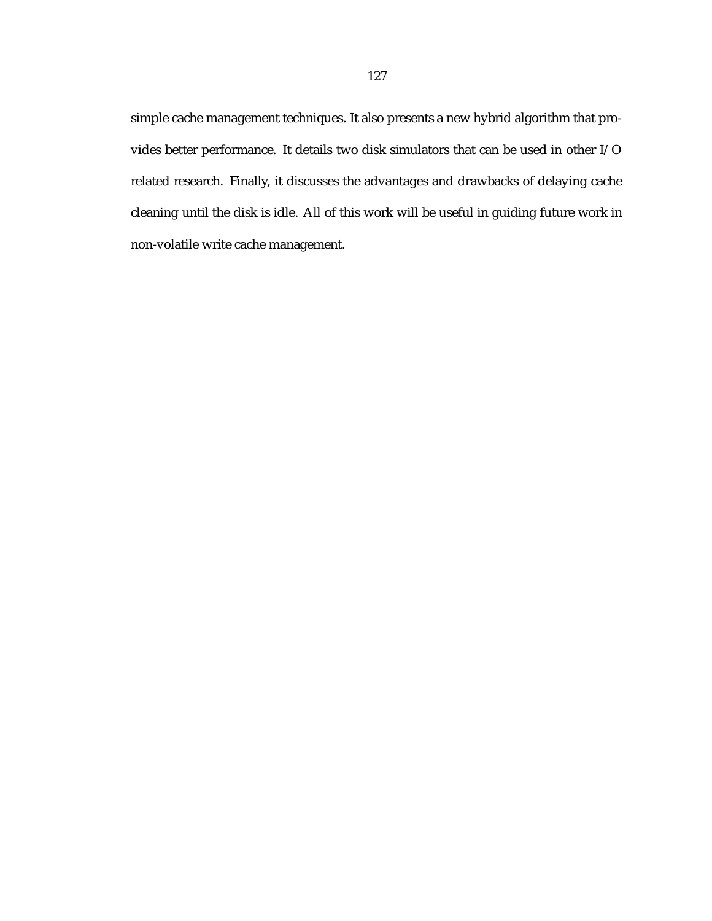simple cache management techniques. It also presents a new hybrid algorithm that provides better performance. It details two disk simulators that can be used in other I/O related research. Finally, it discusses the advantages and drawbacks of delaying cache cleaning until the disk is idle. All of this work will be useful in guiding future work in non-volatile write cache management.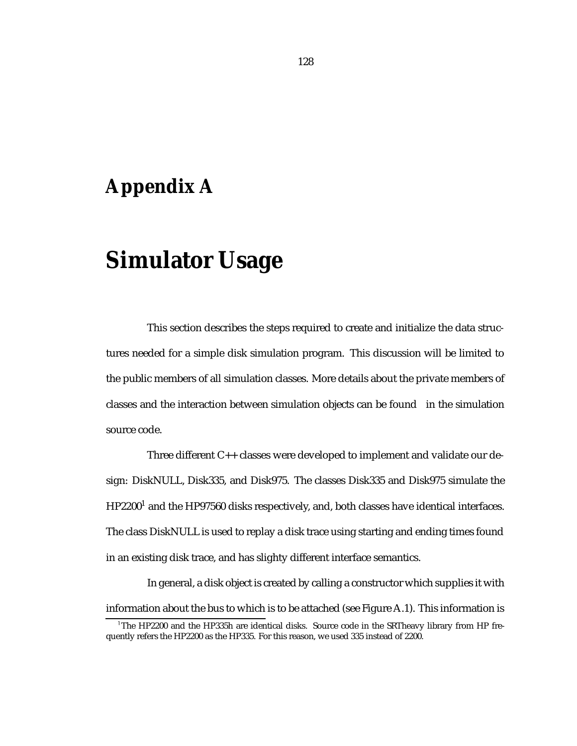# Appendix A

# Simulator Usage

This section describes the steps required to create and initialize the data structures needed for a simple disk simulation program. This discussion will be limited to the public members of all simulation classes. More details about the private members of classes and the interaction between simulation objects can be found in the simulation source code.

Three different C++ classes were developed to implement and validate our design: DiskNULL, Disk335, and Disk975. The classes Disk335 and Disk975 simulate the HP2200[1] and the HP97560 disks respectively, and, both classes have identical interfaces. The class DiskNULL is used to replay a disk trace using starting and ending times found in an existing disk trace, and has slighty different interface semantics.

In general, a disk object is created by calling a constructor which supplies it with information about the bus to which is to be attached (see Figure A.1). This information is

[1] The HP2200 and the HP335h are identical disks. Source code in the SRTheavy library from HP frequently refers the HP2200 as the HP335. For this reason, we used 335 instead of 2200.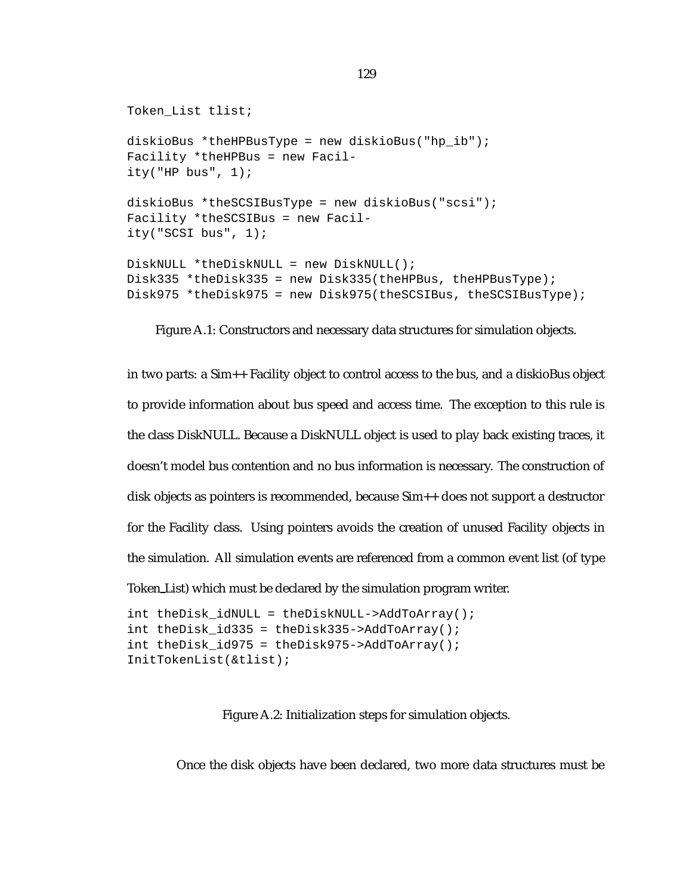```
Token_List tlist;

diskioBus *theHPBusType = new diskioBus("hp_ib");
Facility *theHPBus = new Facil-
ity("HP bus", 1);

diskioBus *theSCSIBusType = new diskioBus("scsi");
Facility *theSCSIBus = new Facil-
ity("SCSI bus", 1);

DiskNULL *theDiskNULL = new DiskNULL();
Disk335 *theDisk335 = new Disk335(theHPBus, theHPBusType);
Disk975 *theDisk975 = new Disk975(theSCSIBus, theSCSIBusType);
```

Figure A.1: Constructors and necessary data structures for simulation objects.

in two parts: a Sim++ Facility object to control access to the bus, and a diskioBus object to provide information about bus speed and access time. The exception to this rule is the class DiskNULL. Because a DiskNULL object is used to play back existing traces, it doesn't model bus contention and no bus information is necessary. The construction of disk objects as pointers is recommended, because Sim++ does not support a destructor for the Facility class. Using pointers avoids the creation of unused Facility objects in the simulation. All simulation events are referenced from a common event list (of type Token_List) which must be declared by the simulation program writer.

```
int theDisk_idNULL = theDiskNULL->AddToArray();
int theDisk_id335 = theDisk335->AddToArray();
int theDisk_id975 = theDisk975->AddToArray();
InitTokenList(&tlist);
```

Figure A.2: Initialization steps for simulation objects.

Once the disk objects have been declared, two more data structures must be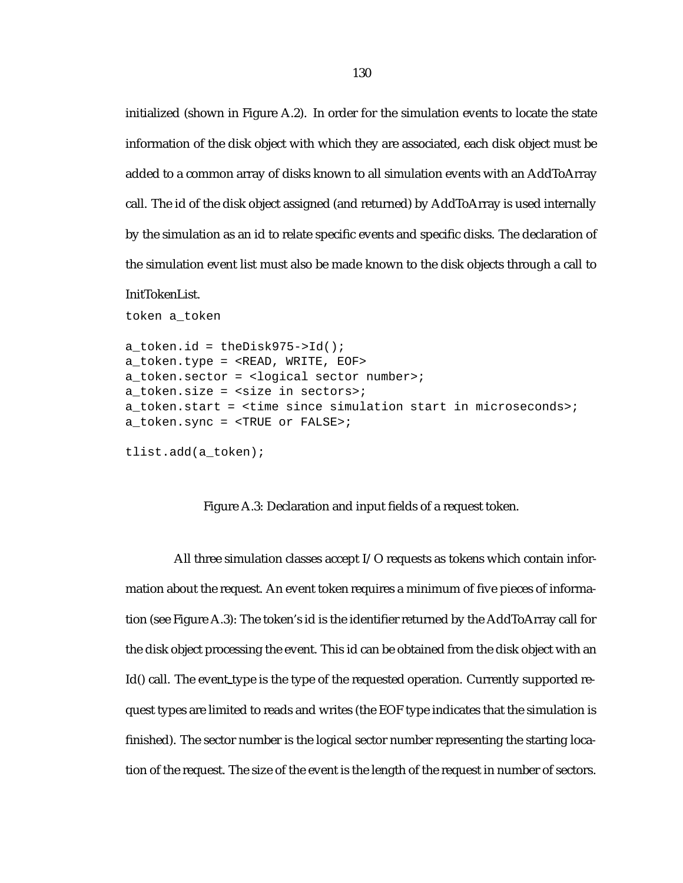initialized (shown in Figure A.2). In order for the simulation events to locate the state information of the disk object with which they are associated, each disk object must be added to a common array of disks known to all simulation events with an AddToArray call. The id of the disk object assigned (and returned) by AddToArray is used internally by the simulation as an id to relate specific events and specific disks. The declaration of the simulation event list must also be made known to the disk objects through a call to InitTokenList.

```
token a_token

a_token.id = theDisk975->Id();
a_token.type = <READ, WRITE, EOF>
a_token.sector = <logical sector number>;
a_token.size = <size in sectors>;
a_token.start = <time since simulation start in microseconds>;
a_token.sync = <TRUE or FALSE>;

tlist.add(a_token);
```

Figure A.3: Declaration and input fields of a request token.

All three simulation classes accept I/O requests as tokens which contain information about the request. An event token requires a minimum of five pieces of information (see Figure A.3): The token's id is the identifier returned by the AddToArray call for the disk object processing the event. This id can be obtained from the disk object with an Id() call. The event_type is the type of the requested operation. Currently supported request types are limited to reads and writes (the EOF type indicates that the simulation is finished). The sector number is the logical sector number representing the starting location of the request. The size of the event is the length of the request in number of sectors.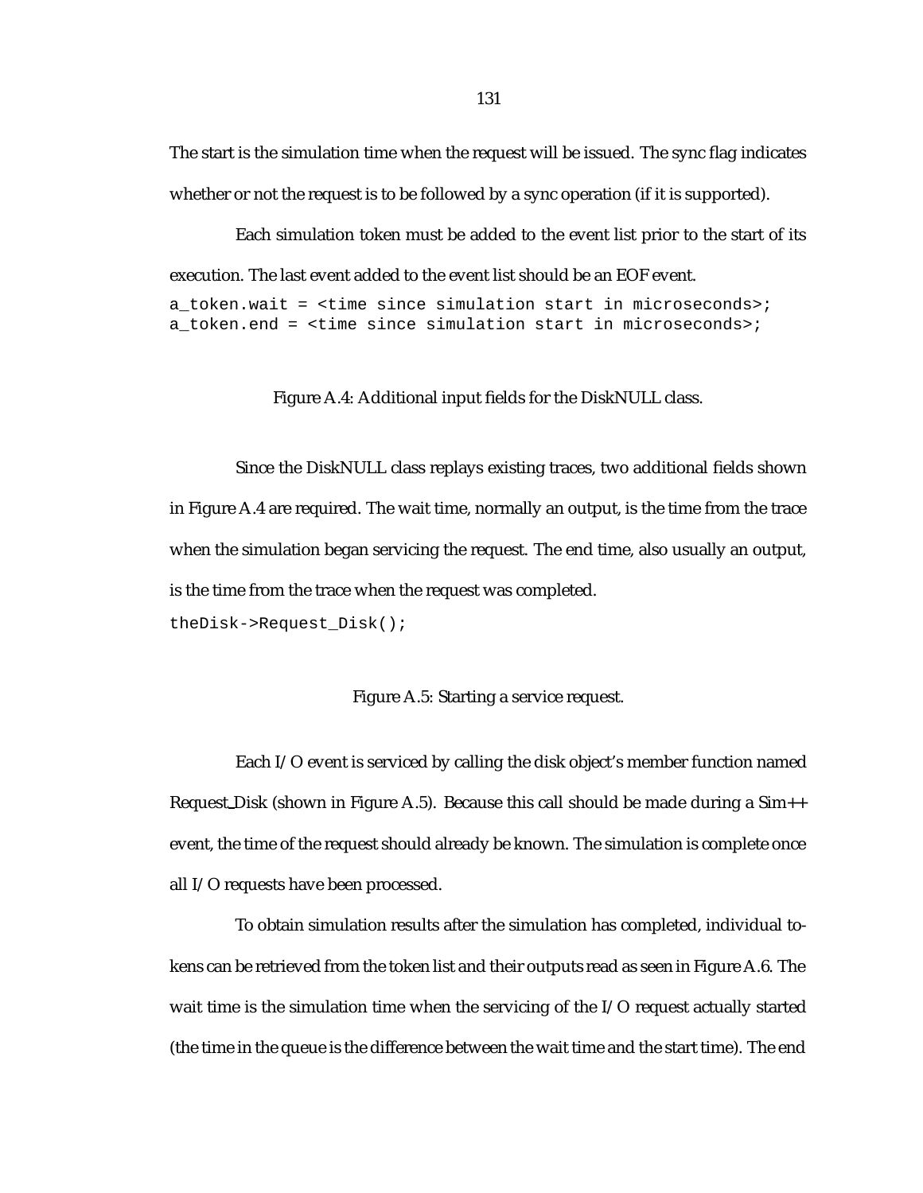The start is the simulation time when the request will be issued. The sync flag indicates whether or not the request is to be followed by a sync operation (if it is supported).

Each simulation token must be added to the event list prior to the start of its execution. The last event added to the event list should be an EOF event.

```
a_token.wait = <time since simulation start in microseconds>;
a_token.end = <time since simulation start in microseconds>;
```

Figure A.4: Additional input fields for the DiskNULL class.

Since the DiskNULL class replays existing traces, two additional fields shown in Figure A.4 are required. The wait time, normally an output, is the time from the trace when the simulation began servicing the request. The end time, also usually an output, is the time from the trace when the request was completed.

```
theDisk->Request_Disk();
```

Figure A.5: Starting a service request.

Each I/O event is serviced by calling the disk object's member function named Request_Disk (shown in Figure A.5). Because this call should be made during a Sim++ event, the time of the request should already be known. The simulation is complete once all I/O requests have been processed.

To obtain simulation results after the simulation has completed, individual tokens can be retrieved from the token list and their outputs read as seen in Figure A.6. The wait time is the simulation time when the servicing of the I/O request actually started (the time in the queue is the difference between the wait time and the start time). The end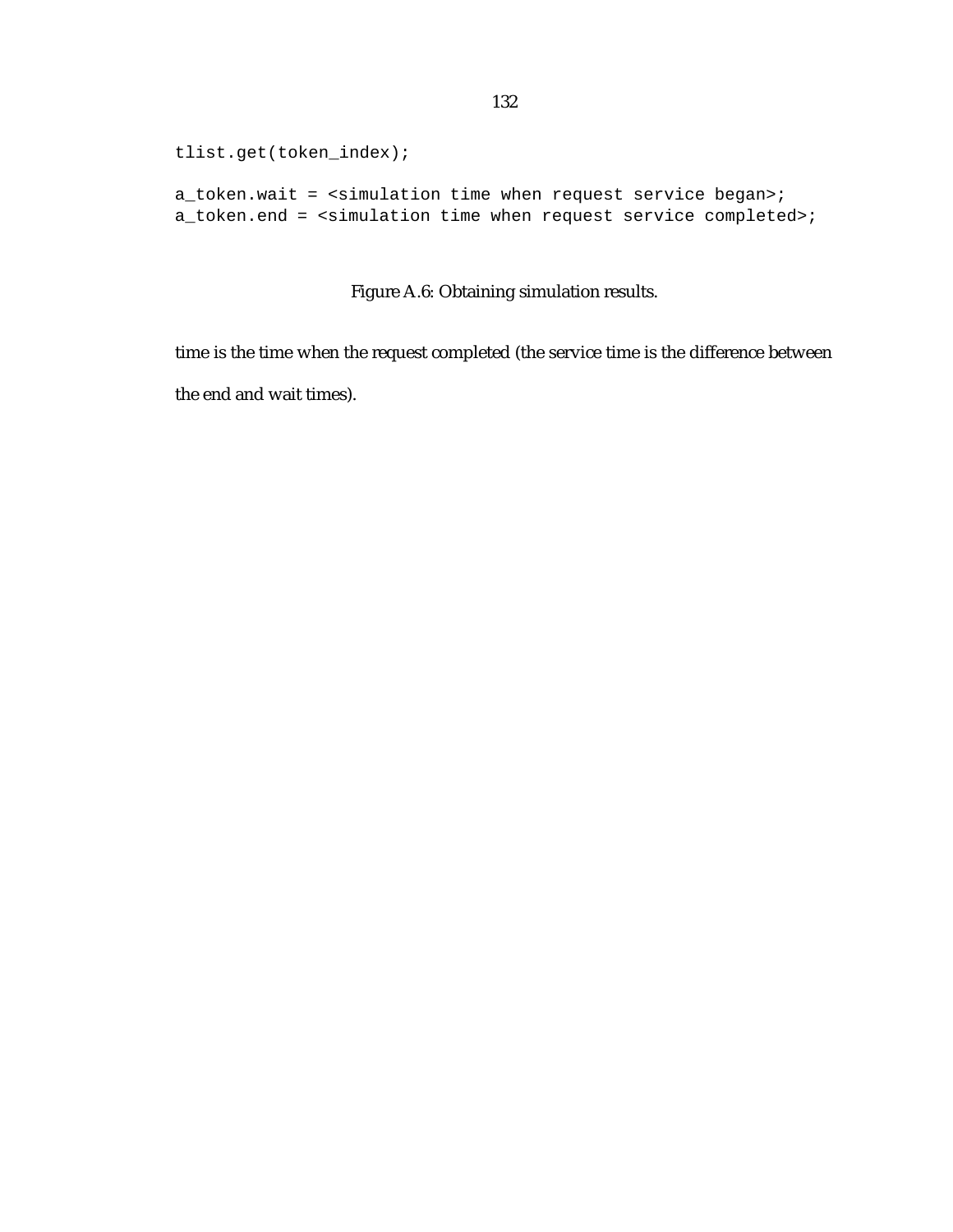```
tlist.get(token_index);

a_token.wait = <simulation time when request service began>;
a_token.end = <simulation time when request service completed>;
```

Figure A.6: Obtaining simulation results.

time is the time when the request completed (the service time is the difference between the end and wait times).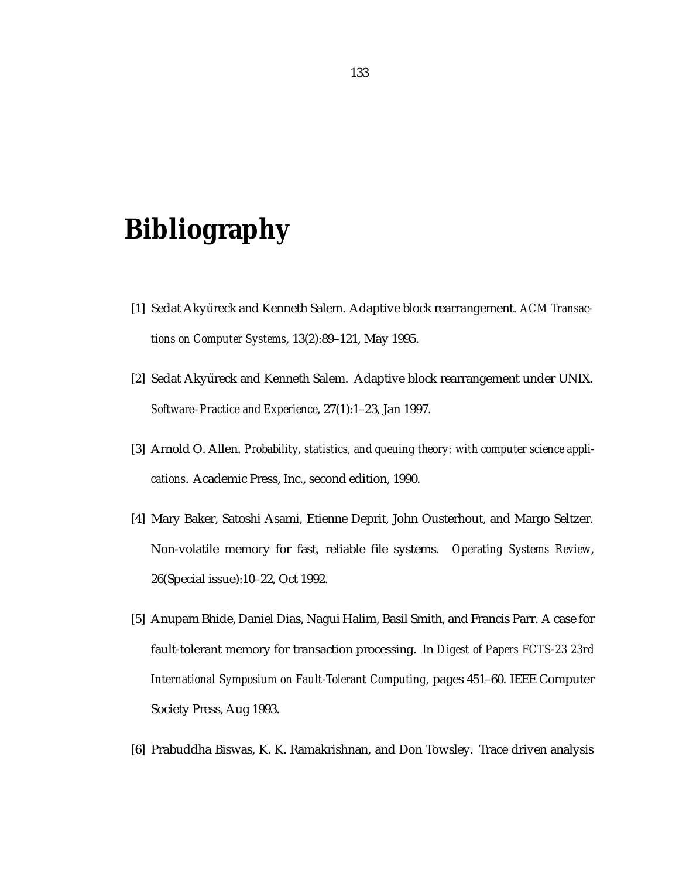# Bibliography

[1] Sedat Akyüreck and Kenneth Salem. Adaptive block rearrangement. *ACM Transactions on Computer Systems*, 13(2):89–121, May 1995.

[2] Sedat Akyüreck and Kenneth Salem. Adaptive block rearrangement under UNIX. *Software–Practice and Experience*, 27(1):1–23, Jan 1997.

[3] Arnold O. Allen. *Probability, statistics, and queuing theory: with computer science applications*. Academic Press, Inc., second edition, 1990.

[4] Mary Baker, Satoshi Asami, Etienne Deprit, John Ousterhout, and Margo Seltzer. Non-volatile memory for fast, reliable file systems. *Operating Systems Review*, 26(Special issue):10–22, Oct 1992.

[5] Anupam Bhide, Daniel Dias, Nagui Halim, Basil Smith, and Francis Parr. A case for fault-tolerant memory for transaction processing. In *Digest of Papers FCTS-23 23rd International Symposium on Fault-Tolerant Computing*, pages 451–60. IEEE Computer Society Press, Aug 1993.

[6] Prabuddha Biswas, K. K. Ramakrishnan, and Don Towsley. Trace driven analysis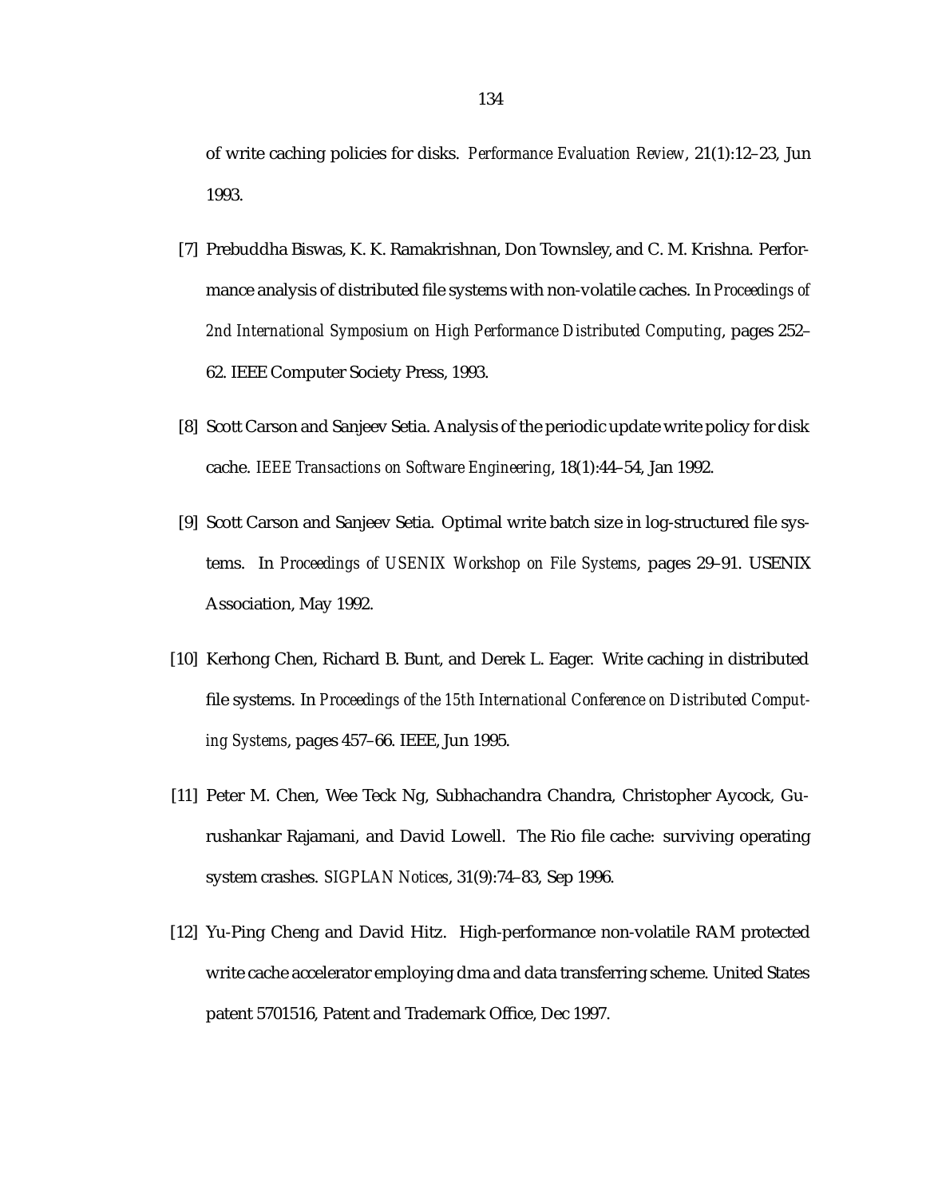of write caching policies for disks. *Performance Evaluation Review*, 21(1):12–23, Jun 1993.

[7] Prebuddha Biswas, K. K. Ramakrishnan, Don Townsley, and C. M. Krishna. Performance analysis of distributed file systems with non-volatile caches. In *Proceedings of 2nd International Symposium on High Performance Distributed Computing*, pages 252–62. IEEE Computer Society Press, 1993.

[8] Scott Carson and Sanjeev Setia. Analysis of the periodic update write policy for disk cache. *IEEE Transactions on Software Engineering*, 18(1):44–54, Jan 1992.

[9] Scott Carson and Sanjeev Setia. Optimal write batch size in log-structured file systems. In *Proceedings of USENIX Workshop on File Systems*, pages 29–91. USENIX Association, May 1992.

[10] Kerhong Chen, Richard B. Bunt, and Derek L. Eager. Write caching in distributed file systems. In *Proceedings of the 15th International Conference on Distributed Computing Systems*, pages 457–66. IEEE, Jun 1995.

[11] Peter M. Chen, Wee Teck Ng, Subhachandra Chandra, Christopher Aycock, Gurushankar Rajamani, and David Lowell. The Rio file cache: surviving operating system crashes. *SIGPLAN Notices*, 31(9):74–83, Sep 1996.

[12] Yu-Ping Cheng and David Hitz. High-performance non-volatile RAM protected write cache accelerator employing dma and data transferring scheme. United States patent 5701516, Patent and Trademark Office, Dec 1997.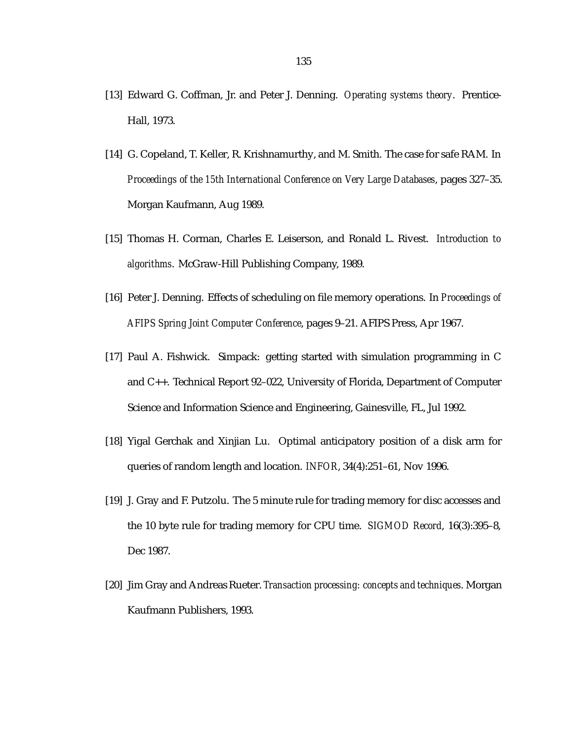[13] Edward G. Coffman, Jr. and Peter J. Denning. *Operating systems theory*. Prentice-Hall, 1973.

[14] G. Copeland, T. Keller, R. Krishnamurthy, and M. Smith. The case for safe RAM. In *Proceedings of the 15th International Conference on Very Large Databases*, pages 327–35. Morgan Kaufmann, Aug 1989.

[15] Thomas H. Corman, Charles E. Leiserson, and Ronald L. Rivest. *Introduction to algorithms*. McGraw-Hill Publishing Company, 1989.

[16] Peter J. Denning. Effects of scheduling on file memory operations. In *Proceedings of AFIPS Spring Joint Computer Conference*, pages 9–21. AFIPS Press, Apr 1967.

[17] Paul A. Fishwick. Simpack: getting started with simulation programming in C and C++. Technical Report 92–022, University of Florida, Department of Computer Science and Information Science and Engineering, Gainesville, FL, Jul 1992.

[18] Yigal Gerchak and Xinjian Lu. Optimal anticipatory position of a disk arm for queries of random length and location. *INFOR*, 34(4):251–61, Nov 1996.

[19] J. Gray and F. Putzolu. The 5 minute rule for trading memory for disc accesses and the 10 byte rule for trading memory for CPU time. *SIGMOD Record*, 16(3):395–8, Dec 1987.

[20] Jim Gray and Andreas Rueter. *Transaction processing: concepts and techniques*. Morgan Kaufmann Publishers, 1993.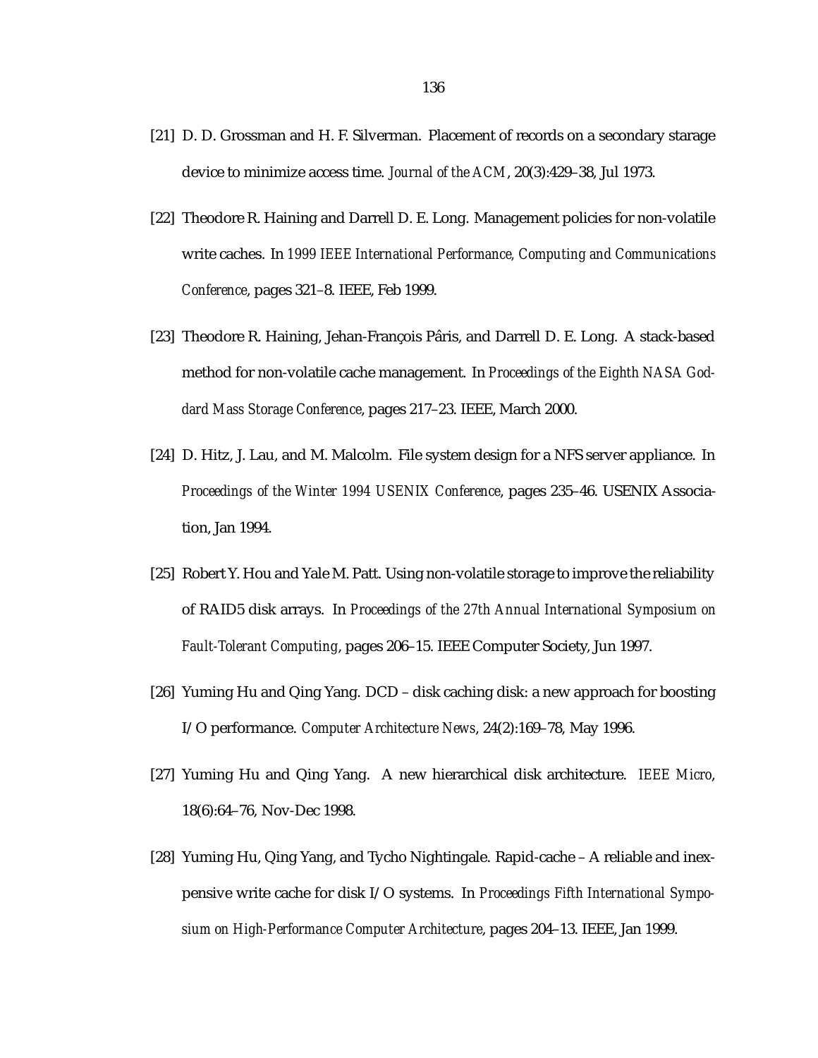[21] D. D. Grossman and H. F. Silverman. Placement of records on a secondary starage device to minimize access time. *Journal of the ACM*, 20(3):429–38, Jul 1973.

[22] Theodore R. Haining and Darrell D. E. Long. Management policies for non-volatile write caches. In *1999 IEEE International Performance, Computing and Communications Conference*, pages 321–8. IEEE, Feb 1999.

[23] Theodore R. Haining, Jehan-François Pâris, and Darrell D. E. Long. A stack-based method for non-volatile cache management. In *Proceedings of the Eighth NASA Goddard Mass Storage Conference*, pages 217–23. IEEE, March 2000.

[24] D. Hitz, J. Lau, and M. Malcolm. File system design for a NFS server appliance. In *Proceedings of the Winter 1994 USENIX Conference*, pages 235–46. USENIX Association, Jan 1994.

[25] Robert Y. Hou and Yale M. Patt. Using non-volatile storage to improve the reliability of RAID5 disk arrays. In *Proceedings of the 27th Annual International Symposium on Fault-Tolerant Computing*, pages 206–15. IEEE Computer Society, Jun 1997.

[26] Yuming Hu and Qing Yang. DCD – disk caching disk: a new approach for boosting I/O performance. *Computer Architecture News*, 24(2):169–78, May 1996.

[27] Yuming Hu and Qing Yang. A new hierarchical disk architecture. *IEEE Micro*, 18(6):64–76, Nov-Dec 1998.

[28] Yuming Hu, Qing Yang, and Tycho Nightingale. Rapid-cache – A reliable and inexpensive write cache for disk I/O systems. In *Proceedings Fifth International Symposium on High-Performance Computer Architecture*, pages 204–13. IEEE, Jan 1999.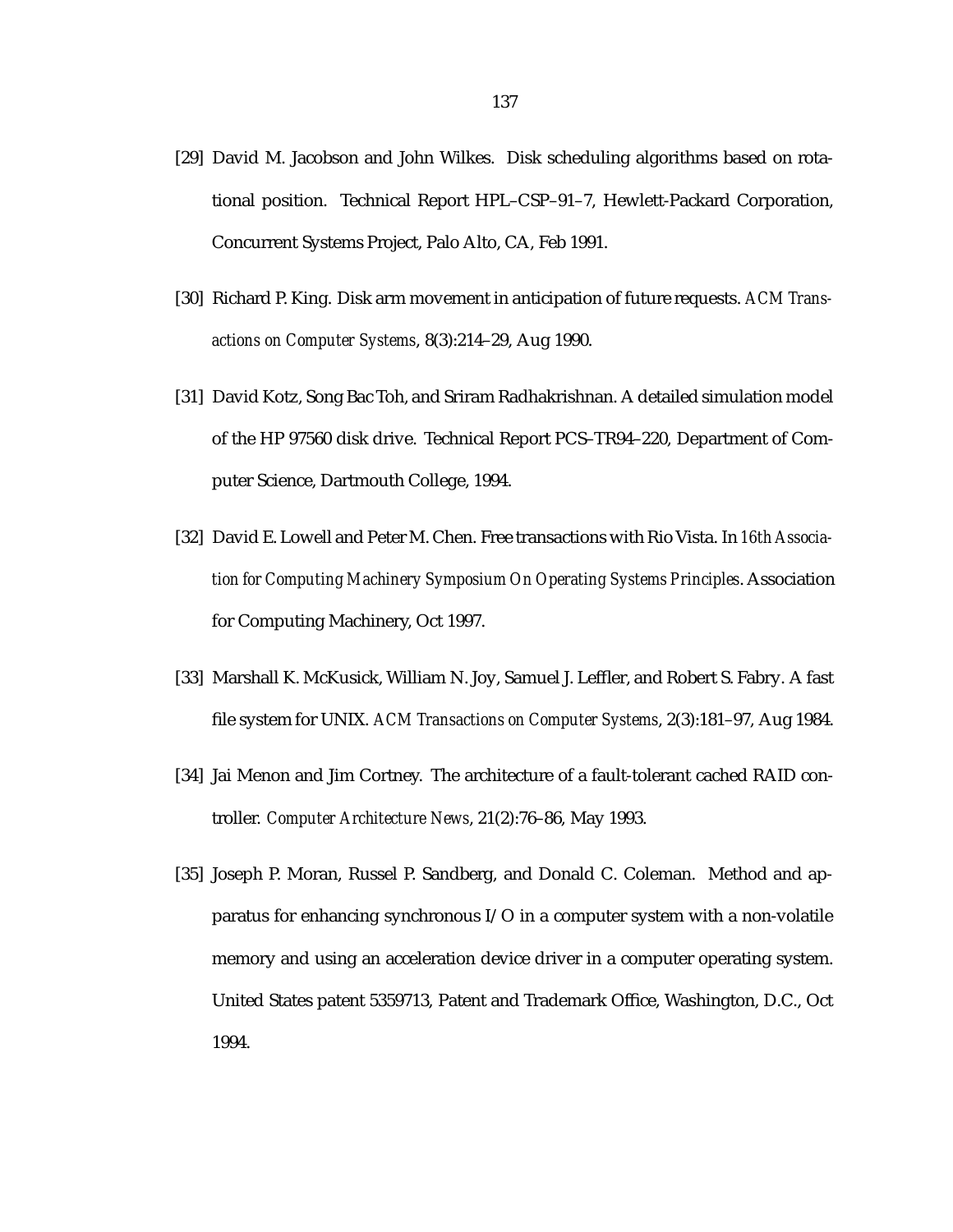[29] David M. Jacobson and John Wilkes. Disk scheduling algorithms based on rotational position. Technical Report HPL–CSP–91–7, Hewlett-Packard Corporation, Concurrent Systems Project, Palo Alto, CA, Feb 1991.

[30] Richard P. King. Disk arm movement in anticipation of future requests. *ACM Transactions on Computer Systems*, 8(3):214–29, Aug 1990.

[31] David Kotz, Song Bac Toh, and Sriram Radhakrishnan. A detailed simulation model of the HP 97560 disk drive. Technical Report PCS–TR94–220, Department of Computer Science, Dartmouth College, 1994.

[32] David E. Lowell and Peter M. Chen. Free transactions with Rio Vista. In *16th Association for Computing Machinery Symposium On Operating Systems Principles*. Association for Computing Machinery, Oct 1997.

[33] Marshall K. McKusick, William N. Joy, Samuel J. Leffler, and Robert S. Fabry. A fast file system for UNIX. *ACM Transactions on Computer Systems*, 2(3):181–97, Aug 1984.

[34] Jai Menon and Jim Cortney. The architecture of a fault-tolerant cached RAID controller. *Computer Architecture News*, 21(2):76–86, May 1993.

[35] Joseph P. Moran, Russel P. Sandberg, and Donald C. Coleman. Method and apparatus for enhancing synchronous I/O in a computer system with a non-volatile memory and using an acceleration device driver in a computer operating system. United States patent 5359713, Patent and Trademark Office, Washington, D.C., Oct 1994.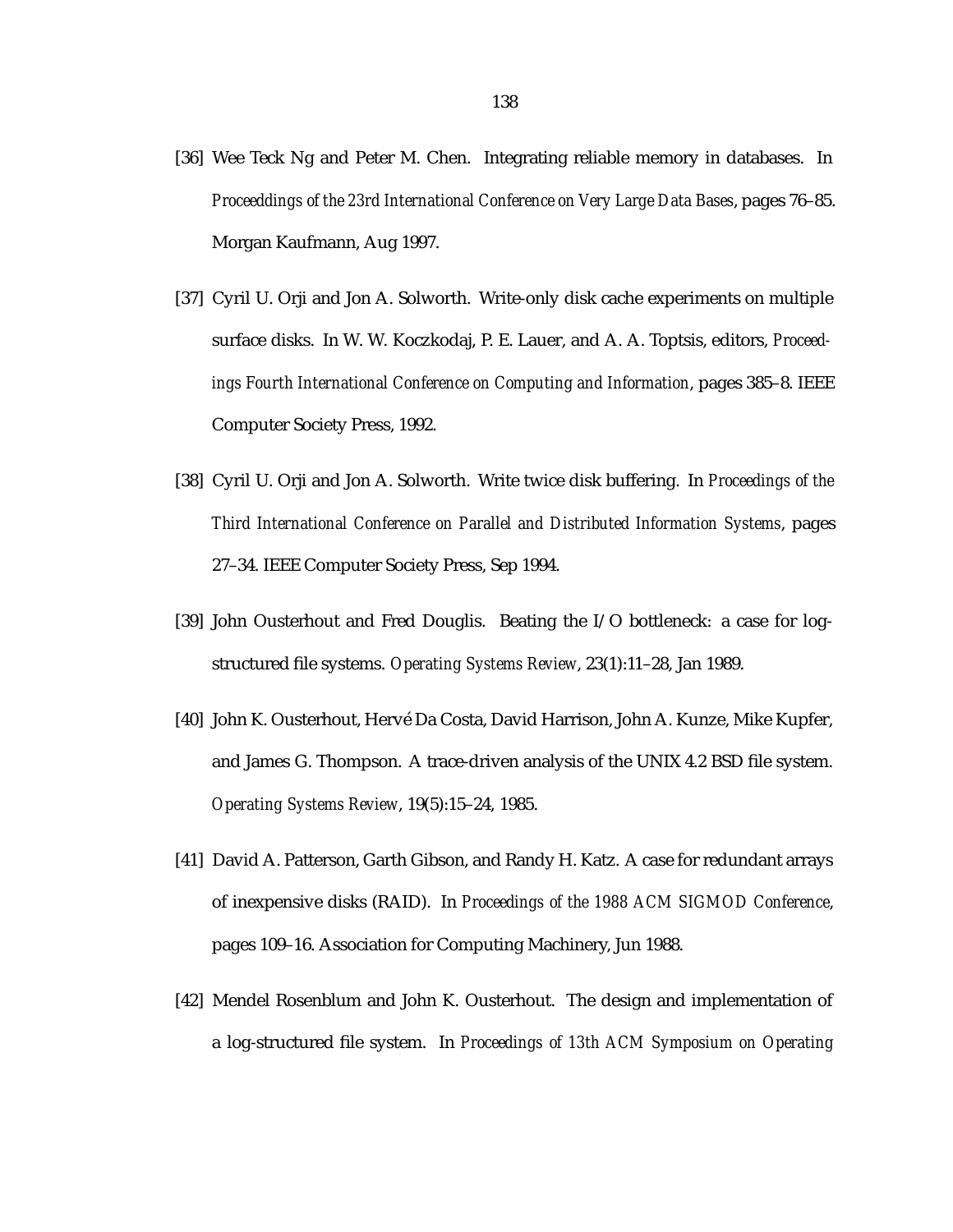[36] Wee Teck Ng and Peter M. Chen. Integrating reliable memory in databases. In *Proceeddings of the 23rd International Conference on Very Large Data Bases*, pages 76–85. Morgan Kaufmann, Aug 1997.

[37] Cyril U. Orji and Jon A. Solworth. Write-only disk cache experiments on multiple surface disks. In W. W. Koczkodaj, P. E. Lauer, and A. A. Toptsis, editors, *Proceedings Fourth International Conference on Computing and Information*, pages 385–8. IEEE Computer Society Press, 1992.

[38] Cyril U. Orji and Jon A. Solworth. Write twice disk buffering. In *Proceedings of the Third International Conference on Parallel and Distributed Information Systems*, pages 27–34. IEEE Computer Society Press, Sep 1994.

[39] John Ousterhout and Fred Douglis. Beating the I/O bottleneck: a case for log-structured file systems. *Operating Systems Review*, 23(1):11–28, Jan 1989.

[40] John K. Ousterhout, Hervé Da Costa, David Harrison, John A. Kunze, Mike Kupfer, and James G. Thompson. A trace-driven analysis of the UNIX 4.2 BSD file system. *Operating Systems Review*, 19(5):15–24, 1985.

[41] David A. Patterson, Garth Gibson, and Randy H. Katz. A case for redundant arrays of inexpensive disks (RAID). In *Proceedings of the 1988 ACM SIGMOD Conference*, pages 109–16. Association for Computing Machinery, Jun 1988.

[42] Mendel Rosenblum and John K. Ousterhout. The design and implementation of a log-structured file system. In *Proceedings of 13th ACM Symposium on Operating*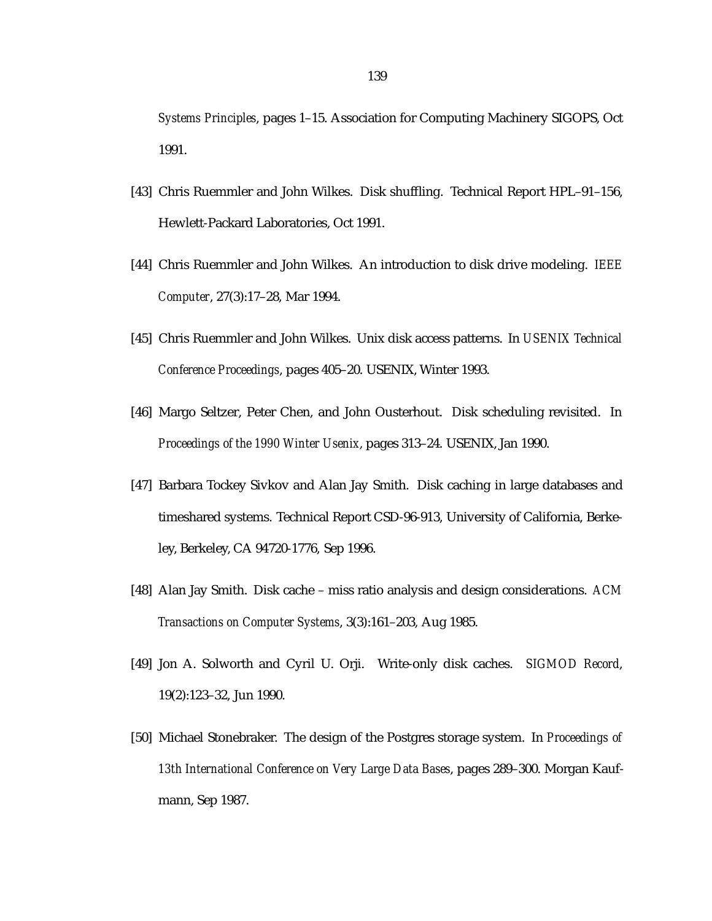*Systems Principles*, pages 1–15. Association for Computing Machinery SIGOPS, Oct 1991.

[43] Chris Ruemmler and John Wilkes. Disk shuffling. Technical Report HPL–91–156, Hewlett-Packard Laboratories, Oct 1991.

[44] Chris Ruemmler and John Wilkes. An introduction to disk drive modeling. *IEEE Computer*, 27(3):17–28, Mar 1994.

[45] Chris Ruemmler and John Wilkes. Unix disk access patterns. In *USENIX Technical Conference Proceedings*, pages 405–20. USENIX, Winter 1993.

[46] Margo Seltzer, Peter Chen, and John Ousterhout. Disk scheduling revisited. In *Proceedings of the 1990 Winter Usenix*, pages 313–24. USENIX, Jan 1990.

[47] Barbara Tockey Sivkov and Alan Jay Smith. Disk caching in large databases and timeshared systems. Technical Report CSD-96-913, University of California, Berkeley, Berkeley, CA 94720-1776, Sep 1996.

[48] Alan Jay Smith. Disk cache – miss ratio analysis and design considerations. *ACM Transactions on Computer Systems*, 3(3):161–203, Aug 1985.

[49] Jon A. Solworth and Cyril U. Orji. Write-only disk caches. *SIGMOD Record*, 19(2):123–32, Jun 1990.

[50] Michael Stonebraker. The design of the Postgres storage system. In *Proceedings of 13th International Conference on Very Large Data Bases*, pages 289–300. Morgan Kaufmann, Sep 1987.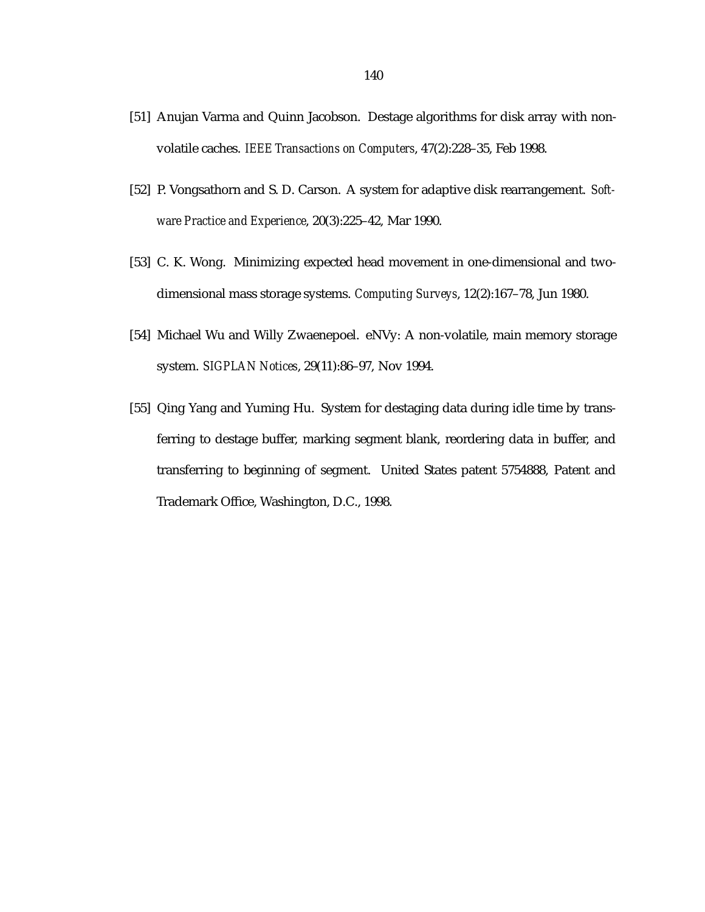[51] Anujan Varma and Quinn Jacobson. Destage algorithms for disk array with non-volatile caches. *IEEE Transactions on Computers*, 47(2):228–35, Feb 1998.

[52] P. Vongsathorn and S. D. Carson. A system for adaptive disk rearrangement. *Software Practice and Experience*, 20(3):225–42, Mar 1990.

[53] C. K. Wong. Minimizing expected head movement in one-dimensional and two-dimensional mass storage systems. *Computing Surveys*, 12(2):167–78, Jun 1980.

[54] Michael Wu and Willy Zwaenepoel. eNVy: A non-volatile, main memory storage system. *SIGPLAN Notices*, 29(11):86–97, Nov 1994.

[55] Qing Yang and Yuming Hu. System for destaging data during idle time by transferring to destage buffer, marking segment blank, reordering data in buffer, and transferring to beginning of segment. United States patent 5754888, Patent and Trademark Office, Washington, D.C., 1998.